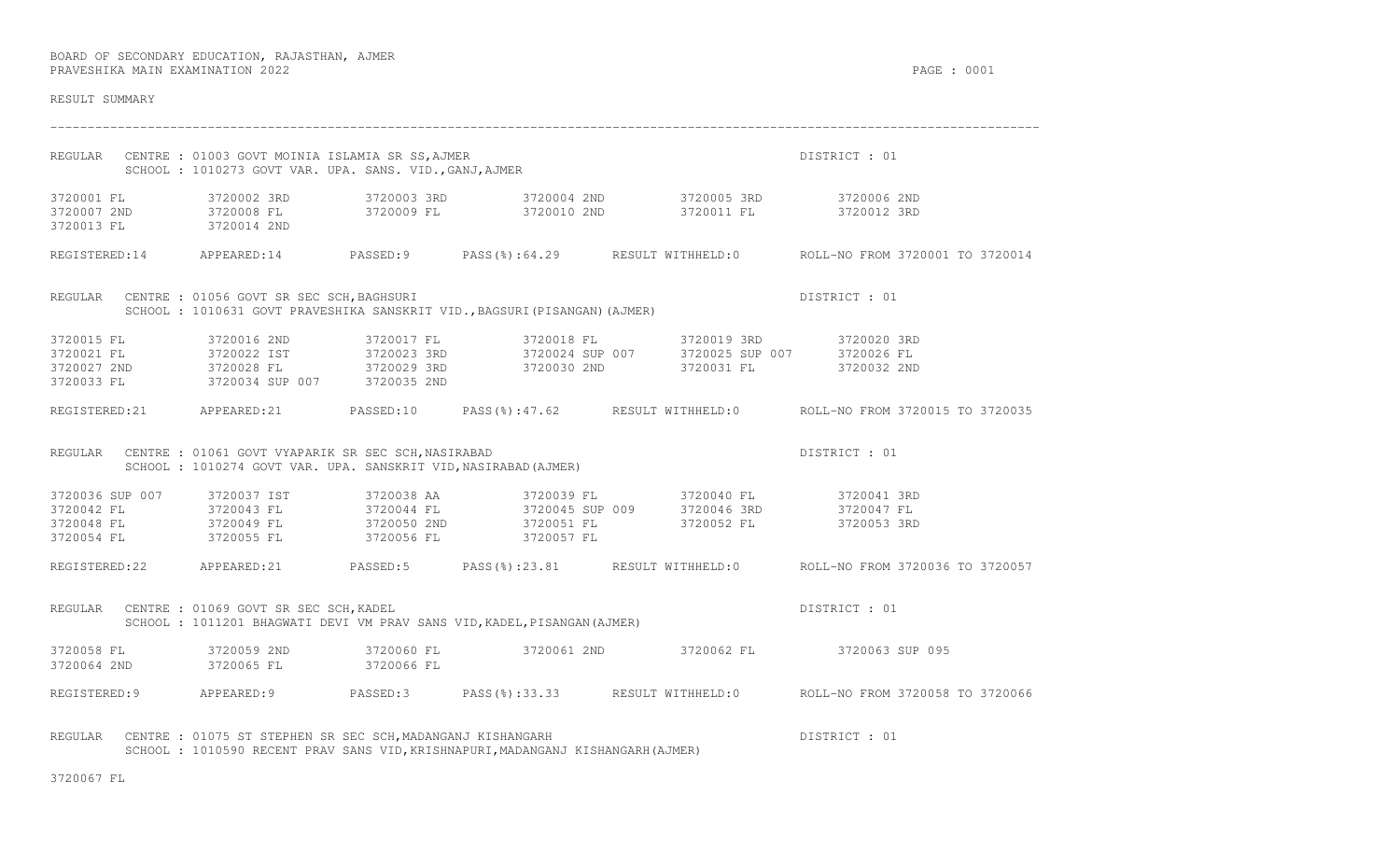BOARD OF SECONDARY EDUCATION, RAJASTHAN, AJMER
PRAVESHIKA MAIN EXAMINATION 2022

RESULT SUMMARY

---

REGULAR CENTRE : 01003 GOVT MOINIA ISLAMIA SR SS,AJMER — DISTRICT : 01
SCHOOL : 1010273 GOVT VAR. UPA. SANS. VID.,GANJ,AJMER

| | | | | | |
|---|---|---|---|---|---|
| 3720001 FL | 3720002 3RD | 3720003 3RD | 3720004 2ND | 3720005 3RD | 3720006 2ND |
| 3720007 2ND | 3720008 FL | 3720009 FL | 3720010 2ND | 3720011 FL | 3720012 3RD |
| 3720013 FL | 3720014 2ND | | | | |

REGISTERED:14 APPEARED:14 PASSED:9 PASS(%):64.29 RESULT WITHHELD:0 ROLL-NO FROM 3720001 TO 3720014

REGULAR CENTRE : 01056 GOVT SR SEC SCH,BAGHSURI — DISTRICT : 01
SCHOOL : 1010631 GOVT PRAVESHIKA SANSKRIT VID.,BAGSURI(PISANGAN)(AJMER)

| | | | | | |
|---|---|---|---|---|---|
| 3720015 FL | 3720016 2ND | 3720017 FL | 3720018 FL | 3720019 3RD | 3720020 3RD |
| 3720021 FL | 3720022 IST | 3720023 3RD | 3720024 SUP 007 | 3720025 SUP 007 | 3720026 FL |
| 3720027 2ND | 3720028 FL | 3720029 3RD | 3720030 2ND | 3720031 FL | 3720032 2ND |
| 3720033 FL | 3720034 SUP 007 | 3720035 2ND | | | |

REGISTERED:21 APPEARED:21 PASSED:10 PASS(%):47.62 RESULT WITHHELD:0 ROLL-NO FROM 3720015 TO 3720035

REGULAR CENTRE : 01061 GOVT VYAPARIK SR SEC SCH,NASIRABAD — DISTRICT : 01
SCHOOL : 1010274 GOVT VAR. UPA. SANSKRIT VID,NASIRABAD(AJMER)

| | | | | | |
|---|---|---|---|---|---|
| 3720036 SUP 007 | 3720037 IST | 3720038 AA | 3720039 FL | 3720040 FL | 3720041 3RD |
| 3720042 FL | 3720043 FL | 3720044 FL | 3720045 SUP 009 | 3720046 3RD | 3720047 FL |
| 3720048 FL | 3720049 FL | 3720050 2ND | 3720051 FL | 3720052 FL | 3720053 3RD |
| 3720054 FL | 3720055 FL | 3720056 FL | 3720057 FL | | |

REGISTERED:22 APPEARED:21 PASSED:5 PASS(%):23.81 RESULT WITHHELD:0 ROLL-NO FROM 3720036 TO 3720057

REGULAR CENTRE : 01069 GOVT SR SEC SCH,KADEL — DISTRICT : 01
SCHOOL : 1011201 BHAGWATI DEVI VM PRAV SANS VID,KADEL,PISANGAN(AJMER)

| | | | | | |
|---|---|---|---|---|---|
| 3720058 FL | 3720059 2ND | 3720060 FL | 3720061 2ND | 3720062 FL | 3720063 SUP 095 |
| 3720064 2ND | 3720065 FL | 3720066 FL | | | |

REGISTERED:9 APPEARED:9 PASSED:3 PASS(%):33.33 RESULT WITHHELD:0 ROLL-NO FROM 3720058 TO 3720066

REGULAR CENTRE : 01075 ST STEPHEN SR SEC SCH,MADANGANJ KISHANGARH — DISTRICT : 01
SCHOOL : 1010590 RECENT PRAV SANS VID,KRISHNAPURI,MADANGANJ KISHANGARH(AJMER)

3720067 FL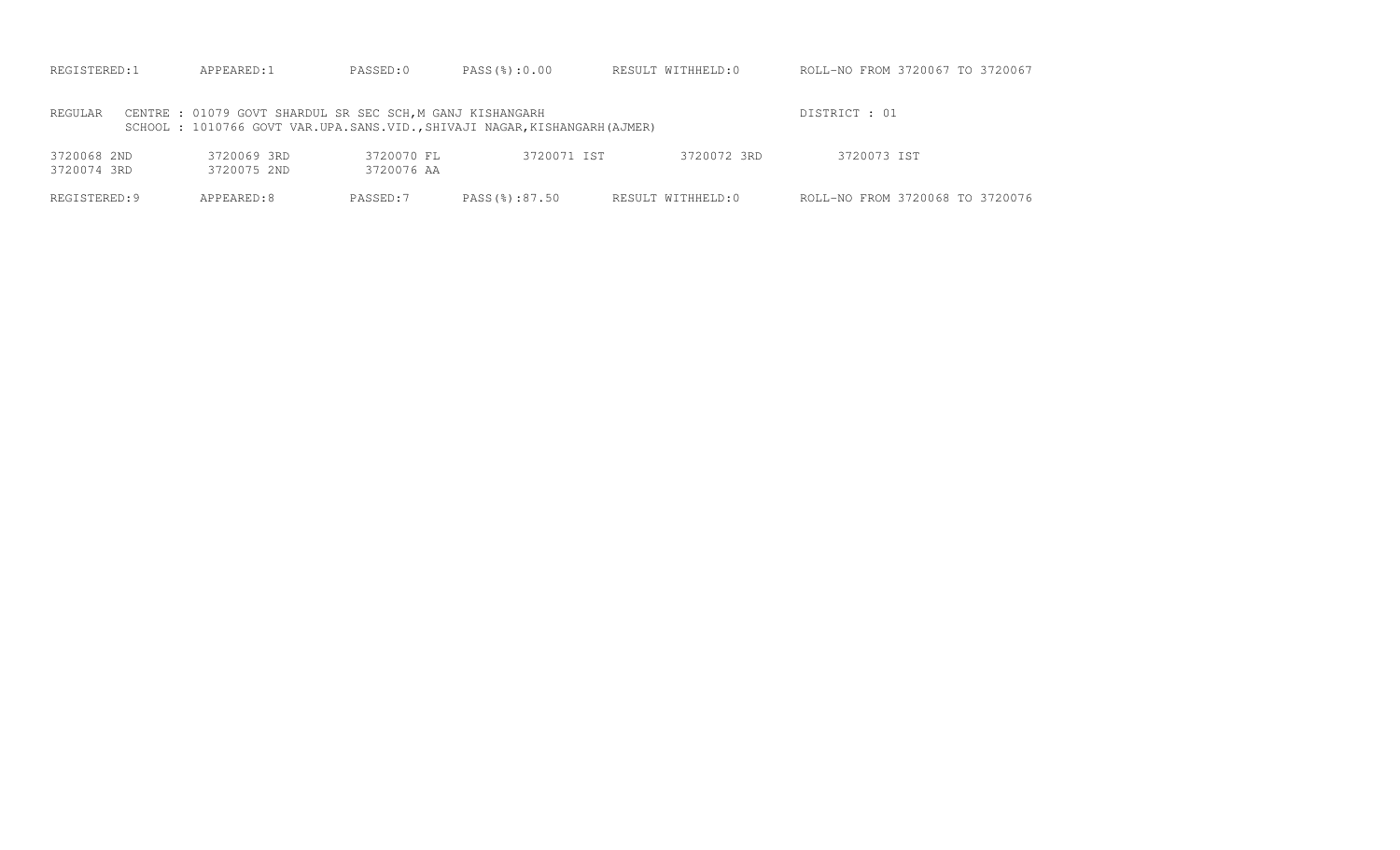REGISTERED:1 APPEARED:1 PASSED:0 PASS(%):0.00 RESULT WITHHELD:0 ROLL-NO FROM 3720067 TO 3720067

REGULAR CENTRE : 01079 GOVT SHARDUL SR SEC SCH,M GANJ KISHANGARH DISTRICT : 01
SCHOOL : 1010766 GOVT VAR.UPA.SANS.VID.,SHIVAJI NAGAR,KISHANGARH(AJMER)

| | | | | | |
|---|---|---|---|---|---|
| 3720068 2ND | 3720069 3RD | 3720070 FL | 3720071 IST | 3720072 3RD | 3720073 IST |
| 3720074 3RD | 3720075 2ND | 3720076 AA | | | |

REGISTERED:9 APPEARED:8 PASSED:7 PASS(%):87.50 RESULT WITHHELD:0 ROLL-NO FROM 3720068 TO 3720076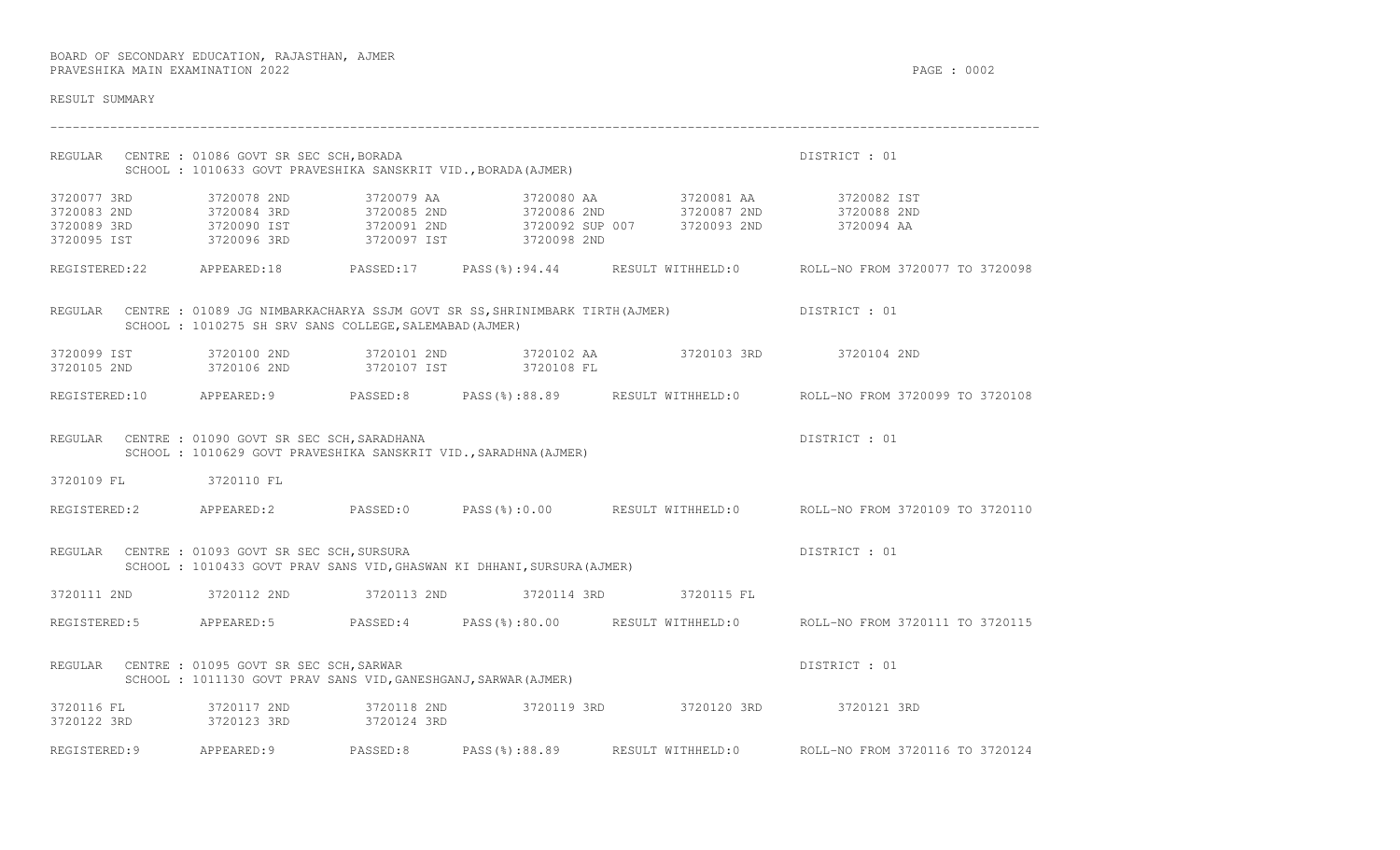BOARD OF SECONDARY EDUCATION, RAJASTHAN, AJMER
PRAVESHIKA MAIN EXAMINATION 2022

RESULT SUMMARY

---

REGULAR CENTRE : 01086 GOVT SR SEC SCH,BORADA — DISTRICT : 01
SCHOOL : 1010633 GOVT PRAVESHIKA SANSKRIT VID.,BORADA(AJMER)

| | | | | | |
|---|---|---|---|---|---|
| 3720077 3RD | 3720078 2ND | 3720079 AA | 3720080 AA | 3720081 AA | 3720082 IST |
| 3720083 2ND | 3720084 3RD | 3720085 2ND | 3720086 2ND | 3720087 2ND | 3720088 2ND |
| 3720089 3RD | 3720090 IST | 3720091 2ND | 3720092 SUP 007 | 3720093 2ND | 3720094 AA |
| 3720095 IST | 3720096 3RD | 3720097 IST | 3720098 2ND | | |

REGISTERED:22 APPEARED:18 PASSED:17 PASS(%):94.44 RESULT WITHHELD:0 ROLL-NO FROM 3720077 TO 3720098

REGULAR CENTRE : 01089 JG NIMBARKACHARYA SSJM GOVT SR SS,SHRINIMBARK TIRTH(AJMER) — DISTRICT : 01
SCHOOL : 1010275 SH SRV SANS COLLEGE,SALEMABAD(AJMER)

| | | | | | |
|---|---|---|---|---|---|
| 3720099 IST | 3720100 2ND | 3720101 2ND | 3720102 AA | 3720103 3RD | 3720104 2ND |
| 3720105 2ND | 3720106 2ND | 3720107 IST | 3720108 FL | | |

REGISTERED:10 APPEARED:9 PASSED:8 PASS(%):88.89 RESULT WITHHELD:0 ROLL-NO FROM 3720099 TO 3720108

REGULAR CENTRE : 01090 GOVT SR SEC SCH,SARADHANA — DISTRICT : 01
SCHOOL : 1010629 GOVT PRAVESHIKA SANSKRIT VID.,SARADHNA(AJMER)

| | |
|---|---|
| 3720109 FL | 3720110 FL |

REGISTERED:2 APPEARED:2 PASSED:0 PASS(%):0.00 RESULT WITHHELD:0 ROLL-NO FROM 3720109 TO 3720110

REGULAR CENTRE : 01093 GOVT SR SEC SCH,SURSURA — DISTRICT : 01
SCHOOL : 1010433 GOVT PRAV SANS VID,GHASWAN KI DHHANI,SURSURA(AJMER)

| | | | | |
|---|---|---|---|---|
| 3720111 2ND | 3720112 2ND | 3720113 2ND | 3720114 3RD | 3720115 FL |

REGISTERED:5 APPEARED:5 PASSED:4 PASS(%):80.00 RESULT WITHHELD:0 ROLL-NO FROM 3720111 TO 3720115

REGULAR CENTRE : 01095 GOVT SR SEC SCH,SARWAR — DISTRICT : 01
SCHOOL : 1011130 GOVT PRAV SANS VID,GANESHGANJ,SARWAR(AJMER)

| | | | | | |
|---|---|---|---|---|---|
| 3720116 FL | 3720117 2ND | 3720118 2ND | 3720119 3RD | 3720120 3RD | 3720121 3RD |
| 3720122 3RD | 3720123 3RD | 3720124 3RD | | | |

REGISTERED:9 APPEARED:9 PASSED:8 PASS(%):88.89 RESULT WITHHELD:0 ROLL-NO FROM 3720116 TO 3720124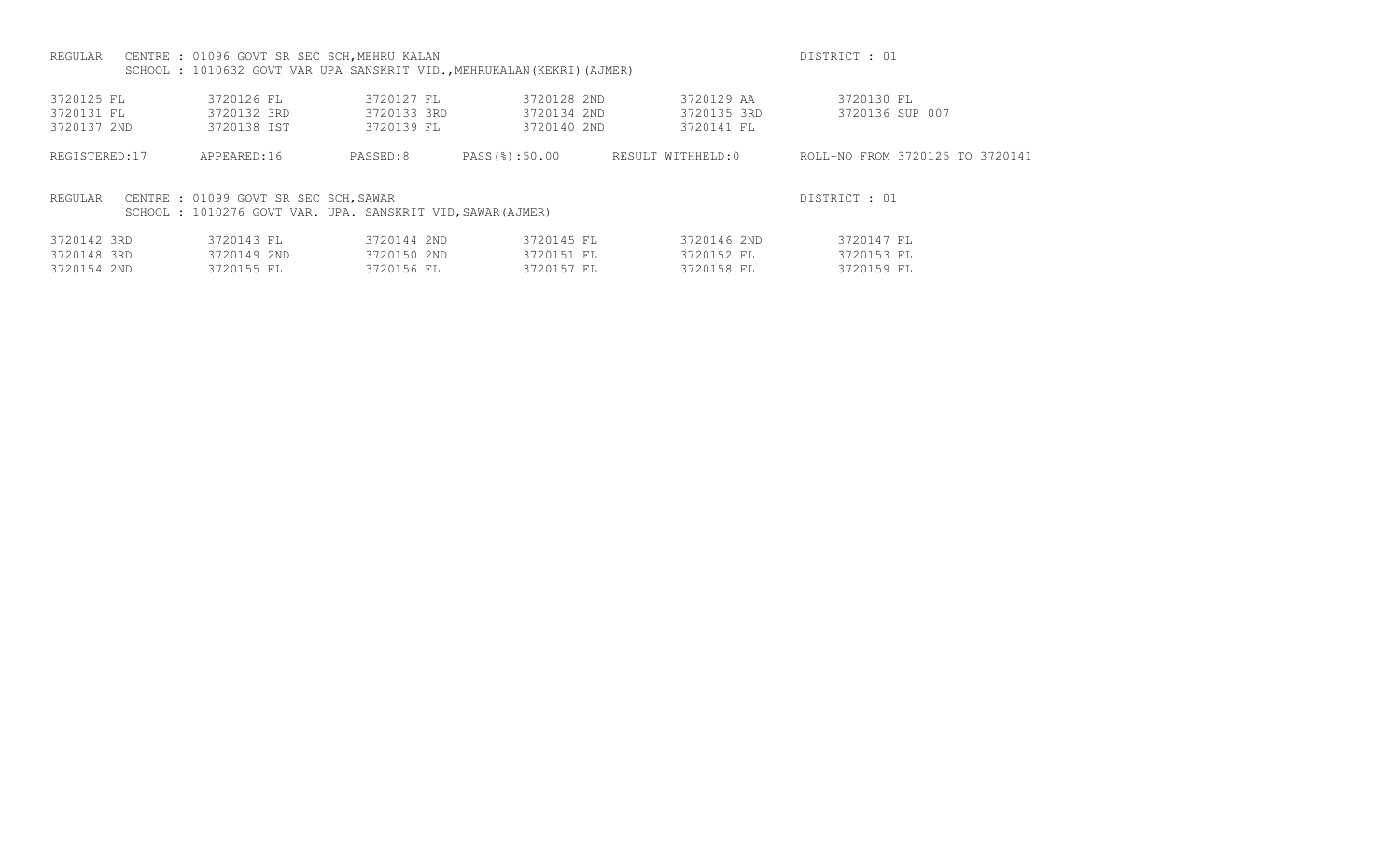REGULAR CENTRE : 01096 GOVT SR SEC SCH,MEHRU KALAN DISTRICT : 01

SCHOOL : 1010632 GOVT VAR UPA SANSKRIT VID.,MEHRUKALAN(KEKRI)(AJMER)

| | | | | | |
|---|---|---|---|---|---|
| 3720125 FL | 3720126 FL | 3720127 FL | 3720128 2ND | 3720129 AA | 3720130 FL |
| 3720131 FL | 3720132 3RD | 3720133 3RD | 3720134 2ND | 3720135 3RD | 3720136 SUP 007 |
| 3720137 2ND | 3720138 IST | 3720139 FL | 3720140 2ND | 3720141 FL | |

REGISTERED:17 APPEARED:16 PASSED:8 PASS(%):50.00 RESULT WITHHELD:0 ROLL-NO FROM 3720125 TO 3720141

REGULAR CENTRE : 01099 GOVT SR SEC SCH,SAWAR DISTRICT : 01

SCHOOL : 1010276 GOVT VAR. UPA. SANSKRIT VID,SAWAR(AJMER)

| | | | | | |
|---|---|---|---|---|---|
| 3720142 3RD | 3720143 FL | 3720144 2ND | 3720145 FL | 3720146 2ND | 3720147 FL |
| 3720148 3RD | 3720149 2ND | 3720150 2ND | 3720151 FL | 3720152 FL | 3720153 FL |
| 3720154 2ND | 3720155 FL | 3720156 FL | 3720157 FL | 3720158 FL | 3720159 FL |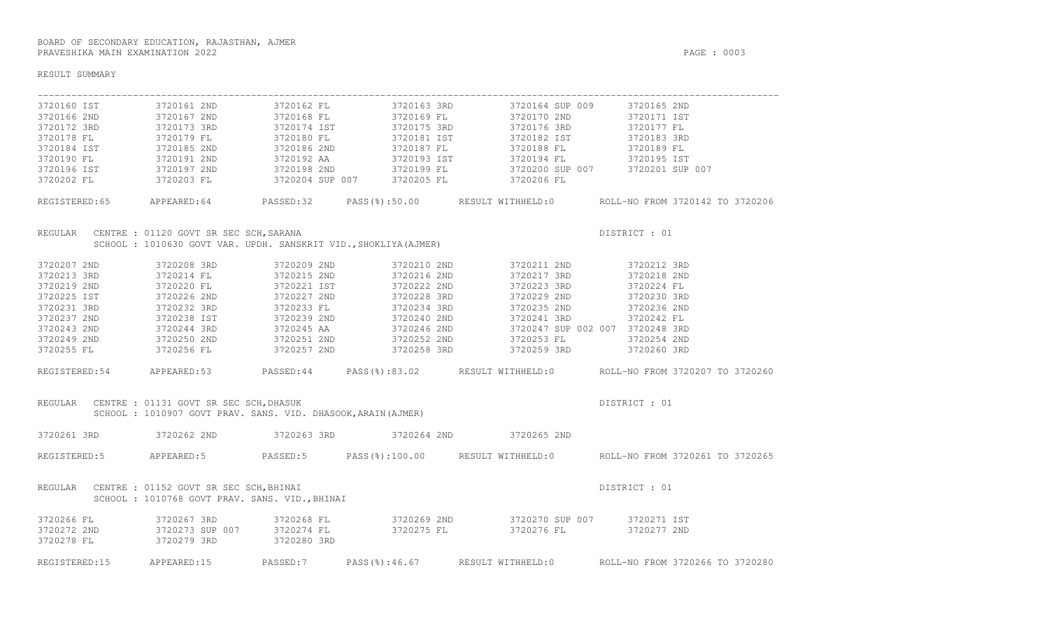BOARD OF SECONDARY EDUCATION, RAJASTHAN, AJMER
PRAVESHIKA MAIN EXAMINATION 2022

RESULT SUMMARY

| | | | | | |
|---|---|---|---|---|---|
| 3720160 IST | 3720161 2ND | 3720162 FL | 3720163 3RD | 3720164 SUP 009 | 3720165 2ND |
| 3720166 2ND | 3720167 2ND | 3720168 FL | 3720169 FL | 3720170 2ND | 3720171 IST |
| 3720172 3RD | 3720173 3RD | 3720174 IST | 3720175 3RD | 3720176 3RD | 3720177 FL |
| 3720178 FL | 3720179 FL | 3720180 FL | 3720181 IST | 3720182 IST | 3720183 3RD |
| 3720184 IST | 3720185 2ND | 3720186 2ND | 3720187 FL | 3720188 FL | 3720189 FL |
| 3720190 FL | 3720191 2ND | 3720192 AA | 3720193 IST | 3720194 FL | 3720195 IST |
| 3720196 IST | 3720197 2ND | 3720198 2ND | 3720199 FL | 3720200 SUP 007 | 3720201 SUP 007 |
| 3720202 FL | 3720203 FL | 3720204 SUP 007 | 3720205 FL | 3720206 FL | |

REGISTERED:65 APPEARED:64 PASSED:32 PASS(%):50.00 RESULT WITHHELD:0 ROLL-NO FROM 3720142 TO 3720206

REGULAR CENTRE : 01120 GOVT SR SEC SCH,SARANA DISTRICT : 01
SCHOOL : 1010630 GOVT VAR. UPDH. SANSKRIT VID.,SHOKLIYA(AJMER)

| | | | | | |
|---|---|---|---|---|---|
| 3720207 2ND | 3720208 3RD | 3720209 2ND | 3720210 2ND | 3720211 2ND | 3720212 3RD |
| 3720213 3RD | 3720214 FL | 3720215 2ND | 3720216 2ND | 3720217 3RD | 3720218 2ND |
| 3720219 2ND | 3720220 FL | 3720221 IST | 3720222 2ND | 3720223 3RD | 3720224 FL |
| 3720225 IST | 3720226 2ND | 3720227 2ND | 3720228 3RD | 3720229 2ND | 3720230 3RD |
| 3720231 3RD | 3720232 3RD | 3720233 FL | 3720234 3RD | 3720235 2ND | 3720236 2ND |
| 3720237 2ND | 3720238 IST | 3720239 2ND | 3720240 2ND | 3720241 3RD | 3720242 FL |
| 3720243 2ND | 3720244 3RD | 3720245 AA | 3720246 2ND | 3720247 SUP 002 007 | 3720248 3RD |
| 3720249 2ND | 3720250 2ND | 3720251 2ND | 3720252 2ND | 3720253 FL | 3720254 2ND |
| 3720255 FL | 3720256 FL | 3720257 2ND | 3720258 3RD | 3720259 3RD | 3720260 3RD |

REGISTERED:54 APPEARED:53 PASSED:44 PASS(%):83.02 RESULT WITHHELD:0 ROLL-NO FROM 3720207 TO 3720260

REGULAR CENTRE : 01131 GOVT SR SEC SCH,DHASUK DISTRICT : 01
SCHOOL : 1010907 GOVT PRAV. SANS. VID. DHASOOK,ARAIN(AJMER)

| | | | | |
|---|---|---|---|---|
| 3720261 3RD | 3720262 2ND | 3720263 3RD | 3720264 2ND | 3720265 2ND |

REGISTERED:5 APPEARED:5 PASSED:5 PASS(%):100.00 RESULT WITHHELD:0 ROLL-NO FROM 3720261 TO 3720265

REGULAR CENTRE : 01152 GOVT SR SEC SCH,BHINAI DISTRICT : 01
SCHOOL : 1010768 GOVT PRAV. SANS. VID.,BHINAI

| | | | | | |
|---|---|---|---|---|---|
| 3720266 FL | 3720267 3RD | 3720268 FL | 3720269 2ND | 3720270 SUP 007 | 3720271 IST |
| 3720272 2ND | 3720273 SUP 007 | 3720274 FL | 3720275 FL | 3720276 FL | 3720277 2ND |
| 3720278 FL | 3720279 3RD | 3720280 3RD | | | |

REGISTERED:15 APPEARED:15 PASSED:7 PASS(%):46.67 RESULT WITHHELD:0 ROLL-NO FROM 3720266 TO 3720280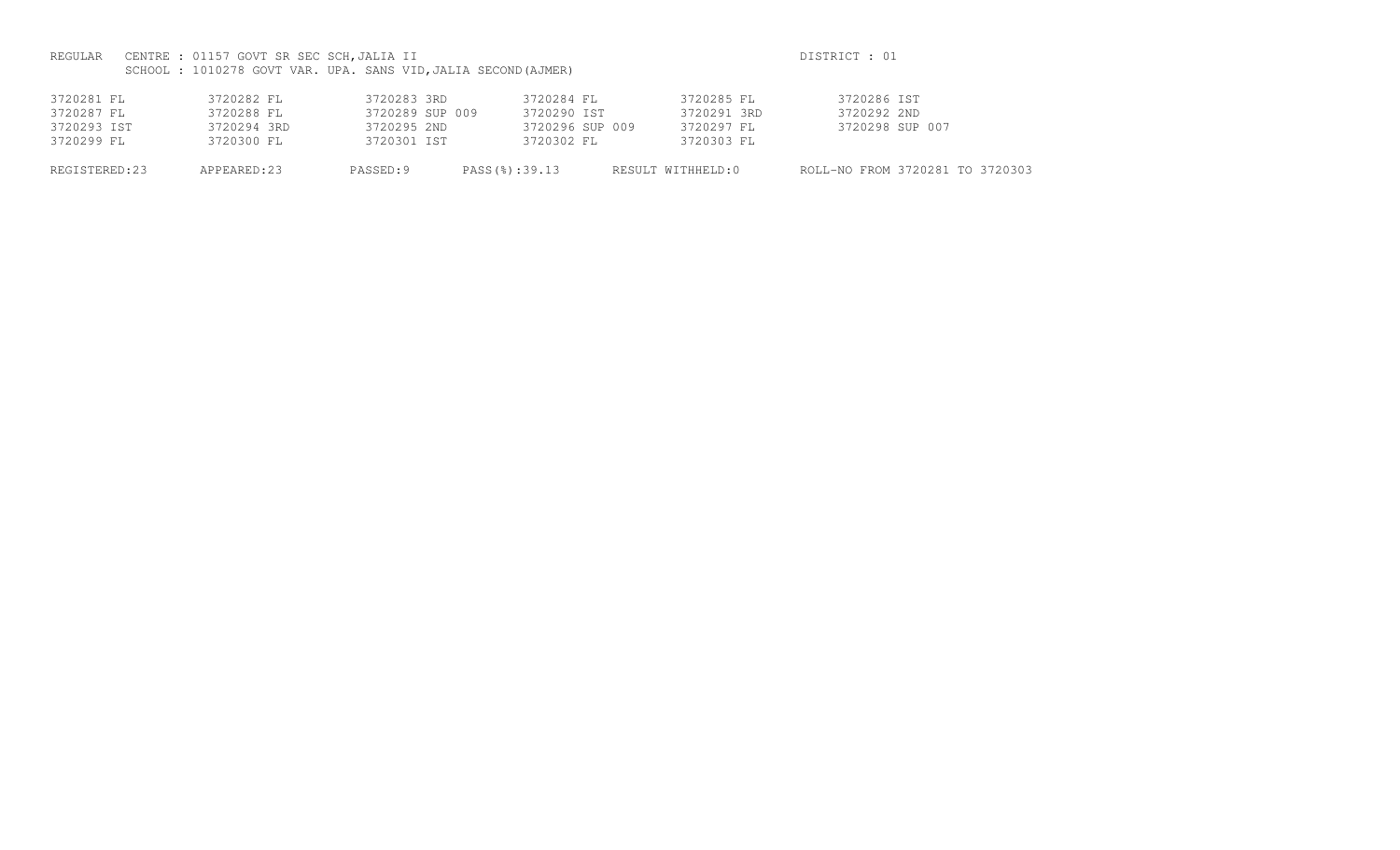REGULAR CENTRE : 01157 GOVT SR SEC SCH,JALIA II DISTRICT : 01

SCHOOL : 1010278 GOVT VAR. UPA. SANS VID,JALIA SECOND(AJMER)

| | | | | | |
|---|---|---|---|---|---|
| 3720281 FL | 3720282 FL | 3720283 3RD | 3720284 FL | 3720285 FL | 3720286 IST |
| 3720287 FL | 3720288 FL | 3720289 SUP 009 | 3720290 IST | 3720291 3RD | 3720292 2ND |
| 3720293 IST | 3720294 3RD | 3720295 2ND | 3720296 SUP 009 | 3720297 FL | 3720298 SUP 007 |
| 3720299 FL | 3720300 FL | 3720301 IST | 3720302 FL | 3720303 FL | |

REGISTERED:23 APPEARED:23 PASSED:9 PASS(%):39.13 RESULT WITHHELD:0 ROLL-NO FROM 3720281 TO 3720303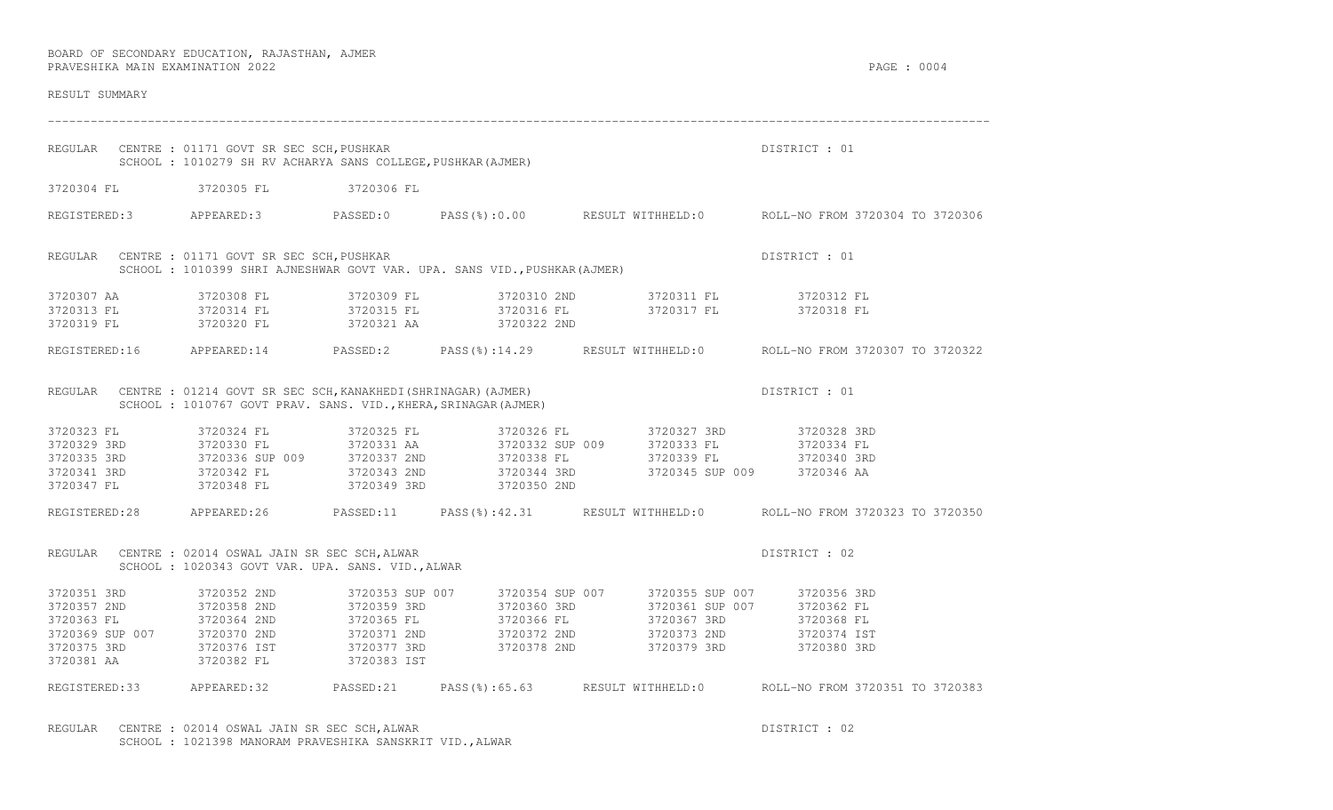BOARD OF SECONDARY EDUCATION, RAJASTHAN, AJMER
PRAVESHIKA MAIN EXAMINATION 2022

RESULT SUMMARY

---

REGULAR CENTRE : 01171 GOVT SR SEC SCH,PUSHKAR DISTRICT : 01
SCHOOL : 1010279 SH RV ACHARYA SANS COLLEGE,PUSHKAR(AJMER)

| | | | | | |
|---|---|---|---|---|---|
| 3720304 FL | 3720305 FL | 3720306 FL | | | |

REGISTERED:3 APPEARED:3 PASSED:0 PASS(%):0.00 RESULT WITHHELD:0 ROLL-NO FROM 3720304 TO 3720306

REGULAR CENTRE : 01171 GOVT SR SEC SCH,PUSHKAR DISTRICT : 01
SCHOOL : 1010399 SHRI AJNESHWAR GOVT VAR. UPA. SANS VID.,PUSHKAR(AJMER)

| | | | | | |
|---|---|---|---|---|---|
| 3720307 AA | 3720308 FL | 3720309 FL | 3720310 2ND | 3720311 FL | 3720312 FL |
| 3720313 FL | 3720314 FL | 3720315 FL | 3720316 FL | 3720317 FL | 3720318 FL |
| 3720319 FL | 3720320 FL | 3720321 AA | 3720322 2ND | | |

REGISTERED:16 APPEARED:14 PASSED:2 PASS(%):14.29 RESULT WITHHELD:0 ROLL-NO FROM 3720307 TO 3720322

REGULAR CENTRE : 01214 GOVT SR SEC SCH,KANAKHEDI(SHRINAGAR)(AJMER) DISTRICT : 01
SCHOOL : 1010767 GOVT PRAV. SANS. VID.,KHERA,SRINAGAR(AJMER)

| | | | | | |
|---|---|---|---|---|---|
| 3720323 FL | 3720324 FL | 3720325 FL | 3720326 FL | 3720327 3RD | 3720328 3RD |
| 3720329 3RD | 3720330 FL | 3720331 AA | 3720332 SUP 009 | 3720333 FL | 3720334 FL |
| 3720335 3RD | 3720336 SUP 009 | 3720337 2ND | 3720338 FL | 3720339 FL | 3720340 3RD |
| 3720341 3RD | 3720342 FL | 3720343 2ND | 3720344 3RD | 3720345 SUP 009 | 3720346 AA |
| 3720347 FL | 3720348 FL | 3720349 3RD | 3720350 2ND | | |

REGISTERED:28 APPEARED:26 PASSED:11 PASS(%):42.31 RESULT WITHHELD:0 ROLL-NO FROM 3720323 TO 3720350

REGULAR CENTRE : 02014 OSWAL JAIN SR SEC SCH,ALWAR DISTRICT : 02
SCHOOL : 1020343 GOVT VAR. UPA. SANS. VID.,ALWAR

| | | | | | |
|---|---|---|---|---|---|
| 3720351 3RD | 3720352 2ND | 3720353 SUP 007 | 3720354 SUP 007 | 3720355 SUP 007 | 3720356 3RD |
| 3720357 2ND | 3720358 2ND | 3720359 3RD | 3720360 3RD | 3720361 SUP 007 | 3720362 FL |
| 3720363 FL | 3720364 2ND | 3720365 FL | 3720366 FL | 3720367 3RD | 3720368 FL |
| 3720369 SUP 007 | 3720370 2ND | 3720371 2ND | 3720372 2ND | 3720373 2ND | 3720374 IST |
| 3720375 3RD | 3720376 IST | 3720377 3RD | 3720378 2ND | 3720379 3RD | 3720380 3RD |
| 3720381 AA | 3720382 FL | 3720383 IST | | | |

REGISTERED:33 APPEARED:32 PASSED:21 PASS(%):65.63 RESULT WITHHELD:0 ROLL-NO FROM 3720351 TO 3720383

REGULAR CENTRE : 02014 OSWAL JAIN SR SEC SCH,ALWAR DISTRICT : 02
SCHOOL : 1021398 MANORAM PRAVESHIKA SANSKRIT VID.,ALWAR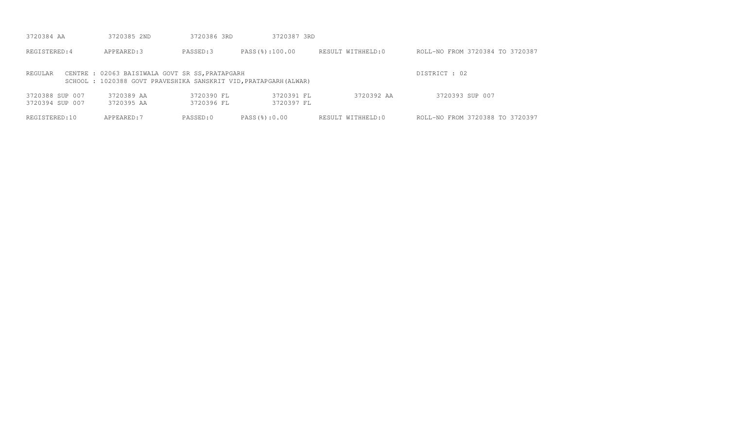3720384 AA 3720385 2ND 3720386 3RD 3720387 3RD

REGISTERED:4 APPEARED:3 PASSED:3 PASS(%):100.00 RESULT WITHHELD:0 ROLL-NO FROM 3720384 TO 3720387

REGULAR CENTRE : 02063 BAISIWALA GOVT SR SS,PRATAPGARH DISTRICT : 02
SCHOOL : 1020388 GOVT PRAVESHIKA SANSKRIT VID,PRATAPGARH(ALWAR)

3720388 SUP 007 3720389 AA 3720390 FL 3720391 FL 3720392 AA 3720393 SUP 007
3720394 SUP 007 3720395 AA 3720396 FL 3720397 FL

REGISTERED:10 APPEARED:7 PASSED:0 PASS(%):0.00 RESULT WITHHELD:0 ROLL-NO FROM 3720388 TO 3720397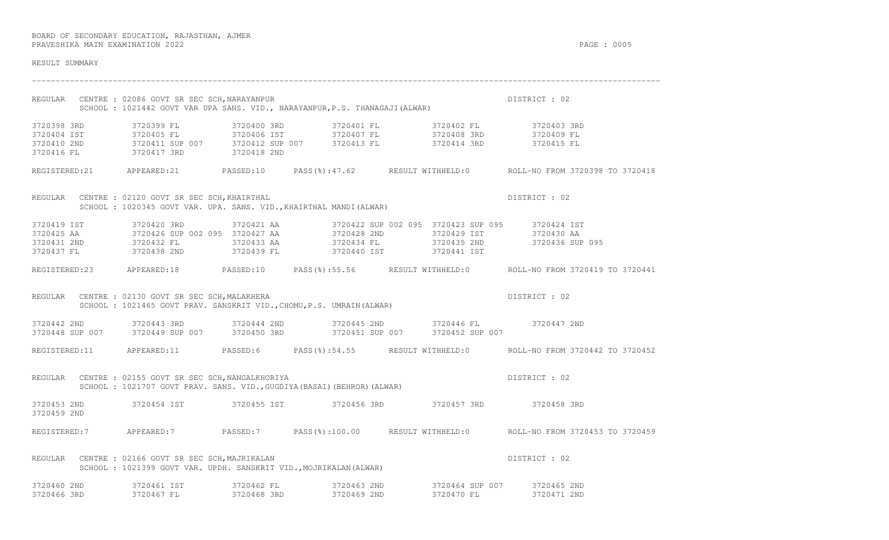BOARD OF SECONDARY EDUCATION, RAJASTHAN, AJMER
PRAVESHIKA MAIN EXAMINATION 2022

RESULT SUMMARY

---

REGULAR CENTRE : 02086 GOVT SR SEC SCH,NARAYANPUR — DISTRICT : 02
SCHOOL : 1021442 GOVT VAR UPA SANS. VID., NARAYANPUR,P.S. THANAGAJI(ALWAR)

```
3720398 3RD         3720399 FL          3720400 3RD         3720401 FL          3720402 FL          3720403 3RD
3720404 IST         3720405 FL          3720406 IST         3720407 FL          3720408 3RD         3720409 FL
3720410 2ND         3720411 SUP 007     3720412 SUP 007     3720413 FL          3720414 3RD         3720415 FL
3720416 FL          3720417 3RD         3720418 2ND
```

REGISTERED:21 APPEARED:21 PASSED:10 PASS(%):47.62 RESULT WITHHELD:0 ROLL-NO FROM 3720398 TO 3720418

REGULAR CENTRE : 02120 GOVT SR SEC SCH,KHAIRTHAL — DISTRICT : 02
SCHOOL : 1020345 GOVT VAR. UPA. SANS. VID.,KHAIRTHAL MANDI(ALWAR)

```
3720419 IST         3720420 3RD         3720421 AA          3720422 SUP 002 095 3720423 SUP 095     3720424 IST
3720425 AA          3720426 SUP 002 095 3720427 AA          3720428 2ND         3720429 IST         3720430 AA
3720431 2ND         3720432 FL          3720433 AA          3720434 FL          3720435 2ND         3720436 SUP 095
3720437 FL          3720438 2ND         3720439 FL          3720440 IST         3720441 IST
```

REGISTERED:23 APPEARED:18 PASSED:10 PASS(%):55.56 RESULT WITHHELD:0 ROLL-NO FROM 3720419 TO 3720441

REGULAR CENTRE : 02130 GOVT SR SEC SCH,MALAKHERA — DISTRICT : 02
SCHOOL : 1021465 GOVT PRAV. SANSKRIT VID.,CHOMU,P.S. UMRAIN(ALWAR)

```
3720442 2ND         3720443 3RD         3720444 2ND         3720445 2ND         3720446 FL          3720447 2ND
3720448 SUP 007     3720449 SUP 007     3720450 3RD         3720451 SUP 007     3720452 SUP 007
```

REGISTERED:11 APPEARED:11 PASSED:6 PASS(%):54.55 RESULT WITHHELD:0 ROLL-NO FROM 3720442 TO 3720452

REGULAR CENTRE : 02155 GOVT SR SEC SCH,NANGALKHORIYA — DISTRICT : 02
SCHOOL : 1021707 GOVT PRAV. SANS. VID.,GUGDIYA(BASAI)(BEHROR)(ALWAR)

```
3720453 2ND         3720454 IST         3720455 IST         3720456 3RD         3720457 3RD         3720458 3RD
3720459 2ND
```

REGISTERED:7 APPEARED:7 PASSED:7 PASS(%):100.00 RESULT WITHHELD:0 ROLL-NO FROM 3720453 TO 3720459

REGULAR CENTRE : 02166 GOVT SR SEC SCH,MAJRIKALAN — DISTRICT : 02
SCHOOL : 1021399 GOVT VAR. UPDH. SANSKRIT VID.,MOJRIKALAN(ALWAR)

```
3720460 2ND         3720461 IST         3720462 FL          3720463 2ND         3720464 SUP 007     3720465 2ND
3720466 3RD         3720467 FL          3720468 3RD         3720469 2ND         3720470 FL          3720471 2ND
```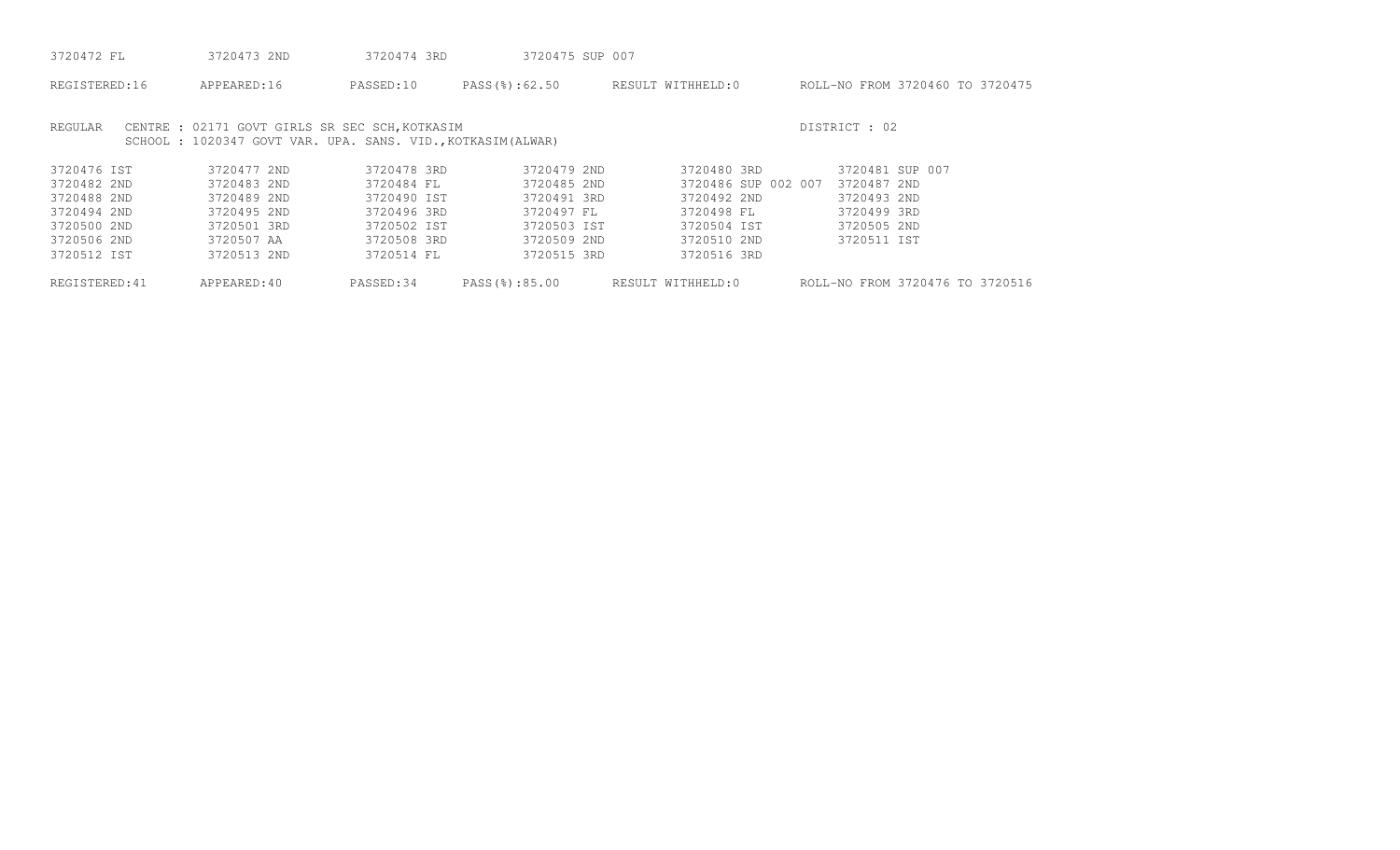3720472 FL 3720473 2ND 3720474 3RD 3720475 SUP 007

REGISTERED:16 APPEARED:16 PASSED:10 PASS(%):62.50 RESULT WITHHELD:0 ROLL-NO FROM 3720460 TO 3720475

REGULAR CENTRE : 02171 GOVT GIRLS SR SEC SCH,KOTKASIM DISTRICT : 02
SCHOOL : 1020347 GOVT VAR. UPA. SANS. VID.,KOTKASIM(ALWAR)

| | | | | | |
|---|---|---|---|---|---|
| 3720476 IST | 3720477 2ND | 3720478 3RD | 3720479 2ND | 3720480 3RD | 3720481 SUP 007 |
| 3720482 2ND | 3720483 2ND | 3720484 FL | 3720485 2ND | 3720486 SUP 002 007 | 3720487 2ND |
| 3720488 2ND | 3720489 2ND | 3720490 IST | 3720491 3RD | 3720492 2ND | 3720493 2ND |
| 3720494 2ND | 3720495 2ND | 3720496 3RD | 3720497 FL | 3720498 FL | 3720499 3RD |
| 3720500 2ND | 3720501 3RD | 3720502 IST | 3720503 IST | 3720504 IST | 3720505 2ND |
| 3720506 2ND | 3720507 AA | 3720508 3RD | 3720509 2ND | 3720510 2ND | 3720511 IST |
| 3720512 IST | 3720513 2ND | 3720514 FL | 3720515 3RD | 3720516 3RD | |

REGISTERED:41 APPEARED:40 PASSED:34 PASS(%):85.00 RESULT WITHHELD:0 ROLL-NO FROM 3720476 TO 3720516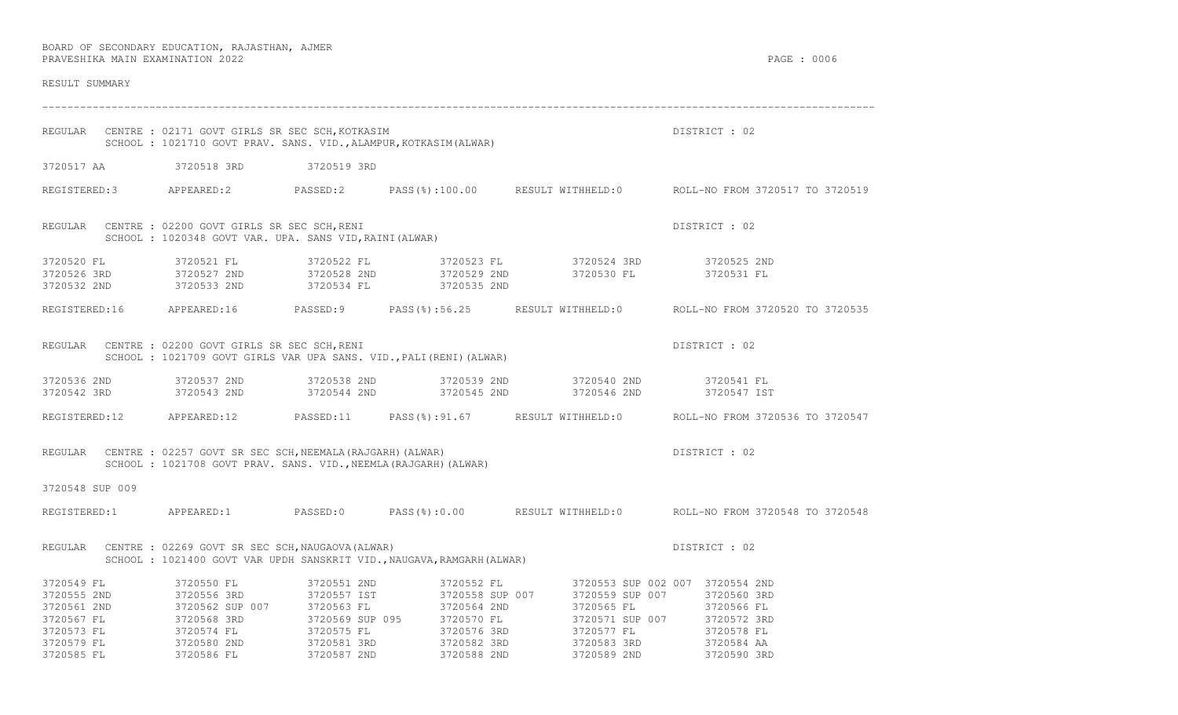BOARD OF SECONDARY EDUCATION, RAJASTHAN, AJMER
PRAVESHIKA MAIN EXAMINATION 2022

RESULT SUMMARY

---

REGULAR CENTRE : 02171 GOVT GIRLS SR SEC SCH,KOTKASIM — DISTRICT : 02
SCHOOL : 1021710 GOVT PRAV. SANS. VID.,ALAMPUR,KOTKASIM(ALWAR)

| | | |
|---|---|---|
| 3720517 AA | 3720518 3RD | 3720519 3RD |

REGISTERED:3 APPEARED:2 PASSED:2 PASS(%):100.00 RESULT WITHHELD:0 ROLL-NO FROM 3720517 TO 3720519

REGULAR CENTRE : 02200 GOVT GIRLS SR SEC SCH,RENI — DISTRICT : 02
SCHOOL : 1020348 GOVT VAR. UPA. SANS VID,RAINI(ALWAR)

| | | | | | |
|---|---|---|---|---|---|
| 3720520 FL | 3720521 FL | 3720522 FL | 3720523 FL | 3720524 3RD | 3720525 2ND |
| 3720526 3RD | 3720527 2ND | 3720528 2ND | 3720529 2ND | 3720530 FL | 3720531 FL |
| 3720532 2ND | 3720533 2ND | 3720534 FL | 3720535 2ND | | |

REGISTERED:16 APPEARED:16 PASSED:9 PASS(%):56.25 RESULT WITHHELD:0 ROLL-NO FROM 3720520 TO 3720535

REGULAR CENTRE : 02200 GOVT GIRLS SR SEC SCH,RENI — DISTRICT : 02
SCHOOL : 1021709 GOVT GIRLS VAR UPA SANS. VID.,PALI(RENI)(ALWAR)

| | | | | | |
|---|---|---|---|---|---|
| 3720536 2ND | 3720537 2ND | 3720538 2ND | 3720539 2ND | 3720540 2ND | 3720541 FL |
| 3720542 3RD | 3720543 2ND | 3720544 2ND | 3720545 2ND | 3720546 2ND | 3720547 IST |

REGISTERED:12 APPEARED:12 PASSED:11 PASS(%):91.67 RESULT WITHHELD:0 ROLL-NO FROM 3720536 TO 3720547

REGULAR CENTRE : 02257 GOVT SR SEC SCH,NEEMALA(RAJGARH)(ALWAR) — DISTRICT : 02
SCHOOL : 1021708 GOVT PRAV. SANS. VID.,NEEMLA(RAJGARH)(ALWAR)

| |
|---|
| 3720548 SUP 009 |

REGISTERED:1 APPEARED:1 PASSED:0 PASS(%):0.00 RESULT WITHHELD:0 ROLL-NO FROM 3720548 TO 3720548

REGULAR CENTRE : 02269 GOVT SR SEC SCH,NAUGAOVA(ALWAR) — DISTRICT : 02
SCHOOL : 1021400 GOVT VAR UPDH SANSKRIT VID.,NAUGAVA,RAMGARH(ALWAR)

| | | | | | |
|---|---|---|---|---|---|
| 3720549 FL | 3720550 FL | 3720551 2ND | 3720552 FL | 3720553 SUP 002 007 | 3720554 2ND |
| 3720555 2ND | 3720556 3RD | 3720557 IST | 3720558 SUP 007 | 3720559 SUP 007 | 3720560 3RD |
| 3720561 2ND | 3720562 SUP 007 | 3720563 FL | 3720564 2ND | 3720565 FL | 3720566 FL |
| 3720567 FL | 3720568 3RD | 3720569 SUP 095 | 3720570 FL | 3720571 SUP 007 | 3720572 3RD |
| 3720573 FL | 3720574 FL | 3720575 FL | 3720576 3RD | 3720577 FL | 3720578 FL |
| 3720579 FL | 3720580 2ND | 3720581 3RD | 3720582 3RD | 3720583 3RD | 3720584 AA |
| 3720585 FL | 3720586 FL | 3720587 2ND | 3720588 2ND | 3720589 2ND | 3720590 3RD |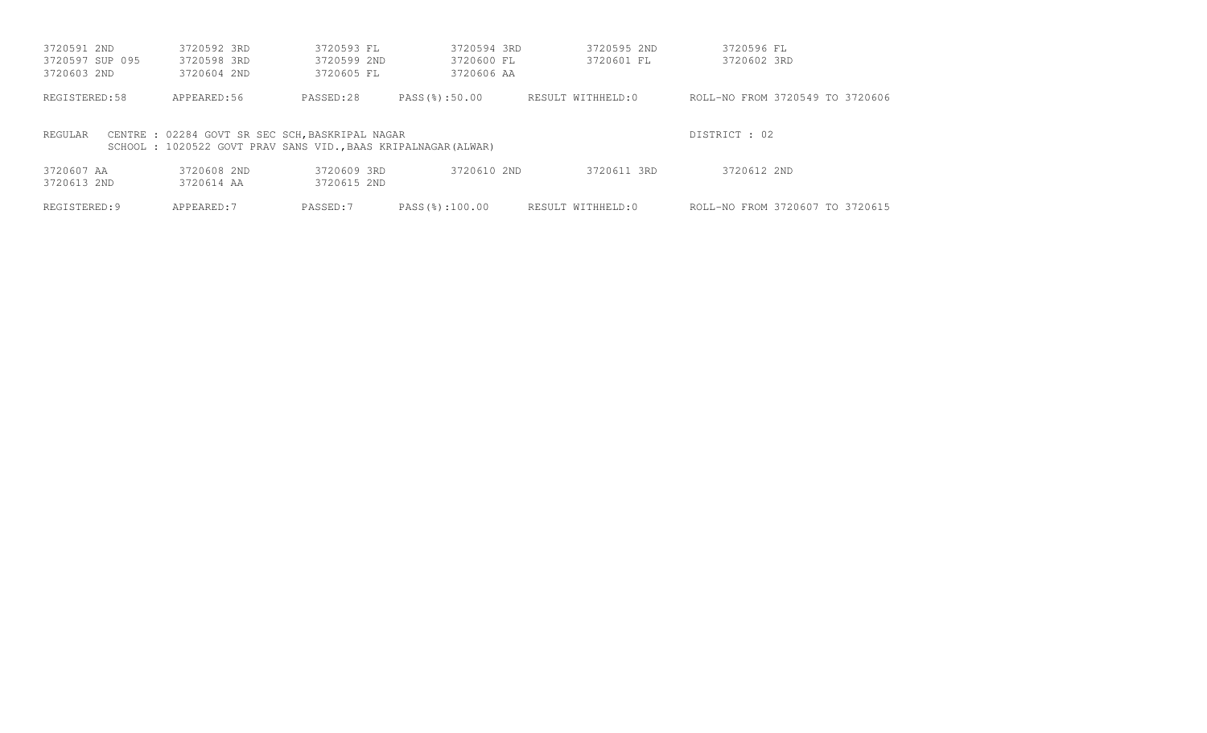| | | | | | |
|---|---|---|---|---|---|
| 3720591 2ND | 3720592 3RD | 3720593 FL | 3720594 3RD | 3720595 2ND | 3720596 FL |
| 3720597 SUP 095 | 3720598 3RD | 3720599 2ND | 3720600 FL | 3720601 FL | 3720602 3RD |
| 3720603 2ND | 3720604 2ND | 3720605 FL | 3720606 AA | | |

REGISTERED:58 APPEARED:56 PASSED:28 PASS(%):50.00 RESULT WITHHELD:0 ROLL-NO FROM 3720549 TO 3720606

REGULAR CENTRE : 02284 GOVT SR SEC SCH,BASKRIPAL NAGAR DISTRICT : 02
SCHOOL : 1020522 GOVT PRAV SANS VID.,BAAS KRIPALNAGAR(ALWAR)

| | | | | | |
|---|---|---|---|---|---|
| 3720607 AA | 3720608 2ND | 3720609 3RD | 3720610 2ND | 3720611 3RD | 3720612 2ND |
| 3720613 2ND | 3720614 AA | 3720615 2ND | | | |

REGISTERED:9 APPEARED:7 PASSED:7 PASS(%):100.00 RESULT WITHHELD:0 ROLL-NO FROM 3720607 TO 3720615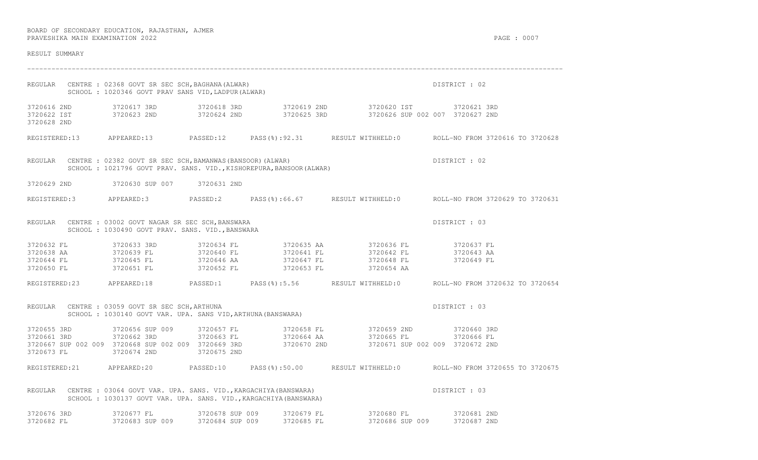BOARD OF SECONDARY EDUCATION, RAJASTHAN, AJMER
PRAVESHIKA MAIN EXAMINATION 2022

RESULT SUMMARY

---

REGULAR CENTRE : 02368 GOVT SR SEC SCH,BAGHANA(ALWAR) DISTRICT : 02
SCHOOL : 1020346 GOVT PRAV SANS VID,LADPUR(ALWAR)

| | | | | | |
|---|---|---|---|---|---|
| 3720616 2ND | 3720617 3RD | 3720618 3RD | 3720619 2ND | 3720620 IST | 3720621 3RD |
| 3720622 IST | 3720623 2ND | 3720624 2ND | 3720625 3RD | 3720626 SUP 002 007 | 3720627 2ND |
| 3720628 2ND | | | | | |

REGISTERED:13 APPEARED:13 PASSED:12 PASS(%):92.31 RESULT WITHHELD:0 ROLL-NO FROM 3720616 TO 3720628

REGULAR CENTRE : 02382 GOVT SR SEC SCH,BAMANWAS(BANSOOR)(ALWAR) DISTRICT : 02
SCHOOL : 1021796 GOVT PRAV. SANS. VID.,KISHOREPURA,BANSOOR(ALWAR)

| | | |
|---|---|---|
| 3720629 2ND | 3720630 SUP 007 | 3720631 2ND |

REGISTERED:3 APPEARED:3 PASSED:2 PASS(%):66.67 RESULT WITHHELD:0 ROLL-NO FROM 3720629 TO 3720631

REGULAR CENTRE : 03002 GOVT NAGAR SR SEC SCH,BANSWARA DISTRICT : 03
SCHOOL : 1030490 GOVT PRAV. SANS. VID.,BANSWARA

| | | | | | |
|---|---|---|---|---|---|
| 3720632 FL | 3720633 3RD | 3720634 FL | 3720635 AA | 3720636 FL | 3720637 FL |
| 3720638 AA | 3720639 FL | 3720640 FL | 3720641 FL | 3720642 FL | 3720643 AA |
| 3720644 FL | 3720645 FL | 3720646 AA | 3720647 FL | 3720648 FL | 3720649 FL |
| 3720650 FL | 3720651 FL | 3720652 FL | 3720653 FL | 3720654 AA | |

REGISTERED:23 APPEARED:18 PASSED:1 PASS(%):5.56 RESULT WITHHELD:0 ROLL-NO FROM 3720632 TO 3720654

REGULAR CENTRE : 03059 GOVT SR SEC SCH,ARTHUNA DISTRICT : 03
SCHOOL : 1030140 GOVT VAR. UPA. SANS VID,ARTHUNA(BANSWARA)

| | | | | | |
|---|---|---|---|---|---|
| 3720655 3RD | 3720656 SUP 009 | 3720657 FL | 3720658 FL | 3720659 2ND | 3720660 3RD |
| 3720661 3RD | 3720662 3RD | 3720663 FL | 3720664 AA | 3720665 FL | 3720666 FL |
| 3720667 SUP 002 009 | 3720668 SUP 002 009 | 3720669 3RD | 3720670 2ND | 3720671 SUP 002 009 | 3720672 2ND |
| 3720673 FL | 3720674 2ND | 3720675 2ND | | | |

REGISTERED:21 APPEARED:20 PASSED:10 PASS(%):50.00 RESULT WITHHELD:0 ROLL-NO FROM 3720655 TO 3720675

REGULAR CENTRE : 03064 GOVT VAR. UPA. SANS. VID.,KARGACHIYA(BANSWARA) DISTRICT : 03
SCHOOL : 1030137 GOVT VAR. UPA. SANS. VID.,KARGACHIYA(BANSWARA)

| | | | | | |
|---|---|---|---|---|---|
| 3720676 3RD | 3720677 FL | 3720678 SUP 009 | 3720679 FL | 3720680 FL | 3720681 2ND |
| 3720682 FL | 3720683 SUP 009 | 3720684 SUP 009 | 3720685 FL | 3720686 SUP 009 | 3720687 2ND |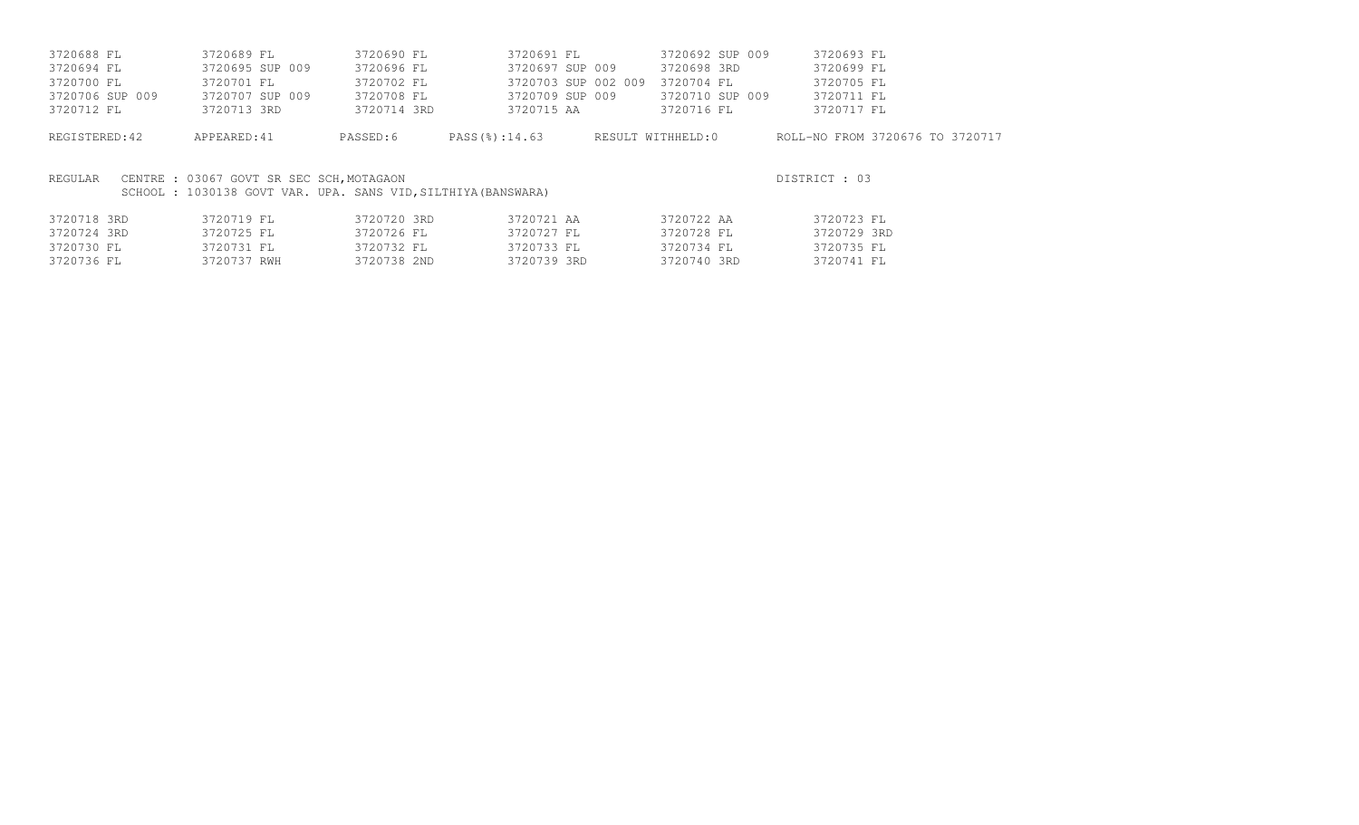| | | | | | |
|---|---|---|---|---|---|
| 3720688 FL | 3720689 FL | 3720690 FL | 3720691 FL | 3720692 SUP 009 | 3720693 FL |
| 3720694 FL | 3720695 SUP 009 | 3720696 FL | 3720697 SUP 009 | 3720698 3RD | 3720699 FL |
| 3720700 FL | 3720701 FL | 3720702 FL | 3720703 SUP 002 009 | 3720704 FL | 3720705 FL |
| 3720706 SUP 009 | 3720707 SUP 009 | 3720708 FL | 3720709 SUP 009 | 3720710 SUP 009 | 3720711 FL |
| 3720712 FL | 3720713 3RD | 3720714 3RD | 3720715 AA | 3720716 FL | 3720717 FL |

REGISTERED:42 APPEARED:41 PASSED:6 PASS(%):14.63 RESULT WITHHELD:0 ROLL-NO FROM 3720676 TO 3720717

REGULAR CENTRE : 03067 GOVT SR SEC SCH,MOTAGAON DISTRICT : 03
SCHOOL : 1030138 GOVT VAR. UPA. SANS VID,SILTHIYA(BANSWARA)

| | | | | | |
|---|---|---|---|---|---|
| 3720718 3RD | 3720719 FL | 3720720 3RD | 3720721 AA | 3720722 AA | 3720723 FL |
| 3720724 3RD | 3720725 FL | 3720726 FL | 3720727 FL | 3720728 FL | 3720729 3RD |
| 3720730 FL | 3720731 FL | 3720732 FL | 3720733 FL | 3720734 FL | 3720735 FL |
| 3720736 FL | 3720737 RWH | 3720738 2ND | 3720739 3RD | 3720740 3RD | 3720741 FL |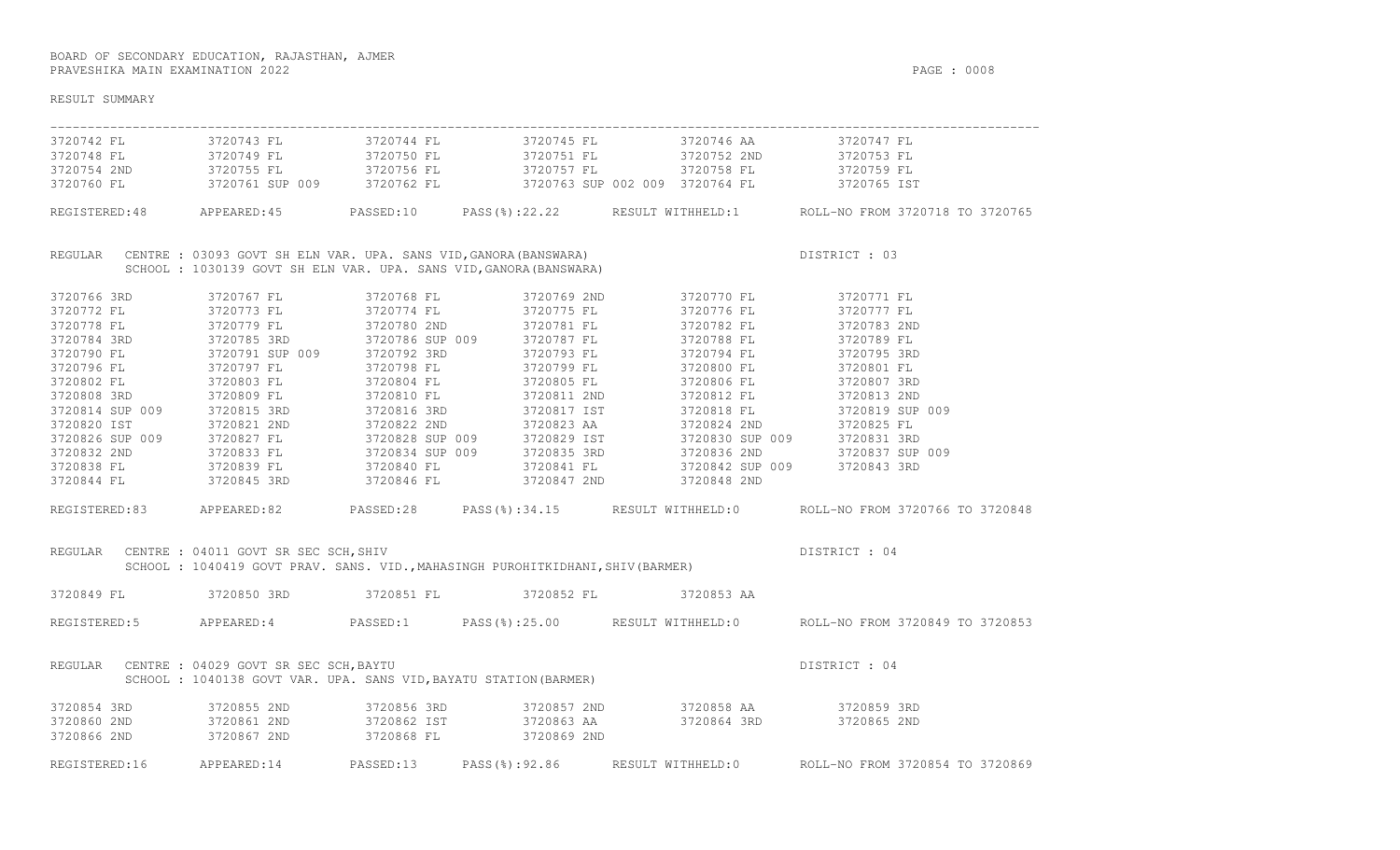BOARD OF SECONDARY EDUCATION, RAJASTHAN, AJMER
PRAVESHIKA MAIN EXAMINATION 2022

RESULT SUMMARY

| | | | | | |
|---|---|---|---|---|---|
| 3720742 FL | 3720743 FL | 3720744 FL | 3720745 FL | 3720746 AA | 3720747 FL |
| 3720748 FL | 3720749 FL | 3720750 FL | 3720751 FL | 3720752 2ND | 3720753 FL |
| 3720754 2ND | 3720755 FL | 3720756 FL | 3720757 FL | 3720758 FL | 3720759 FL |
| 3720760 FL | 3720761 SUP 009 | 3720762 FL | 3720763 SUP 002 009 | 3720764 FL | 3720765 IST |

REGISTERED:48 APPEARED:45 PASSED:10 PASS(%):22.22 RESULT WITHHELD:1 ROLL-NO FROM 3720718 TO 3720765

REGULAR CENTRE : 03093 GOVT SH ELN VAR. UPA. SANS VID,GANORA(BANSWARA) DISTRICT : 03
SCHOOL : 1030139 GOVT SH ELN VAR. UPA. SANS VID,GANORA(BANSWARA)

| | | | | | |
|---|---|---|---|---|---|
| 3720766 3RD | 3720767 FL | 3720768 FL | 3720769 2ND | 3720770 FL | 3720771 FL |
| 3720772 FL | 3720773 FL | 3720774 FL | 3720775 FL | 3720776 FL | 3720777 FL |
| 3720778 FL | 3720779 FL | 3720780 2ND | 3720781 FL | 3720782 FL | 3720783 2ND |
| 3720784 3RD | 3720785 3RD | 3720786 SUP 009 | 3720787 FL | 3720788 FL | 3720789 FL |
| 3720790 FL | 3720791 SUP 009 | 3720792 3RD | 3720793 FL | 3720794 FL | 3720795 3RD |
| 3720796 FL | 3720797 FL | 3720798 FL | 3720799 FL | 3720800 FL | 3720801 FL |
| 3720802 FL | 3720803 FL | 3720804 FL | 3720805 FL | 3720806 FL | 3720807 3RD |
| 3720808 3RD | 3720809 FL | 3720810 FL | 3720811 2ND | 3720812 FL | 3720813 2ND |
| 3720814 SUP 009 | 3720815 3RD | 3720816 3RD | 3720817 IST | 3720818 FL | 3720819 SUP 009 |
| 3720820 IST | 3720821 2ND | 3720822 2ND | 3720823 AA | 3720824 2ND | 3720825 FL |
| 3720826 SUP 009 | 3720827 FL | 3720828 SUP 009 | 3720829 IST | 3720830 SUP 009 | 3720831 3RD |
| 3720832 2ND | 3720833 FL | 3720834 SUP 009 | 3720835 3RD | 3720836 2ND | 3720837 SUP 009 |
| 3720838 FL | 3720839 FL | 3720840 FL | 3720841 FL | 3720842 SUP 009 | 3720843 3RD |
| 3720844 FL | 3720845 3RD | 3720846 FL | 3720847 2ND | 3720848 2ND | |

REGISTERED:83 APPEARED:82 PASSED:28 PASS(%):34.15 RESULT WITHHELD:0 ROLL-NO FROM 3720766 TO 3720848

REGULAR CENTRE : 04011 GOVT SR SEC SCH,SHIV DISTRICT : 04
SCHOOL : 1040419 GOVT PRAV. SANS. VID.,MAHASINGH PUROHITKIDHANI,SHIV(BARMER)

| | | | | |
|---|---|---|---|---|
| 3720849 FL | 3720850 3RD | 3720851 FL | 3720852 FL | 3720853 AA |

REGISTERED:5 APPEARED:4 PASSED:1 PASS(%):25.00 RESULT WITHHELD:0 ROLL-NO FROM 3720849 TO 3720853

REGULAR CENTRE : 04029 GOVT SR SEC SCH,BAYTU DISTRICT : 04
SCHOOL : 1040138 GOVT VAR. UPA. SANS VID,BAYATU STATION(BARMER)

| | | | | | |
|---|---|---|---|---|---|
| 3720854 3RD | 3720855 2ND | 3720856 3RD | 3720857 2ND | 3720858 AA | 3720859 3RD |
| 3720860 2ND | 3720861 2ND | 3720862 IST | 3720863 AA | 3720864 3RD | 3720865 2ND |
| 3720866 2ND | 3720867 2ND | 3720868 FL | 3720869 2ND | | |

REGISTERED:16 APPEARED:14 PASSED:13 PASS(%):92.86 RESULT WITHHELD:0 ROLL-NO FROM 3720854 TO 3720869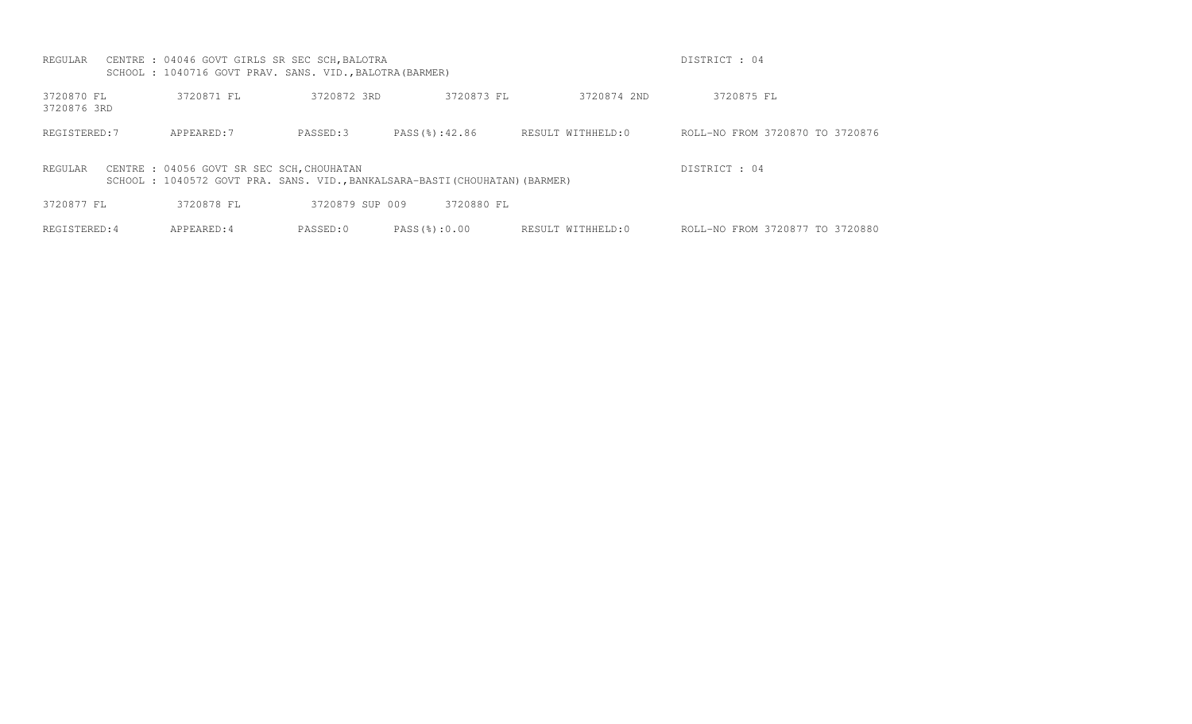REGULAR CENTRE : 04046 GOVT GIRLS SR SEC SCH,BALOTRA DISTRICT : 04
SCHOOL : 1040716 GOVT PRAV. SANS. VID.,BALOTRA(BARMER)

3720870 FL 3720871 FL 3720872 3RD 3720873 FL 3720874 2ND 3720875 FL
3720876 3RD

REGISTERED:7 APPEARED:7 PASSED:3 PASS(%):42.86 RESULT WITHHELD:0 ROLL-NO FROM 3720870 TO 3720876

REGULAR CENTRE : 04056 GOVT SR SEC SCH,CHOUHATAN DISTRICT : 04
SCHOOL : 1040572 GOVT PRA. SANS. VID.,BANKALSARA-BASTI(CHOUHATAN)(BARMER)

3720877 FL 3720878 FL 3720879 SUP 009 3720880 FL

REGISTERED:4 APPEARED:4 PASSED:0 PASS(%):0.00 RESULT WITHHELD:0 ROLL-NO FROM 3720877 TO 3720880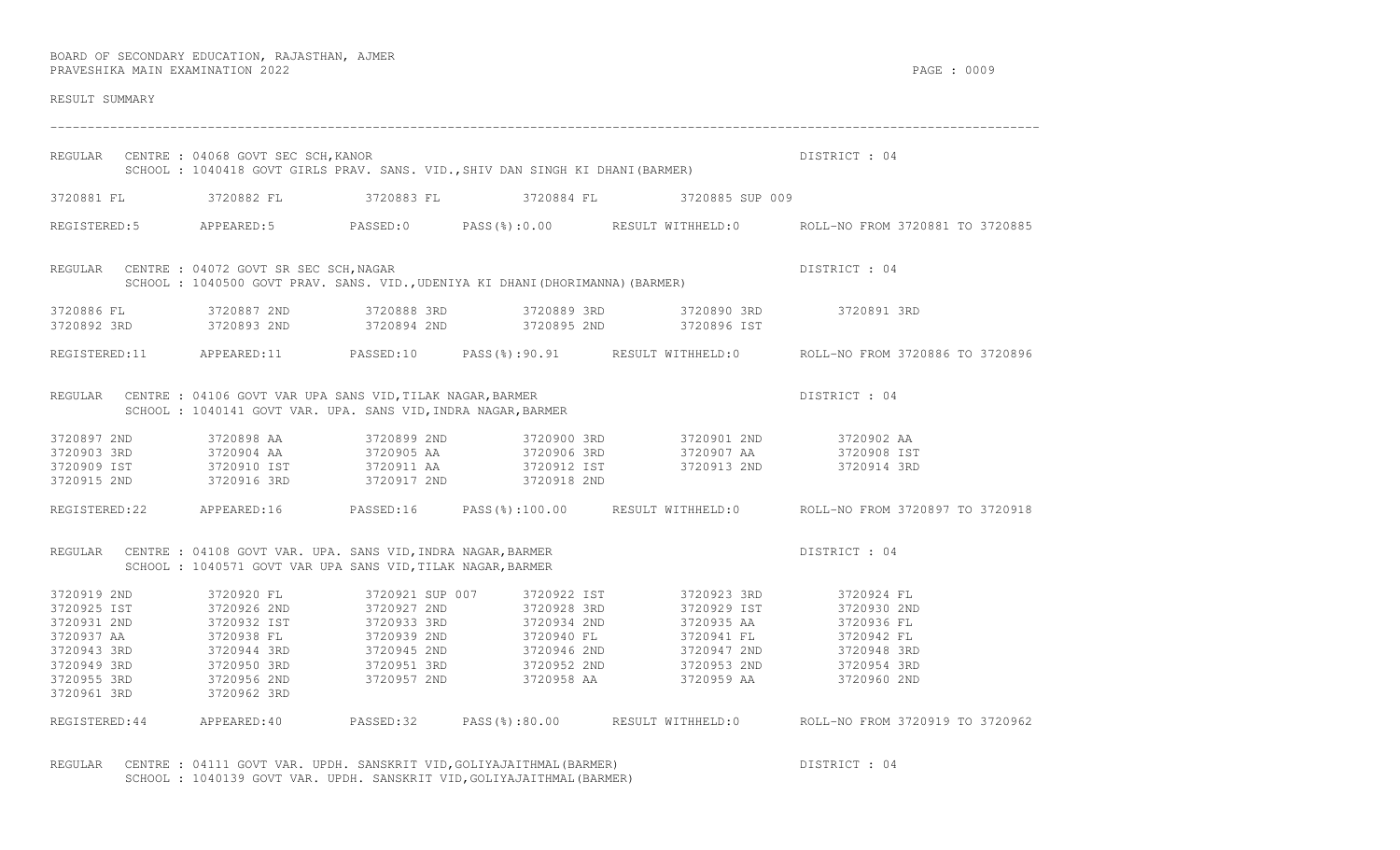BOARD OF SECONDARY EDUCATION, RAJASTHAN, AJMER
PRAVESHIKA MAIN EXAMINATION 2022

RESULT SUMMARY

---

REGULAR CENTRE : 04068 GOVT SEC SCH,KANOR — DISTRICT : 04
SCHOOL : 1040418 GOVT GIRLS PRAV. SANS. VID.,SHIV DAN SINGH KI DHANI(BARMER)

| | | | | | |
|---|---|---|---|---|---|
| 3720881 FL | 3720882 FL | 3720883 FL | 3720884 FL | 3720885 SUP 009 | |

REGISTERED:5 APPEARED:5 PASSED:0 PASS(%):0.00 RESULT WITHHELD:0 ROLL-NO FROM 3720881 TO 3720885

REGULAR CENTRE : 04072 GOVT SR SEC SCH,NAGAR — DISTRICT : 04
SCHOOL : 1040500 GOVT PRAV. SANS. VID.,UDENIYA KI DHANI(DHORIMANNA)(BARMER)

| | | | | | |
|---|---|---|---|---|---|
| 3720886 FL | 3720887 2ND | 3720888 3RD | 3720889 3RD | 3720890 3RD | 3720891 3RD |
| 3720892 3RD | 3720893 2ND | 3720894 2ND | 3720895 2ND | 3720896 IST | |

REGISTERED:11 APPEARED:11 PASSED:10 PASS(%):90.91 RESULT WITHHELD:0 ROLL-NO FROM 3720886 TO 3720896

REGULAR CENTRE : 04106 GOVT VAR UPA SANS VID,TILAK NAGAR,BARMER — DISTRICT : 04
SCHOOL : 1040141 GOVT VAR. UPA. SANS VID,INDRA NAGAR,BARMER

| | | | | | |
|---|---|---|---|---|---|
| 3720897 2ND | 3720898 AA | 3720899 2ND | 3720900 3RD | 3720901 2ND | 3720902 AA |
| 3720903 3RD | 3720904 AA | 3720905 AA | 3720906 3RD | 3720907 AA | 3720908 IST |
| 3720909 IST | 3720910 IST | 3720911 AA | 3720912 IST | 3720913 2ND | 3720914 3RD |
| 3720915 2ND | 3720916 3RD | 3720917 2ND | 3720918 2ND | | |

REGISTERED:22 APPEARED:16 PASSED:16 PASS(%):100.00 RESULT WITHHELD:0 ROLL-NO FROM 3720897 TO 3720918

REGULAR CENTRE : 04108 GOVT VAR. UPA. SANS VID,INDRA NAGAR,BARMER — DISTRICT : 04
SCHOOL : 1040571 GOVT VAR UPA SANS VID,TILAK NAGAR,BARMER

| | | | | | |
|---|---|---|---|---|---|
| 3720919 2ND | 3720920 FL | 3720921 SUP 007 | 3720922 IST | 3720923 3RD | 3720924 FL |
| 3720925 IST | 3720926 2ND | 3720927 2ND | 3720928 3RD | 3720929 IST | 3720930 2ND |
| 3720931 2ND | 3720932 IST | 3720933 3RD | 3720934 2ND | 3720935 AA | 3720936 FL |
| 3720937 AA | 3720938 FL | 3720939 2ND | 3720940 FL | 3720941 FL | 3720942 FL |
| 3720943 3RD | 3720944 3RD | 3720945 2ND | 3720946 2ND | 3720947 2ND | 3720948 3RD |
| 3720949 3RD | 3720950 3RD | 3720951 3RD | 3720952 2ND | 3720953 2ND | 3720954 3RD |
| 3720955 3RD | 3720956 2ND | 3720957 2ND | 3720958 AA | 3720959 AA | 3720960 2ND |
| 3720961 3RD | 3720962 3RD | | | | |

REGISTERED:44 APPEARED:40 PASSED:32 PASS(%):80.00 RESULT WITHHELD:0 ROLL-NO FROM 3720919 TO 3720962

REGULAR CENTRE : 04111 GOVT VAR. UPDH. SANSKRIT VID,GOLIYAJAITHMAL(BARMER) — DISTRICT : 04
SCHOOL : 1040139 GOVT VAR. UPDH. SANSKRIT VID,GOLIYAJAITHMAL(BARMER)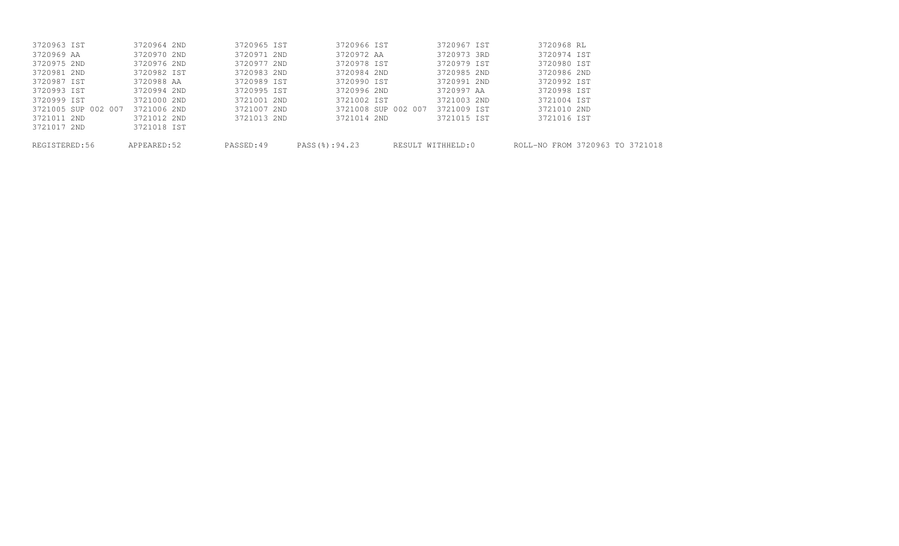```
3720963 IST          3720964 2ND         3720965 IST         3720966 IST          3720967 IST         3720968 RL
3720969 AA           3720970 2ND         3720971 2ND         3720972 AA           3720973 3RD         3720974 IST
3720975 2ND          3720976 2ND         3720977 2ND         3720978 IST          3720979 IST         3720980 IST
3720981 2ND          3720982 IST         3720983 2ND         3720984 2ND          3720985 2ND         3720986 2ND
3720987 IST          3720988 AA          3720989 IST         3720990 IST          3720991 2ND         3720992 IST
3720993 IST          3720994 2ND         3720995 IST         3720996 2ND          3720997 AA          3720998 IST
3720999 IST          3721000 2ND         3721001 2ND         3721002 IST          3721003 2ND         3721004 IST
3721005 SUP 002 007  3721006 2ND         3721007 2ND         3721008 SUP 002 007  3721009 IST         3721010 2ND
3721011 2ND          3721012 2ND         3721013 2ND         3721014 2ND          3721015 IST         3721016 IST
3721017 2ND          3721018 IST

REGISTERED:56      APPEARED:52      PASSED:49      PASS(%):94.23      RESULT WITHHELD:0      ROLL-NO FROM 3720963 TO 3721018
```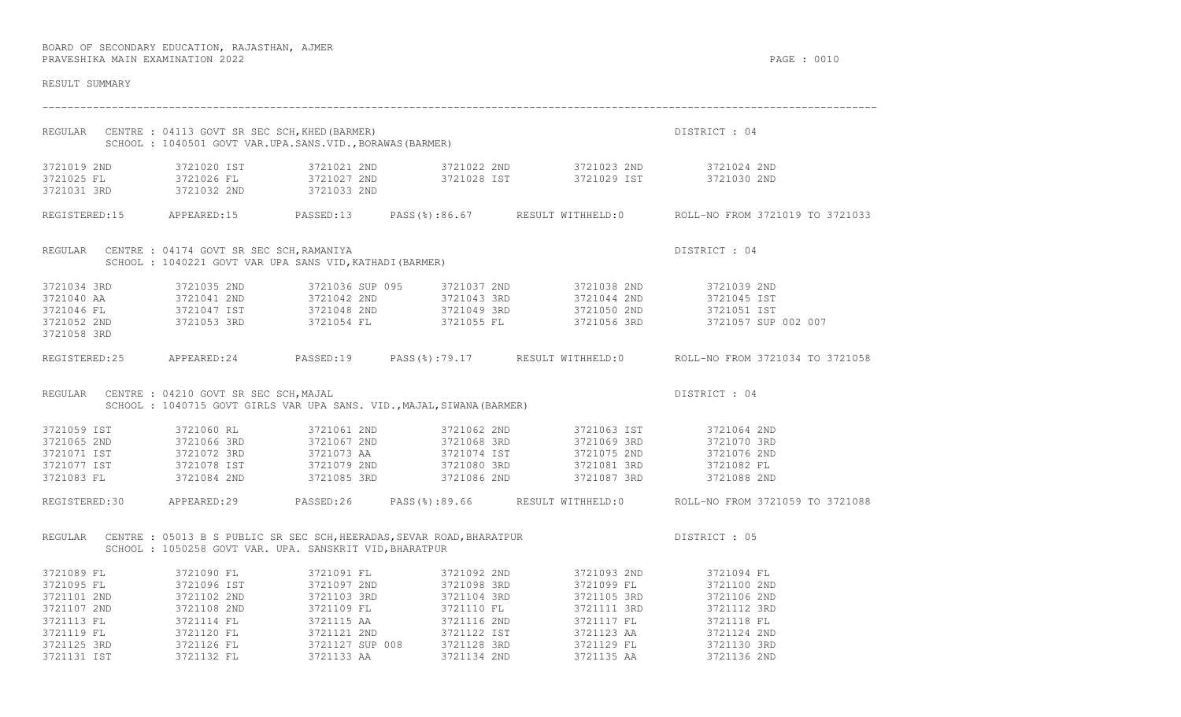BOARD OF SECONDARY EDUCATION, RAJASTHAN, AJMER
PRAVESHIKA MAIN EXAMINATION 2022

RESULT SUMMARY

---

REGULAR CENTRE : 04113 GOVT SR SEC SCH,KHED(BARMER) DISTRICT : 04
SCHOOL : 1040501 GOVT VAR.UPA.SANS.VID.,BORAWAS(BARMER)

| | | | | | |
|---|---|---|---|---|---|
| 3721019 2ND | 3721020 IST | 3721021 2ND | 3721022 2ND | 3721023 2ND | 3721024 2ND |
| 3721025 FL | 3721026 FL | 3721027 2ND | 3721028 IST | 3721029 IST | 3721030 2ND |
| 3721031 3RD | 3721032 2ND | 3721033 2ND | | | |

REGISTERED:15 APPEARED:15 PASSED:13 PASS(%):86.67 RESULT WITHHELD:0 ROLL-NO FROM 3721019 TO 3721033

REGULAR CENTRE : 04174 GOVT SR SEC SCH,RAMANIYA DISTRICT : 04
SCHOOL : 1040221 GOVT VAR UPA SANS VID,KATHADI(BARMER)

| | | | | | |
|---|---|---|---|---|---|
| 3721034 3RD | 3721035 2ND | 3721036 SUP 095 | 3721037 2ND | 3721038 2ND | 3721039 2ND |
| 3721040 AA | 3721041 2ND | 3721042 2ND | 3721043 3RD | 3721044 2ND | 3721045 IST |
| 3721046 FL | 3721047 IST | 3721048 2ND | 3721049 3RD | 3721050 2ND | 3721051 IST |
| 3721052 2ND | 3721053 3RD | 3721054 FL | 3721055 FL | 3721056 3RD | 3721057 SUP 002 007 |
| 3721058 3RD | | | | | |

REGISTERED:25 APPEARED:24 PASSED:19 PASS(%):79.17 RESULT WITHHELD:0 ROLL-NO FROM 3721034 TO 3721058

REGULAR CENTRE : 04210 GOVT SR SEC SCH,MAJAL DISTRICT : 04
SCHOOL : 1040715 GOVT GIRLS VAR UPA SANS. VID.,MAJAL,SIWANA(BARMER)

| | | | | | |
|---|---|---|---|---|---|
| 3721059 IST | 3721060 RL | 3721061 2ND | 3721062 2ND | 3721063 IST | 3721064 2ND |
| 3721065 2ND | 3721066 3RD | 3721067 2ND | 3721068 3RD | 3721069 3RD | 3721070 3RD |
| 3721071 IST | 3721072 3RD | 3721073 AA | 3721074 IST | 3721075 2ND | 3721076 2ND |
| 3721077 IST | 3721078 IST | 3721079 2ND | 3721080 3RD | 3721081 3RD | 3721082 FL |
| 3721083 FL | 3721084 2ND | 3721085 3RD | 3721086 2ND | 3721087 3RD | 3721088 2ND |

REGISTERED:30 APPEARED:29 PASSED:26 PASS(%):89.66 RESULT WITHHELD:0 ROLL-NO FROM 3721059 TO 3721088

REGULAR CENTRE : 05013 B S PUBLIC SR SEC SCH,HEERADAS,SEVAR ROAD,BHARATPUR DISTRICT : 05
SCHOOL : 1050258 GOVT VAR. UPA. SANSKRIT VID,BHARATPUR

| | | | | | |
|---|---|---|---|---|---|
| 3721089 FL | 3721090 FL | 3721091 FL | 3721092 2ND | 3721093 2ND | 3721094 FL |
| 3721095 FL | 3721096 IST | 3721097 2ND | 3721098 3RD | 3721099 FL | 3721100 2ND |
| 3721101 2ND | 3721102 2ND | 3721103 3RD | 3721104 3RD | 3721105 3RD | 3721106 2ND |
| 3721107 2ND | 3721108 2ND | 3721109 FL | 3721110 FL | 3721111 3RD | 3721112 3RD |
| 3721113 FL | 3721114 FL | 3721115 AA | 3721116 2ND | 3721117 FL | 3721118 FL |
| 3721119 FL | 3721120 FL | 3721121 2ND | 3721122 IST | 3721123 AA | 3721124 2ND |
| 3721125 3RD | 3721126 FL | 3721127 SUP 008 | 3721128 3RD | 3721129 FL | 3721130 3RD |
| 3721131 IST | 3721132 FL | 3721133 AA | 3721134 2ND | 3721135 AA | 3721136 2ND |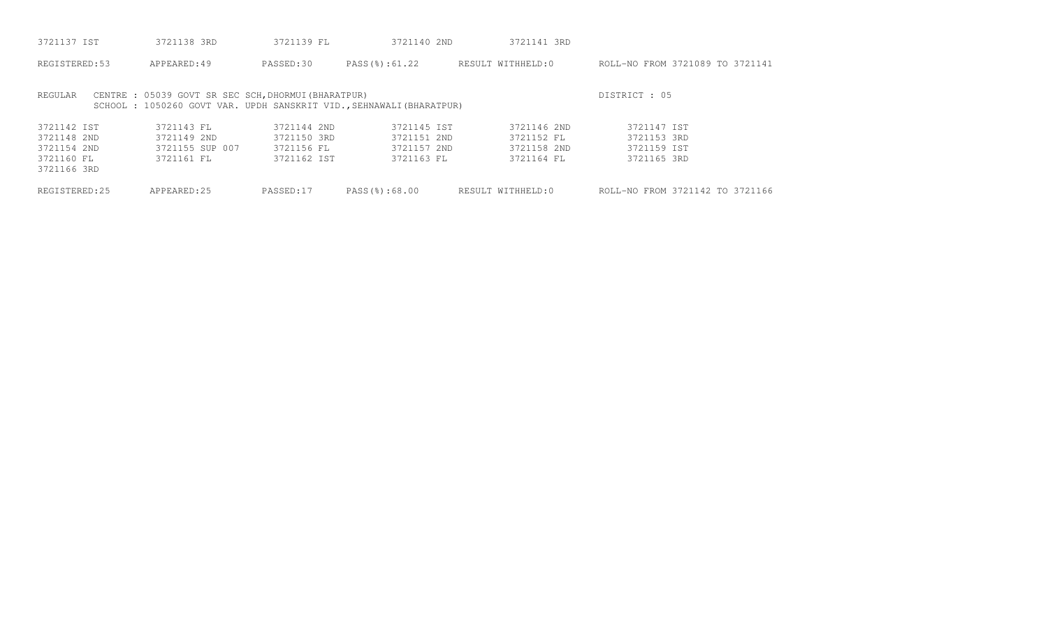| | | | | | |
|---|---|---|---|---|---|
| 3721137 IST | 3721138 3RD | 3721139 FL | 3721140 2ND | 3721141 3RD | |

REGISTERED:53 APPEARED:49 PASSED:30 PASS(%):61.22 RESULT WITHHELD:0 ROLL-NO FROM 3721089 TO 3721141

REGULAR CENTRE : 05039 GOVT SR SEC SCH,DHORMUI(BHARATPUR) DISTRICT : 05
SCHOOL : 1050260 GOVT VAR. UPDH SANSKRIT VID.,SEHNAWALI(BHARATPUR)

| | | | | | |
|---|---|---|---|---|---|
| 3721142 IST | 3721143 FL | 3721144 2ND | 3721145 IST | 3721146 2ND | 3721147 IST |
| 3721148 2ND | 3721149 2ND | 3721150 3RD | 3721151 2ND | 3721152 FL | 3721153 3RD |
| 3721154 2ND | 3721155 SUP 007 | 3721156 FL | 3721157 2ND | 3721158 2ND | 3721159 IST |
| 3721160 FL | 3721161 FL | 3721162 IST | 3721163 FL | 3721164 FL | 3721165 3RD |
| 3721166 3RD | | | | | |

REGISTERED:25 APPEARED:25 PASSED:17 PASS(%):68.00 RESULT WITHHELD:0 ROLL-NO FROM 3721142 TO 3721166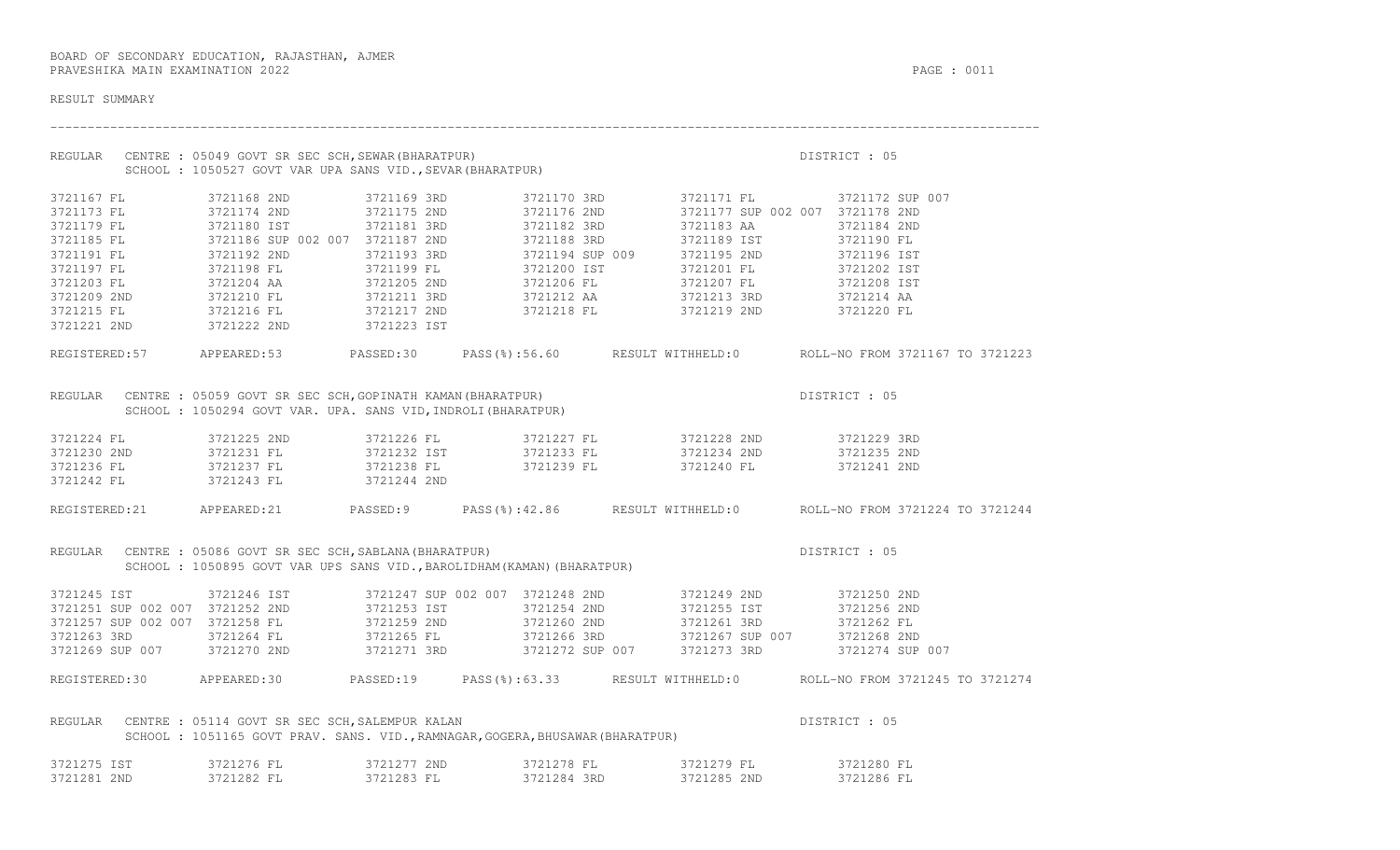BOARD OF SECONDARY EDUCATION, RAJASTHAN, AJMER
PRAVESHIKA MAIN EXAMINATION 2022

RESULT SUMMARY

---

REGULAR CENTRE : 05049 GOVT SR SEC SCH,SEWAR(BHARATPUR) DISTRICT : 05
SCHOOL : 1050527 GOVT VAR UPA SANS VID.,SEVAR(BHARATPUR)

```
3721167 FL           3721168 2ND          3721169 3RD          3721170 3RD          3721171 FL           3721172 SUP 007
3721173 FL           3721174 2ND          3721175 2ND          3721176 2ND          3721177 SUP 002 007  3721178 2ND
3721179 FL           3721180 IST          3721181 3RD          3721182 3RD          3721183 AA           3721184 2ND
3721185 FL           3721186 SUP 002 007  3721187 2ND          3721188 3RD          3721189 IST          3721190 FL
3721191 FL           3721192 2ND          3721193 3RD          3721194 SUP 009      3721195 2ND          3721196 IST
3721197 FL           3721198 FL           3721199 FL           3721200 IST          3721201 FL           3721202 IST
3721203 FL           3721204 AA           3721205 2ND          3721206 FL           3721207 FL           3721208 IST
3721209 2ND          3721210 FL           3721211 3RD          3721212 AA           3721213 3RD          3721214 AA
3721215 FL           3721216 FL           3721217 2ND          3721218 FL           3721219 2ND          3721220 FL
3721221 2ND          3721222 2ND          3721223 IST
```

REGISTERED:57 APPEARED:53 PASSED:30 PASS(%):56.60 RESULT WITHHELD:0 ROLL-NO FROM 3721167 TO 3721223

REGULAR CENTRE : 05059 GOVT SR SEC SCH,GOPINATH KAMAN(BHARATPUR) DISTRICT : 05
SCHOOL : 1050294 GOVT VAR. UPA. SANS VID,INDROLI(BHARATPUR)

```
3721224 FL           3721225 2ND          3721226 FL           3721227 FL           3721228 2ND          3721229 3RD
3721230 2ND          3721231 FL           3721232 IST          3721233 FL           3721234 2ND          3721235 2ND
3721236 FL           3721237 FL           3721238 FL           3721239 FL           3721240 FL           3721241 2ND
3721242 FL           3721243 FL           3721244 2ND
```

REGISTERED:21 APPEARED:21 PASSED:9 PASS(%):42.86 RESULT WITHHELD:0 ROLL-NO FROM 3721224 TO 3721244

REGULAR CENTRE : 05086 GOVT SR SEC SCH,SABLANA(BHARATPUR) DISTRICT : 05
SCHOOL : 1050895 GOVT VAR UPS SANS VID.,BAROLIDHAM(KAMAN)(BHARATPUR)

```
3721245 IST          3721246 IST          3721247 SUP 002 007  3721248 2ND          3721249 2ND          3721250 2ND
3721251 SUP 002 007  3721252 2ND          3721253 IST          3721254 2ND          3721255 IST          3721256 2ND
3721257 SUP 002 007  3721258 FL           3721259 2ND          3721260 2ND          3721261 3RD          3721262 FL
3721263 3RD          3721264 FL           3721265 FL           3721266 3RD          3721267 SUP 007      3721268 2ND
3721269 SUP 007      3721270 2ND          3721271 3RD          3721272 SUP 007      3721273 3RD          3721274 SUP 007
```

REGISTERED:30 APPEARED:30 PASSED:19 PASS(%):63.33 RESULT WITHHELD:0 ROLL-NO FROM 3721245 TO 3721274

REGULAR CENTRE : 05114 GOVT SR SEC SCH,SALEMPUR KALAN DISTRICT : 05
SCHOOL : 1051165 GOVT PRAV. SANS. VID.,RAMNAGAR,GOGERA,BHUSAWAR(BHARATPUR)

```
3721275 IST          3721276 FL           3721277 2ND          3721278 FL           3721279 FL           3721280 FL
3721281 2ND          3721282 FL           3721283 FL           3721284 3RD          3721285 2ND          3721286 FL
```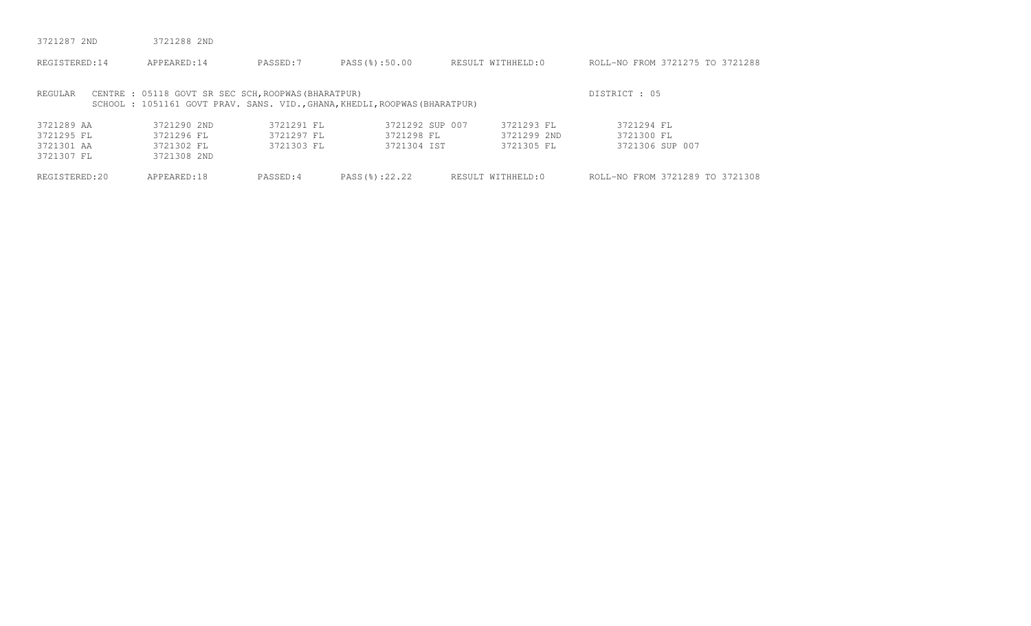3721287 2ND 3721288 2ND

REGISTERED:14 APPEARED:14 PASSED:7 PASS(%):50.00 RESULT WITHHELD:0 ROLL-NO FROM 3721275 TO 3721288

REGULAR CENTRE : 05118 GOVT SR SEC SCH,ROOPWAS(BHARATPUR) DISTRICT : 05
SCHOOL : 1051161 GOVT PRAV. SANS. VID.,GHANA,KHEDLI,ROOPWAS(BHARATPUR)

| | | | | | |
|---|---|---|---|---|---|
| 3721289 AA | 3721290 2ND | 3721291 FL | 3721292 SUP 007 | 3721293 FL | 3721294 FL |
| 3721295 FL | 3721296 FL | 3721297 FL | 3721298 FL | 3721299 2ND | 3721300 FL |
| 3721301 AA | 3721302 FL | 3721303 FL | 3721304 IST | 3721305 FL | 3721306 SUP 007 |
| 3721307 FL | 3721308 2ND | | | | |

REGISTERED:20 APPEARED:18 PASSED:4 PASS(%):22.22 RESULT WITHHELD:0 ROLL-NO FROM 3721289 TO 3721308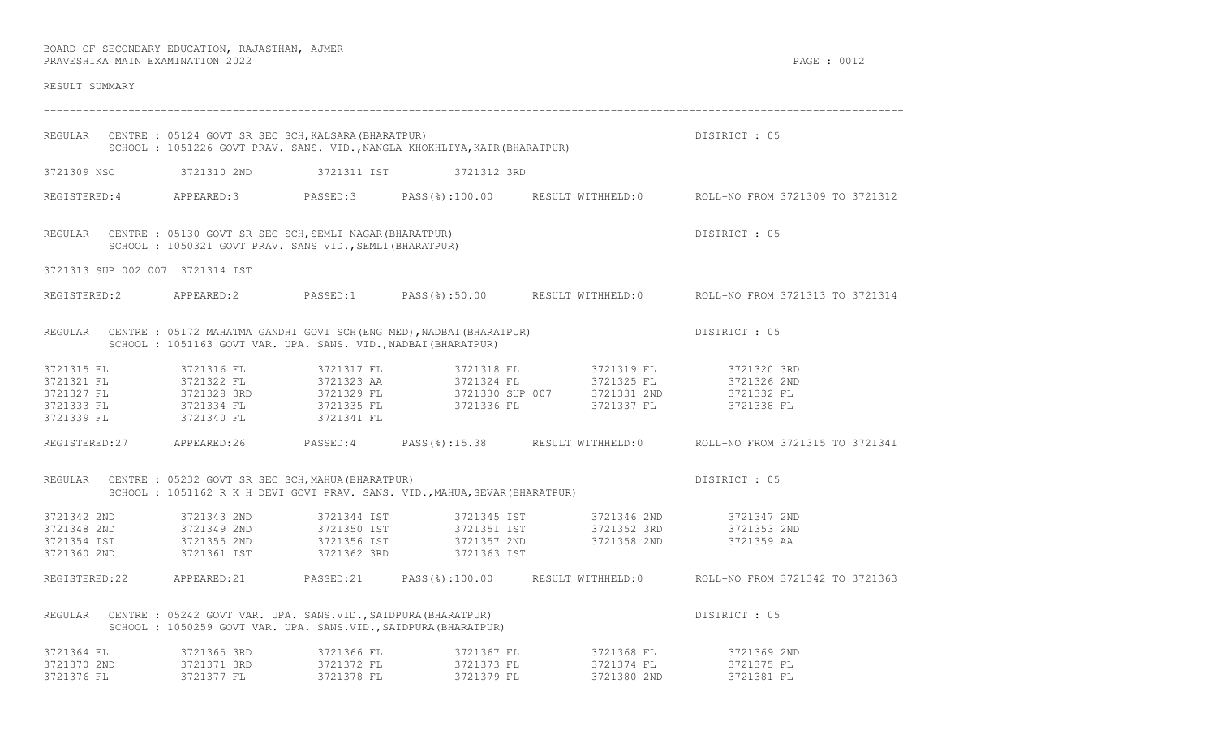BOARD OF SECONDARY EDUCATION, RAJASTHAN, AJMER
PRAVESHIKA MAIN EXAMINATION 2022

RESULT SUMMARY

---

REGULAR CENTRE : 05124 GOVT SR SEC SCH,KALSARA(BHARATPUR) DISTRICT : 05
SCHOOL : 1051226 GOVT PRAV. SANS. VID.,NANGLA KHOKHLIYA,KAIR(BHARATPUR)

3721309 NSO 3721310 2ND 3721311 IST 3721312 3RD

REGISTERED:4 APPEARED:3 PASSED:3 PASS(%):100.00 RESULT WITHHELD:0 ROLL-NO FROM 3721309 TO 3721312

REGULAR CENTRE : 05130 GOVT SR SEC SCH,SEMLI NAGAR(BHARATPUR) DISTRICT : 05
SCHOOL : 1050321 GOVT PRAV. SANS VID.,SEMLI(BHARATPUR)

3721313 SUP 002 007 3721314 IST

REGISTERED:2 APPEARED:2 PASSED:1 PASS(%):50.00 RESULT WITHHELD:0 ROLL-NO FROM 3721313 TO 3721314

REGULAR CENTRE : 05172 MAHATMA GANDHI GOVT SCH(ENG MED),NADBAI(BHARATPUR) DISTRICT : 05
SCHOOL : 1051163 GOVT VAR. UPA. SANS. VID.,NADBAI(BHARATPUR)

3721315 FL 3721316 FL 3721317 FL 3721318 FL 3721319 FL 3721320 3RD
3721321 FL 3721322 FL 3721323 AA 3721324 FL 3721325 FL 3721326 2ND
3721327 FL 3721328 3RD 3721329 FL 3721330 SUP 007 3721331 2ND 3721332 FL
3721333 FL 3721334 FL 3721335 FL 3721336 FL 3721337 FL 3721338 FL
3721339 FL 3721340 FL 3721341 FL

REGISTERED:27 APPEARED:26 PASSED:4 PASS(%):15.38 RESULT WITHHELD:0 ROLL-NO FROM 3721315 TO 3721341

REGULAR CENTRE : 05232 GOVT SR SEC SCH,MAHUA(BHARATPUR) DISTRICT : 05
SCHOOL : 1051162 R K H DEVI GOVT PRAV. SANS. VID.,MAHUA,SEVAR(BHARATPUR)

3721342 2ND 3721343 2ND 3721344 IST 3721345 IST 3721346 2ND 3721347 2ND
3721348 2ND 3721349 2ND 3721350 IST 3721351 IST 3721352 3RD 3721353 2ND
3721354 IST 3721355 2ND 3721356 IST 3721357 2ND 3721358 2ND 3721359 AA
3721360 2ND 3721361 IST 3721362 3RD 3721363 IST

REGISTERED:22 APPEARED:21 PASSED:21 PASS(%):100.00 RESULT WITHHELD:0 ROLL-NO FROM 3721342 TO 3721363

REGULAR CENTRE : 05242 GOVT VAR. UPA. SANS.VID.,SAIDPURA(BHARATPUR) DISTRICT : 05
SCHOOL : 1050259 GOVT VAR. UPA. SANS.VID.,SAIDPURA(BHARATPUR)

3721364 FL 3721365 3RD 3721366 FL 3721367 FL 3721368 FL 3721369 2ND
3721370 2ND 3721371 3RD 3721372 FL 3721373 FL 3721374 FL 3721375 FL
3721376 FL 3721377 FL 3721378 FL 3721379 FL 3721380 2ND 3721381 FL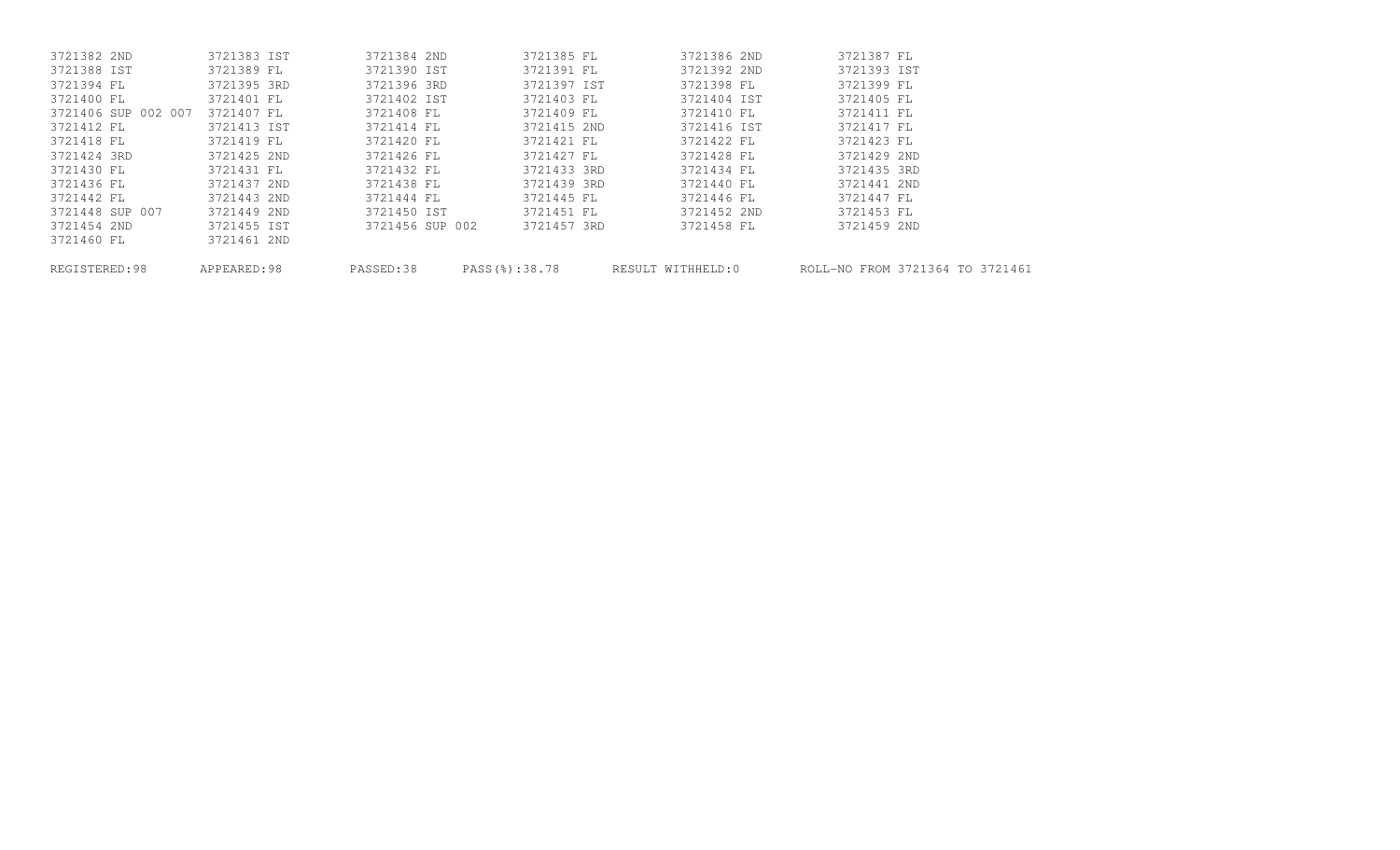| | | | | | |
|---|---|---|---|---|---|
| 3721382 2ND | 3721383 IST | 3721384 2ND | 3721385 FL | 3721386 2ND | 3721387 FL |
| 3721388 IST | 3721389 FL | 3721390 IST | 3721391 FL | 3721392 2ND | 3721393 IST |
| 3721394 FL | 3721395 3RD | 3721396 3RD | 3721397 IST | 3721398 FL | 3721399 FL |
| 3721400 FL | 3721401 FL | 3721402 IST | 3721403 FL | 3721404 IST | 3721405 FL |
| 3721406 SUP 002 007 | 3721407 FL | 3721408 FL | 3721409 FL | 3721410 FL | 3721411 FL |
| 3721412 FL | 3721413 IST | 3721414 FL | 3721415 2ND | 3721416 IST | 3721417 FL |
| 3721418 FL | 3721419 FL | 3721420 FL | 3721421 FL | 3721422 FL | 3721423 FL |
| 3721424 3RD | 3721425 2ND | 3721426 FL | 3721427 FL | 3721428 FL | 3721429 2ND |
| 3721430 FL | 3721431 FL | 3721432 FL | 3721433 3RD | 3721434 FL | 3721435 3RD |
| 3721436 FL | 3721437 2ND | 3721438 FL | 3721439 3RD | 3721440 FL | 3721441 2ND |
| 3721442 FL | 3721443 2ND | 3721444 FL | 3721445 FL | 3721446 FL | 3721447 FL |
| 3721448 SUP 007 | 3721449 2ND | 3721450 IST | 3721451 FL | 3721452 2ND | 3721453 FL |
| 3721454 2ND | 3721455 IST | 3721456 SUP 002 | 3721457 3RD | 3721458 FL | 3721459 2ND |
| 3721460 FL | 3721461 2ND | | | | |

REGISTERED:98 APPEARED:98 PASSED:38 PASS(%):38.78 RESULT WITHHELD:0 ROLL-NO FROM 3721364 TO 3721461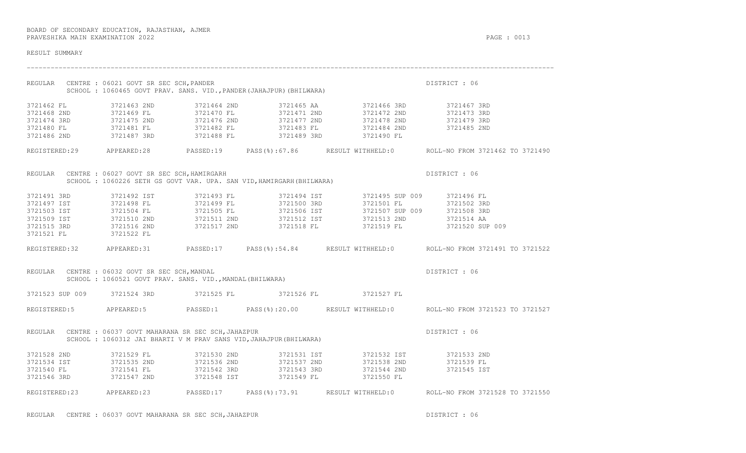BOARD OF SECONDARY EDUCATION, RAJASTHAN, AJMER
PRAVESHIKA MAIN EXAMINATION 2022

RESULT SUMMARY

---

REGULAR CENTRE : 06021 GOVT SR SEC SCH,PANDER DISTRICT : 06
SCHOOL : 1060465 GOVT PRAV. SANS. VID.,PANDER(JAHAJPUR)(BHILWARA)

| | | | | | |
|---|---|---|---|---|---|
| 3721462 FL | 3721463 2ND | 3721464 2ND | 3721465 AA | 3721466 3RD | 3721467 3RD |
| 3721468 2ND | 3721469 FL | 3721470 FL | 3721471 2ND | 3721472 2ND | 3721473 3RD |
| 3721474 3RD | 3721475 2ND | 3721476 2ND | 3721477 2ND | 3721478 2ND | 3721479 3RD |
| 3721480 FL | 3721481 FL | 3721482 FL | 3721483 FL | 3721484 2ND | 3721485 2ND |
| 3721486 2ND | 3721487 3RD | 3721488 FL | 3721489 3RD | 3721490 FL | |

REGISTERED:29 APPEARED:28 PASSED:19 PASS(%):67.86 RESULT WITHHELD:0 ROLL-NO FROM 3721462 TO 3721490

REGULAR CENTRE : 06027 GOVT SR SEC SCH,HAMIRGARH DISTRICT : 06
SCHOOL : 1060226 SETH GS GOVT VAR. UPA. SAN VID,HAMIRGARH(BHILWARA)

| | | | | | |
|---|---|---|---|---|---|
| 3721491 3RD | 3721492 IST | 3721493 FL | 3721494 IST | 3721495 SUP 009 | 3721496 FL |
| 3721497 IST | 3721498 FL | 3721499 FL | 3721500 3RD | 3721501 FL | 3721502 3RD |
| 3721503 IST | 3721504 FL | 3721505 FL | 3721506 IST | 3721507 SUP 009 | 3721508 3RD |
| 3721509 IST | 3721510 2ND | 3721511 2ND | 3721512 IST | 3721513 2ND | 3721514 AA |
| 3721515 3RD | 3721516 2ND | 3721517 2ND | 3721518 FL | 3721519 FL | 3721520 SUP 009 |
| 3721521 FL | 3721522 FL | | | | |

REGISTERED:32 APPEARED:31 PASSED:17 PASS(%):54.84 RESULT WITHHELD:0 ROLL-NO FROM 3721491 TO 3721522

REGULAR CENTRE : 06032 GOVT SR SEC SCH,MANDAL DISTRICT : 06
SCHOOL : 1060521 GOVT PRAV. SANS. VID.,MANDAL(BHILWARA)

| | | | | |
|---|---|---|---|---|
| 3721523 SUP 009 | 3721524 3RD | 3721525 FL | 3721526 FL | 3721527 FL |

REGISTERED:5 APPEARED:5 PASSED:1 PASS(%):20.00 RESULT WITHHELD:0 ROLL-NO FROM 3721523 TO 3721527

REGULAR CENTRE : 06037 GOVT MAHARANA SR SEC SCH,JAHAZPUR DISTRICT : 06
SCHOOL : 1060312 JAI BHARTI V M PRAV SANS VID,JAHAJPUR(BHILWARA)

| | | | | | |
|---|---|---|---|---|---|
| 3721528 2ND | 3721529 FL | 3721530 2ND | 3721531 IST | 3721532 IST | 3721533 2ND |
| 3721534 IST | 3721535 2ND | 3721536 2ND | 3721537 2ND | 3721538 2ND | 3721539 FL |
| 3721540 FL | 3721541 FL | 3721542 3RD | 3721543 3RD | 3721544 2ND | 3721545 IST |
| 3721546 3RD | 3721547 2ND | 3721548 IST | 3721549 FL | 3721550 FL | |

REGISTERED:23 APPEARED:23 PASSED:17 PASS(%):73.91 RESULT WITHHELD:0 ROLL-NO FROM 3721528 TO 3721550

REGULAR CENTRE : 06037 GOVT MAHARANA SR SEC SCH,JAHAZPUR DISTRICT : 06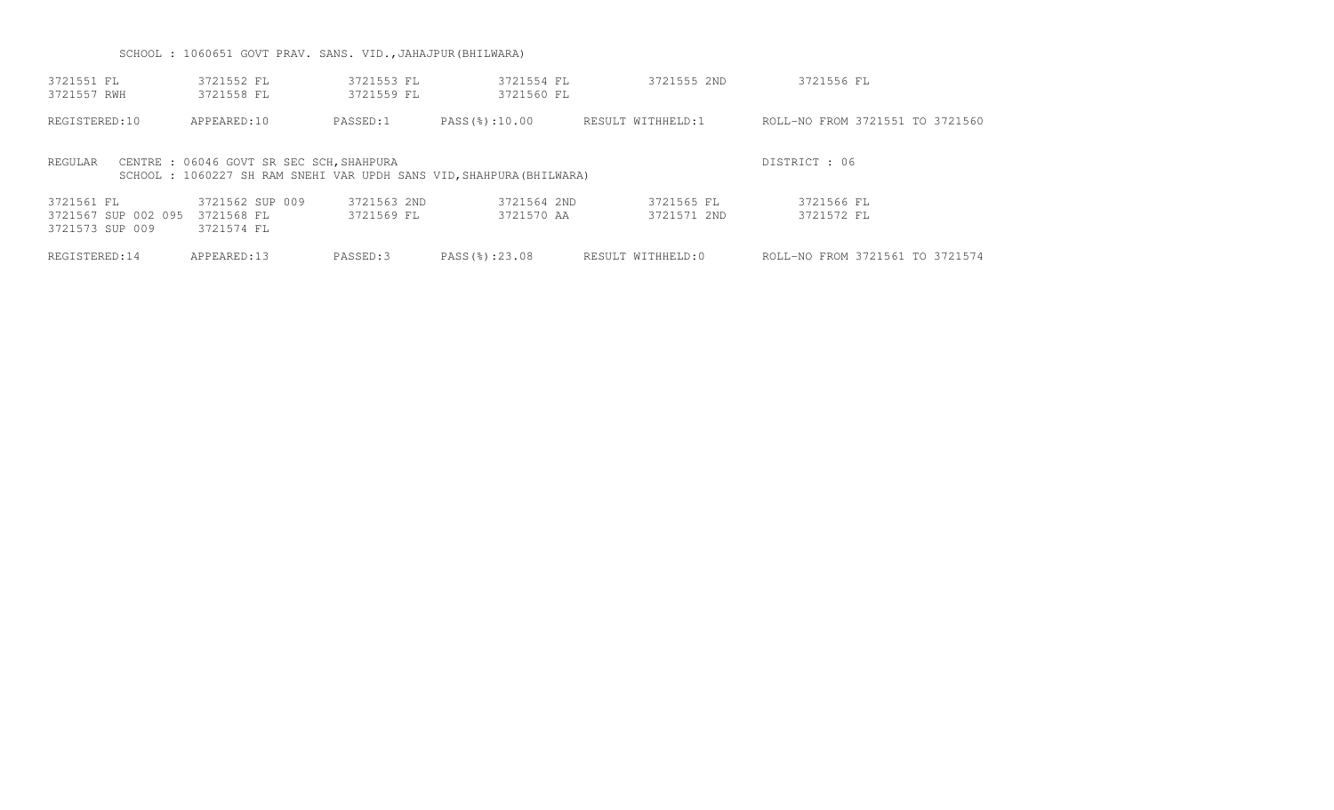SCHOOL : 1060651 GOVT PRAV. SANS. VID.,JAHAJPUR(BHILWARA)

| | | | | | |
|---|---|---|---|---|---|
| 3721551 FL | 3721552 FL | 3721553 FL | 3721554 FL | 3721555 2ND | 3721556 FL |
| 3721557 RWH | 3721558 FL | 3721559 FL | 3721560 FL | | |

REGISTERED:10 APPEARED:10 PASSED:1 PASS(%):10.00 RESULT WITHHELD:1 ROLL-NO FROM 3721551 TO 3721560

REGULAR CENTRE : 06046 GOVT SR SEC SCH,SHAHPURA DISTRICT : 06

SCHOOL : 1060227 SH RAM SNEHI VAR UPDH SANS VID,SHAHPURA(BHILWARA)

| | | | | | |
|---|---|---|---|---|---|
| 3721561 FL | 3721562 SUP 009 | 3721563 2ND | 3721564 2ND | 3721565 FL | 3721566 FL |
| 3721567 SUP 002 095 | 3721568 FL | 3721569 FL | 3721570 AA | 3721571 2ND | 3721572 FL |
| 3721573 SUP 009 | 3721574 FL | | | | |

REGISTERED:14 APPEARED:13 PASSED:3 PASS(%):23.08 RESULT WITHHELD:0 ROLL-NO FROM 3721561 TO 3721574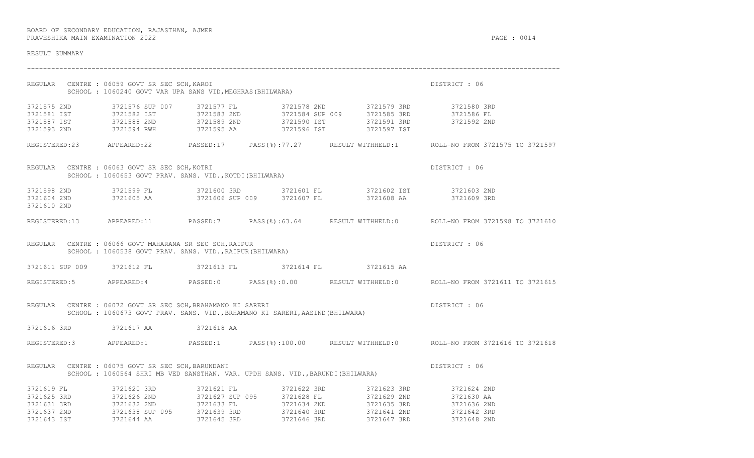BOARD OF SECONDARY EDUCATION, RAJASTHAN, AJMER
PRAVESHIKA MAIN EXAMINATION 2022

RESULT SUMMARY

---

REGULAR CENTRE : 06059 GOVT SR SEC SCH,KAROI — DISTRICT : 06
SCHOOL : 1060240 GOVT VAR UPA SANS VID,MEGHRAS(BHILWARA)

| | | | | | |
|---|---|---|---|---|---|
| 3721575 2ND | 3721576 SUP 007 | 3721577 FL | 3721578 2ND | 3721579 3RD | 3721580 3RD |
| 3721581 IST | 3721582 IST | 3721583 2ND | 3721584 SUP 009 | 3721585 3RD | 3721586 FL |
| 3721587 IST | 3721588 2ND | 3721589 2ND | 3721590 IST | 3721591 3RD | 3721592 2ND |
| 3721593 2ND | 3721594 RWH | 3721595 AA | 3721596 IST | 3721597 IST | |

REGISTERED:23 APPEARED:22 PASSED:17 PASS(%):77.27 RESULT WITHHELD:1 ROLL-NO FROM 3721575 TO 3721597

REGULAR CENTRE : 06063 GOVT SR SEC SCH,KOTRI — DISTRICT : 06
SCHOOL : 1060653 GOVT PRAV. SANS. VID.,KOTDI(BHILWARA)

| | | | | | |
|---|---|---|---|---|---|
| 3721598 2ND | 3721599 FL | 3721600 3RD | 3721601 FL | 3721602 IST | 3721603 2ND |
| 3721604 2ND | 3721605 AA | 3721606 SUP 009 | 3721607 FL | 3721608 AA | 3721609 3RD |
| 3721610 2ND | | | | | |

REGISTERED:13 APPEARED:11 PASSED:7 PASS(%):63.64 RESULT WITHHELD:0 ROLL-NO FROM 3721598 TO 3721610

REGULAR CENTRE : 06066 GOVT MAHARANA SR SEC SCH,RAIPUR — DISTRICT : 06
SCHOOL : 1060538 GOVT PRAV. SANS. VID.,RAIPUR(BHILWARA)

| | | | | |
|---|---|---|---|---|
| 3721611 SUP 009 | 3721612 FL | 3721613 FL | 3721614 FL | 3721615 AA |

REGISTERED:5 APPEARED:4 PASSED:0 PASS(%):0.00 RESULT WITHHELD:0 ROLL-NO FROM 3721611 TO 3721615

REGULAR CENTRE : 06072 GOVT SR SEC SCH,BRAHAMANO KI SARERI — DISTRICT : 06
SCHOOL : 1060673 GOVT PRAV. SANS. VID.,BRHAMANO KI SARERI,AASIND(BHILWARA)

| | | |
|---|---|---|
| 3721616 3RD | 3721617 AA | 3721618 AA |

REGISTERED:3 APPEARED:1 PASSED:1 PASS(%):100.00 RESULT WITHHELD:0 ROLL-NO FROM 3721616 TO 3721618

REGULAR CENTRE : 06075 GOVT SR SEC SCH,BARUNDANI — DISTRICT : 06
SCHOOL : 1060564 SHRI MB VED SANSTHAN. VAR. UPDH SANS. VID.,BARUNDI(BHILWARA)

| | | | | | |
|---|---|---|---|---|---|
| 3721619 FL | 3721620 3RD | 3721621 FL | 3721622 3RD | 3721623 3RD | 3721624 2ND |
| 3721625 3RD | 3721626 2ND | 3721627 SUP 095 | 3721628 FL | 3721629 2ND | 3721630 AA |
| 3721631 3RD | 3721632 2ND | 3721633 FL | 3721634 2ND | 3721635 3RD | 3721636 2ND |
| 3721637 2ND | 3721638 SUP 095 | 3721639 3RD | 3721640 3RD | 3721641 2ND | 3721642 3RD |
| 3721643 IST | 3721644 AA | 3721645 3RD | 3721646 3RD | 3721647 3RD | 3721648 2ND |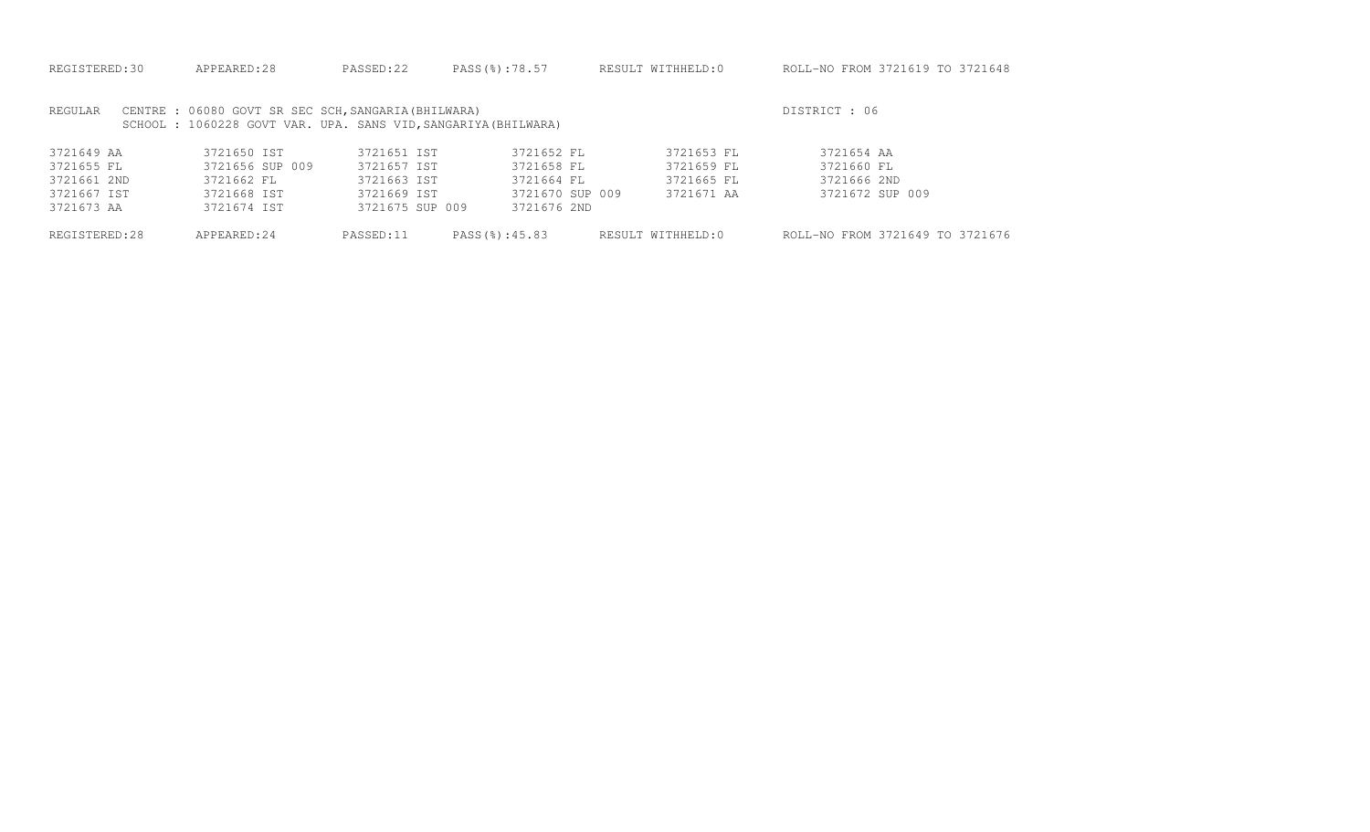REGISTERED:30 APPEARED:28 PASSED:22 PASS(%):78.57 RESULT WITHHELD:0 ROLL-NO FROM 3721619 TO 3721648

REGULAR CENTRE : 06080 GOVT SR SEC SCH,SANGARIA(BHILWARA) DISTRICT : 06
SCHOOL : 1060228 GOVT VAR. UPA. SANS VID,SANGARIYA(BHILWARA)

| | | | | | |
|---|---|---|---|---|---|
| 3721649 AA | 3721650 IST | 3721651 IST | 3721652 FL | 3721653 FL | 3721654 AA |
| 3721655 FL | 3721656 SUP 009 | 3721657 IST | 3721658 FL | 3721659 FL | 3721660 FL |
| 3721661 2ND | 3721662 FL | 3721663 IST | 3721664 FL | 3721665 FL | 3721666 2ND |
| 3721667 IST | 3721668 IST | 3721669 IST | 3721670 SUP 009 | 3721671 AA | 3721672 SUP 009 |
| 3721673 AA | 3721674 IST | 3721675 SUP 009 | 3721676 2ND | | |

REGISTERED:28 APPEARED:24 PASSED:11 PASS(%):45.83 RESULT WITHHELD:0 ROLL-NO FROM 3721649 TO 3721676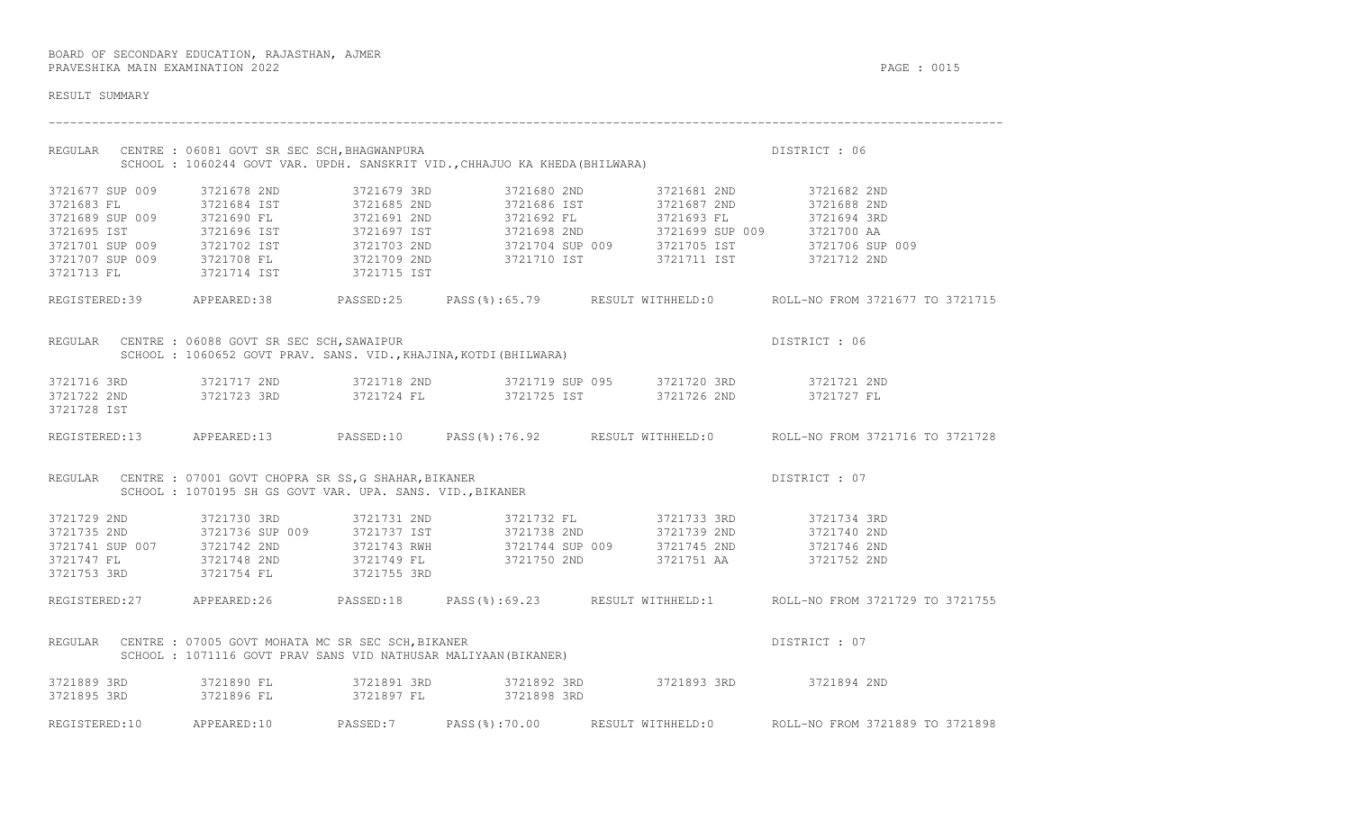BOARD OF SECONDARY EDUCATION, RAJASTHAN, AJMER
PRAVESHIKA MAIN EXAMINATION 2022

RESULT SUMMARY

---

REGULAR CENTRE : 06081 GOVT SR SEC SCH,BHAGWANPURA DISTRICT : 06
SCHOOL : 1060244 GOVT VAR. UPDH. SANSKRIT VID.,CHHAJUO KA KHEDA(BHILWARA)

```
3721677 SUP 009    3721678 2ND        3721679 3RD        3721680 2ND        3721681 2ND        3721682 2ND
3721683 FL         3721684 IST        3721685 2ND        3721686 IST        3721687 2ND        3721688 2ND
3721689 SUP 009    3721690 FL         3721691 2ND        3721692 FL         3721693 FL         3721694 3RD
3721695 IST        3721696 IST        3721697 IST        3721698 2ND        3721699 SUP 009    3721700 AA
3721701 SUP 009    3721702 IST        3721703 2ND        3721704 SUP 009    3721705 IST        3721706 SUP 009
3721707 SUP 009    3721708 FL         3721709 2ND        3721710 IST        3721711 IST        3721712 2ND
3721713 FL         3721714 IST        3721715 IST
```

REGISTERED:39 APPEARED:38 PASSED:25 PASS(%):65.79 RESULT WITHHELD:0 ROLL-NO FROM 3721677 TO 3721715

REGULAR CENTRE : 06088 GOVT SR SEC SCH,SAWAIPUR DISTRICT : 06
SCHOOL : 1060652 GOVT PRAV. SANS. VID.,KHAJINA,KOTDI(BHILWARA)

```
3721716 3RD        3721717 2ND        3721718 2ND        3721719 SUP 095    3721720 3RD        3721721 2ND
3721722 2ND        3721723 3RD        3721724 FL         3721725 IST        3721726 2ND        3721727 FL
3721728 IST
```

REGISTERED:13 APPEARED:13 PASSED:10 PASS(%):76.92 RESULT WITHHELD:0 ROLL-NO FROM 3721716 TO 3721728

REGULAR CENTRE : 07001 GOVT CHOPRA SR SS,G SHAHAR,BIKANER DISTRICT : 07
SCHOOL : 1070195 SH GS GOVT VAR. UPA. SANS. VID.,BIKANER

```
3721729 2ND        3721730 3RD        3721731 2ND        3721732 FL         3721733 3RD        3721734 3RD
3721735 2ND        3721736 SUP 009    3721737 IST        3721738 2ND        3721739 2ND        3721740 2ND
3721741 SUP 007    3721742 2ND        3721743 RWH        3721744 SUP 009    3721745 2ND        3721746 2ND
3721747 FL         3721748 2ND        3721749 FL         3721750 2ND        3721751 AA         3721752 2ND
3721753 3RD        3721754 FL         3721755 3RD
```

REGISTERED:27 APPEARED:26 PASSED:18 PASS(%):69.23 RESULT WITHHELD:1 ROLL-NO FROM 3721729 TO 3721755

REGULAR CENTRE : 07005 GOVT MOHATA MC SR SEC SCH,BIKANER DISTRICT : 07
SCHOOL : 1071116 GOVT PRAV SANS VID NATHUSAR MALIYAAN(BIKANER)

```
3721889 3RD        3721890 FL         3721891 3RD        3721892 3RD        3721893 3RD        3721894 2ND
3721895 3RD        3721896 FL         3721897 FL         3721898 3RD
```

REGISTERED:10 APPEARED:10 PASSED:7 PASS(%):70.00 RESULT WITHHELD:0 ROLL-NO FROM 3721889 TO 3721898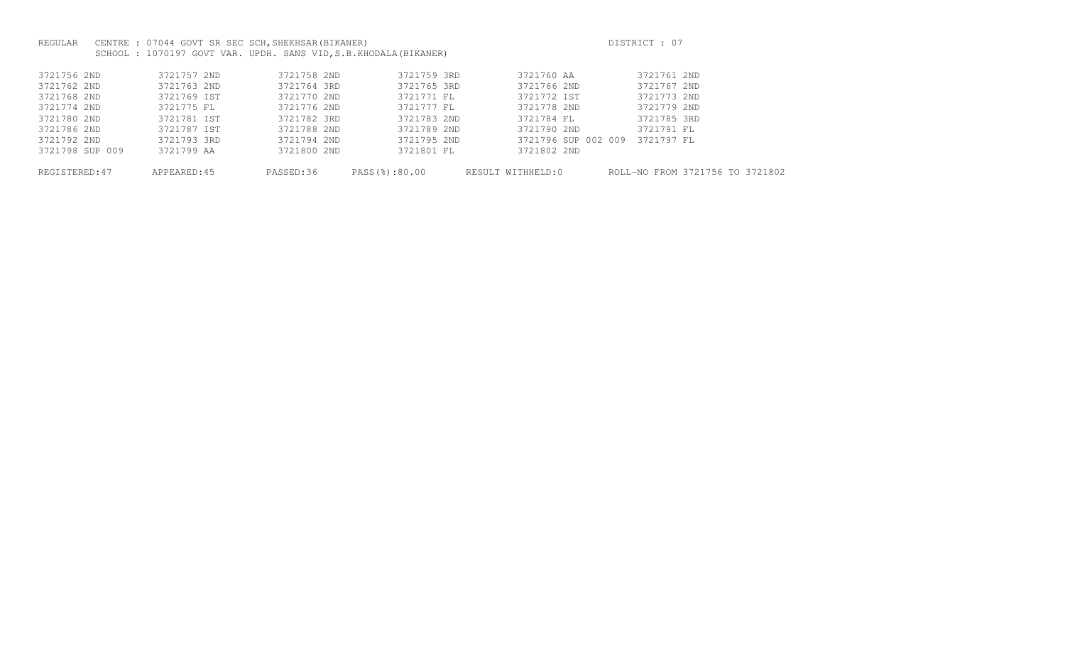REGULAR CENTRE : 07044 GOVT SR SEC SCH,SHEKHSAR(BIKANER) DISTRICT : 07

SCHOOL : 1070197 GOVT VAR. UPDH. SANS VID,S.B.KHODALA(BIKANER)

| | | | | | |
|---|---|---|---|---|---|
| 3721756 2ND | 3721757 2ND | 3721758 2ND | 3721759 3RD | 3721760 AA | 3721761 2ND |
| 3721762 2ND | 3721763 2ND | 3721764 3RD | 3721765 3RD | 3721766 2ND | 3721767 2ND |
| 3721768 2ND | 3721769 IST | 3721770 2ND | 3721771 FL | 3721772 IST | 3721773 2ND |
| 3721774 2ND | 3721775 FL | 3721776 2ND | 3721777 FL | 3721778 2ND | 3721779 2ND |
| 3721780 2ND | 3721781 IST | 3721782 3RD | 3721783 2ND | 3721784 FL | 3721785 3RD |
| 3721786 2ND | 3721787 IST | 3721788 2ND | 3721789 2ND | 3721790 2ND | 3721791 FL |
| 3721792 2ND | 3721793 3RD | 3721794 2ND | 3721795 2ND | 3721796 SUP 002 009 | 3721797 FL |
| 3721798 SUP 009 | 3721799 AA | 3721800 2ND | 3721801 FL | 3721802 2ND | |

REGISTERED:47 APPEARED:45 PASSED:36 PASS(%):80.00 RESULT WITHHELD:0 ROLL-NO FROM 3721756 TO 3721802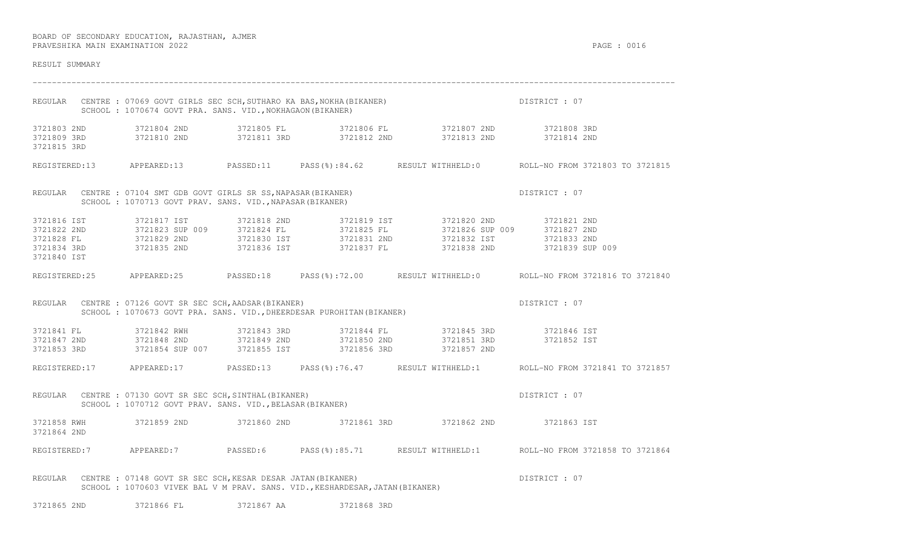BOARD OF SECONDARY EDUCATION, RAJASTHAN, AJMER
PRAVESHIKA MAIN EXAMINATION 2022

RESULT SUMMARY

---

REGULAR CENTRE : 07069 GOVT GIRLS SEC SCH,SUTHARO KA BAS,NOKHA(BIKANER) DISTRICT : 07
SCHOOL : 1070674 GOVT PRA. SANS. VID.,NOKHAGAON(BIKANER)

| | | | | | |
|---|---|---|---|---|---|
| 3721803 2ND | 3721804 2ND | 3721805 FL | 3721806 FL | 3721807 2ND | 3721808 3RD |
| 3721809 3RD | 3721810 2ND | 3721811 3RD | 3721812 2ND | 3721813 2ND | 3721814 2ND |
| 3721815 3RD | | | | | |

REGISTERED:13 APPEARED:13 PASSED:11 PASS(%):84.62 RESULT WITHHELD:0 ROLL-NO FROM 3721803 TO 3721815

REGULAR CENTRE : 07104 SMT GDB GOVT GIRLS SR SS,NAPASAR(BIKANER) DISTRICT : 07
SCHOOL : 1070713 GOVT PRAV. SANS. VID.,NAPASAR(BIKANER)

| | | | | | |
|---|---|---|---|---|---|
| 3721816 IST | 3721817 IST | 3721818 2ND | 3721819 IST | 3721820 2ND | 3721821 2ND |
| 3721822 2ND | 3721823 SUP 009 | 3721824 FL | 3721825 FL | 3721826 SUP 009 | 3721827 2ND |
| 3721828 FL | 3721829 2ND | 3721830 IST | 3721831 2ND | 3721832 IST | 3721833 2ND |
| 3721834 3RD | 3721835 2ND | 3721836 IST | 3721837 FL | 3721838 2ND | 3721839 SUP 009 |
| 3721840 IST | | | | | |

REGISTERED:25 APPEARED:25 PASSED:18 PASS(%):72.00 RESULT WITHHELD:0 ROLL-NO FROM 3721816 TO 3721840

REGULAR CENTRE : 07126 GOVT SR SEC SCH,AADSAR(BIKANER) DISTRICT : 07
SCHOOL : 1070673 GOVT PRA. SANS. VID.,DHEERDESAR PUROHITAN(BIKANER)

| | | | | | |
|---|---|---|---|---|---|
| 3721841 FL | 3721842 RWH | 3721843 3RD | 3721844 FL | 3721845 3RD | 3721846 IST |
| 3721847 2ND | 3721848 2ND | 3721849 2ND | 3721850 2ND | 3721851 3RD | 3721852 IST |
| 3721853 3RD | 3721854 SUP 007 | 3721855 IST | 3721856 3RD | 3721857 2ND | |

REGISTERED:17 APPEARED:17 PASSED:13 PASS(%):76.47 RESULT WITHHELD:1 ROLL-NO FROM 3721841 TO 3721857

REGULAR CENTRE : 07130 GOVT SR SEC SCH,SINTHAL(BIKANER) DISTRICT : 07
SCHOOL : 1070712 GOVT PRAV. SANS. VID.,BELASAR(BIKANER)

| | | | | | |
|---|---|---|---|---|---|
| 3721858 RWH | 3721859 2ND | 3721860 2ND | 3721861 3RD | 3721862 2ND | 3721863 IST |
| 3721864 2ND | | | | | |

REGISTERED:7 APPEARED:7 PASSED:6 PASS(%):85.71 RESULT WITHHELD:1 ROLL-NO FROM 3721858 TO 3721864

REGULAR CENTRE : 07148 GOVT SR SEC SCH,KESAR DESAR JATAN(BIKANER) DISTRICT : 07
SCHOOL : 1070603 VIVEK BAL V M PRAV. SANS. VID.,KESHARDESAR,JATAN(BIKANER)

| | | | |
|---|---|---|---|
| 3721865 2ND | 3721866 FL | 3721867 AA | 3721868 3RD |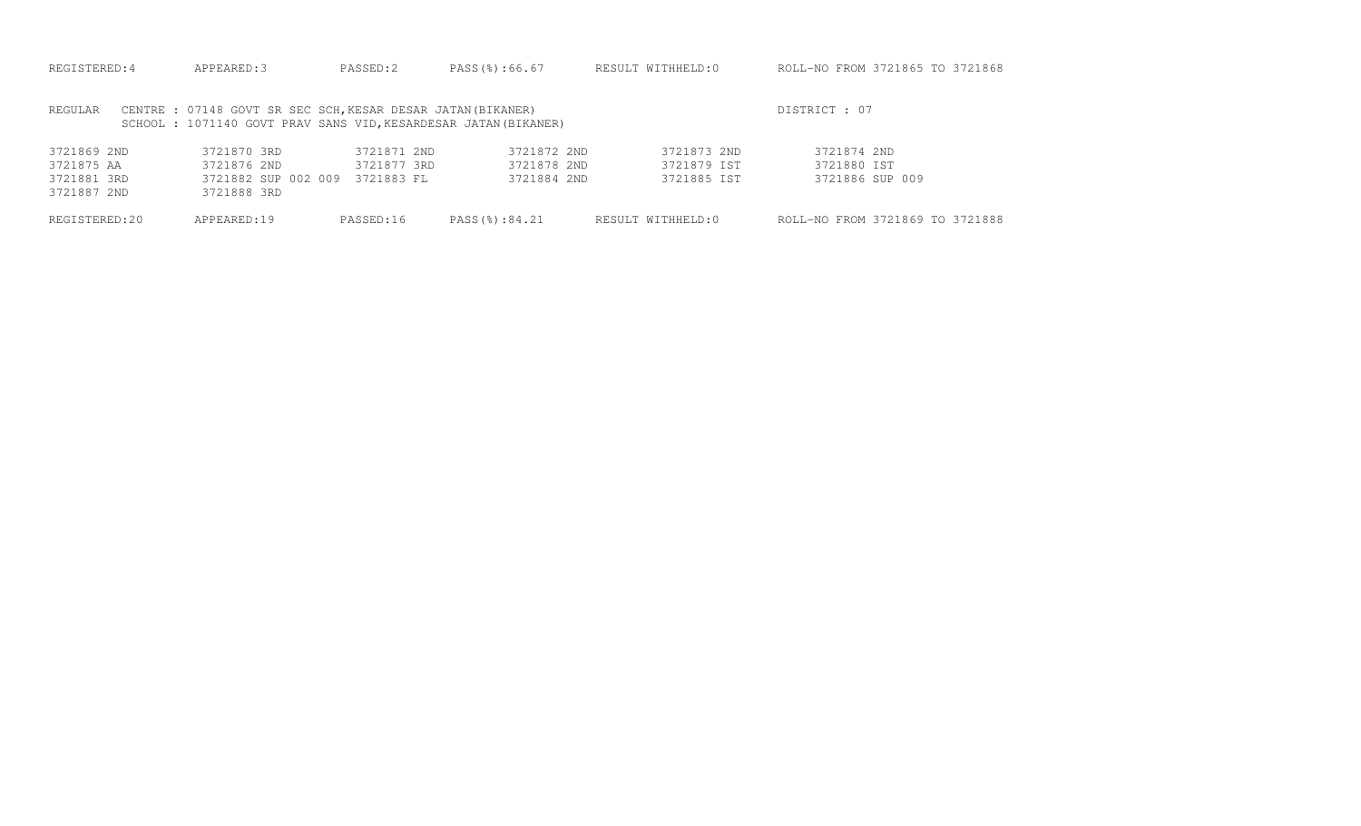REGISTERED:4 APPEARED:3 PASSED:2 PASS(%):66.67 RESULT WITHHELD:0 ROLL-NO FROM 3721865 TO 3721868

REGULAR CENTRE : 07148 GOVT SR SEC SCH,KESAR DESAR JATAN(BIKANER) DISTRICT : 07
SCHOOL : 1071140 GOVT PRAV SANS VID,KESARDESAR JATAN(BIKANER)

| | | | | | |
|---|---|---|---|---|---|
| 3721869 2ND | 3721870 3RD | 3721871 2ND | 3721872 2ND | 3721873 2ND | 3721874 2ND |
| 3721875 AA | 3721876 2ND | 3721877 3RD | 3721878 2ND | 3721879 IST | 3721880 IST |
| 3721881 3RD | 3721882 SUP 002 009 | 3721883 FL | 3721884 2ND | 3721885 IST | 3721886 SUP 009 |
| 3721887 2ND | 3721888 3RD | | | | |

REGISTERED:20 APPEARED:19 PASSED:16 PASS(%):84.21 RESULT WITHHELD:0 ROLL-NO FROM 3721869 TO 3721888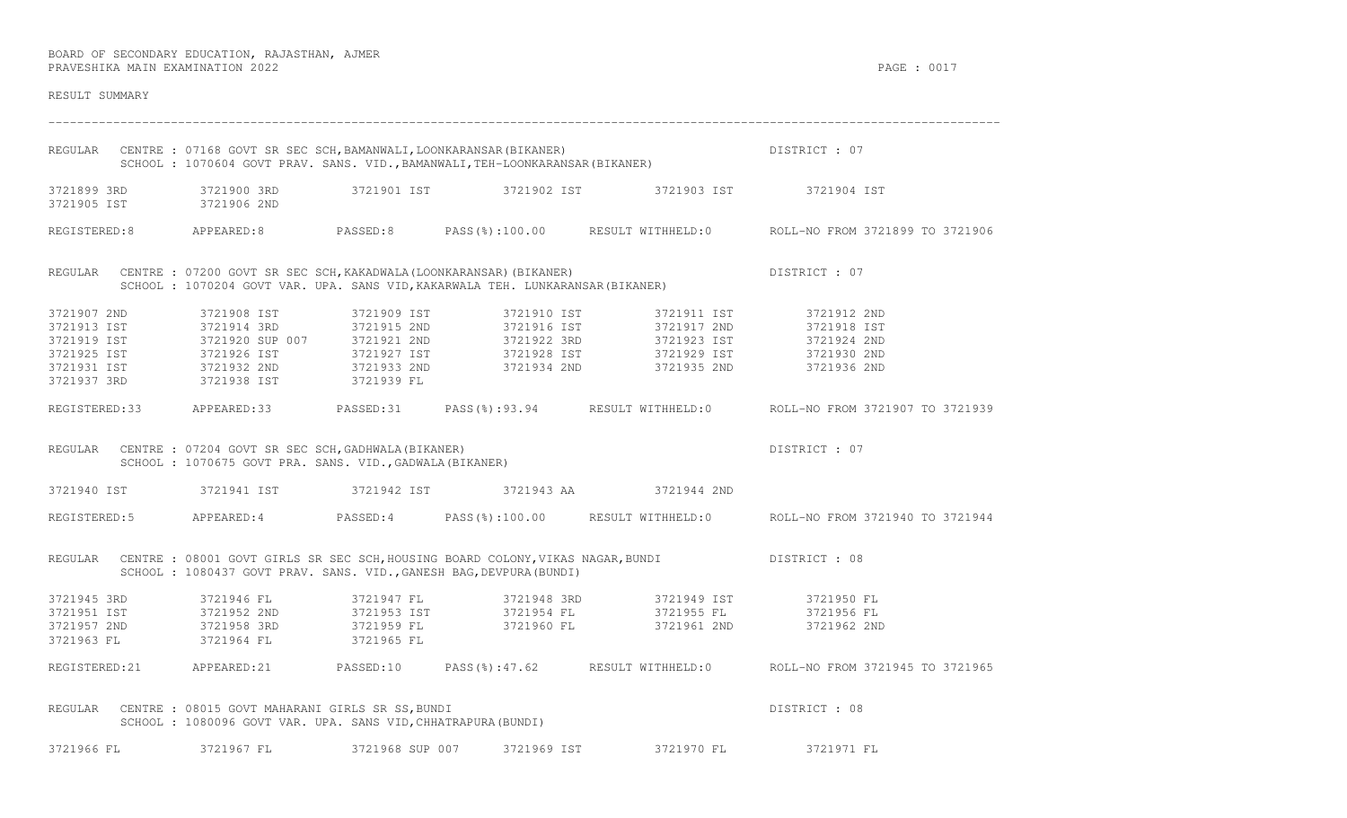BOARD OF SECONDARY EDUCATION, RAJASTHAN, AJMER
PRAVESHIKA MAIN EXAMINATION 2022

RESULT SUMMARY

---

REGULAR CENTRE : 07168 GOVT SR SEC SCH,BAMANWALI,LOONKARANSAR(BIKANER) DISTRICT : 07
SCHOOL : 1070604 GOVT PRAV. SANS. VID.,BAMANWALI,TEH-LOONKARANSAR(BIKANER)

| | | | | | |
|---|---|---|---|---|---|
| 3721899 3RD | 3721900 3RD | 3721901 IST | 3721902 IST | 3721903 IST | 3721904 IST |
| 3721905 IST | 3721906 2ND | | | | |

REGISTERED:8 APPEARED:8 PASSED:8 PASS(%):100.00 RESULT WITHHELD:0 ROLL-NO FROM 3721899 TO 3721906

REGULAR CENTRE : 07200 GOVT SR SEC SCH,KAKADWALA(LOONKARANSAR)(BIKANER) DISTRICT : 07
SCHOOL : 1070204 GOVT VAR. UPA. SANS VID,KAKARWALA TEH. LUNKARANSAR(BIKANER)

| | | | | | |
|---|---|---|---|---|---|
| 3721907 2ND | 3721908 IST | 3721909 IST | 3721910 IST | 3721911 IST | 3721912 2ND |
| 3721913 IST | 3721914 3RD | 3721915 2ND | 3721916 IST | 3721917 2ND | 3721918 IST |
| 3721919 IST | 3721920 SUP 007 | 3721921 2ND | 3721922 3RD | 3721923 IST | 3721924 2ND |
| 3721925 IST | 3721926 IST | 3721927 IST | 3721928 IST | 3721929 IST | 3721930 2ND |
| 3721931 IST | 3721932 2ND | 3721933 2ND | 3721934 2ND | 3721935 2ND | 3721936 2ND |
| 3721937 3RD | 3721938 IST | 3721939 FL | | | |

REGISTERED:33 APPEARED:33 PASSED:31 PASS(%):93.94 RESULT WITHHELD:0 ROLL-NO FROM 3721907 TO 3721939

REGULAR CENTRE : 07204 GOVT SR SEC SCH,GADHWALA(BIKANER) DISTRICT : 07
SCHOOL : 1070675 GOVT PRA. SANS. VID.,GADWALA(BIKANER)

| | | | | |
|---|---|---|---|---|
| 3721940 IST | 3721941 IST | 3721942 IST | 3721943 AA | 3721944 2ND |

REGISTERED:5 APPEARED:4 PASSED:4 PASS(%):100.00 RESULT WITHHELD:0 ROLL-NO FROM 3721940 TO 3721944

REGULAR CENTRE : 08001 GOVT GIRLS SR SEC SCH,HOUSING BOARD COLONY,VIKAS NAGAR,BUNDI DISTRICT : 08
SCHOOL : 1080437 GOVT PRAV. SANS. VID.,GANESH BAG,DEVPURA(BUNDI)

| | | | | | |
|---|---|---|---|---|---|
| 3721945 3RD | 3721946 FL | 3721947 FL | 3721948 3RD | 3721949 IST | 3721950 FL |
| 3721951 IST | 3721952 2ND | 3721953 IST | 3721954 FL | 3721955 FL | 3721956 FL |
| 3721957 2ND | 3721958 3RD | 3721959 FL | 3721960 FL | 3721961 2ND | 3721962 2ND |
| 3721963 FL | 3721964 FL | 3721965 FL | | | |

REGISTERED:21 APPEARED:21 PASSED:10 PASS(%):47.62 RESULT WITHHELD:0 ROLL-NO FROM 3721945 TO 3721965

REGULAR CENTRE : 08015 GOVT MAHARANI GIRLS SR SS,BUNDI DISTRICT : 08
SCHOOL : 1080096 GOVT VAR. UPA. SANS VID,CHHATRAPURA(BUNDI)

| | | | | | |
|---|---|---|---|---|---|
| 3721966 FL | 3721967 FL | 3721968 SUP 007 | 3721969 IST | 3721970 FL | 3721971 FL |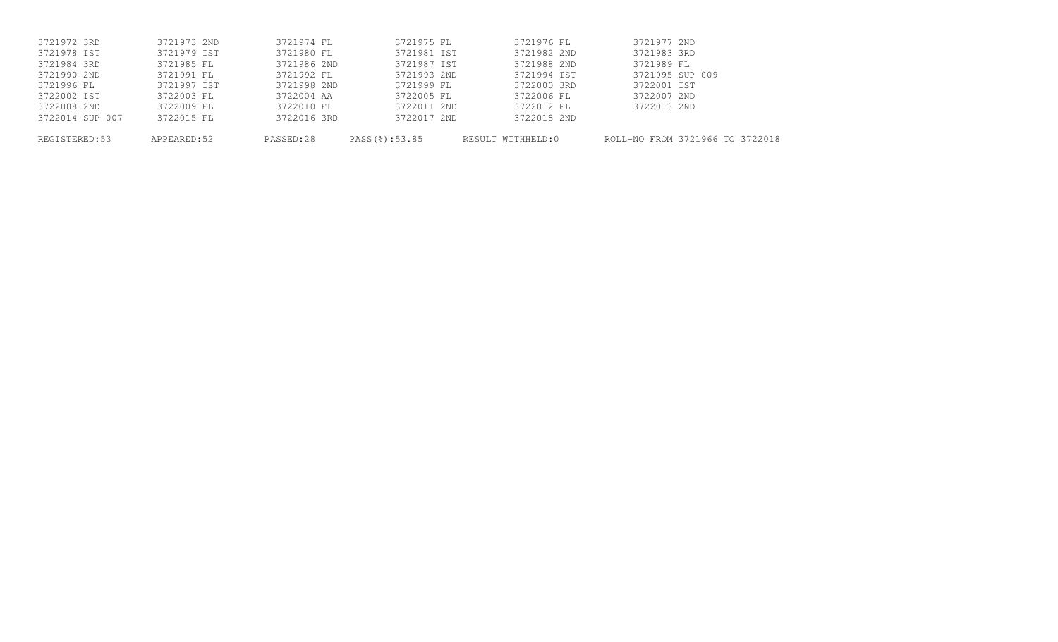| | | | | | |
|---|---|---|---|---|---|
| 3721972 3RD | 3721973 2ND | 3721974 FL | 3721975 FL | 3721976 FL | 3721977 2ND |
| 3721978 IST | 3721979 IST | 3721980 FL | 3721981 IST | 3721982 2ND | 3721983 3RD |
| 3721984 3RD | 3721985 FL | 3721986 2ND | 3721987 IST | 3721988 2ND | 3721989 FL |
| 3721990 2ND | 3721991 FL | 3721992 FL | 3721993 2ND | 3721994 IST | 3721995 SUP 009 |
| 3721996 FL | 3721997 IST | 3721998 2ND | 3721999 FL | 3722000 3RD | 3722001 IST |
| 3722002 IST | 3722003 FL | 3722004 AA | 3722005 FL | 3722006 FL | 3722007 2ND |
| 3722008 2ND | 3722009 FL | 3722010 FL | 3722011 2ND | 3722012 FL | 3722013 2ND |
| 3722014 SUP 007 | 3722015 FL | 3722016 3RD | 3722017 2ND | 3722018 2ND | |

REGISTERED:53 APPEARED:52 PASSED:28 PASS(%):53.85 RESULT WITHHELD:0 ROLL-NO FROM 3721966 TO 3722018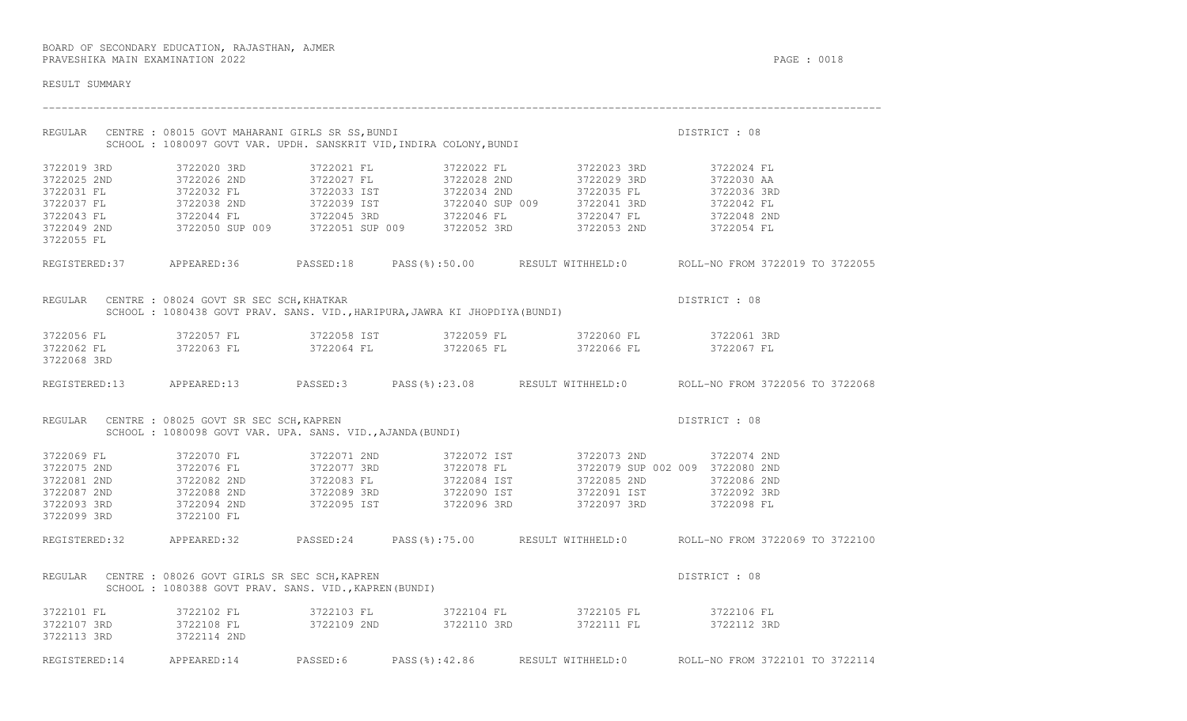BOARD OF SECONDARY EDUCATION, RAJASTHAN, AJMER
PRAVESHIKA MAIN EXAMINATION 2022

RESULT SUMMARY

---

REGULAR CENTRE : 08015 GOVT MAHARANI GIRLS SR SS,BUNDI — DISTRICT : 08
SCHOOL : 1080097 GOVT VAR. UPDH. SANSKRIT VID,INDIRA COLONY,BUNDI

| | | | | | |
|---|---|---|---|---|---|
| 3722019 3RD | 3722020 3RD | 3722021 FL | 3722022 FL | 3722023 3RD | 3722024 FL |
| 3722025 2ND | 3722026 2ND | 3722027 FL | 3722028 2ND | 3722029 3RD | 3722030 AA |
| 3722031 FL | 3722032 FL | 3722033 IST | 3722034 2ND | 3722035 FL | 3722036 3RD |
| 3722037 FL | 3722038 2ND | 3722039 IST | 3722040 SUP 009 | 3722041 3RD | 3722042 FL |
| 3722043 FL | 3722044 FL | 3722045 3RD | 3722046 FL | 3722047 FL | 3722048 2ND |
| 3722049 2ND | 3722050 SUP 009 | 3722051 SUP 009 | 3722052 3RD | 3722053 2ND | 3722054 FL |
| 3722055 FL | | | | | |

REGISTERED:37 APPEARED:36 PASSED:18 PASS(%):50.00 RESULT WITHHELD:0 ROLL-NO FROM 3722019 TO 3722055

REGULAR CENTRE : 08024 GOVT SR SEC SCH,KHATKAR — DISTRICT : 08
SCHOOL : 1080438 GOVT PRAV. SANS. VID.,HARIPURA,JAWRA KI JHOPDIYA(BUNDI)

| | | | | | |
|---|---|---|---|---|---|
| 3722056 FL | 3722057 FL | 3722058 IST | 3722059 FL | 3722060 FL | 3722061 3RD |
| 3722062 FL | 3722063 FL | 3722064 FL | 3722065 FL | 3722066 FL | 3722067 FL |
| 3722068 3RD | | | | | |

REGISTERED:13 APPEARED:13 PASSED:3 PASS(%):23.08 RESULT WITHHELD:0 ROLL-NO FROM 3722056 TO 3722068

REGULAR CENTRE : 08025 GOVT SR SEC SCH,KAPREN — DISTRICT : 08
SCHOOL : 1080098 GOVT VAR. UPA. SANS. VID.,AJANDA(BUNDI)

| | | | | | |
|---|---|---|---|---|---|
| 3722069 FL | 3722070 FL | 3722071 2ND | 3722072 IST | 3722073 2ND | 3722074 2ND |
| 3722075 2ND | 3722076 FL | 3722077 3RD | 3722078 FL | 3722079 SUP 002 009 | 3722080 2ND |
| 3722081 2ND | 3722082 2ND | 3722083 FL | 3722084 IST | 3722085 2ND | 3722086 2ND |
| 3722087 2ND | 3722088 2ND | 3722089 3RD | 3722090 IST | 3722091 IST | 3722092 3RD |
| 3722093 3RD | 3722094 2ND | 3722095 IST | 3722096 3RD | 3722097 3RD | 3722098 FL |
| 3722099 3RD | 3722100 FL | | | | |

REGISTERED:32 APPEARED:32 PASSED:24 PASS(%):75.00 RESULT WITHHELD:0 ROLL-NO FROM 3722069 TO 3722100

REGULAR CENTRE : 08026 GOVT GIRLS SR SEC SCH,KAPREN — DISTRICT : 08
SCHOOL : 1080388 GOVT PRAV. SANS. VID.,KAPREN(BUNDI)

| | | | | | |
|---|---|---|---|---|---|
| 3722101 FL | 3722102 FL | 3722103 FL | 3722104 FL | 3722105 FL | 3722106 FL |
| 3722107 3RD | 3722108 FL | 3722109 2ND | 3722110 3RD | 3722111 FL | 3722112 3RD |
| 3722113 3RD | 3722114 2ND | | | | |

REGISTERED:14 APPEARED:14 PASSED:6 PASS(%):42.86 RESULT WITHHELD:0 ROLL-NO FROM 3722101 TO 3722114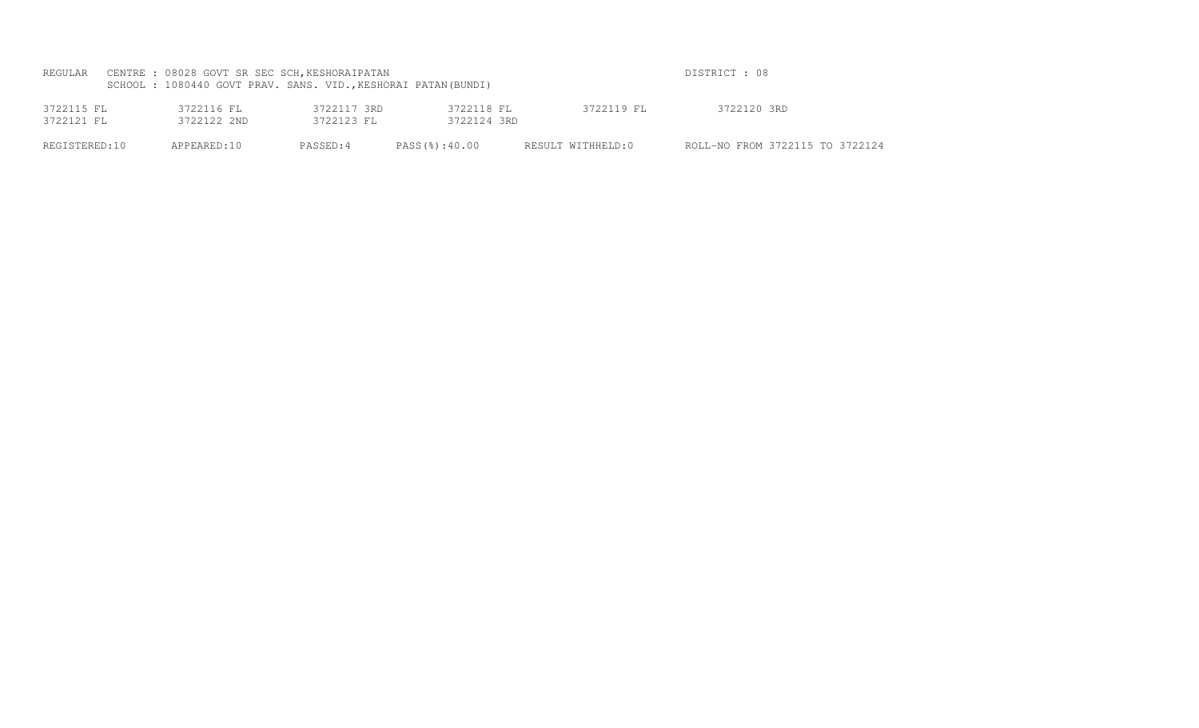REGULAR CENTRE : 08028 GOVT SR SEC SCH,KESHORAIPATAN DISTRICT : 08

SCHOOL : 1080440 GOVT PRAV. SANS. VID.,KESHORAI PATAN(BUNDI)

| | | | | | |
|---|---|---|---|---|---|
| 3722115 FL | 3722116 FL | 3722117 3RD | 3722118 FL | 3722119 FL | 3722120 3RD |
| 3722121 FL | 3722122 2ND | 3722123 FL | 3722124 3RD | | |

REGISTERED:10 APPEARED:10 PASSED:4 PASS(%):40.00 RESULT WITHHELD:0 ROLL-NO FROM 3722115 TO 3722124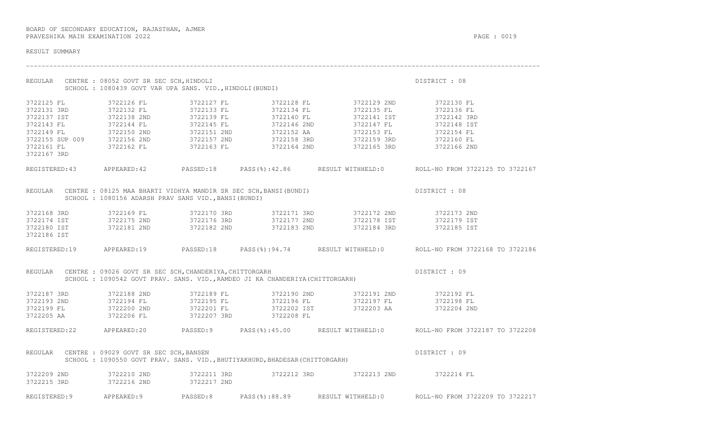BOARD OF SECONDARY EDUCATION, RAJASTHAN, AJMER
PRAVESHIKA MAIN EXAMINATION 2022

RESULT SUMMARY

---

REGULAR CENTRE : 08052 GOVT SR SEC SCH,HINDOLI — DISTRICT : 08
SCHOOL : 1080439 GOVT VAR UPA SANS. VID.,HINDOLI(BUNDI)

```
3722125 FL        3722126 FL        3722127 FL        3722128 FL        3722129 2ND       3722130 FL
3722131 3RD       3722132 FL        3722133 FL        3722134 FL        3722135 FL        3722136 FL
3722137 IST       3722138 2ND       3722139 FL        3722140 FL        3722141 IST       3722142 3RD
3722143 FL        3722144 FL        3722145 FL        3722146 2ND       3722147 FL        3722148 IST
3722149 FL        3722150 2ND       3722151 2ND       3722152 AA        3722153 FL        3722154 FL
3722155 SUP 009   3722156 2ND       3722157 2ND       3722158 3RD       3722159 3RD       3722160 FL
3722161 FL        3722162 FL        3722163 FL        3722164 2ND       3722165 3RD       3722166 2ND
3722167 3RD
```

REGISTERED:43 APPEARED:42 PASSED:18 PASS(%):42.86 RESULT WITHHELD:0 ROLL-NO FROM 3722125 TO 3722167

REGULAR CENTRE : 08125 MAA BHARTI VIDHYA MANDIR SR SEC SCH,BANSI(BUNDI) — DISTRICT : 08
SCHOOL : 1080156 ADARSH PRAV SANS VID.,BANSI(BUNDI)

```
3722168 3RD       3722169 FL        3722170 3RD       3722171 3RD       3722172 2ND       3722173 2ND
3722174 IST       3722175 2ND       3722176 3RD       3722177 2ND       3722178 IST       3722179 IST
3722180 IST       3722181 2ND       3722182 2ND       3722183 2ND       3722184 3RD       3722185 IST
3722186 IST
```

REGISTERED:19 APPEARED:19 PASSED:18 PASS(%):94.74 RESULT WITHHELD:0 ROLL-NO FROM 3722168 TO 3722186

REGULAR CENTRE : 09026 GOVT SR SEC SCH,CHANDERIYA,CHITTORGARH — DISTRICT : 09
SCHOOL : 1090542 GOVT PRAV. SANS. VID.,RAMDEO JI KA CHANDERIYA(CHITTORGARH)

```
3722187 3RD       3722188 2ND       3722189 FL        3722190 2ND       3722191 2ND       3722192 FL
3722193 2ND       3722194 FL        3722195 FL        3722196 FL        3722197 FL        3722198 FL
3722199 FL        3722200 2ND       3722201 FL        3722202 IST       3722203 AA        3722204 2ND
3722205 AA        3722206 FL        3722207 3RD       3722208 FL
```

REGISTERED:22 APPEARED:20 PASSED:9 PASS(%):45.00 RESULT WITHHELD:0 ROLL-NO FROM 3722187 TO 3722208

REGULAR CENTRE : 09029 GOVT SR SEC SCH,BANSEN — DISTRICT : 09
SCHOOL : 1090550 GOVT PRAV. SANS. VID.,BHUTIYAKHURD,BHADESAR(CHITTORGARH)

```
3722209 2ND       3722210 2ND       3722211 3RD       3722212 3RD       3722213 2ND       3722214 FL
3722215 3RD       3722216 2ND       3722217 2ND
```

REGISTERED:9 APPEARED:9 PASSED:8 PASS(%):88.89 RESULT WITHHELD:0 ROLL-NO FROM 3722209 TO 3722217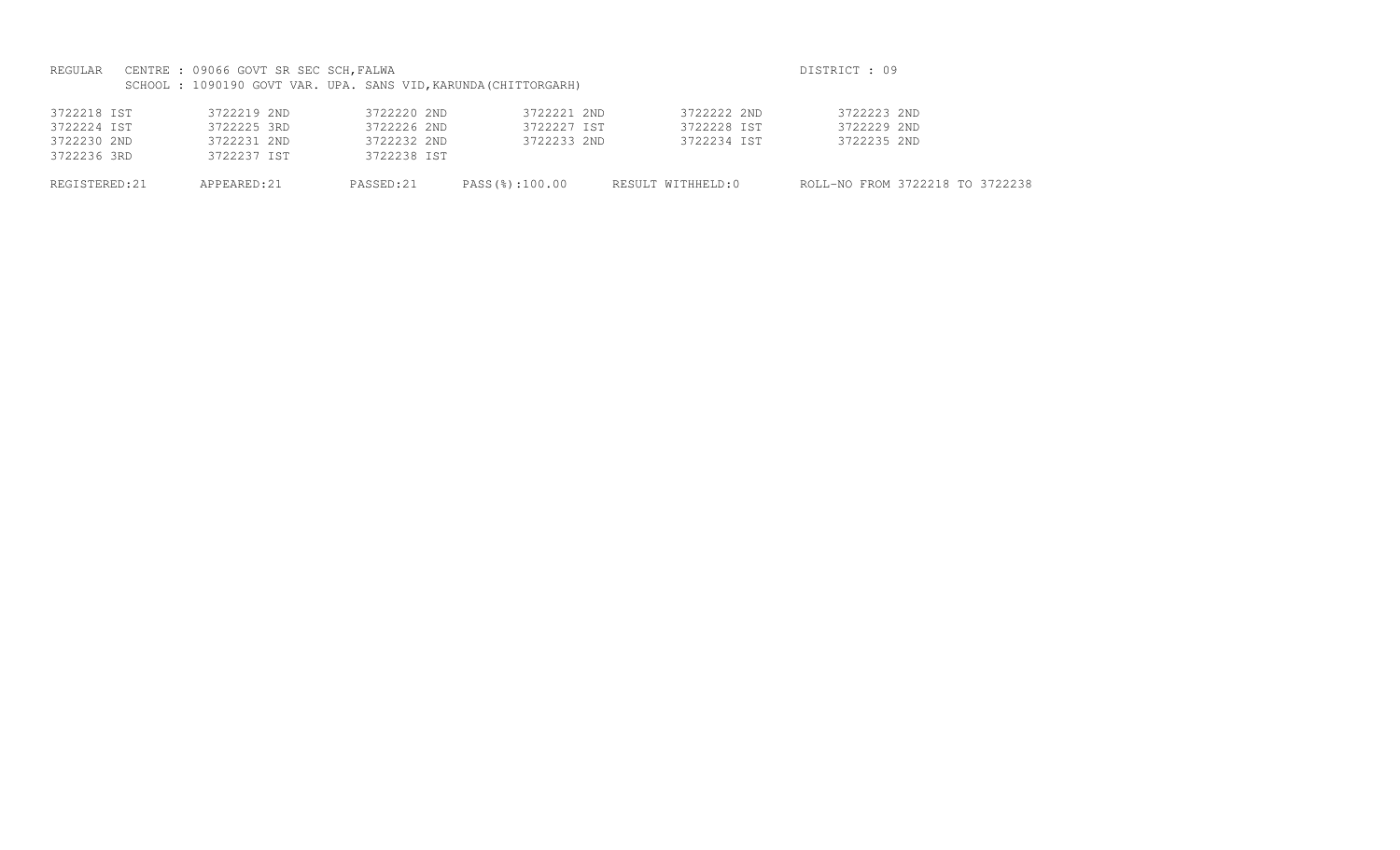REGULAR CENTRE : 09066 GOVT SR SEC SCH,FALWA DISTRICT : 09

SCHOOL : 1090190 GOVT VAR. UPA. SANS VID,KARUNDA(CHITTORGARH)

| | | | | | |
|---|---|---|---|---|---|
| 3722218 IST | 3722219 2ND | 3722220 2ND | 3722221 2ND | 3722222 2ND | 3722223 2ND |
| 3722224 IST | 3722225 3RD | 3722226 2ND | 3722227 IST | 3722228 IST | 3722229 2ND |
| 3722230 2ND | 3722231 2ND | 3722232 2ND | 3722233 2ND | 3722234 IST | 3722235 2ND |
| 3722236 3RD | 3722237 IST | 3722238 IST | | | |

REGISTERED:21 APPEARED:21 PASSED:21 PASS(%):100.00 RESULT WITHHELD:0 ROLL-NO FROM 3722218 TO 3722238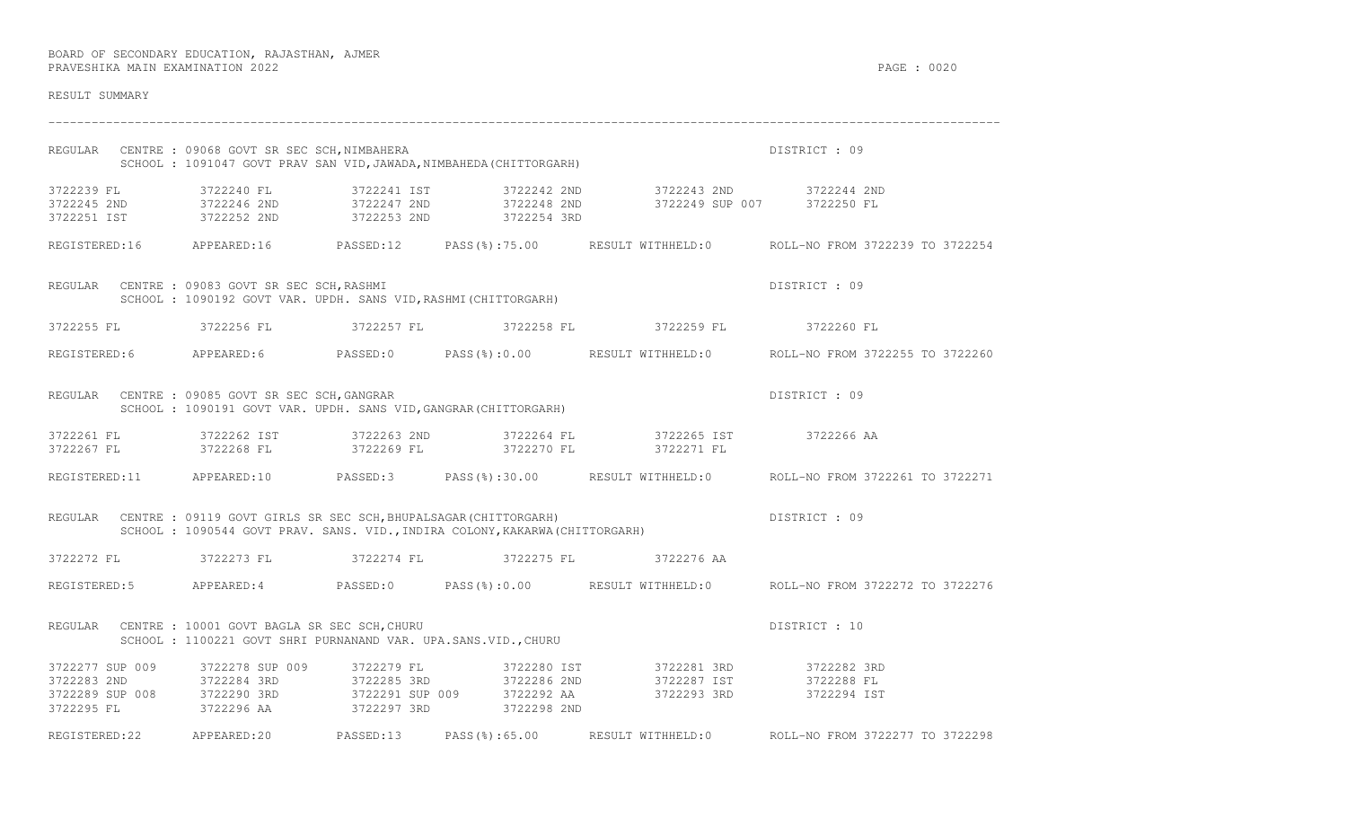BOARD OF SECONDARY EDUCATION, RAJASTHAN, AJMER
PRAVESHIKA MAIN EXAMINATION 2022

RESULT SUMMARY

---

REGULAR CENTRE : 09068 GOVT SR SEC SCH,NIMBAHERA — DISTRICT : 09
SCHOOL : 1091047 GOVT PRAV SAN VID,JAWADA,NIMBAHEDA(CHITTORGARH)

```
3722239 FL        3722240 FL        3722241 IST       3722242 2ND       3722243 2ND       3722244 2ND
3722245 2ND       3722246 2ND       3722247 2ND       3722248 2ND       3722249 SUP 007   3722250 FL
3722251 IST       3722252 2ND       3722253 2ND       3722254 3RD
```

REGISTERED:16 APPEARED:16 PASSED:12 PASS(%):75.00 RESULT WITHHELD:0 ROLL-NO FROM 3722239 TO 3722254

REGULAR CENTRE : 09083 GOVT SR SEC SCH,RASHMI — DISTRICT : 09
SCHOOL : 1090192 GOVT VAR. UPDH. SANS VID,RASHMI(CHITTORGARH)

```
3722255 FL        3722256 FL        3722257 FL        3722258 FL        3722259 FL        3722260 FL
```

REGISTERED:6 APPEARED:6 PASSED:0 PASS(%):0.00 RESULT WITHHELD:0 ROLL-NO FROM 3722255 TO 3722260

REGULAR CENTRE : 09085 GOVT SR SEC SCH,GANGRAR — DISTRICT : 09
SCHOOL : 1090191 GOVT VAR. UPDH. SANS VID,GANGRAR(CHITTORGARH)

```
3722261 FL        3722262 IST       3722263 2ND       3722264 FL        3722265 IST       3722266 AA
3722267 FL        3722268 FL        3722269 FL        3722270 FL        3722271 FL
```

REGISTERED:11 APPEARED:10 PASSED:3 PASS(%):30.00 RESULT WITHHELD:0 ROLL-NO FROM 3722261 TO 3722271

REGULAR CENTRE : 09119 GOVT GIRLS SR SEC SCH,BHUPALSAGAR(CHITTORGARH) — DISTRICT : 09
SCHOOL : 1090544 GOVT PRAV. SANS. VID.,INDIRA COLONY,KAKARWA(CHITTORGARH)

```
3722272 FL        3722273 FL        3722274 FL        3722275 FL        3722276 AA
```

REGISTERED:5 APPEARED:4 PASSED:0 PASS(%):0.00 RESULT WITHHELD:0 ROLL-NO FROM 3722272 TO 3722276

REGULAR CENTRE : 10001 GOVT BAGLA SR SEC SCH,CHURU — DISTRICT : 10
SCHOOL : 1100221 GOVT SHRI PURNANAND VAR. UPA.SANS.VID.,CHURU

```
3722277 SUP 009   3722278 SUP 009   3722279 FL        3722280 IST       3722281 3RD       3722282 3RD
3722283 2ND       3722284 3RD       3722285 3RD       3722286 2ND       3722287 IST       3722288 FL
3722289 SUP 008   3722290 3RD       3722291 SUP 009   3722292 AA        3722293 3RD       3722294 IST
3722295 FL        3722296 AA        3722297 3RD       3722298 2ND
```

REGISTERED:22 APPEARED:20 PASSED:13 PASS(%):65.00 RESULT WITHHELD:0 ROLL-NO FROM 3722277 TO 3722298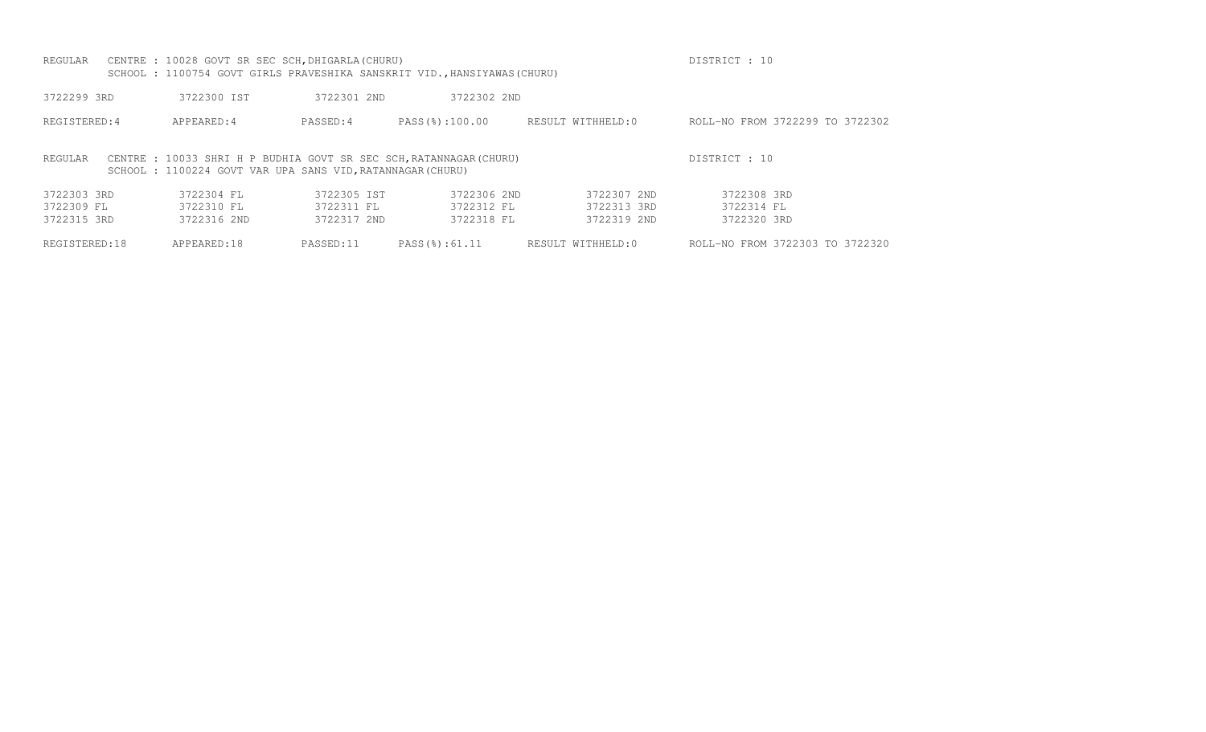REGULAR CENTRE : 10028 GOVT SR SEC SCH,DHIGARLA(CHURU) DISTRICT : 10
SCHOOL : 1100754 GOVT GIRLS PRAVESHIKA SANSKRIT VID.,HANSIYAWAS(CHURU)

| | | | |
|---|---|---|---|
| 3722299 3RD | 3722300 IST | 3722301 2ND | 3722302 2ND |

REGISTERED:4 APPEARED:4 PASSED:4 PASS(%):100.00 RESULT WITHHELD:0 ROLL-NO FROM 3722299 TO 3722302

REGULAR CENTRE : 10033 SHRI H P BUDHIA GOVT SR SEC SCH,RATANNAGAR(CHURU) DISTRICT : 10
SCHOOL : 1100224 GOVT VAR UPA SANS VID,RATANNAGAR(CHURU)

| | | | | | |
|---|---|---|---|---|---|
| 3722303 3RD | 3722304 FL | 3722305 IST | 3722306 2ND | 3722307 2ND | 3722308 3RD |
| 3722309 FL | 3722310 FL | 3722311 FL | 3722312 FL | 3722313 3RD | 3722314 FL |
| 3722315 3RD | 3722316 2ND | 3722317 2ND | 3722318 FL | 3722319 2ND | 3722320 3RD |

REGISTERED:18 APPEARED:18 PASSED:11 PASS(%):61.11 RESULT WITHHELD:0 ROLL-NO FROM 3722303 TO 3722320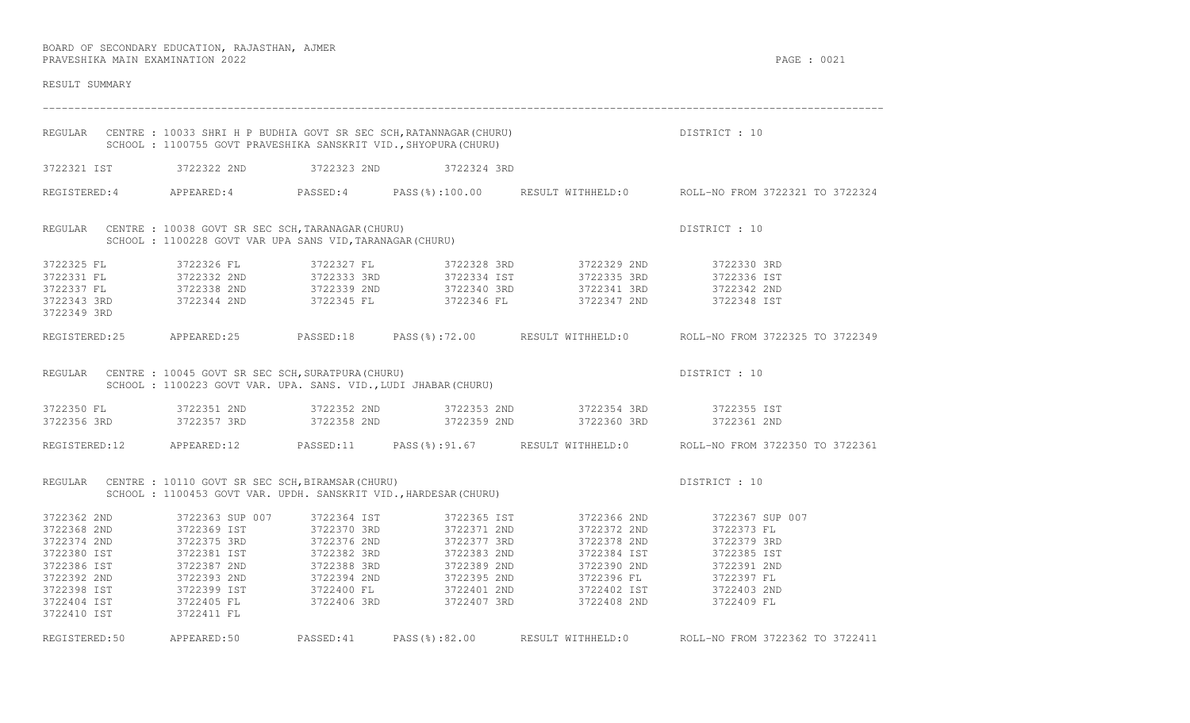BOARD OF SECONDARY EDUCATION, RAJASTHAN, AJMER
PRAVESHIKA MAIN EXAMINATION 2022

RESULT SUMMARY

---

REGULAR CENTRE : 10033 SHRI H P BUDHIA GOVT SR SEC SCH,RATANNAGAR(CHURU) DISTRICT : 10
SCHOOL : 1100755 GOVT PRAVESHIKA SANSKRIT VID.,SHYOPURA(CHURU)

| | | | |
|---|---|---|---|
| 3722321 IST | 3722322 2ND | 3722323 2ND | 3722324 3RD |

REGISTERED:4 APPEARED:4 PASSED:4 PASS(%):100.00 RESULT WITHHELD:0 ROLL-NO FROM 3722321 TO 3722324

REGULAR CENTRE : 10038 GOVT SR SEC SCH,TARANAGAR(CHURU) DISTRICT : 10
SCHOOL : 1100228 GOVT VAR UPA SANS VID,TARANAGAR(CHURU)

| | | | | | |
|---|---|---|---|---|---|
| 3722325 FL | 3722326 FL | 3722327 FL | 3722328 3RD | 3722329 2ND | 3722330 3RD |
| 3722331 FL | 3722332 2ND | 3722333 3RD | 3722334 IST | 3722335 3RD | 3722336 IST |
| 3722337 FL | 3722338 2ND | 3722339 2ND | 3722340 3RD | 3722341 3RD | 3722342 2ND |
| 3722343 3RD | 3722344 2ND | 3722345 FL | 3722346 FL | 3722347 2ND | 3722348 IST |
| 3722349 3RD | | | | | |

REGISTERED:25 APPEARED:25 PASSED:18 PASS(%):72.00 RESULT WITHHELD:0 ROLL-NO FROM 3722325 TO 3722349

REGULAR CENTRE : 10045 GOVT SR SEC SCH,SURATPURA(CHURU) DISTRICT : 10
SCHOOL : 1100223 GOVT VAR. UPA. SANS. VID.,LUDI JHABAR(CHURU)

| | | | | | |
|---|---|---|---|---|---|
| 3722350 FL | 3722351 2ND | 3722352 2ND | 3722353 2ND | 3722354 3RD | 3722355 IST |
| 3722356 3RD | 3722357 3RD | 3722358 2ND | 3722359 2ND | 3722360 3RD | 3722361 2ND |

REGISTERED:12 APPEARED:12 PASSED:11 PASS(%):91.67 RESULT WITHHELD:0 ROLL-NO FROM 3722350 TO 3722361

REGULAR CENTRE : 10110 GOVT SR SEC SCH,BIRAMSAR(CHURU) DISTRICT : 10
SCHOOL : 1100453 GOVT VAR. UPDH. SANSKRIT VID.,HARDESAR(CHURU)

| | | | | | |
|---|---|---|---|---|---|
| 3722362 2ND | 3722363 SUP 007 | 3722364 IST | 3722365 IST | 3722366 2ND | 3722367 SUP 007 |
| 3722368 2ND | 3722369 IST | 3722370 3RD | 3722371 2ND | 3722372 2ND | 3722373 FL |
| 3722374 2ND | 3722375 3RD | 3722376 2ND | 3722377 3RD | 3722378 2ND | 3722379 3RD |
| 3722380 IST | 3722381 IST | 3722382 3RD | 3722383 2ND | 3722384 IST | 3722385 IST |
| 3722386 IST | 3722387 2ND | 3722388 3RD | 3722389 2ND | 3722390 2ND | 3722391 2ND |
| 3722392 2ND | 3722393 2ND | 3722394 2ND | 3722395 2ND | 3722396 FL | 3722397 FL |
| 3722398 IST | 3722399 IST | 3722400 FL | 3722401 2ND | 3722402 IST | 3722403 2ND |
| 3722404 IST | 3722405 FL | 3722406 3RD | 3722407 3RD | 3722408 2ND | 3722409 FL |
| 3722410 IST | 3722411 FL | | | | |

REGISTERED:50 APPEARED:50 PASSED:41 PASS(%):82.00 RESULT WITHHELD:0 ROLL-NO FROM 3722362 TO 3722411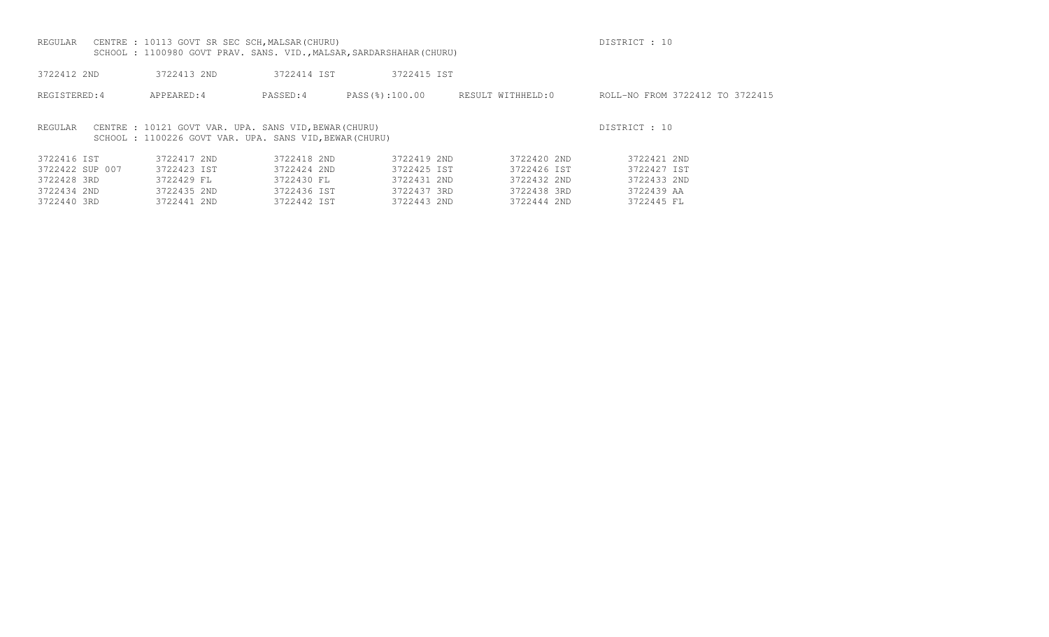REGULAR CENTRE : 10113 GOVT SR SEC SCH,MALSAR(CHURU) DISTRICT : 10
SCHOOL : 1100980 GOVT PRAV. SANS. VID.,MALSAR,SARDARSHAHAR(CHURU)

| | | | |
|---|---|---|---|
| 3722412 2ND | 3722413 2ND | 3722414 IST | 3722415 IST |

REGISTERED:4 APPEARED:4 PASSED:4 PASS(%):100.00 RESULT WITHHELD:0 ROLL-NO FROM 3722412 TO 3722415

REGULAR CENTRE : 10121 GOVT VAR. UPA. SANS VID,BEWAR(CHURU) DISTRICT : 10
SCHOOL : 1100226 GOVT VAR. UPA. SANS VID,BEWAR(CHURU)

| | | | | | |
|---|---|---|---|---|---|
| 3722416 IST | 3722417 2ND | 3722418 2ND | 3722419 2ND | 3722420 2ND | 3722421 2ND |
| 3722422 SUP 007 | 3722423 IST | 3722424 2ND | 3722425 IST | 3722426 IST | 3722427 IST |
| 3722428 3RD | 3722429 FL | 3722430 FL | 3722431 2ND | 3722432 2ND | 3722433 2ND |
| 3722434 2ND | 3722435 2ND | 3722436 IST | 3722437 3RD | 3722438 3RD | 3722439 AA |
| 3722440 3RD | 3722441 2ND | 3722442 IST | 3722443 2ND | 3722444 2ND | 3722445 FL |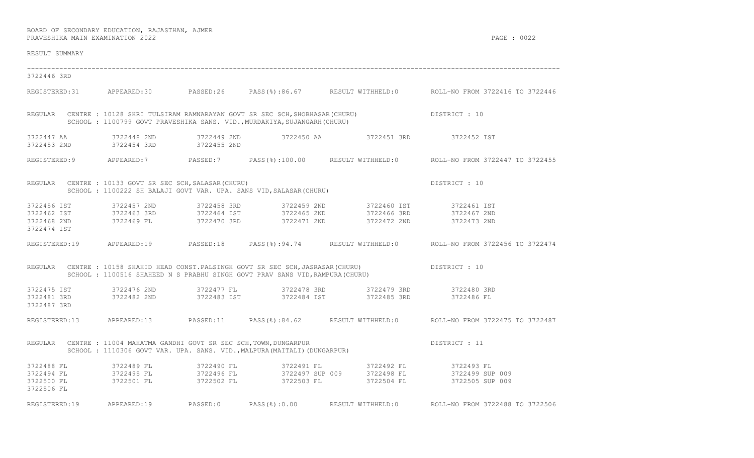BOARD OF SECONDARY EDUCATION, RAJASTHAN, AJMER
PRAVESHIKA MAIN EXAMINATION 2022

RESULT SUMMARY

---

3722446 3RD

REGISTERED:31 APPEARED:30 PASSED:26 PASS(%):86.67 RESULT WITHHELD:0 ROLL-NO FROM 3722416 TO 3722446

REGULAR CENTRE : 10128 SHRI TULSIRAM RAMNARAYAN GOVT SR SEC SCH,SHOBHASAR(CHURU) DISTRICT : 10
SCHOOL : 1100799 GOVT PRAVESHIKA SANS. VID.,MURDAKIYA,SUJANGARH(CHURU)

| | | | | | |
|---|---|---|---|---|---|
| 3722447 AA | 3722448 2ND | 3722449 2ND | 3722450 AA | 3722451 3RD | 3722452 IST |
| 3722453 2ND | 3722454 3RD | 3722455 2ND | | | |

REGISTERED:9 APPEARED:7 PASSED:7 PASS(%):100.00 RESULT WITHHELD:0 ROLL-NO FROM 3722447 TO 3722455

REGULAR CENTRE : 10133 GOVT SR SEC SCH,SALASAR(CHURU) DISTRICT : 10
SCHOOL : 1100222 SH BALAJI GOVT VAR. UPA. SANS VID,SALASAR(CHURU)

| | | | | | |
|---|---|---|---|---|---|
| 3722456 IST | 3722457 2ND | 3722458 3RD | 3722459 2ND | 3722460 IST | 3722461 IST |
| 3722462 IST | 3722463 3RD | 3722464 IST | 3722465 2ND | 3722466 3RD | 3722467 2ND |
| 3722468 2ND | 3722469 FL | 3722470 3RD | 3722471 2ND | 3722472 2ND | 3722473 2ND |
| 3722474 IST | | | | | |

REGISTERED:19 APPEARED:19 PASSED:18 PASS(%):94.74 RESULT WITHHELD:0 ROLL-NO FROM 3722456 TO 3722474

REGULAR CENTRE : 10158 SHAHID HEAD CONST.PALSINGH GOVT SR SEC SCH,JASRASAR(CHURU) DISTRICT : 10
SCHOOL : 1100516 SHAHEED N S PRABHU SINGH GOVT PRAV SANS VID,RAMPURA(CHURU)

| | | | | | |
|---|---|---|---|---|---|
| 3722475 IST | 3722476 2ND | 3722477 FL | 3722478 3RD | 3722479 3RD | 3722480 3RD |
| 3722481 3RD | 3722482 2ND | 3722483 IST | 3722484 IST | 3722485 3RD | 3722486 FL |
| 3722487 3RD | | | | | |

REGISTERED:13 APPEARED:13 PASSED:11 PASS(%):84.62 RESULT WITHHELD:0 ROLL-NO FROM 3722475 TO 3722487

REGULAR CENTRE : 11004 MAHATMA GANDHI GOVT SR SEC SCH,TOWN,DUNGARPUR DISTRICT : 11
SCHOOL : 1110306 GOVT VAR. UPA. SANS. VID.,MALPURA(MAITALI)(DUNGARPUR)

| | | | | | |
|---|---|---|---|---|---|
| 3722488 FL | 3722489 FL | 3722490 FL | 3722491 FL | 3722492 FL | 3722493 FL |
| 3722494 FL | 3722495 FL | 3722496 FL | 3722497 SUP 009 | 3722498 FL | 3722499 SUP 009 |
| 3722500 FL | 3722501 FL | 3722502 FL | 3722503 FL | 3722504 FL | 3722505 SUP 009 |
| 3722506 FL | | | | | |

REGISTERED:19 APPEARED:19 PASSED:0 PASS(%):0.00 RESULT WITHHELD:0 ROLL-NO FROM 3722488 TO 3722506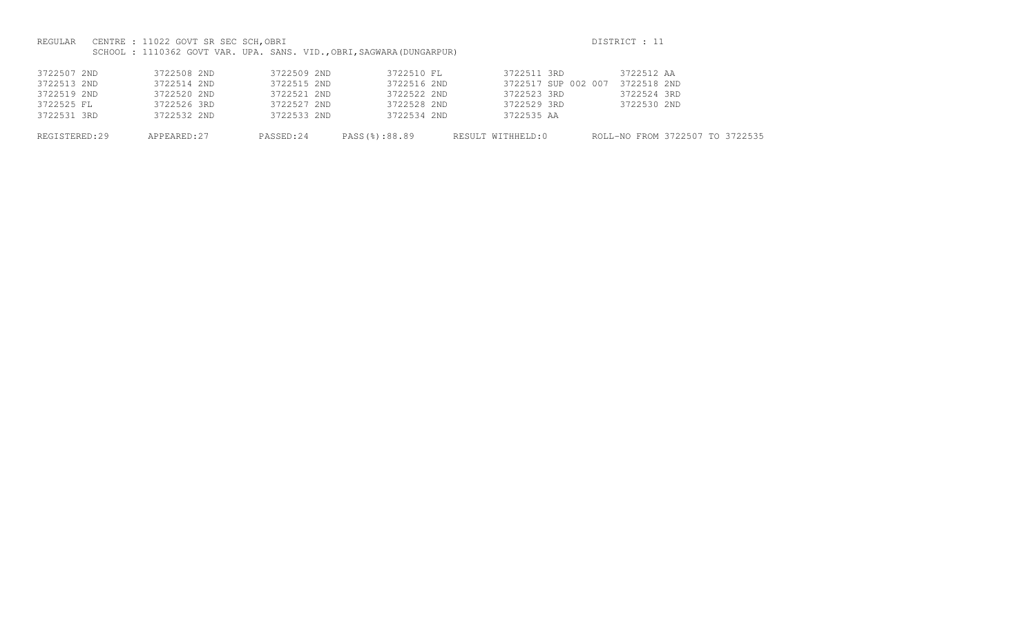REGULAR CENTRE : 11022 GOVT SR SEC SCH,OBRI DISTRICT : 11

SCHOOL : 1110362 GOVT VAR. UPA. SANS. VID.,OBRI,SAGWARA(DUNGARPUR)

| | | | | | |
|---|---|---|---|---|---|
| 3722507 2ND | 3722508 2ND | 3722509 2ND | 3722510 FL | 3722511 3RD | 3722512 AA |
| 3722513 2ND | 3722514 2ND | 3722515 2ND | 3722516 2ND | 3722517 SUP 002 007 | 3722518 2ND |
| 3722519 2ND | 3722520 2ND | 3722521 2ND | 3722522 2ND | 3722523 3RD | 3722524 3RD |
| 3722525 FL | 3722526 3RD | 3722527 2ND | 3722528 2ND | 3722529 3RD | 3722530 2ND |
| 3722531 3RD | 3722532 2ND | 3722533 2ND | 3722534 2ND | 3722535 AA | |

REGISTERED:29 APPEARED:27 PASSED:24 PASS(%):88.89 RESULT WITHHELD:0 ROLL-NO FROM 3722507 TO 3722535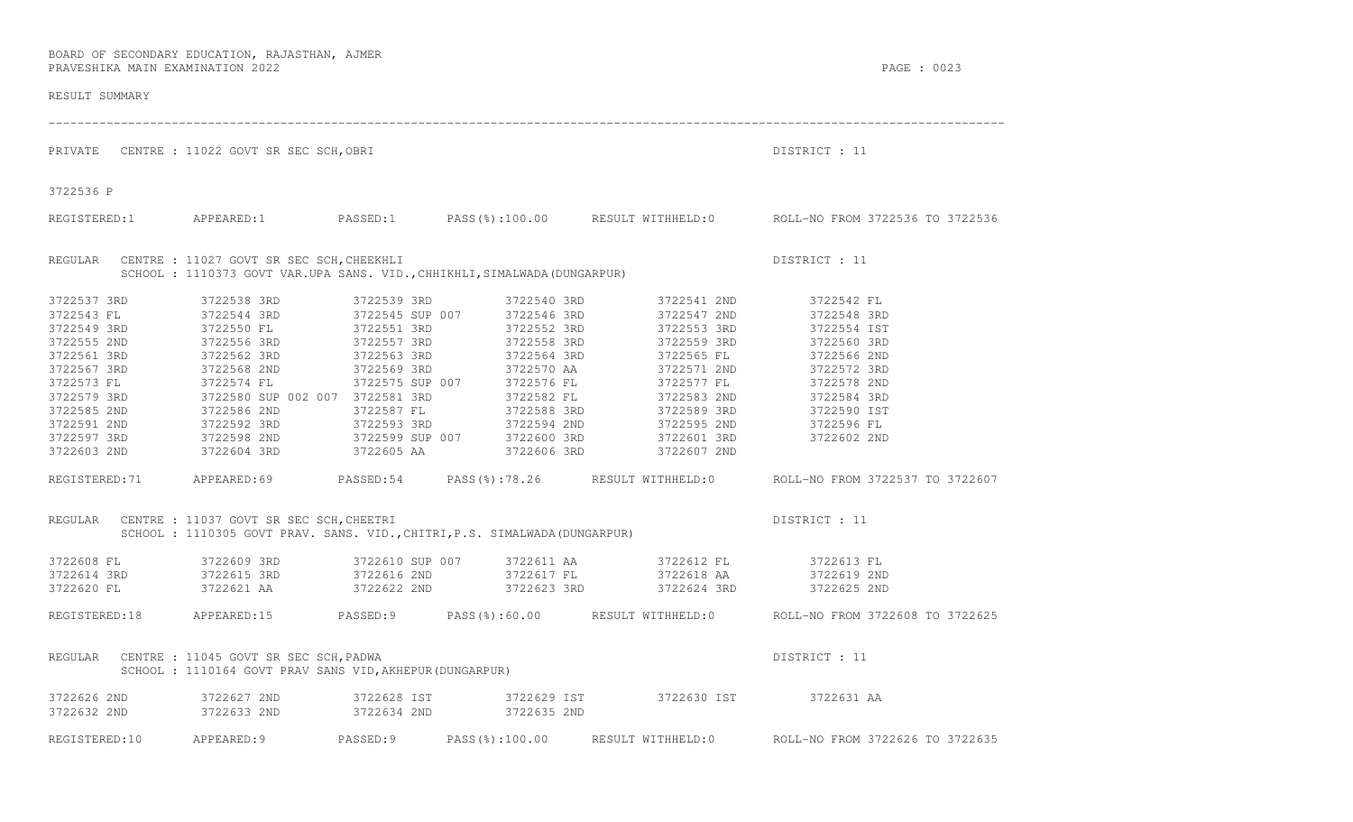BOARD OF SECONDARY EDUCATION, RAJASTHAN, AJMER
PRAVESHIKA MAIN EXAMINATION 2022

RESULT SUMMARY

---

PRIVATE CENTRE : 11022 GOVT SR SEC SCH,OBRI DISTRICT : 11

3722536 P

REGISTERED:1 APPEARED:1 PASSED:1 PASS(%):100.00 RESULT WITHHELD:0 ROLL-NO FROM 3722536 TO 3722536

REGULAR CENTRE : 11027 GOVT SR SEC SCH,CHEEKHLI DISTRICT : 11
SCHOOL : 1110373 GOVT VAR.UPA SANS. VID.,CHHIKHLI,SIMALWADA(DUNGARPUR)

```
3722537 3RD        3722538 3RD        3722539 3RD        3722540 3RD        3722541 2ND        3722542 FL
3722543 FL         3722544 3RD        3722545 SUP 007    3722546 3RD        3722547 2ND        3722548 3RD
3722549 3RD        3722550 FL         3722551 3RD        3722552 3RD        3722553 3RD        3722554 IST
3722555 2ND        3722556 3RD        3722557 3RD        3722558 3RD        3722559 3RD        3722560 3RD
3722561 3RD        3722562 3RD        3722563 3RD        3722564 3RD        3722565 FL         3722566 2ND
3722567 3RD        3722568 2ND        3722569 3RD        3722570 AA         3722571 2ND        3722572 3RD
3722573 FL         3722574 FL         3722575 SUP 007    3722576 FL         3722577 FL         3722578 2ND
3722579 3RD        3722580 SUP 002 007 3722581 3RD       3722582 FL         3722583 2ND        3722584 3RD
3722585 2ND        3722586 2ND        3722587 FL         3722588 3RD        3722589 3RD        3722590 IST
3722591 2ND        3722592 3RD        3722593 3RD        3722594 2ND        3722595 2ND        3722596 FL
3722597 3RD        3722598 2ND        3722599 SUP 007    3722600 3RD        3722601 3RD        3722602 2ND
3722603 2ND        3722604 3RD        3722605 AA         3722606 3RD        3722607 2ND
```

REGISTERED:71 APPEARED:69 PASSED:54 PASS(%):78.26 RESULT WITHHELD:0 ROLL-NO FROM 3722537 TO 3722607

REGULAR CENTRE : 11037 GOVT SR SEC SCH,CHEETRI DISTRICT : 11
SCHOOL : 1110305 GOVT PRAV. SANS. VID.,CHITRI,P.S. SIMALWADA(DUNGARPUR)

```
3722608 FL         3722609 3RD        3722610 SUP 007    3722611 AA         3722612 FL         3722613 FL
3722614 3RD        3722615 3RD        3722616 2ND        3722617 FL         3722618 AA         3722619 2ND
3722620 FL         3722621 AA         3722622 2ND        3722623 3RD        3722624 3RD        3722625 2ND
```

REGISTERED:18 APPEARED:15 PASSED:9 PASS(%):60.00 RESULT WITHHELD:0 ROLL-NO FROM 3722608 TO 3722625

REGULAR CENTRE : 11045 GOVT SR SEC SCH,PADWA DISTRICT : 11
SCHOOL : 1110164 GOVT PRAV SANS VID,AKHEPUR(DUNGARPUR)

```
3722626 2ND        3722627 2ND        3722628 IST        3722629 IST        3722630 IST        3722631 AA
3722632 2ND        3722633 2ND        3722634 2ND        3722635 2ND
```

REGISTERED:10 APPEARED:9 PASSED:9 PASS(%):100.00 RESULT WITHHELD:0 ROLL-NO FROM 3722626 TO 3722635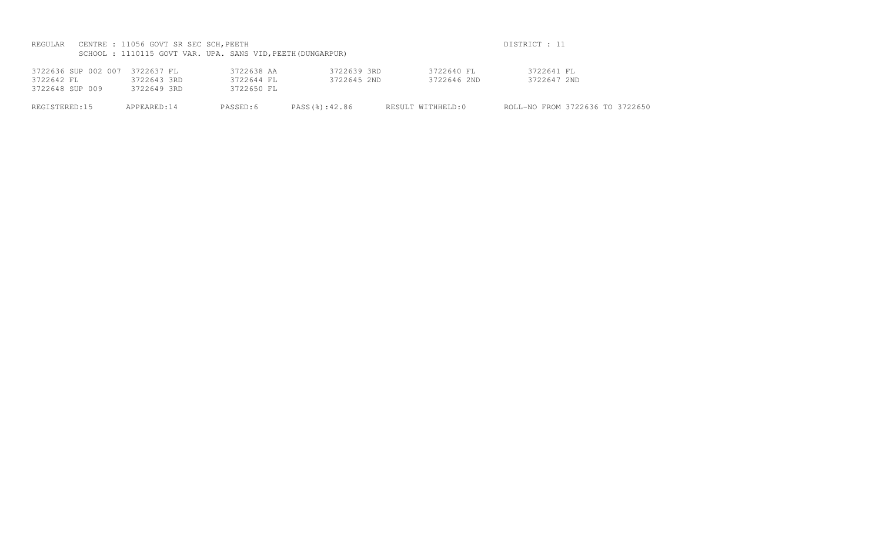REGULAR CENTRE : 11056 GOVT SR SEC SCH,PEETH DISTRICT : 11

SCHOOL : 1110115 GOVT VAR. UPA. SANS VID,PEETH(DUNGARPUR)

| | | | | | |
|---|---|---|---|---|---|
| 3722636 SUP 002 007 | 3722637 FL | 3722638 AA | 3722639 3RD | 3722640 FL | 3722641 FL |
| 3722642 FL | 3722643 3RD | 3722644 FL | 3722645 2ND | 3722646 2ND | 3722647 2ND |
| 3722648 SUP 009 | 3722649 3RD | 3722650 FL | | | |

REGISTERED:15 APPEARED:14 PASSED:6 PASS(%):42.86 RESULT WITHHELD:0 ROLL-NO FROM 3722636 TO 3722650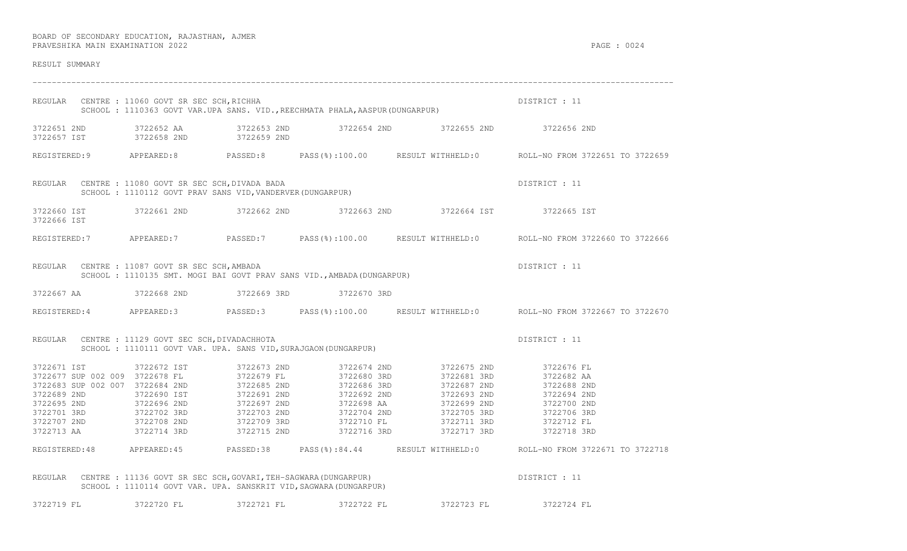BOARD OF SECONDARY EDUCATION, RAJASTHAN, AJMER
PRAVESHIKA MAIN EXAMINATION 2022

RESULT SUMMARY

---

REGULAR CENTRE : 11060 GOVT SR SEC SCH,RICHHA DISTRICT : 11
SCHOOL : 1110363 GOVT VAR.UPA SANS. VID.,REECHMATA PHALA,AASPUR(DUNGARPUR)

3722651 2ND 3722652 AA 3722653 2ND 3722654 2ND 3722655 2ND 3722656 2ND
3722657 IST 3722658 2ND 3722659 2ND

REGISTERED:9 APPEARED:8 PASSED:8 PASS(%):100.00 RESULT WITHHELD:0 ROLL-NO FROM 3722651 TO 3722659

REGULAR CENTRE : 11080 GOVT SR SEC SCH,DIVADA BADA DISTRICT : 11
SCHOOL : 1110112 GOVT PRAV SANS VID,VANDERVER(DUNGARPUR)

3722660 IST 3722661 2ND 3722662 2ND 3722663 2ND 3722664 IST 3722665 IST
3722666 IST

REGISTERED:7 APPEARED:7 PASSED:7 PASS(%):100.00 RESULT WITHHELD:0 ROLL-NO FROM 3722660 TO 3722666

REGULAR CENTRE : 11087 GOVT SR SEC SCH,AMBADA DISTRICT : 11
SCHOOL : 1110135 SMT. MOGI BAI GOVT PRAV SANS VID.,AMBADA(DUNGARPUR)

3722667 AA 3722668 2ND 3722669 3RD 3722670 3RD

REGISTERED:4 APPEARED:3 PASSED:3 PASS(%):100.00 RESULT WITHHELD:0 ROLL-NO FROM 3722667 TO 3722670

REGULAR CENTRE : 11129 GOVT SEC SCH,DIVADACHHOTA DISTRICT : 11
SCHOOL : 1110111 GOVT VAR. UPA. SANS VID,SURAJGAON(DUNGARPUR)

3722671 IST 3722672 IST 3722673 2ND 3722674 2ND 3722675 2ND 3722676 FL
3722677 SUP 002 009 3722678 FL 3722679 FL 3722680 3RD 3722681 3RD 3722682 AA
3722683 SUP 002 007 3722684 2ND 3722685 2ND 3722686 3RD 3722687 2ND 3722688 2ND
3722689 2ND 3722690 IST 3722691 2ND 3722692 2ND 3722693 2ND 3722694 2ND
3722695 2ND 3722696 2ND 3722697 2ND 3722698 AA 3722699 2ND 3722700 2ND
3722701 3RD 3722702 3RD 3722703 2ND 3722704 2ND 3722705 3RD 3722706 3RD
3722707 2ND 3722708 2ND 3722709 3RD 3722710 FL 3722711 3RD 3722712 FL
3722713 AA 3722714 3RD 3722715 2ND 3722716 3RD 3722717 3RD 3722718 3RD

REGISTERED:48 APPEARED:45 PASSED:38 PASS(%):84.44 RESULT WITHHELD:0 ROLL-NO FROM 3722671 TO 3722718

REGULAR CENTRE : 11136 GOVT SR SEC SCH,GOVARI,TEH-SAGWARA(DUNGARPUR) DISTRICT : 11
SCHOOL : 1110114 GOVT VAR. UPA. SANSKRIT VID,SAGWARA(DUNGARPUR)

3722719 FL 3722720 FL 3722721 FL 3722722 FL 3722723 FL 3722724 FL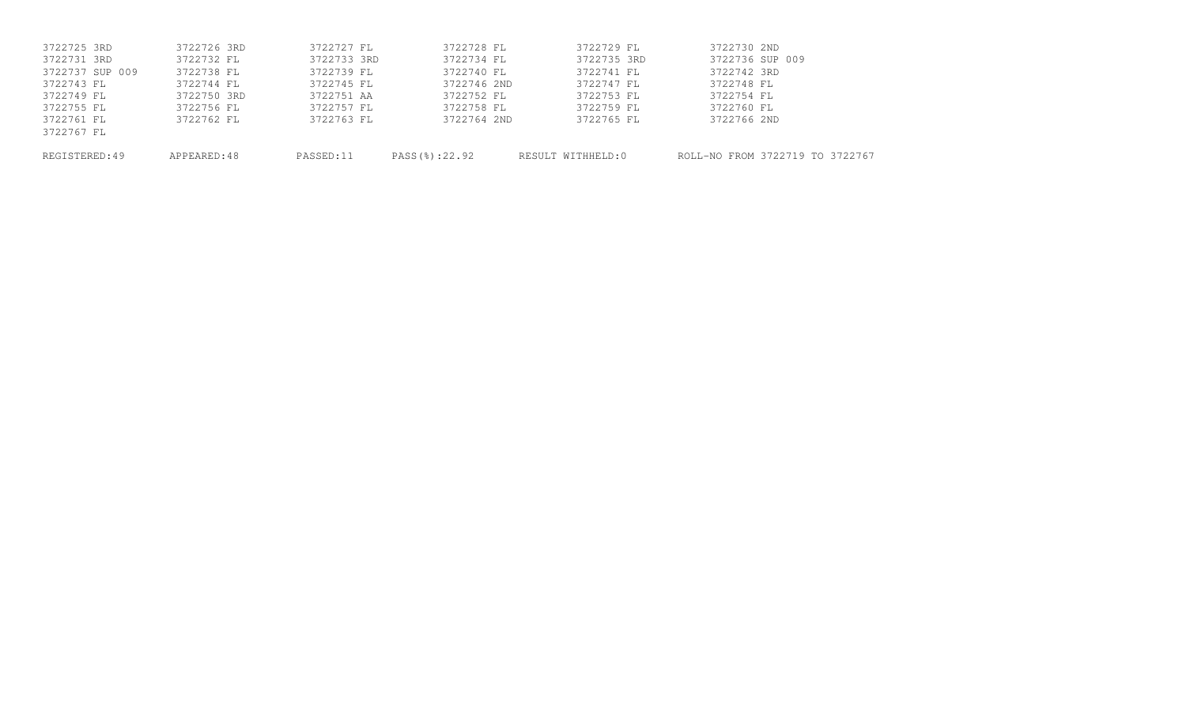| | | | | | |
|---|---|---|---|---|---|
| 3722725 3RD | 3722726 3RD | 3722727 FL | 3722728 FL | 3722729 FL | 3722730 2ND |
| 3722731 3RD | 3722732 FL | 3722733 3RD | 3722734 FL | 3722735 3RD | 3722736 SUP 009 |
| 3722737 SUP 009 | 3722738 FL | 3722739 FL | 3722740 FL | 3722741 FL | 3722742 3RD |
| 3722743 FL | 3722744 FL | 3722745 FL | 3722746 2ND | 3722747 FL | 3722748 FL |
| 3722749 FL | 3722750 3RD | 3722751 AA | 3722752 FL | 3722753 FL | 3722754 FL |
| 3722755 FL | 3722756 FL | 3722757 FL | 3722758 FL | 3722759 FL | 3722760 FL |
| 3722761 FL | 3722762 FL | 3722763 FL | 3722764 2ND | 3722765 FL | 3722766 2ND |
| 3722767 FL | | | | | |

REGISTERED:49 APPEARED:48 PASSED:11 PASS(%):22.92 RESULT WITHHELD:0 ROLL-NO FROM 3722719 TO 3722767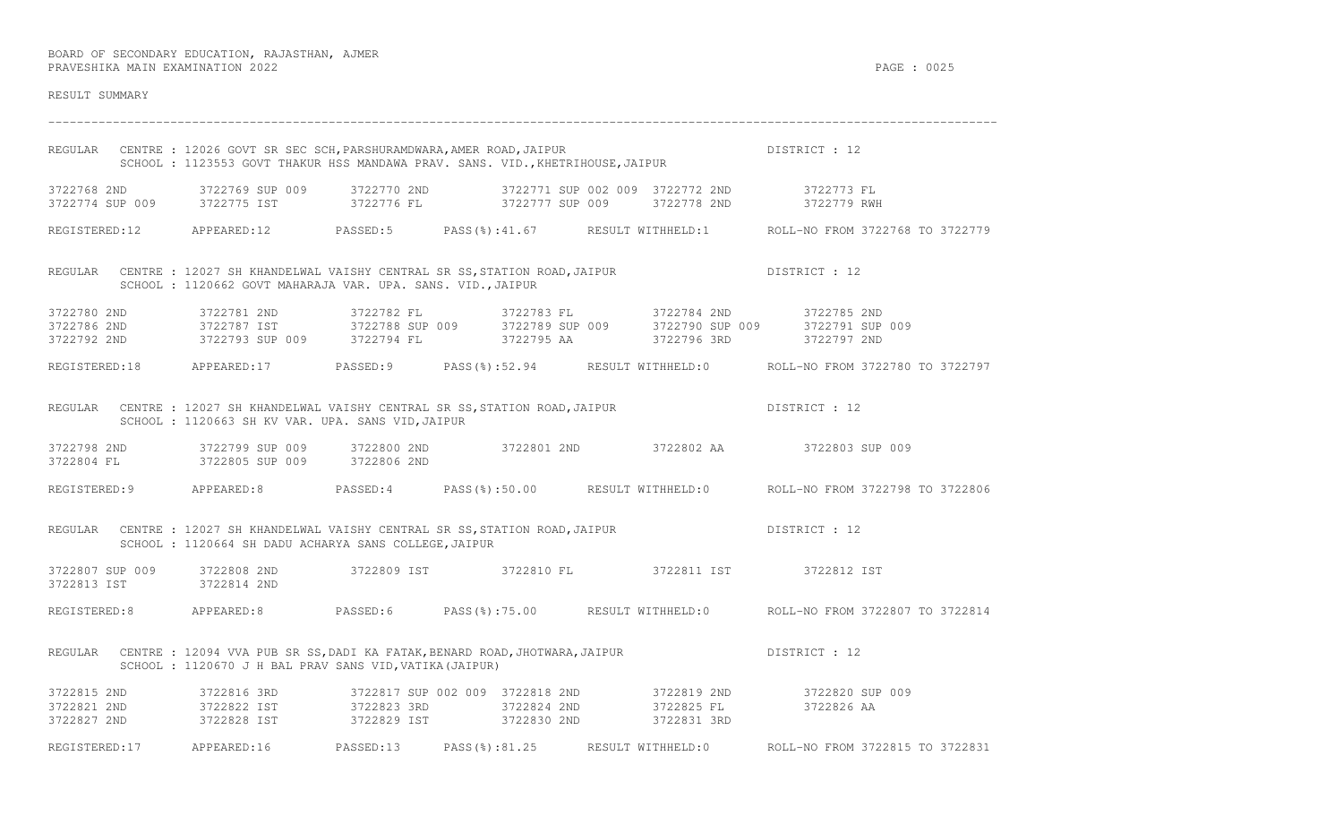BOARD OF SECONDARY EDUCATION, RAJASTHAN, AJMER
PRAVESHIKA MAIN EXAMINATION 2022

RESULT SUMMARY

---

REGULAR CENTRE : 12026 GOVT SR SEC SCH,PARSHURAMDWARA,AMER ROAD,JAIPUR DISTRICT : 12
SCHOOL : 1123553 GOVT THAKUR HSS MANDAWA PRAV. SANS. VID.,KHETRIHOUSE,JAIPUR

```
3722768 2ND        3722769 SUP 009     3722770 2ND         3722771 SUP 002 009  3722772 2ND        3722773 FL
3722774 SUP 009    3722775 IST         3722776 FL          3722777 SUP 009      3722778 2ND        3722779 RWH
```

REGISTERED:12 APPEARED:12 PASSED:5 PASS(%):41.67 RESULT WITHHELD:1 ROLL-NO FROM 3722768 TO 3722779

REGULAR CENTRE : 12027 SH KHANDELWAL VAISHY CENTRAL SR SS,STATION ROAD,JAIPUR DISTRICT : 12
SCHOOL : 1120662 GOVT MAHARAJA VAR. UPA. SANS. VID.,JAIPUR

```
3722780 2ND        3722781 2ND         3722782 FL          3722783 FL           3722784 2ND        3722785 2ND
3722786 2ND        3722787 IST         3722788 SUP 009     3722789 SUP 009      3722790 SUP 009    3722791 SUP 009
3722792 2ND        3722793 SUP 009     3722794 FL          3722795 AA           3722796 3RD        3722797 2ND
```

REGISTERED:18 APPEARED:17 PASSED:9 PASS(%):52.94 RESULT WITHHELD:0 ROLL-NO FROM 3722780 TO 3722797

REGULAR CENTRE : 12027 SH KHANDELWAL VAISHY CENTRAL SR SS,STATION ROAD,JAIPUR DISTRICT : 12
SCHOOL : 1120663 SH KV VAR. UPA. SANS VID,JAIPUR

```
3722798 2ND        3722799 SUP 009     3722800 2ND         3722801 2ND          3722802 AA         3722803 SUP 009
3722804 FL         3722805 SUP 009     3722806 2ND
```

REGISTERED:9 APPEARED:8 PASSED:4 PASS(%):50.00 RESULT WITHHELD:0 ROLL-NO FROM 3722798 TO 3722806

REGULAR CENTRE : 12027 SH KHANDELWAL VAISHY CENTRAL SR SS,STATION ROAD,JAIPUR DISTRICT : 12
SCHOOL : 1120664 SH DADU ACHARYA SANS COLLEGE,JAIPUR

```
3722807 SUP 009    3722808 2ND         3722809 IST         3722810 FL           3722811 IST        3722812 IST
3722813 IST        3722814 2ND
```

REGISTERED:8 APPEARED:8 PASSED:6 PASS(%):75.00 RESULT WITHHELD:0 ROLL-NO FROM 3722807 TO 3722814

REGULAR CENTRE : 12094 VVA PUB SR SS,DADI KA FATAK,BENARD ROAD,JHOTWARA,JAIPUR DISTRICT : 12
SCHOOL : 1120670 J H BAL PRAV SANS VID,VATIKA(JAIPUR)

```
3722815 2ND        3722816 3RD         3722817 SUP 002 009 3722818 2ND          3722819 2ND        3722820 SUP 009
3722821 2ND        3722822 IST         3722823 3RD         3722824 2ND          3722825 FL         3722826 AA
3722827 2ND        3722828 IST         3722829 IST         3722830 2ND          3722831 3RD
```

REGISTERED:17 APPEARED:16 PASSED:13 PASS(%):81.25 RESULT WITHHELD:0 ROLL-NO FROM 3722815 TO 3722831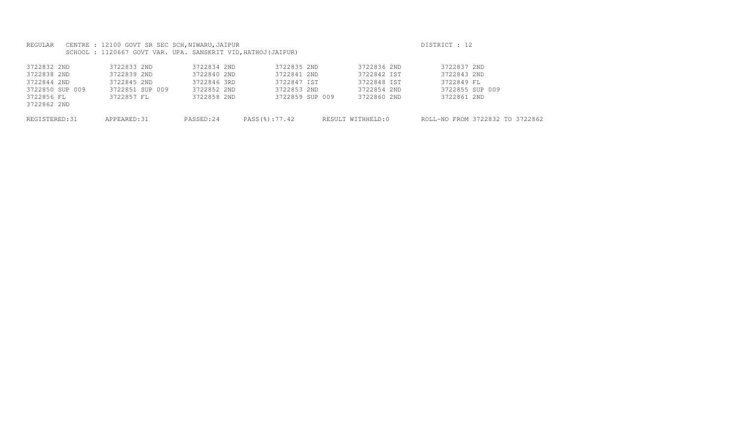REGULAR CENTRE : 12100 GOVT SR SEC SCH,NIWARU,JAIPUR DISTRICT : 12

SCHOOL : 1120667 GOVT VAR. UPA. SANSKRIT VID,HATHOJ(JAIPUR)

| | | | | | |
|---|---|---|---|---|---|
| 3722832 2ND | 3722833 2ND | 3722834 2ND | 3722835 2ND | 3722836 2ND | 3722837 2ND |
| 3722838 2ND | 3722839 2ND | 3722840 2ND | 3722841 2ND | 3722842 IST | 3722843 2ND |
| 3722844 2ND | 3722845 2ND | 3722846 3RD | 3722847 IST | 3722848 IST | 3722849 FL |
| 3722850 SUP 009 | 3722851 SUP 009 | 3722852 2ND | 3722853 2ND | 3722854 2ND | 3722855 SUP 009 |
| 3722856 FL | 3722857 FL | 3722858 2ND | 3722859 SUP 009 | 3722860 2ND | 3722861 2ND |
| 3722862 2ND | | | | | |

REGISTERED:31 APPEARED:31 PASSED:24 PASS(%):77.42 RESULT WITHHELD:0 ROLL-NO FROM 3722832 TO 3722862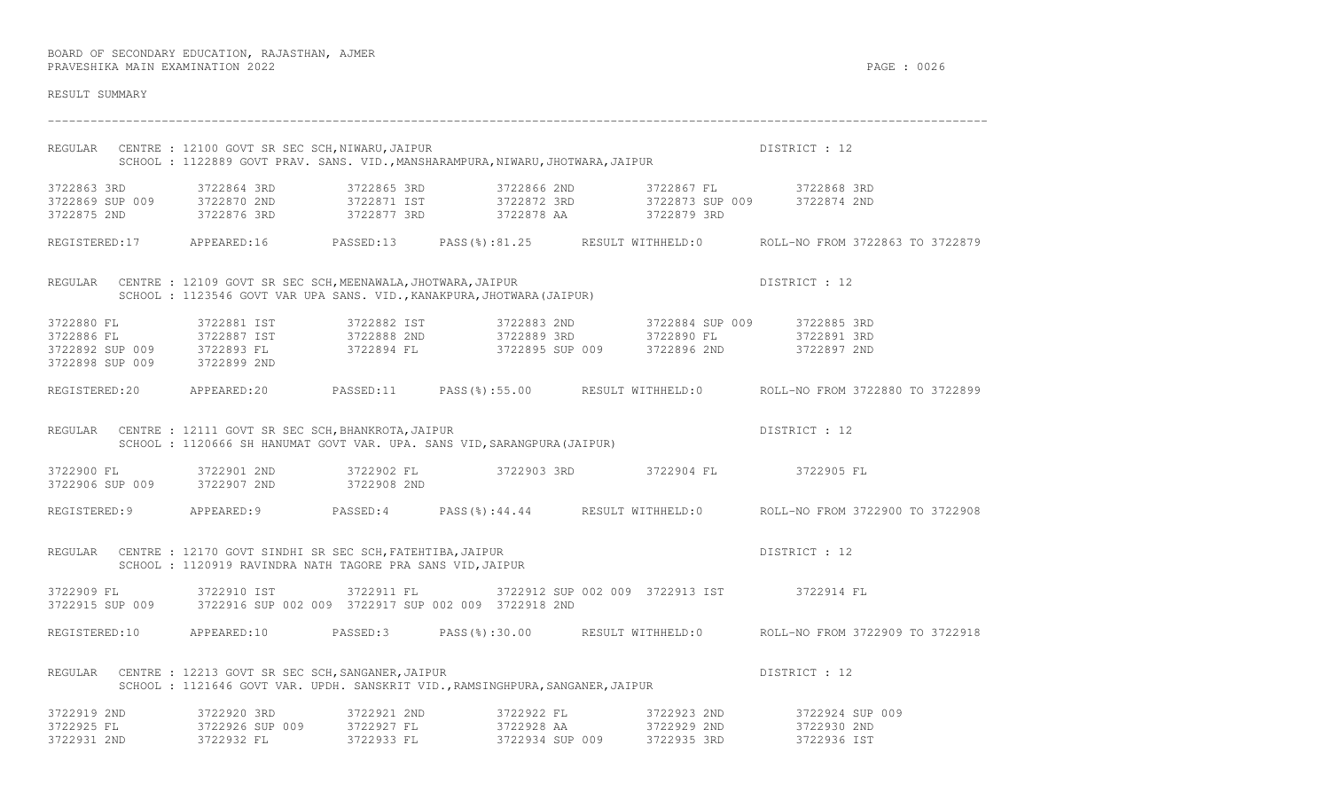BOARD OF SECONDARY EDUCATION, RAJASTHAN, AJMER
PRAVESHIKA MAIN EXAMINATION 2022

RESULT SUMMARY

---

REGULAR CENTRE : 12100 GOVT SR SEC SCH,NIWARU,JAIPUR — DISTRICT : 12
SCHOOL : 1122889 GOVT PRAV. SANS. VID.,MANSHARAMPURA,NIWARU,JHOTWARA,JAIPUR

| | | | | | |
|---|---|---|---|---|---|
| 3722863 3RD | 3722864 3RD | 3722865 3RD | 3722866 2ND | 3722867 FL | 3722868 3RD |
| 3722869 SUP 009 | 3722870 2ND | 3722871 IST | 3722872 3RD | 3722873 SUP 009 | 3722874 2ND |
| 3722875 2ND | 3722876 3RD | 3722877 3RD | 3722878 AA | 3722879 3RD | |

REGISTERED:17 APPEARED:16 PASSED:13 PASS(%):81.25 RESULT WITHHELD:0 ROLL-NO FROM 3722863 TO 3722879

REGULAR CENTRE : 12109 GOVT SR SEC SCH,MEENAWALA,JHOTWARA,JAIPUR — DISTRICT : 12
SCHOOL : 1123546 GOVT VAR UPA SANS. VID.,KANAKPURA,JHOTWARA(JAIPUR)

| | | | | | |
|---|---|---|---|---|---|
| 3722880 FL | 3722881 IST | 3722882 IST | 3722883 2ND | 3722884 SUP 009 | 3722885 3RD |
| 3722886 FL | 3722887 IST | 3722888 2ND | 3722889 3RD | 3722890 FL | 3722891 3RD |
| 3722892 SUP 009 | 3722893 FL | 3722894 FL | 3722895 SUP 009 | 3722896 2ND | 3722897 2ND |
| 3722898 SUP 009 | 3722899 2ND | | | | |

REGISTERED:20 APPEARED:20 PASSED:11 PASS(%):55.00 RESULT WITHHELD:0 ROLL-NO FROM 3722880 TO 3722899

REGULAR CENTRE : 12111 GOVT SR SEC SCH,BHANKROTA,JAIPUR — DISTRICT : 12
SCHOOL : 1120666 SH HANUMAT GOVT VAR. UPA. SANS VID,SARANGPURA(JAIPUR)

| | | | | | |
|---|---|---|---|---|---|
| 3722900 FL | 3722901 2ND | 3722902 FL | 3722903 3RD | 3722904 FL | 3722905 FL |
| 3722906 SUP 009 | 3722907 2ND | 3722908 2ND | | | |

REGISTERED:9 APPEARED:9 PASSED:4 PASS(%):44.44 RESULT WITHHELD:0 ROLL-NO FROM 3722900 TO 3722908

REGULAR CENTRE : 12170 GOVT SINDHI SR SEC SCH,FATEHTIBA,JAIPUR — DISTRICT : 12
SCHOOL : 1120919 RAVINDRA NATH TAGORE PRA SANS VID,JAIPUR

| | | | | | |
|---|---|---|---|---|---|
| 3722909 FL | 3722910 IST | 3722911 FL | 3722912 SUP 002 009 | 3722913 IST | 3722914 FL |
| 3722915 SUP 009 | 3722916 SUP 002 009 | 3722917 SUP 002 009 | 3722918 2ND | | |

REGISTERED:10 APPEARED:10 PASSED:3 PASS(%):30.00 RESULT WITHHELD:0 ROLL-NO FROM 3722909 TO 3722918

REGULAR CENTRE : 12213 GOVT SR SEC SCH,SANGANER,JAIPUR — DISTRICT : 12
SCHOOL : 1121646 GOVT VAR. UPDH. SANSKRIT VID.,RAMSINGHPURA,SANGANER,JAIPUR

| | | | | | |
|---|---|---|---|---|---|
| 3722919 2ND | 3722920 3RD | 3722921 2ND | 3722922 FL | 3722923 2ND | 3722924 SUP 009 |
| 3722925 FL | 3722926 SUP 009 | 3722927 FL | 3722928 AA | 3722929 2ND | 3722930 2ND |
| 3722931 2ND | 3722932 FL | 3722933 FL | 3722934 SUP 009 | 3722935 3RD | 3722936 IST |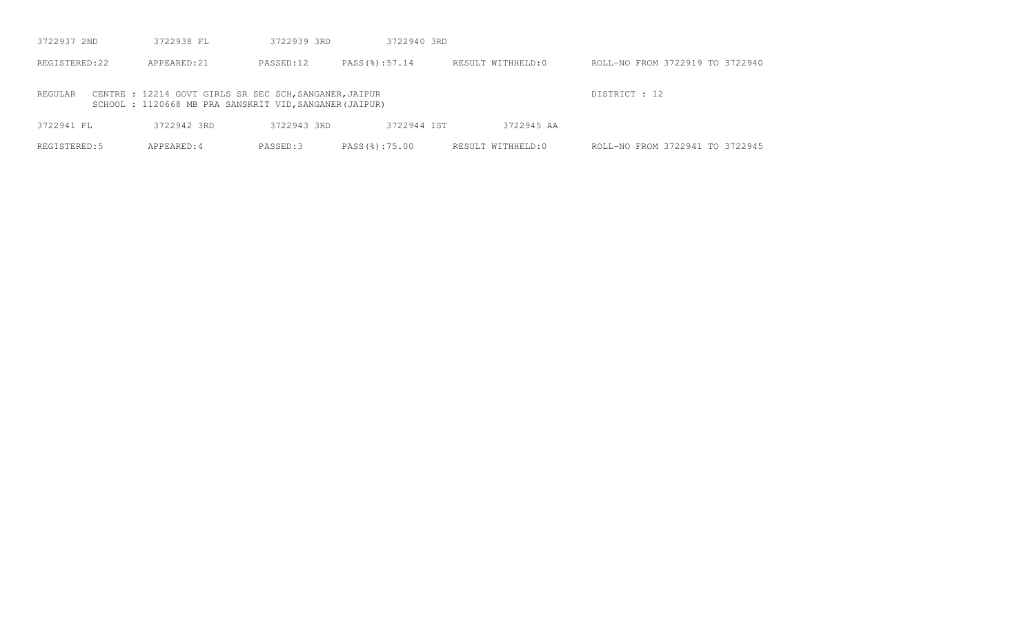3722937 2ND 3722938 FL 3722939 3RD 3722940 3RD

REGISTERED:22 APPEARED:21 PASSED:12 PASS(%):57.14 RESULT WITHHELD:0 ROLL-NO FROM 3722919 TO 3722940

REGULAR CENTRE : 12214 GOVT GIRLS SR SEC SCH,SANGANER,JAIPUR DISTRICT : 12
SCHOOL : 1120668 MB PRA SANSKRIT VID,SANGANER(JAIPUR)

3722941 FL 3722942 3RD 3722943 3RD 3722944 IST 3722945 AA

REGISTERED:5 APPEARED:4 PASSED:3 PASS(%):75.00 RESULT WITHHELD:0 ROLL-NO FROM 3722941 TO 3722945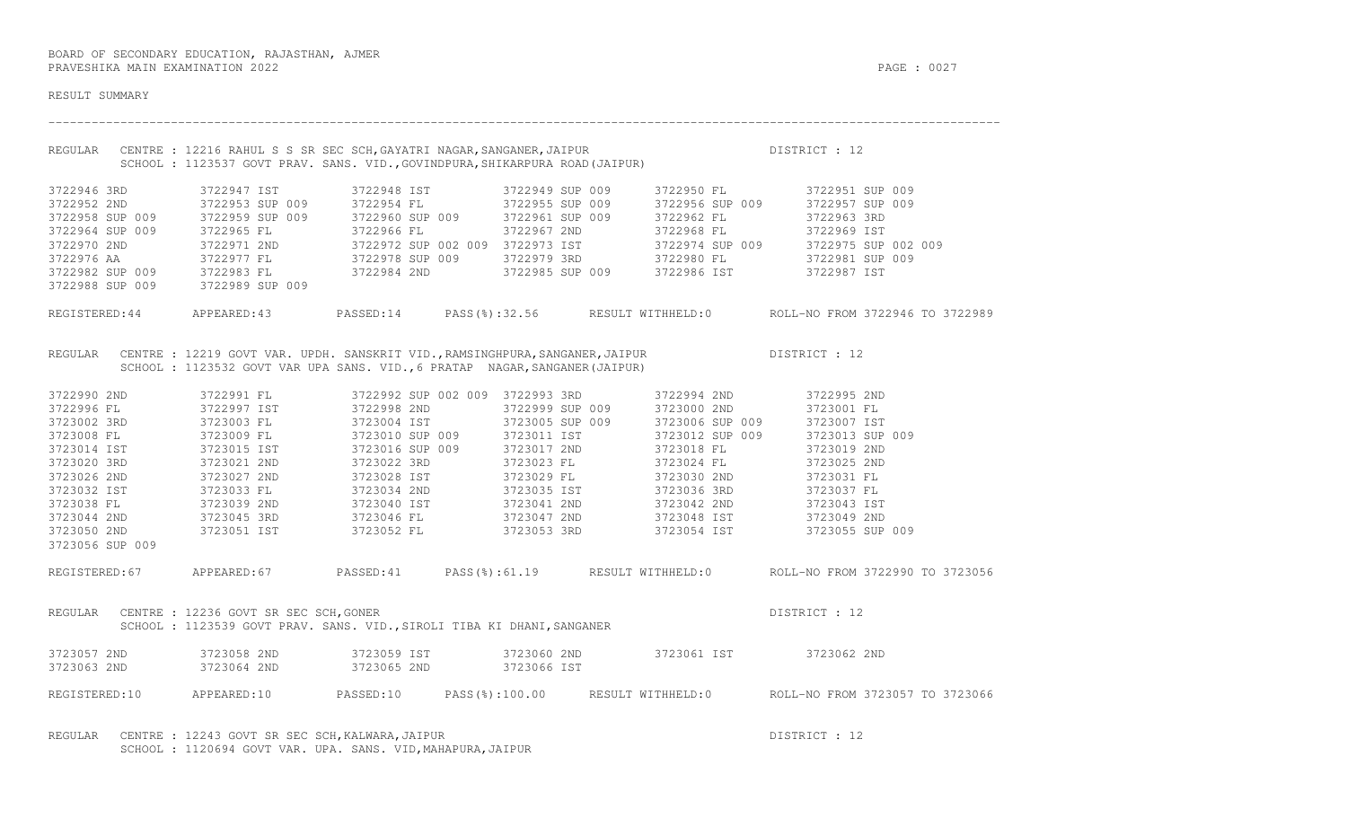BOARD OF SECONDARY EDUCATION, RAJASTHAN, AJMER
PRAVESHIKA MAIN EXAMINATION 2022

RESULT SUMMARY

---

REGULAR CENTRE : 12216 RAHUL S S SR SEC SCH,GAYATRI NAGAR,SANGANER,JAIPUR DISTRICT : 12
SCHOOL : 1123537 GOVT PRAV. SANS. VID.,GOVINDPURA,SHIKARPURA ROAD(JAIPUR)

| | | | | | |
|---|---|---|---|---|---|
| 3722946 3RD | 3722947 IST | 3722948 IST | 3722949 SUP 009 | 3722950 FL | 3722951 SUP 009 |
| 3722952 2ND | 3722953 SUP 009 | 3722954 FL | 3722955 SUP 009 | 3722956 SUP 009 | 3722957 SUP 009 |
| 3722958 SUP 009 | 3722959 SUP 009 | 3722960 SUP 009 | 3722961 SUP 009 | 3722962 FL | 3722963 3RD |
| 3722964 SUP 009 | 3722965 FL | 3722966 FL | 3722967 2ND | 3722968 FL | 3722969 IST |
| 3722970 2ND | 3722971 2ND | 3722972 SUP 002 009 | 3722973 IST | 3722974 SUP 009 | 3722975 SUP 002 009 |
| 3722976 AA | 3722977 FL | 3722978 SUP 009 | 3722979 3RD | 3722980 FL | 3722981 SUP 009 |
| 3722982 SUP 009 | 3722983 FL | 3722984 2ND | 3722985 SUP 009 | 3722986 IST | 3722987 IST |
| 3722988 SUP 009 | 3722989 SUP 009 | | | | |

REGISTERED:44 APPEARED:43 PASSED:14 PASS(%):32.56 RESULT WITHHELD:0 ROLL-NO FROM 3722946 TO 3722989

REGULAR CENTRE : 12219 GOVT VAR. UPDH. SANSKRIT VID.,RAMSINGHPURA,SANGANER,JAIPUR DISTRICT : 12
SCHOOL : 1123532 GOVT VAR UPA SANS. VID.,6 PRATAP NAGAR,SANGANER(JAIPUR)

| | | | | | |
|---|---|---|---|---|---|
| 3722990 2ND | 3722991 FL | 3722992 SUP 002 009 | 3722993 3RD | 3722994 2ND | 3722995 2ND |
| 3722996 FL | 3722997 IST | 3722998 2ND | 3722999 SUP 009 | 3723000 2ND | 3723001 FL |
| 3723002 3RD | 3723003 FL | 3723004 IST | 3723005 SUP 009 | 3723006 SUP 009 | 3723007 IST |
| 3723008 FL | 3723009 FL | 3723010 SUP 009 | 3723011 IST | 3723012 SUP 009 | 3723013 SUP 009 |
| 3723014 IST | 3723015 IST | 3723016 SUP 009 | 3723017 2ND | 3723018 FL | 3723019 2ND |
| 3723020 3RD | 3723021 2ND | 3723022 3RD | 3723023 FL | 3723024 FL | 3723025 2ND |
| 3723026 2ND | 3723027 2ND | 3723028 IST | 3723029 FL | 3723030 2ND | 3723031 FL |
| 3723032 IST | 3723033 FL | 3723034 2ND | 3723035 IST | 3723036 3RD | 3723037 FL |
| 3723038 FL | 3723039 2ND | 3723040 IST | 3723041 2ND | 3723042 2ND | 3723043 IST |
| 3723044 2ND | 3723045 3RD | 3723046 FL | 3723047 2ND | 3723048 IST | 3723049 2ND |
| 3723050 2ND | 3723051 IST | 3723052 FL | 3723053 3RD | 3723054 IST | 3723055 SUP 009 |
| 3723056 SUP 009 | | | | | |

REGISTERED:67 APPEARED:67 PASSED:41 PASS(%):61.19 RESULT WITHHELD:0 ROLL-NO FROM 3722990 TO 3723056

REGULAR CENTRE : 12236 GOVT SR SEC SCH,GONER DISTRICT : 12
SCHOOL : 1123539 GOVT PRAV. SANS. VID.,SIROLI TIBA KI DHANI,SANGANER

| | | | | | |
|---|---|---|---|---|---|
| 3723057 2ND | 3723058 2ND | 3723059 IST | 3723060 2ND | 3723061 IST | 3723062 2ND |
| 3723063 2ND | 3723064 2ND | 3723065 2ND | 3723066 IST | | |

REGISTERED:10 APPEARED:10 PASSED:10 PASS(%):100.00 RESULT WITHHELD:0 ROLL-NO FROM 3723057 TO 3723066

REGULAR CENTRE : 12243 GOVT SR SEC SCH,KALWARA,JAIPUR DISTRICT : 12
SCHOOL : 1120694 GOVT VAR. UPA. SANS. VID,MAHAPURA,JAIPUR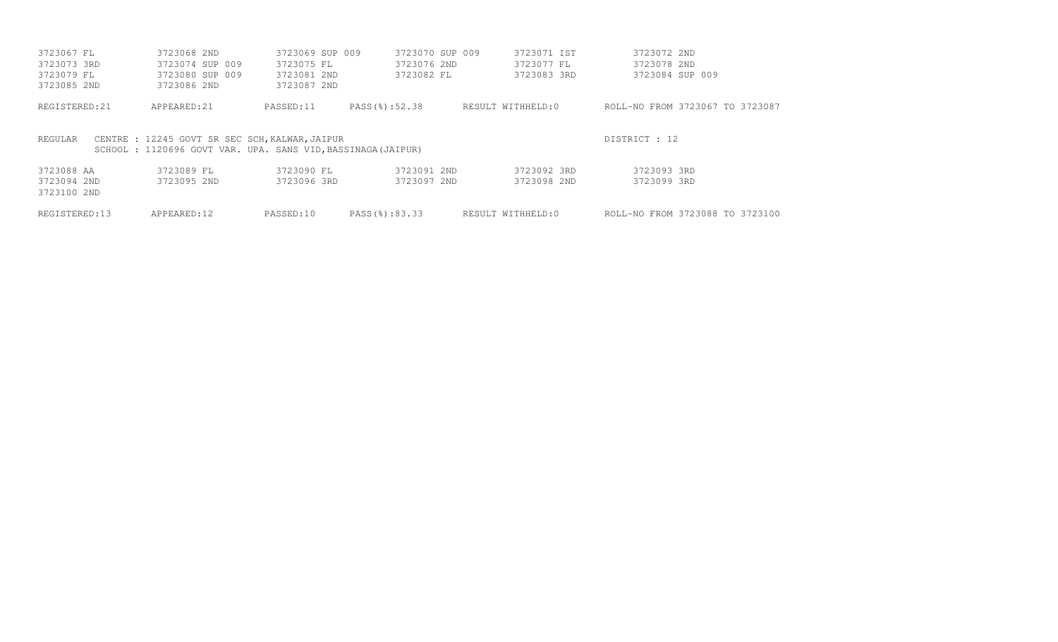| | | | | | |
|---|---|---|---|---|---|
| 3723067 FL | 3723068 2ND | 3723069 SUP 009 | 3723070 SUP 009 | 3723071 IST | 3723072 2ND |
| 3723073 3RD | 3723074 SUP 009 | 3723075 FL | 3723076 2ND | 3723077 FL | 3723078 2ND |
| 3723079 FL | 3723080 SUP 009 | 3723081 2ND | 3723082 FL | 3723083 3RD | 3723084 SUP 009 |
| 3723085 2ND | 3723086 2ND | 3723087 2ND | | | |

REGISTERED:21 APPEARED:21 PASSED:11 PASS(%):52.38 RESULT WITHHELD:0 ROLL-NO FROM 3723067 TO 3723087

REGULAR CENTRE : 12245 GOVT SR SEC SCH,KALWAR,JAIPUR DISTRICT : 12
SCHOOL : 1120696 GOVT VAR. UPA. SANS VID,BASSINAGA(JAIPUR)

| | | | | | |
|---|---|---|---|---|---|
| 3723088 AA | 3723089 FL | 3723090 FL | 3723091 2ND | 3723092 3RD | 3723093 3RD |
| 3723094 2ND | 3723095 2ND | 3723096 3RD | 3723097 2ND | 3723098 2ND | 3723099 3RD |
| 3723100 2ND | | | | | |

REGISTERED:13 APPEARED:12 PASSED:10 PASS(%):83.33 RESULT WITHHELD:0 ROLL-NO FROM 3723088 TO 3723100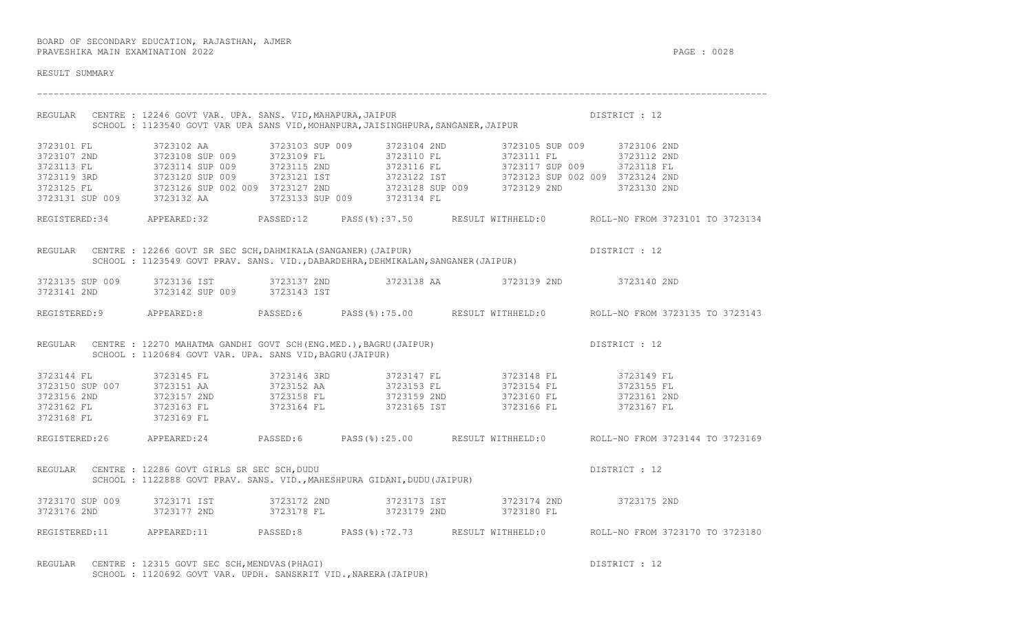BOARD OF SECONDARY EDUCATION, RAJASTHAN, AJMER
PRAVESHIKA MAIN EXAMINATION 2022

RESULT SUMMARY

---

REGULAR CENTRE : 12246 GOVT VAR. UPA. SANS. VID,MAHAPURA,JAIPUR DISTRICT : 12
SCHOOL : 1123540 GOVT VAR UPA SANS VID,MOHANPURA,JAISINGHPURA,SANGANER,JAIPUR

```
3723101 FL           3723102 AA           3723103 SUP 009      3723104 2ND          3723105 SUP 009      3723106 2ND
3723107 2ND          3723108 SUP 009      3723109 FL           3723110 FL           3723111 FL           3723112 2ND
3723113 FL           3723114 SUP 009      3723115 2ND          3723116 FL           3723117 SUP 009      3723118 FL
3723119 3RD          3723120 SUP 009      3723121 IST          3723122 IST          3723123 SUP 002 009  3723124 2ND
3723125 FL           3723126 SUP 002 009  3723127 2ND          3723128 SUP 009      3723129 2ND          3723130 2ND
3723131 SUP 009      3723132 AA           3723133 SUP 009      3723134 FL
```

REGISTERED:34 APPEARED:32 PASSED:12 PASS(%):37.50 RESULT WITHHELD:0 ROLL-NO FROM 3723101 TO 3723134

REGULAR CENTRE : 12266 GOVT SR SEC SCH,DAHMIKALA(SANGANER)(JAIPUR) DISTRICT : 12
SCHOOL : 1123549 GOVT PRAV. SANS. VID.,DABARDEHRA,DEHMIKALAN,SANGANER(JAIPUR)

```
3723135 SUP 009      3723136 IST          3723137 2ND          3723138 AA           3723139 2ND          3723140 2ND
3723141 2ND          3723142 SUP 009      3723143 IST
```

REGISTERED:9 APPEARED:8 PASSED:6 PASS(%):75.00 RESULT WITHHELD:0 ROLL-NO FROM 3723135 TO 3723143

REGULAR CENTRE : 12270 MAHATMA GANDHI GOVT SCH(ENG.MED.),BAGRU(JAIPUR) DISTRICT : 12
SCHOOL : 1120684 GOVT VAR. UPA. SANS VID,BAGRU(JAIPUR)

```
3723144 FL           3723145 FL           3723146 3RD          3723147 FL           3723148 FL           3723149 FL
3723150 SUP 007      3723151 AA           3723152 AA           3723153 FL           3723154 FL           3723155 FL
3723156 2ND          3723157 2ND          3723158 FL           3723159 2ND          3723160 FL           3723161 2ND
3723162 FL           3723163 FL           3723164 FL           3723165 IST          3723166 FL           3723167 FL
3723168 FL           3723169 FL
```

REGISTERED:26 APPEARED:24 PASSED:6 PASS(%):25.00 RESULT WITHHELD:0 ROLL-NO FROM 3723144 TO 3723169

REGULAR CENTRE : 12286 GOVT GIRLS SR SEC SCH,DUDU DISTRICT : 12
SCHOOL : 1122888 GOVT PRAV. SANS. VID.,MAHESHPURA GIDANI,DUDU(JAIPUR)

```
3723170 SUP 009      3723171 IST          3723172 2ND          3723173 IST          3723174 2ND          3723175 2ND
3723176 2ND          3723177 2ND          3723178 FL           3723179 2ND          3723180 FL
```

REGISTERED:11 APPEARED:11 PASSED:8 PASS(%):72.73 RESULT WITHHELD:0 ROLL-NO FROM 3723170 TO 3723180

REGULAR CENTRE : 12315 GOVT SEC SCH,MENDVAS(PHAGI) DISTRICT : 12
SCHOOL : 1120692 GOVT VAR. UPDH. SANSKRIT VID.,NARERA(JAIPUR)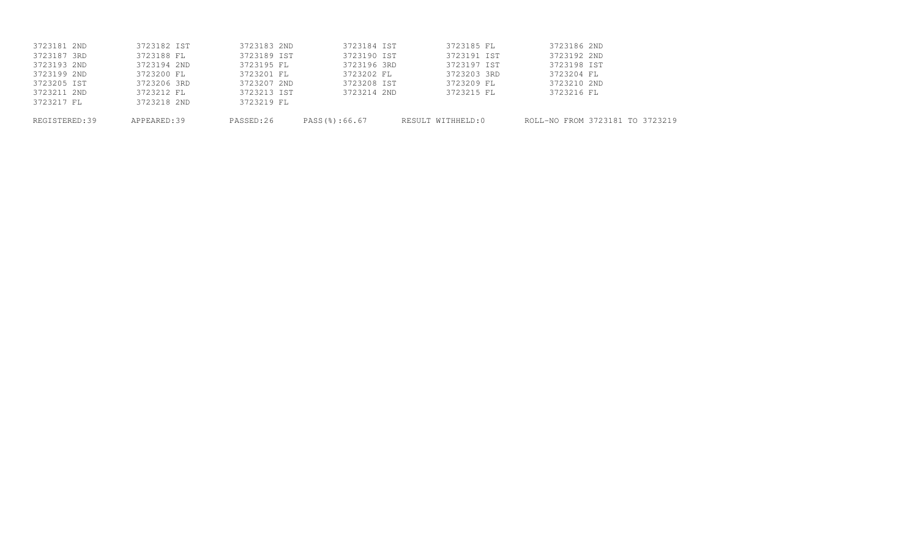| | | | | | |
|---|---|---|---|---|---|
| 3723181 2ND | 3723182 IST | 3723183 2ND | 3723184 IST | 3723185 FL | 3723186 2ND |
| 3723187 3RD | 3723188 FL | 3723189 IST | 3723190 IST | 3723191 IST | 3723192 2ND |
| 3723193 2ND | 3723194 2ND | 3723195 FL | 3723196 3RD | 3723197 IST | 3723198 IST |
| 3723199 2ND | 3723200 FL | 3723201 FL | 3723202 FL | 3723203 3RD | 3723204 FL |
| 3723205 IST | 3723206 3RD | 3723207 2ND | 3723208 IST | 3723209 FL | 3723210 2ND |
| 3723211 2ND | 3723212 FL | 3723213 IST | 3723214 2ND | 3723215 FL | 3723216 FL |
| 3723217 FL | 3723218 2ND | 3723219 FL | | | |

REGISTERED:39 APPEARED:39 PASSED:26 PASS(%):66.67 RESULT WITHHELD:0 ROLL-NO FROM 3723181 TO 3723219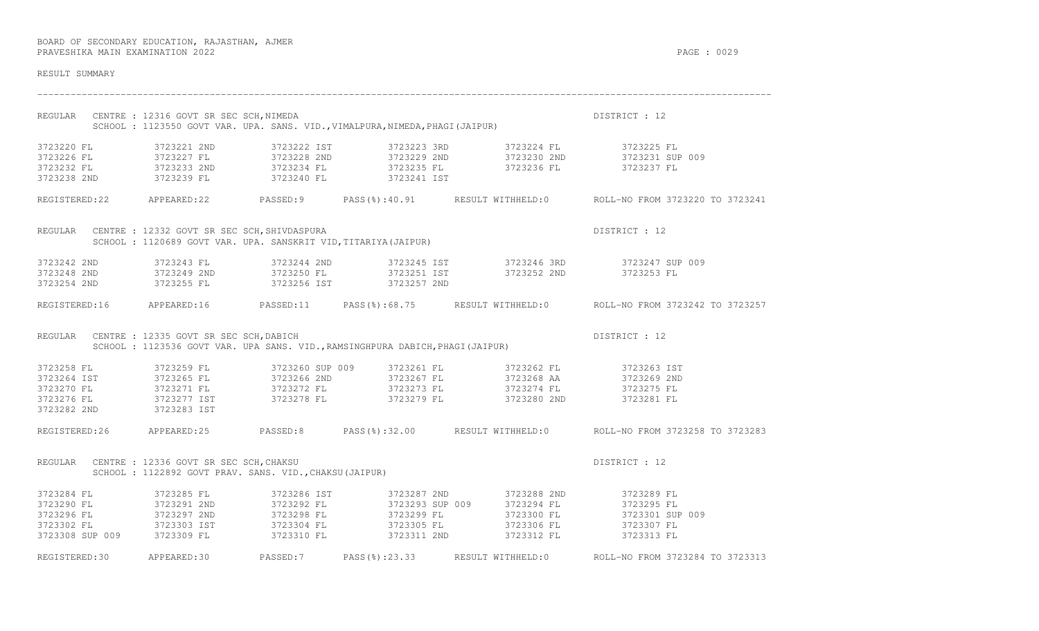BOARD OF SECONDARY EDUCATION, RAJASTHAN, AJMER
PRAVESHIKA MAIN EXAMINATION 2022

RESULT SUMMARY

---

REGULAR CENTRE : 12316 GOVT SR SEC SCH,NIMEDA — DISTRICT : 12
SCHOOL : 1123550 GOVT VAR. UPA. SANS. VID.,VIMALPURA,NIMEDA,PHAGI(JAIPUR)

| | | | | | |
|---|---|---|---|---|---|
| 3723220 FL | 3723221 2ND | 3723222 IST | 3723223 3RD | 3723224 FL | 3723225 FL |
| 3723226 FL | 3723227 FL | 3723228 2ND | 3723229 2ND | 3723230 2ND | 3723231 SUP 009 |
| 3723232 FL | 3723233 2ND | 3723234 FL | 3723235 FL | 3723236 FL | 3723237 FL |
| 3723238 2ND | 3723239 FL | 3723240 FL | 3723241 IST | | |

REGISTERED:22 APPEARED:22 PASSED:9 PASS(%):40.91 RESULT WITHHELD:0 ROLL-NO FROM 3723220 TO 3723241

REGULAR CENTRE : 12332 GOVT SR SEC SCH,SHIVDASPURA — DISTRICT : 12
SCHOOL : 1120689 GOVT VAR. UPA. SANSKRIT VID,TITARIYA(JAIPUR)

| | | | | | |
|---|---|---|---|---|---|
| 3723242 2ND | 3723243 FL | 3723244 2ND | 3723245 IST | 3723246 3RD | 3723247 SUP 009 |
| 3723248 2ND | 3723249 2ND | 3723250 FL | 3723251 IST | 3723252 2ND | 3723253 FL |
| 3723254 2ND | 3723255 FL | 3723256 IST | 3723257 2ND | | |

REGISTERED:16 APPEARED:16 PASSED:11 PASS(%):68.75 RESULT WITHHELD:0 ROLL-NO FROM 3723242 TO 3723257

REGULAR CENTRE : 12335 GOVT SR SEC SCH,DABICH — DISTRICT : 12
SCHOOL : 1123536 GOVT VAR. UPA SANS. VID.,RAMSINGHPURA DABICH,PHAGI(JAIPUR)

| | | | | | |
|---|---|---|---|---|---|
| 3723258 FL | 3723259 FL | 3723260 SUP 009 | 3723261 FL | 3723262 FL | 3723263 IST |
| 3723264 IST | 3723265 FL | 3723266 2ND | 3723267 FL | 3723268 AA | 3723269 2ND |
| 3723270 FL | 3723271 FL | 3723272 FL | 3723273 FL | 3723274 FL | 3723275 FL |
| 3723276 FL | 3723277 IST | 3723278 FL | 3723279 FL | 3723280 2ND | 3723281 FL |
| 3723282 2ND | 3723283 IST | | | | |

REGISTERED:26 APPEARED:25 PASSED:8 PASS(%):32.00 RESULT WITHHELD:0 ROLL-NO FROM 3723258 TO 3723283

REGULAR CENTRE : 12336 GOVT SR SEC SCH,CHAKSU — DISTRICT : 12
SCHOOL : 1122892 GOVT PRAV. SANS. VID.,CHAKSU(JAIPUR)

| | | | | | |
|---|---|---|---|---|---|
| 3723284 FL | 3723285 FL | 3723286 IST | 3723287 2ND | 3723288 2ND | 3723289 FL |
| 3723290 FL | 3723291 2ND | 3723292 FL | 3723293 SUP 009 | 3723294 FL | 3723295 FL |
| 3723296 FL | 3723297 2ND | 3723298 FL | 3723299 FL | 3723300 FL | 3723301 SUP 009 |
| 3723302 FL | 3723303 IST | 3723304 FL | 3723305 FL | 3723306 FL | 3723307 FL |
| 3723308 SUP 009 | 3723309 FL | 3723310 FL | 3723311 2ND | 3723312 FL | 3723313 FL |

REGISTERED:30 APPEARED:30 PASSED:7 PASS(%):23.33 RESULT WITHHELD:0 ROLL-NO FROM 3723284 TO 3723313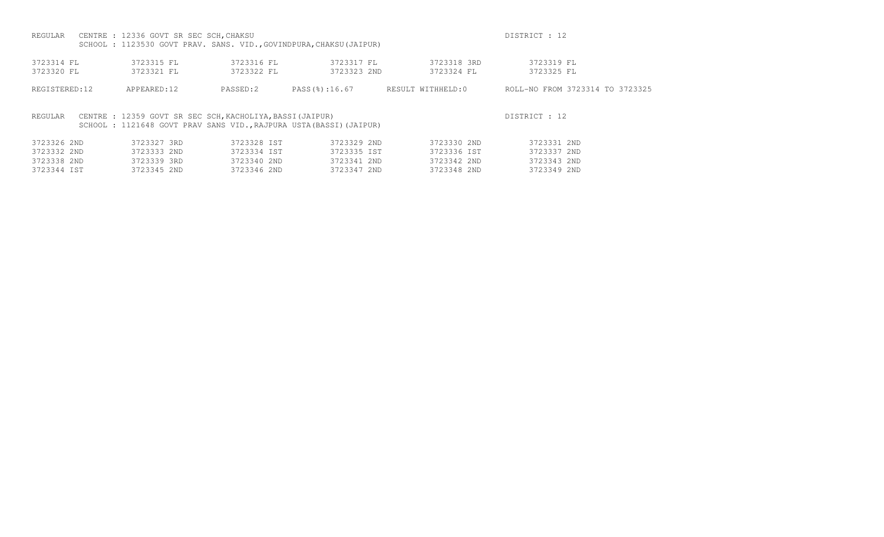REGULAR CENTRE : 12336 GOVT SR SEC SCH,CHAKSU DISTRICT : 12

SCHOOL : 1123530 GOVT PRAV. SANS. VID.,GOVINDPURA,CHAKSU(JAIPUR)

| | | | | | |
|---|---|---|---|---|---|
| 3723314 FL | 3723315 FL | 3723316 FL | 3723317 FL | 3723318 3RD | 3723319 FL |
| 3723320 FL | 3723321 FL | 3723322 FL | 3723323 2ND | 3723324 FL | 3723325 FL |

REGISTERED:12 APPEARED:12 PASSED:2 PASS(%):16.67 RESULT WITHHELD:0 ROLL-NO FROM 3723314 TO 3723325

REGULAR CENTRE : 12359 GOVT SR SEC SCH,KACHOLIYA,BASSI(JAIPUR) DISTRICT : 12

SCHOOL : 1121648 GOVT PRAV SANS VID.,RAJPURA USTA(BASSI)(JAIPUR)

| | | | | | |
|---|---|---|---|---|---|
| 3723326 2ND | 3723327 3RD | 3723328 IST | 3723329 2ND | 3723330 2ND | 3723331 2ND |
| 3723332 2ND | 3723333 2ND | 3723334 IST | 3723335 IST | 3723336 IST | 3723337 2ND |
| 3723338 2ND | 3723339 3RD | 3723340 2ND | 3723341 2ND | 3723342 2ND | 3723343 2ND |
| 3723344 IST | 3723345 2ND | 3723346 2ND | 3723347 2ND | 3723348 2ND | 3723349 2ND |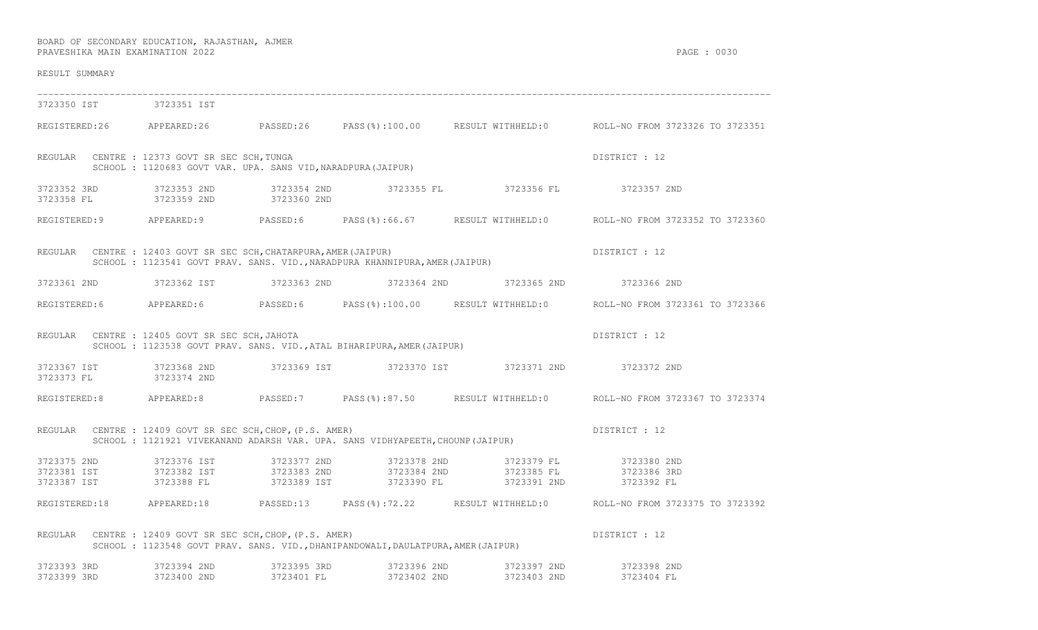BOARD OF SECONDARY EDUCATION, RAJASTHAN, AJMER
PRAVESHIKA MAIN EXAMINATION 2022

RESULT SUMMARY

---

3723350 IST 3723351 IST

REGISTERED:26 APPEARED:26 PASSED:26 PASS(%):100.00 RESULT WITHHELD:0 ROLL-NO FROM 3723326 TO 3723351

REGULAR CENTRE : 12373 GOVT SR SEC SCH,TUNGA DISTRICT : 12
SCHOOL : 1120683 GOVT VAR. UPA. SANS VID,NARADPURA(JAIPUR)

3723352 3RD 3723353 2ND 3723354 2ND 3723355 FL 3723356 FL 3723357 2ND
3723358 FL 3723359 2ND 3723360 2ND

REGISTERED:9 APPEARED:9 PASSED:6 PASS(%):66.67 RESULT WITHHELD:0 ROLL-NO FROM 3723352 TO 3723360

REGULAR CENTRE : 12403 GOVT SR SEC SCH,CHATARPURA,AMER(JAIPUR) DISTRICT : 12
SCHOOL : 1123541 GOVT PRAV. SANS. VID.,NARADPURA KHANNIPURA,AMER(JAIPUR)

3723361 2ND 3723362 IST 3723363 2ND 3723364 2ND 3723365 2ND 3723366 2ND

REGISTERED:6 APPEARED:6 PASSED:6 PASS(%):100.00 RESULT WITHHELD:0 ROLL-NO FROM 3723361 TO 3723366

REGULAR CENTRE : 12405 GOVT SR SEC SCH,JAHOTA DISTRICT : 12
SCHOOL : 1123538 GOVT PRAV. SANS. VID.,ATAL BIHARIPURA,AMER(JAIPUR)

3723367 IST 3723368 2ND 3723369 IST 3723370 IST 3723371 2ND 3723372 2ND
3723373 FL 3723374 2ND

REGISTERED:8 APPEARED:8 PASSED:7 PASS(%):87.50 RESULT WITHHELD:0 ROLL-NO FROM 3723367 TO 3723374

REGULAR CENTRE : 12409 GOVT SR SEC SCH,CHOP,(P.S. AMER) DISTRICT : 12
SCHOOL : 1121921 VIVEKANAND ADARSH VAR. UPA. SANS VIDHYAPEETH,CHOUNP(JAIPUR)

3723375 2ND 3723376 IST 3723377 2ND 3723378 2ND 3723379 FL 3723380 2ND
3723381 IST 3723382 IST 3723383 2ND 3723384 2ND 3723385 FL 3723386 3RD
3723387 IST 3723388 FL 3723389 IST 3723390 FL 3723391 2ND 3723392 FL

REGISTERED:18 APPEARED:18 PASSED:13 PASS(%):72.22 RESULT WITHHELD:0 ROLL-NO FROM 3723375 TO 3723392

REGULAR CENTRE : 12409 GOVT SR SEC SCH,CHOP,(P.S. AMER) DISTRICT : 12
SCHOOL : 1123548 GOVT PRAV. SANS. VID.,DHANIPANDOWALI,DAULATPURA,AMER(JAIPUR)

3723393 3RD 3723394 2ND 3723395 3RD 3723396 2ND 3723397 2ND 3723398 2ND
3723399 3RD 3723400 2ND 3723401 FL 3723402 2ND 3723403 2ND 3723404 FL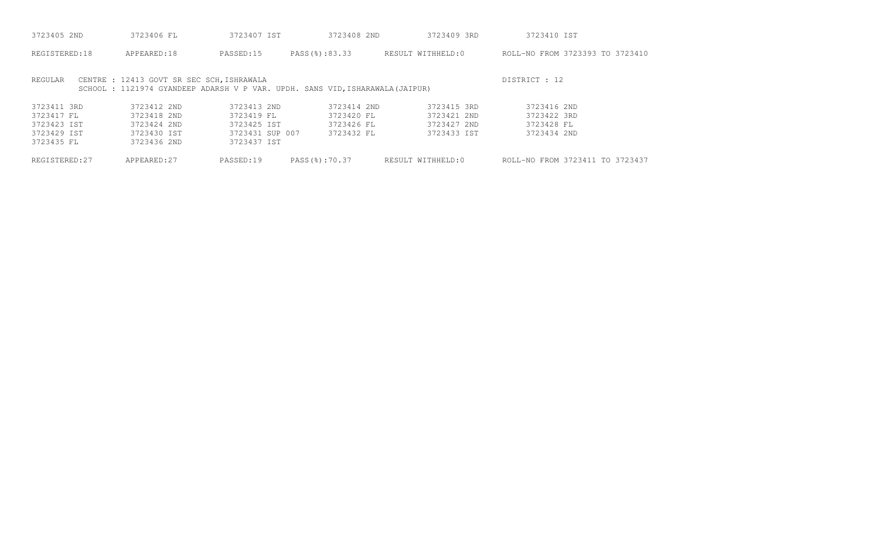| | | | | | |
|---|---|---|---|---|---|
| 3723405 2ND | 3723406 FL | 3723407 IST | 3723408 2ND | 3723409 3RD | 3723410 IST |

REGISTERED:18 APPEARED:18 PASSED:15 PASS(%):83.33 RESULT WITHHELD:0 ROLL-NO FROM 3723393 TO 3723410

REGULAR CENTRE : 12413 GOVT SR SEC SCH,ISHRAWALA DISTRICT : 12
SCHOOL : 1121974 GYANDEEP ADARSH V P VAR. UPDH. SANS VID,ISHARAWALA(JAIPUR)

| | | | | | |
|---|---|---|---|---|---|
| 3723411 3RD | 3723412 2ND | 3723413 2ND | 3723414 2ND | 3723415 3RD | 3723416 2ND |
| 3723417 FL | 3723418 2ND | 3723419 FL | 3723420 FL | 3723421 2ND | 3723422 3RD |
| 3723423 IST | 3723424 2ND | 3723425 IST | 3723426 FL | 3723427 2ND | 3723428 FL |
| 3723429 IST | 3723430 IST | 3723431 SUP 007 | 3723432 FL | 3723433 IST | 3723434 2ND |
| 3723435 FL | 3723436 2ND | 3723437 IST | | | |

REGISTERED:27 APPEARED:27 PASSED:19 PASS(%):70.37 RESULT WITHHELD:0 ROLL-NO FROM 3723411 TO 3723437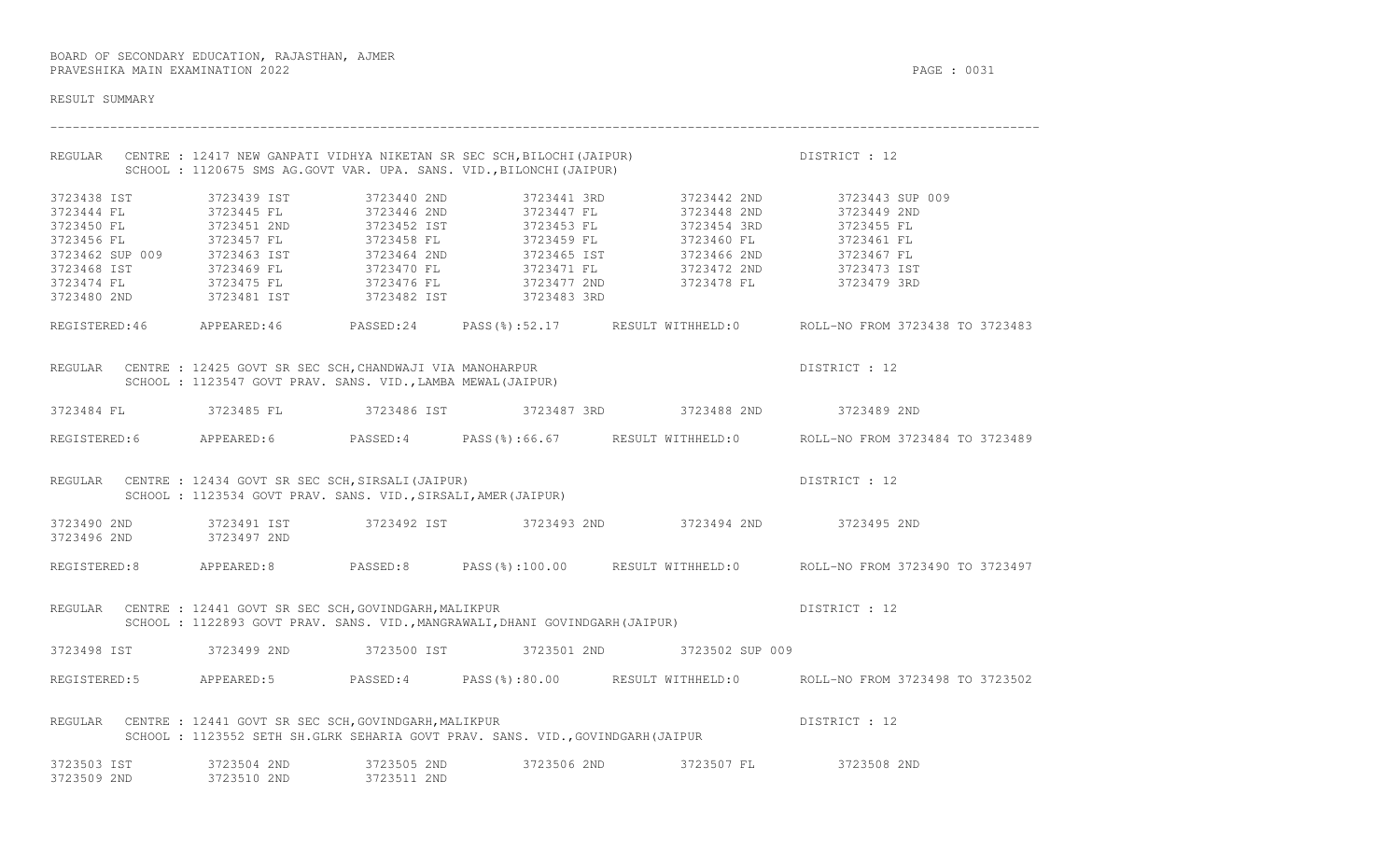BOARD OF SECONDARY EDUCATION, RAJASTHAN, AJMER
PRAVESHIKA MAIN EXAMINATION 2022

RESULT SUMMARY

---

REGULAR CENTRE : 12417 NEW GANPATI VIDHYA NIKETAN SR SEC SCH,BILOCHI(JAIPUR) DISTRICT : 12
SCHOOL : 1120675 SMS AG.GOVT VAR. UPA. SANS. VID.,BILONCHI(JAIPUR)

| | | | | | |
|---|---|---|---|---|---|
| 3723438 IST | 3723439 IST | 3723440 2ND | 3723441 3RD | 3723442 2ND | 3723443 SUP 009 |
| 3723444 FL | 3723445 FL | 3723446 2ND | 3723447 FL | 3723448 2ND | 3723449 2ND |
| 3723450 FL | 3723451 2ND | 3723452 IST | 3723453 FL | 3723454 3RD | 3723455 FL |
| 3723456 FL | 3723457 FL | 3723458 FL | 3723459 FL | 3723460 FL | 3723461 FL |
| 3723462 SUP 009 | 3723463 IST | 3723464 2ND | 3723465 IST | 3723466 2ND | 3723467 FL |
| 3723468 IST | 3723469 FL | 3723470 FL | 3723471 FL | 3723472 2ND | 3723473 IST |
| 3723474 FL | 3723475 FL | 3723476 FL | 3723477 2ND | 3723478 FL | 3723479 3RD |
| 3723480 2ND | 3723481 IST | 3723482 IST | 3723483 3RD | | |

REGISTERED:46 APPEARED:46 PASSED:24 PASS(%):52.17 RESULT WITHHELD:0 ROLL-NO FROM 3723438 TO 3723483

REGULAR CENTRE : 12425 GOVT SR SEC SCH,CHANDWAJI VIA MANOHARPUR DISTRICT : 12
SCHOOL : 1123547 GOVT PRAV. SANS. VID.,LAMBA MEWAL(JAIPUR)

| | | | | | |
|---|---|---|---|---|---|
| 3723484 FL | 3723485 FL | 3723486 IST | 3723487 3RD | 3723488 2ND | 3723489 2ND |

REGISTERED:6 APPEARED:6 PASSED:4 PASS(%):66.67 RESULT WITHHELD:0 ROLL-NO FROM 3723484 TO 3723489

REGULAR CENTRE : 12434 GOVT SR SEC SCH,SIRSALI(JAIPUR) DISTRICT : 12
SCHOOL : 1123534 GOVT PRAV. SANS. VID.,SIRSALI,AMER(JAIPUR)

| | | | | | |
|---|---|---|---|---|---|
| 3723490 2ND | 3723491 IST | 3723492 IST | 3723493 2ND | 3723494 2ND | 3723495 2ND |
| 3723496 2ND | 3723497 2ND | | | | |

REGISTERED:8 APPEARED:8 PASSED:8 PASS(%):100.00 RESULT WITHHELD:0 ROLL-NO FROM 3723490 TO 3723497

REGULAR CENTRE : 12441 GOVT SR SEC SCH,GOVINDGARH,MALIKPUR DISTRICT : 12
SCHOOL : 1122893 GOVT PRAV. SANS. VID.,MANGRAWALI,DHANI GOVINDGARH(JAIPUR)

| | | | | |
|---|---|---|---|---|
| 3723498 IST | 3723499 2ND | 3723500 IST | 3723501 2ND | 3723502 SUP 009 |

REGISTERED:5 APPEARED:5 PASSED:4 PASS(%):80.00 RESULT WITHHELD:0 ROLL-NO FROM 3723498 TO 3723502

REGULAR CENTRE : 12441 GOVT SR SEC SCH,GOVINDGARH,MALIKPUR DISTRICT : 12
SCHOOL : 1123552 SETH SH.GLRK SEHARIA GOVT PRAV. SANS. VID.,GOVINDGARH(JAIPUR

| | | | | | |
|---|---|---|---|---|---|
| 3723503 IST | 3723504 2ND | 3723505 2ND | 3723506 2ND | 3723507 FL | 3723508 2ND |
| 3723509 2ND | 3723510 2ND | 3723511 2ND | | | |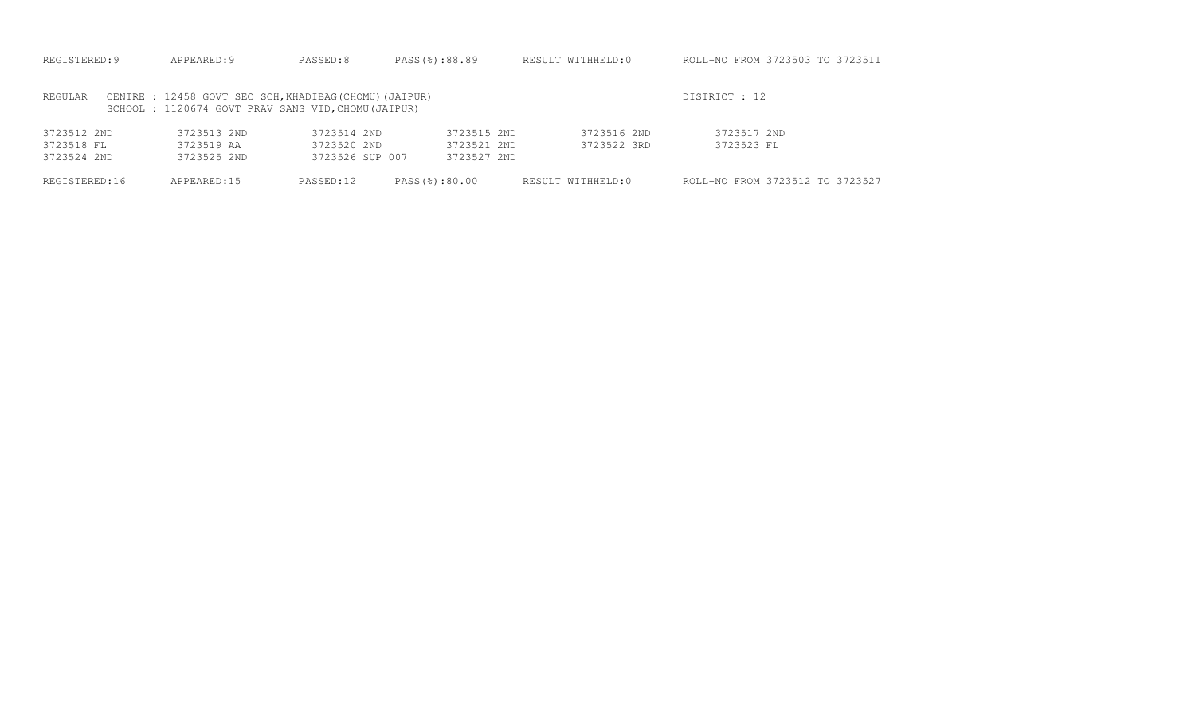REGISTERED:9 APPEARED:9 PASSED:8 PASS(%):88.89 RESULT WITHHELD:0 ROLL-NO FROM 3723503 TO 3723511

REGULAR CENTRE : 12458 GOVT SEC SCH,KHADIBAG(CHOMU)(JAIPUR) DISTRICT : 12
SCHOOL : 1120674 GOVT PRAV SANS VID,CHOMU(JAIPUR)

| | | | | | |
|---|---|---|---|---|---|
| 3723512 2ND | 3723513 2ND | 3723514 2ND | 3723515 2ND | 3723516 2ND | 3723517 2ND |
| 3723518 FL | 3723519 AA | 3723520 2ND | 3723521 2ND | 3723522 3RD | 3723523 FL |
| 3723524 2ND | 3723525 2ND | 3723526 SUP 007 | 3723527 2ND | | |

REGISTERED:16 APPEARED:15 PASSED:12 PASS(%):80.00 RESULT WITHHELD:0 ROLL-NO FROM 3723512 TO 3723527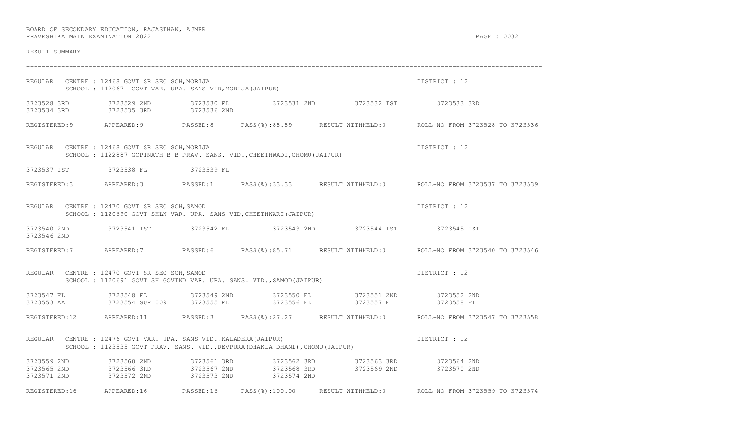BOARD OF SECONDARY EDUCATION, RAJASTHAN, AJMER
PRAVESHIKA MAIN EXAMINATION 2022

RESULT SUMMARY

---

REGULAR CENTRE : 12468 GOVT SR SEC SCH,MORIJA — DISTRICT : 12
SCHOOL : 1120671 GOVT VAR. UPA. SANS VID,MORIJA(JAIPUR)

3723528 3RD 3723529 2ND 3723530 FL 3723531 2ND 3723532 IST 3723533 3RD
3723534 3RD 3723535 3RD 3723536 2ND

REGISTERED:9 APPEARED:9 PASSED:8 PASS(%):88.89 RESULT WITHHELD:0 ROLL-NO FROM 3723528 TO 3723536

REGULAR CENTRE : 12468 GOVT SR SEC SCH,MORIJA — DISTRICT : 12
SCHOOL : 1122887 GOPINATH B B PRAV. SANS. VID.,CHEETHWADI,CHOMU(JAIPUR)

3723537 IST 3723538 FL 3723539 FL

REGISTERED:3 APPEARED:3 PASSED:1 PASS(%):33.33 RESULT WITHHELD:0 ROLL-NO FROM 3723537 TO 3723539

REGULAR CENTRE : 12470 GOVT SR SEC SCH,SAMOD — DISTRICT : 12
SCHOOL : 1120690 GOVT SHLN VAR. UPA. SANS VID,CHEETHWARI(JAIPUR)

3723540 2ND 3723541 IST 3723542 FL 3723543 2ND 3723544 IST 3723545 IST
3723546 2ND

REGISTERED:7 APPEARED:7 PASSED:6 PASS(%):85.71 RESULT WITHHELD:0 ROLL-NO FROM 3723540 TO 3723546

REGULAR CENTRE : 12470 GOVT SR SEC SCH,SAMOD — DISTRICT : 12
SCHOOL : 1120691 GOVT SH GOVIND VAR. UPA. SANS. VID.,SAMOD(JAIPUR)

3723547 FL 3723548 FL 3723549 2ND 3723550 FL 3723551 2ND 3723552 2ND
3723553 AA 3723554 SUP 009 3723555 FL 3723556 FL 3723557 FL 3723558 FL

REGISTERED:12 APPEARED:11 PASSED:3 PASS(%):27.27 RESULT WITHHELD:0 ROLL-NO FROM 3723547 TO 3723558

REGULAR CENTRE : 12476 GOVT VAR. UPA. SANS VID.,KALADERA(JAIPUR) — DISTRICT : 12
SCHOOL : 1123535 GOVT PRAV. SANS. VID.,DEVPURA(DHAKLA DHANI),CHOMU(JAIPUR)

3723559 2ND 3723560 2ND 3723561 3RD 3723562 3RD 3723563 3RD 3723564 2ND
3723565 2ND 3723566 3RD 3723567 2ND 3723568 3RD 3723569 2ND 3723570 2ND
3723571 2ND 3723572 2ND 3723573 2ND 3723574 2ND

REGISTERED:16 APPEARED:16 PASSED:16 PASS(%):100.00 RESULT WITHHELD:0 ROLL-NO FROM 3723559 TO 3723574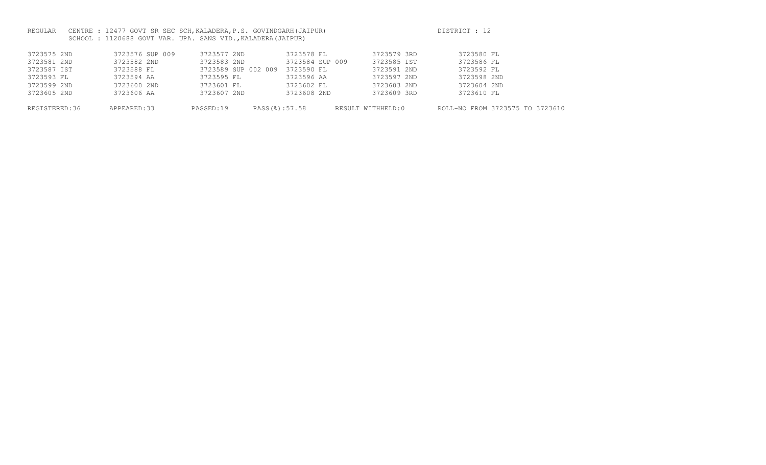REGULAR CENTRE : 12477 GOVT SR SEC SCH,KALADERA,P.S. GOVINDGARH(JAIPUR) DISTRICT : 12

SCHOOL : 1120688 GOVT VAR. UPA. SANS VID.,KALADERA(JAIPUR)

| | | | | | |
|---|---|---|---|---|---|
| 3723575 2ND | 3723576 SUP 009 | 3723577 2ND | 3723578 FL | 3723579 3RD | 3723580 FL |
| 3723581 2ND | 3723582 2ND | 3723583 2ND | 3723584 SUP 009 | 3723585 IST | 3723586 FL |
| 3723587 IST | 3723588 FL | 3723589 SUP 002 009 | 3723590 FL | 3723591 2ND | 3723592 FL |
| 3723593 FL | 3723594 AA | 3723595 FL | 3723596 AA | 3723597 2ND | 3723598 2ND |
| 3723599 2ND | 3723600 2ND | 3723601 FL | 3723602 FL | 3723603 2ND | 3723604 2ND |
| 3723605 2ND | 3723606 AA | 3723607 2ND | 3723608 2ND | 3723609 3RD | 3723610 FL |

REGISTERED:36 APPEARED:33 PASSED:19 PASS(%):57.58 RESULT WITHHELD:0 ROLL-NO FROM 3723575 TO 3723610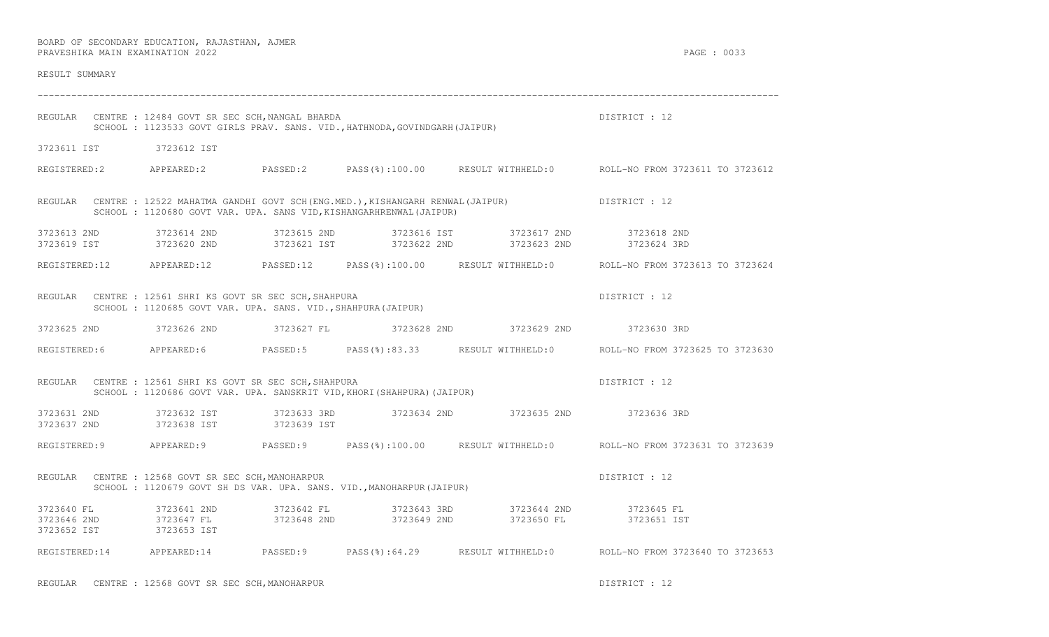BOARD OF SECONDARY EDUCATION, RAJASTHAN, AJMER
PRAVESHIKA MAIN EXAMINATION 2022

RESULT SUMMARY

---

REGULAR CENTRE : 12484 GOVT SR SEC SCH,NANGAL BHARDA — DISTRICT : 12
SCHOOL : 1123533 GOVT GIRLS PRAV. SANS. VID.,HATHNODA,GOVINDGARH(JAIPUR)

3723611 IST 3723612 IST

REGISTERED:2 APPEARED:2 PASSED:2 PASS(%):100.00 RESULT WITHHELD:0 ROLL-NO FROM 3723611 TO 3723612

REGULAR CENTRE : 12522 MAHATMA GANDHI GOVT SCH(ENG.MED.),KISHANGARH RENWAL(JAIPUR) — DISTRICT : 12
SCHOOL : 1120680 GOVT VAR. UPA. SANS VID,KISHANGARHRENWAL(JAIPUR)

3723613 2ND 3723614 2ND 3723615 2ND 3723616 IST 3723617 2ND 3723618 2ND
3723619 IST 3723620 2ND 3723621 IST 3723622 2ND 3723623 2ND 3723624 3RD

REGISTERED:12 APPEARED:12 PASSED:12 PASS(%):100.00 RESULT WITHHELD:0 ROLL-NO FROM 3723613 TO 3723624

REGULAR CENTRE : 12561 SHRI KS GOVT SR SEC SCH,SHAHPURA — DISTRICT : 12
SCHOOL : 1120685 GOVT VAR. UPA. SANS. VID.,SHAHPURA(JAIPUR)

3723625 2ND 3723626 2ND 3723627 FL 3723628 2ND 3723629 2ND 3723630 3RD

REGISTERED:6 APPEARED:6 PASSED:5 PASS(%):83.33 RESULT WITHHELD:0 ROLL-NO FROM 3723625 TO 3723630

REGULAR CENTRE : 12561 SHRI KS GOVT SR SEC SCH,SHAHPURA — DISTRICT : 12
SCHOOL : 1120686 GOVT VAR. UPA. SANSKRIT VID,KHORI(SHAHPURA)(JAIPUR)

3723631 2ND 3723632 IST 3723633 3RD 3723634 2ND 3723635 2ND 3723636 3RD
3723637 2ND 3723638 IST 3723639 IST

REGISTERED:9 APPEARED:9 PASSED:9 PASS(%):100.00 RESULT WITHHELD:0 ROLL-NO FROM 3723631 TO 3723639

REGULAR CENTRE : 12568 GOVT SR SEC SCH,MANOHARPUR — DISTRICT : 12
SCHOOL : 1120679 GOVT SH DS VAR. UPA. SANS. VID.,MANOHARPUR(JAIPUR)

3723640 FL 3723641 2ND 3723642 FL 3723643 3RD 3723644 2ND 3723645 FL
3723646 2ND 3723647 FL 3723648 2ND 3723649 2ND 3723650 FL 3723651 IST
3723652 IST 3723653 IST

REGISTERED:14 APPEARED:14 PASSED:9 PASS(%):64.29 RESULT WITHHELD:0 ROLL-NO FROM 3723640 TO 3723653

REGULAR CENTRE : 12568 GOVT SR SEC SCH,MANOHARPUR — DISTRICT : 12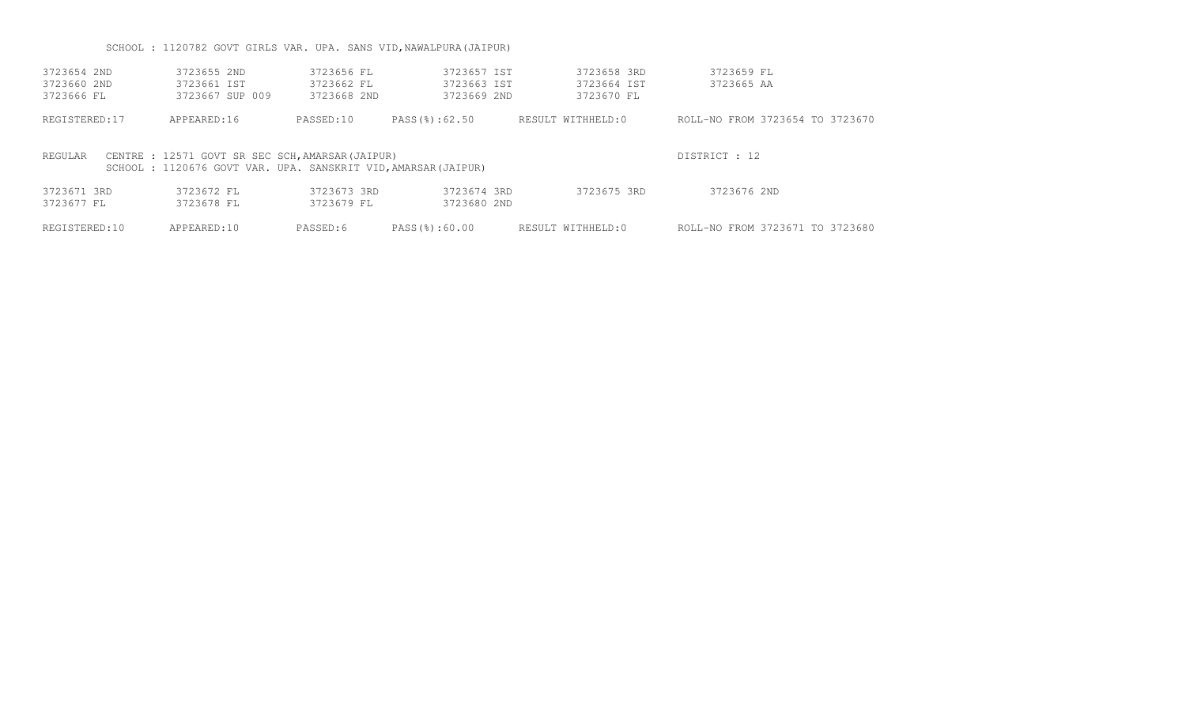SCHOOL : 1120782 GOVT GIRLS VAR. UPA. SANS VID,NAWALPURA(JAIPUR)

| | | | | | |
|---|---|---|---|---|---|
| 3723654 2ND | 3723655 2ND | 3723656 FL | 3723657 IST | 3723658 3RD | 3723659 FL |
| 3723660 2ND | 3723661 IST | 3723662 FL | 3723663 IST | 3723664 IST | 3723665 AA |
| 3723666 FL | 3723667 SUP 009 | 3723668 2ND | 3723669 2ND | 3723670 FL | |

REGISTERED:17 APPEARED:16 PASSED:10 PASS(%):62.50 RESULT WITHHELD:0 ROLL-NO FROM 3723654 TO 3723670

REGULAR CENTRE : 12571 GOVT SR SEC SCH,AMARSAR(JAIPUR) DISTRICT : 12

SCHOOL : 1120676 GOVT VAR. UPA. SANSKRIT VID,AMARSAR(JAIPUR)

| | | | | | |
|---|---|---|---|---|---|
| 3723671 3RD | 3723672 FL | 3723673 3RD | 3723674 3RD | 3723675 3RD | 3723676 2ND |
| 3723677 FL | 3723678 FL | 3723679 FL | 3723680 2ND | | |

REGISTERED:10 APPEARED:10 PASSED:6 PASS(%):60.00 RESULT WITHHELD:0 ROLL-NO FROM 3723671 TO 3723680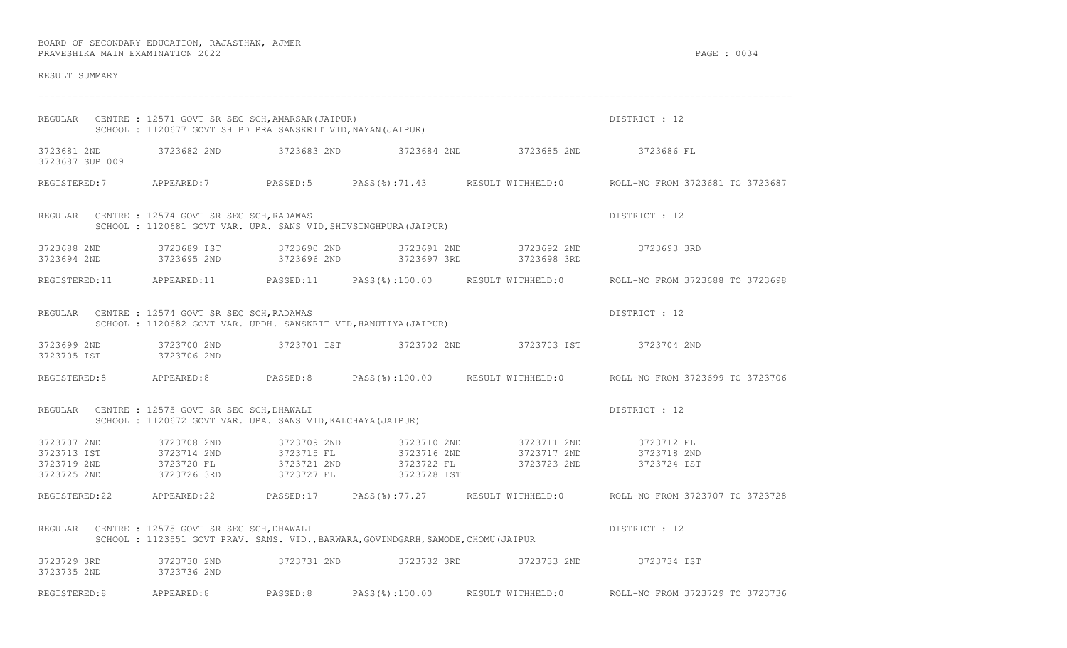BOARD OF SECONDARY EDUCATION, RAJASTHAN, AJMER
PRAVESHIKA MAIN EXAMINATION 2022

RESULT SUMMARY

---

REGULAR CENTRE : 12571 GOVT SR SEC SCH,AMARSAR(JAIPUR) DISTRICT : 12
SCHOOL : 1120677 GOVT SH BD PRA SANSKRIT VID,NAYAN(JAIPUR)

3723681 2ND 3723682 2ND 3723683 2ND 3723684 2ND 3723685 2ND 3723686 FL
3723687 SUP 009

REGISTERED:7 APPEARED:7 PASSED:5 PASS(%):71.43 RESULT WITHHELD:0 ROLL-NO FROM 3723681 TO 3723687

REGULAR CENTRE : 12574 GOVT SR SEC SCH,RADAWAS DISTRICT : 12
SCHOOL : 1120681 GOVT VAR. UPA. SANS VID,SHIVSINGHPURA(JAIPUR)

3723688 2ND 3723689 IST 3723690 2ND 3723691 2ND 3723692 2ND 3723693 3RD
3723694 2ND 3723695 2ND 3723696 2ND 3723697 3RD 3723698 3RD

REGISTERED:11 APPEARED:11 PASSED:11 PASS(%):100.00 RESULT WITHHELD:0 ROLL-NO FROM 3723688 TO 3723698

REGULAR CENTRE : 12574 GOVT SR SEC SCH,RADAWAS DISTRICT : 12
SCHOOL : 1120682 GOVT VAR. UPDH. SANSKRIT VID,HANUTIYA(JAIPUR)

3723699 2ND 3723700 2ND 3723701 IST 3723702 2ND 3723703 IST 3723704 2ND
3723705 IST 3723706 2ND

REGISTERED:8 APPEARED:8 PASSED:8 PASS(%):100.00 RESULT WITHHELD:0 ROLL-NO FROM 3723699 TO 3723706

REGULAR CENTRE : 12575 GOVT SR SEC SCH,DHAWALI DISTRICT : 12
SCHOOL : 1120672 GOVT VAR. UPA. SANS VID,KALCHAYA(JAIPUR)

3723707 2ND 3723708 2ND 3723709 2ND 3723710 2ND 3723711 2ND 3723712 FL
3723713 IST 3723714 2ND 3723715 FL 3723716 2ND 3723717 2ND 3723718 2ND
3723719 2ND 3723720 FL 3723721 2ND 3723722 FL 3723723 2ND 3723724 IST
3723725 2ND 3723726 3RD 3723727 FL 3723728 IST

REGISTERED:22 APPEARED:22 PASSED:17 PASS(%):77.27 RESULT WITHHELD:0 ROLL-NO FROM 3723707 TO 3723728

REGULAR CENTRE : 12575 GOVT SR SEC SCH,DHAWALI DISTRICT : 12
SCHOOL : 1123551 GOVT PRAV. SANS. VID.,BARWARA,GOVINDGARH,SAMODE,CHOMU(JAIPUR

3723729 3RD 3723730 2ND 3723731 2ND 3723732 3RD 3723733 2ND 3723734 IST
3723735 2ND 3723736 2ND

REGISTERED:8 APPEARED:8 PASSED:8 PASS(%):100.00 RESULT WITHHELD:0 ROLL-NO FROM 3723729 TO 3723736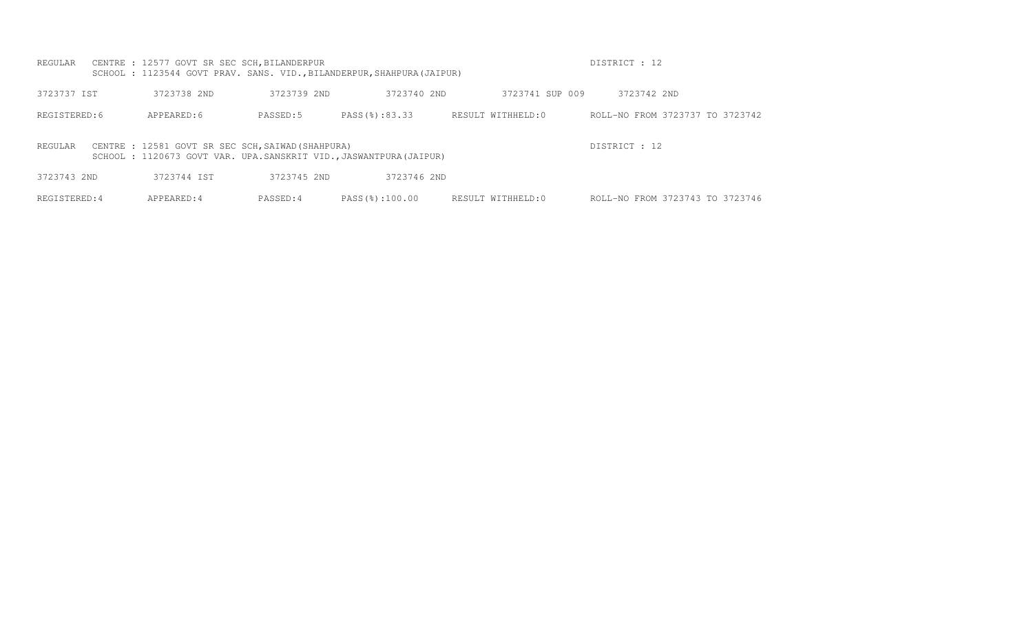REGULAR CENTRE : 12577 GOVT SR SEC SCH,BILANDERPUR DISTRICT : 12
SCHOOL : 1123544 GOVT PRAV. SANS. VID.,BILANDERPUR,SHAHPURA(JAIPUR)

3723737 IST 3723738 2ND 3723739 2ND 3723740 2ND 3723741 SUP 009 3723742 2ND

REGISTERED:6 APPEARED:6 PASSED:5 PASS(%):83.33 RESULT WITHHELD:0 ROLL-NO FROM 3723737 TO 3723742

REGULAR CENTRE : 12581 GOVT SR SEC SCH,SAIWAD(SHAHPURA) DISTRICT : 12
SCHOOL : 1120673 GOVT VAR. UPA.SANSKRIT VID.,JASWANTPURA(JAIPUR)

3723743 2ND 3723744 IST 3723745 2ND 3723746 2ND

REGISTERED:4 APPEARED:4 PASSED:4 PASS(%):100.00 RESULT WITHHELD:0 ROLL-NO FROM 3723743 TO 3723746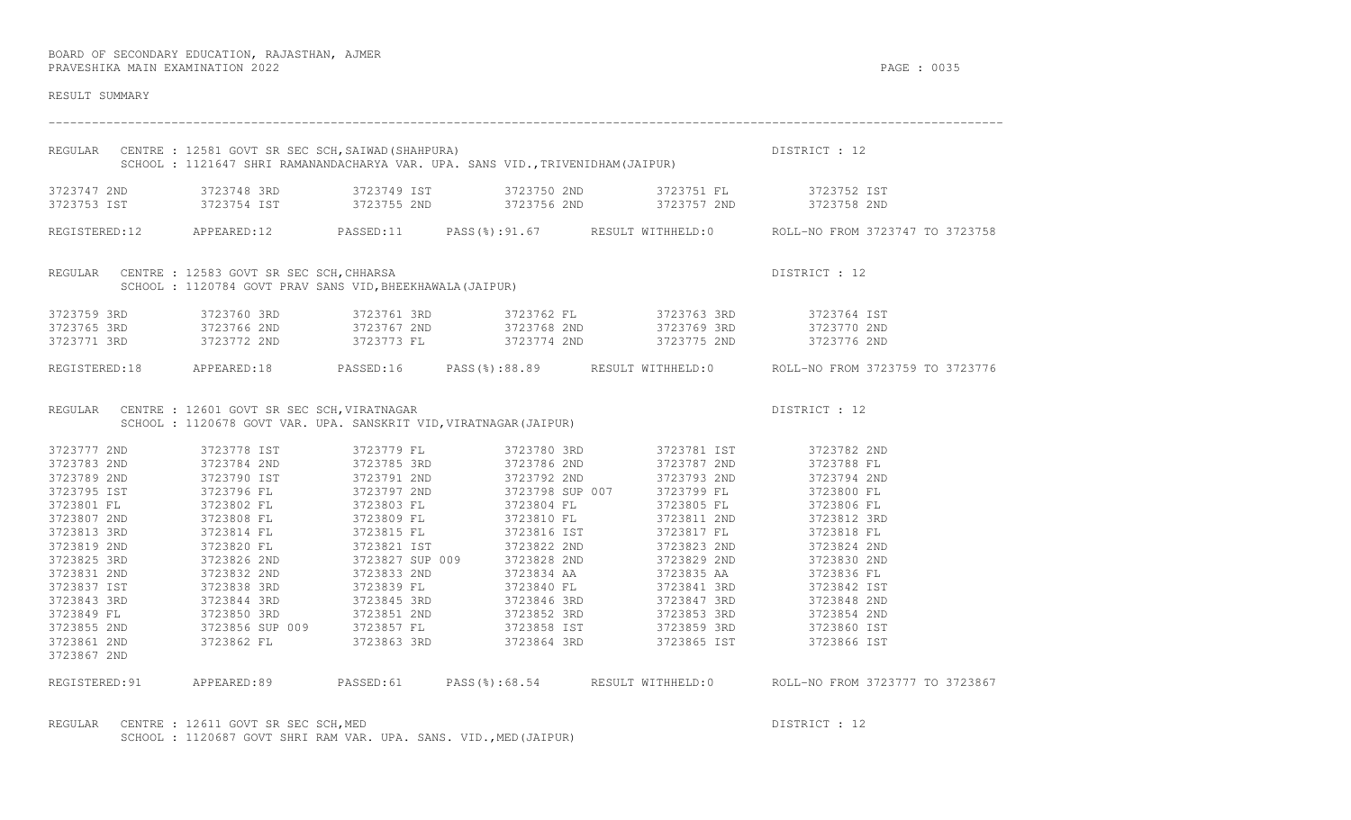BOARD OF SECONDARY EDUCATION, RAJASTHAN, AJMER
PRAVESHIKA MAIN EXAMINATION 2022

RESULT SUMMARY

---

REGULAR CENTRE : 12581 GOVT SR SEC SCH,SAIWAD(SHAHPURA) DISTRICT : 12
SCHOOL : 1121647 SHRI RAMANANDACHARYA VAR. UPA. SANS VID.,TRIVENIDHAM(JAIPUR)

```
3723747 2ND    3723748 3RD    3723749 IST    3723750 2ND    3723751 FL     3723752 IST
3723753 IST    3723754 IST    3723755 2ND    3723756 2ND    3723757 2ND    3723758 2ND
```

REGISTERED:12 APPEARED:12 PASSED:11 PASS(%):91.67 RESULT WITHHELD:0 ROLL-NO FROM 3723747 TO 3723758

REGULAR CENTRE : 12583 GOVT SR SEC SCH,CHHARSA DISTRICT : 12
SCHOOL : 1120784 GOVT PRAV SANS VID,BHEEKHAWALA(JAIPUR)

```
3723759 3RD    3723760 3RD    3723761 3RD    3723762 FL     3723763 3RD    3723764 IST
3723765 3RD    3723766 2ND    3723767 2ND    3723768 2ND    3723769 3RD    3723770 2ND
3723771 3RD    3723772 2ND    3723773 FL     3723774 2ND    3723775 2ND    3723776 2ND
```

REGISTERED:18 APPEARED:18 PASSED:16 PASS(%):88.89 RESULT WITHHELD:0 ROLL-NO FROM 3723759 TO 3723776

REGULAR CENTRE : 12601 GOVT SR SEC SCH,VIRATNAGAR DISTRICT : 12
SCHOOL : 1120678 GOVT VAR. UPA. SANSKRIT VID,VIRATNAGAR(JAIPUR)

```
3723777 2ND    3723778 IST    3723779 FL     3723780 3RD    3723781 IST    3723782 2ND
3723783 2ND    3723784 2ND    3723785 3RD    3723786 2ND    3723787 2ND    3723788 FL
3723789 2ND    3723790 IST    3723791 2ND    3723792 2ND    3723793 2ND    3723794 2ND
3723795 IST    3723796 FL     3723797 2ND    3723798 SUP 007    3723799 FL     3723800 FL
3723801 FL     3723802 FL     3723803 FL     3723804 FL     3723805 FL     3723806 FL
3723807 2ND    3723808 FL     3723809 FL     3723810 FL     3723811 2ND    3723812 3RD
3723813 3RD    3723814 FL     3723815 FL     3723816 IST    3723817 FL     3723818 FL
3723819 2ND    3723820 FL     3723821 IST    3723822 2ND    3723823 2ND    3723824 2ND
3723825 3RD    3723826 2ND    3723827 SUP 009    3723828 2ND    3723829 2ND    3723830 2ND
3723831 2ND    3723832 2ND    3723833 2ND    3723834 AA     3723835 AA     3723836 FL
3723837 IST    3723838 3RD    3723839 FL     3723840 FL     3723841 3RD    3723842 IST
3723843 3RD    3723844 3RD    3723845 3RD    3723846 3RD    3723847 3RD    3723848 2ND
3723849 FL     3723850 3RD    3723851 2ND    3723852 3RD    3723853 3RD    3723854 2ND
3723855 2ND    3723856 SUP 009    3723857 FL     3723858 IST    3723859 3RD    3723860 IST
3723861 2ND    3723862 FL     3723863 3RD    3723864 3RD    3723865 IST    3723866 IST
3723867 2ND
```

REGISTERED:91 APPEARED:89 PASSED:61 PASS(%):68.54 RESULT WITHHELD:0 ROLL-NO FROM 3723777 TO 3723867

REGULAR CENTRE : 12611 GOVT SR SEC SCH,MED DISTRICT : 12
SCHOOL : 1120687 GOVT SHRI RAM VAR. UPA. SANS. VID.,MED(JAIPUR)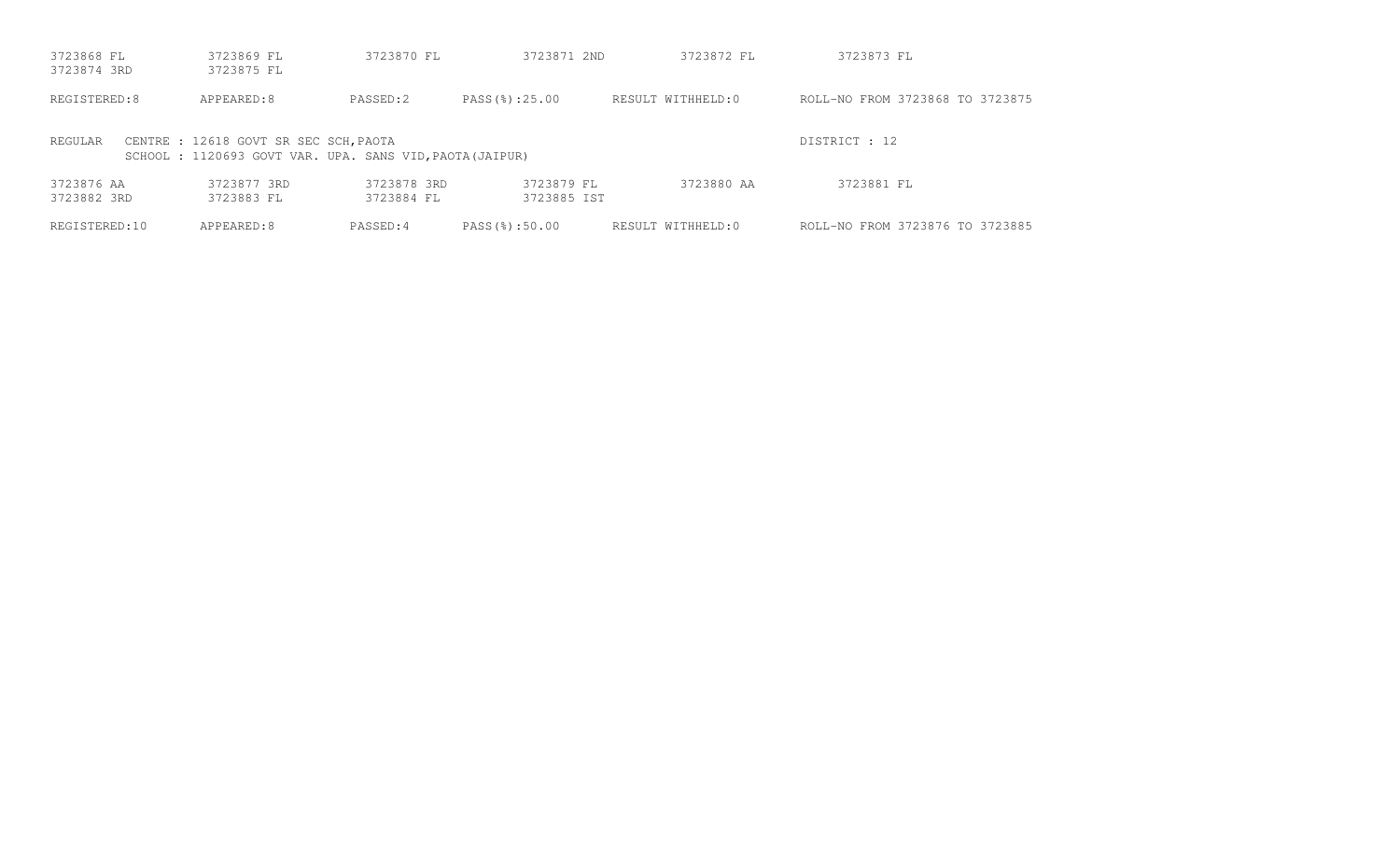3723868 FL    3723869 FL    3723870 FL    3723871 2ND    3723872 FL    3723873 FL
3723874 3RD    3723875 FL

REGISTERED:8    APPEARED:8    PASSED:2    PASS(%):25.00    RESULT WITHHELD:0    ROLL-NO FROM 3723868 TO 3723875

REGULAR    CENTRE : 12618 GOVT SR SEC SCH,PAOTA    DISTRICT : 12
SCHOOL : 1120693 GOVT VAR. UPA. SANS VID,PAOTA(JAIPUR)

3723876 AA    3723877 3RD    3723878 3RD    3723879 FL    3723880 AA    3723881 FL
3723882 3RD    3723883 FL    3723884 FL    3723885 IST

REGISTERED:10    APPEARED:8    PASSED:4    PASS(%):50.00    RESULT WITHHELD:0    ROLL-NO FROM 3723876 TO 3723885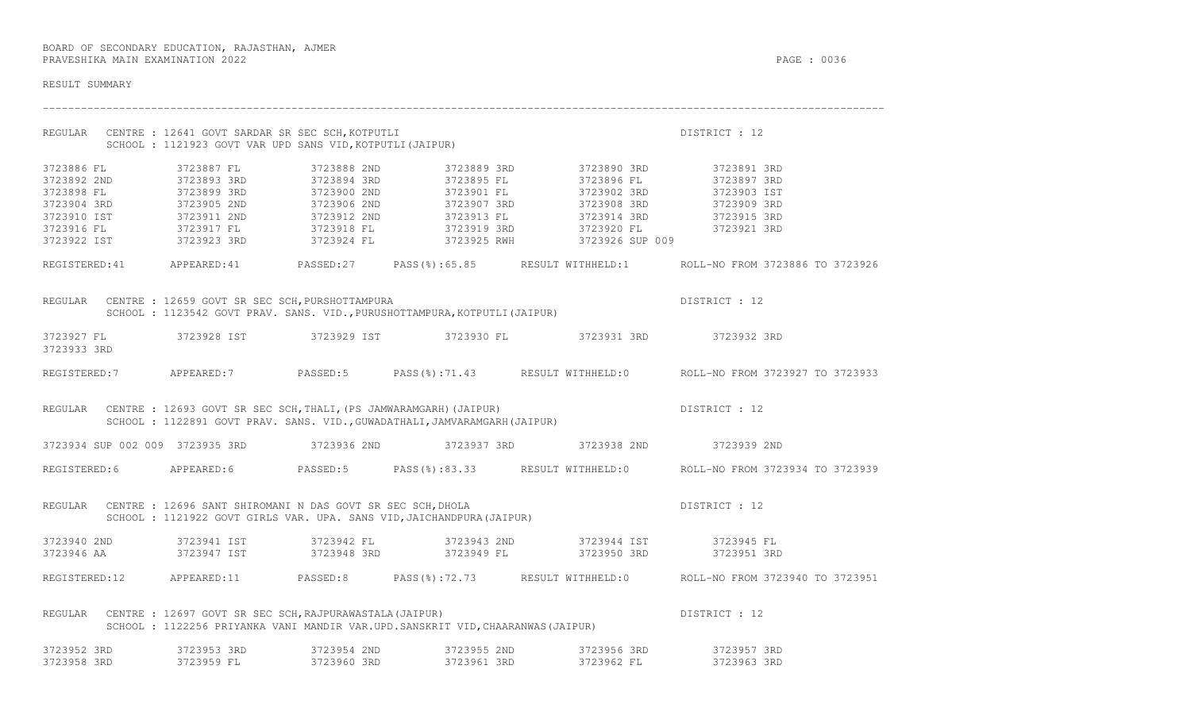BOARD OF SECONDARY EDUCATION, RAJASTHAN, AJMER
PRAVESHIKA MAIN EXAMINATION 2022

RESULT SUMMARY

---

REGULAR CENTRE : 12641 GOVT SARDAR SR SEC SCH,KOTPUTLI DISTRICT : 12
SCHOOL : 1121923 GOVT VAR UPD SANS VID,KOTPUTLI(JAIPUR)

```
3723886 FL          3723887 FL          3723888 2ND         3723889 3RD         3723890 3RD         3723891 3RD
3723892 2ND         3723893 3RD         3723894 3RD         3723895 FL          3723896 FL          3723897 3RD
3723898 FL          3723899 3RD         3723900 2ND         3723901 FL          3723902 3RD         3723903 IST
3723904 3RD         3723905 2ND         3723906 2ND         3723907 3RD         3723908 3RD         3723909 3RD
3723910 IST         3723911 2ND         3723912 2ND         3723913 FL          3723914 3RD         3723915 3RD
3723916 FL          3723917 FL          3723918 FL          3723919 3RD         3723920 FL          3723921 3RD
3723922 IST         3723923 3RD         3723924 FL          3723925 RWH         3723926 SUP 009
```

REGISTERED:41 APPEARED:41 PASSED:27 PASS(%):65.85 RESULT WITHHELD:1 ROLL-NO FROM 3723886 TO 3723926

REGULAR CENTRE : 12659 GOVT SR SEC SCH,PURSHOTTAMPURA DISTRICT : 12
SCHOOL : 1123542 GOVT PRAV. SANS. VID.,PURUSHOTTAMPURA,KOTPUTLI(JAIPUR)

```
3723927 FL          3723928 IST         3723929 IST         3723930 FL          3723931 3RD         3723932 3RD
3723933 3RD
```

REGISTERED:7 APPEARED:7 PASSED:5 PASS(%):71.43 RESULT WITHHELD:0 ROLL-NO FROM 3723927 TO 3723933

REGULAR CENTRE : 12693 GOVT SR SEC SCH,THALI,(PS JAMWARAMGARH)(JAIPUR) DISTRICT : 12
SCHOOL : 1122891 GOVT PRAV. SANS. VID.,GUWADATHALI,JAMVARAMGARH(JAIPUR)

```
3723934 SUP 002 009 3723935 3RD         3723936 2ND         3723937 3RD         3723938 2ND         3723939 2ND
```

REGISTERED:6 APPEARED:6 PASSED:5 PASS(%):83.33 RESULT WITHHELD:0 ROLL-NO FROM 3723934 TO 3723939

REGULAR CENTRE : 12696 SANT SHIROMANI N DAS GOVT SR SEC SCH,DHOLA DISTRICT : 12
SCHOOL : 1121922 GOVT GIRLS VAR. UPA. SANS VID,JAICHANDPURA(JAIPUR)

```
3723940 2ND         3723941 IST         3723942 FL          3723943 2ND         3723944 IST         3723945 FL
3723946 AA          3723947 IST         3723948 3RD         3723949 FL          3723950 3RD         3723951 3RD
```

REGISTERED:12 APPEARED:11 PASSED:8 PASS(%):72.73 RESULT WITHHELD:0 ROLL-NO FROM 3723940 TO 3723951

REGULAR CENTRE : 12697 GOVT SR SEC SCH,RAJPURAWASTALA(JAIPUR) DISTRICT : 12
SCHOOL : 1122256 PRIYANKA VANI MANDIR VAR.UPD.SANSKRIT VID,CHAARANWAS(JAIPUR)

```
3723952 3RD         3723953 3RD         3723954 2ND         3723955 2ND         3723956 3RD         3723957 3RD
3723958 3RD         3723959 FL          3723960 3RD         3723961 3RD         3723962 FL          3723963 3RD
```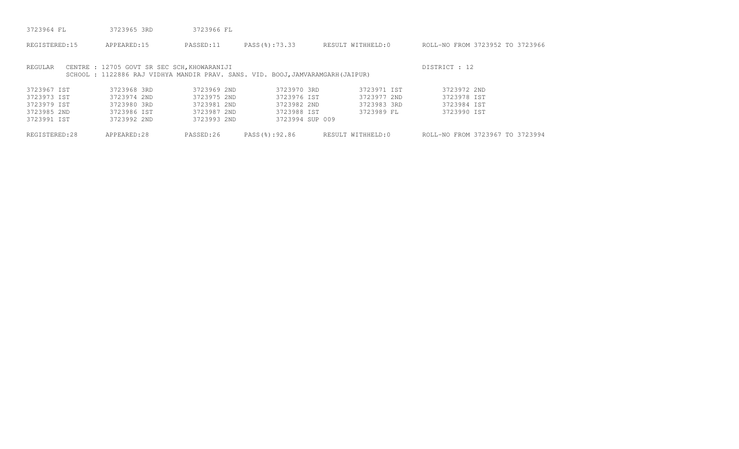| | | |
|---|---|---|
| 3723964 FL | 3723965 3RD | 3723966 FL |

REGISTERED:15 APPEARED:15 PASSED:11 PASS(%):73.33 RESULT WITHHELD:0 ROLL-NO FROM 3723952 TO 3723966

REGULAR CENTRE : 12705 GOVT SR SEC SCH,KHOWARANIJI DISTRICT : 12
SCHOOL : 1122886 RAJ VIDHYA MANDIR PRAV. SANS. VID. BOOJ,JAMVARAMGARH(JAIPUR)

| | | | | | |
|---|---|---|---|---|---|
| 3723967 IST | 3723968 3RD | 3723969 2ND | 3723970 3RD | 3723971 IST | 3723972 2ND |
| 3723973 IST | 3723974 2ND | 3723975 2ND | 3723976 IST | 3723977 2ND | 3723978 IST |
| 3723979 IST | 3723980 3RD | 3723981 2ND | 3723982 2ND | 3723983 3RD | 3723984 IST |
| 3723985 2ND | 3723986 IST | 3723987 2ND | 3723988 IST | 3723989 FL | 3723990 IST |
| 3723991 IST | 3723992 2ND | 3723993 2ND | 3723994 SUP 009 | | |

REGISTERED:28 APPEARED:28 PASSED:26 PASS(%):92.86 RESULT WITHHELD:0 ROLL-NO FROM 3723967 TO 3723994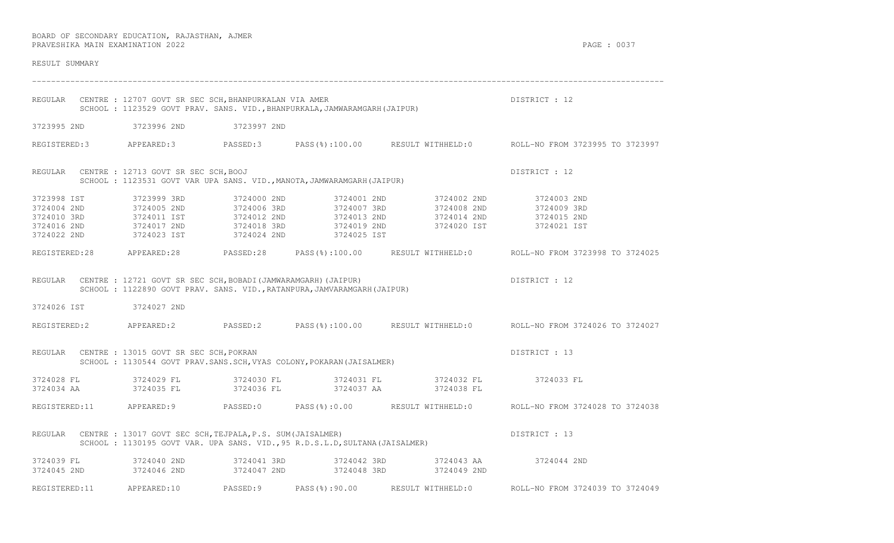BOARD OF SECONDARY EDUCATION, RAJASTHAN, AJMER
PRAVESHIKA MAIN EXAMINATION 2022

RESULT SUMMARY

---

REGULAR CENTRE : 12707 GOVT SR SEC SCH,BHANPURKALAN VIA AMER — DISTRICT : 12
SCHOOL : 1123529 GOVT PRAV. SANS. VID.,BHANPURKALA,JAMWARAMGARH(JAIPUR)

3723995 2ND    3723996 2ND    3723997 2ND

REGISTERED:3    APPEARED:3    PASSED:3    PASS(%):100.00    RESULT WITHHELD:0    ROLL-NO FROM 3723995 TO 3723997

REGULAR CENTRE : 12713 GOVT SR SEC SCH,BOOJ — DISTRICT : 12
SCHOOL : 1123531 GOVT VAR UPA SANS. VID.,MANOTA,JAMWARAMGARH(JAIPUR)

3723998 IST    3723999 3RD    3724000 2ND    3724001 2ND    3724002 2ND    3724003 2ND
3724004 2ND    3724005 2ND    3724006 3RD    3724007 3RD    3724008 2ND    3724009 3RD
3724010 3RD    3724011 IST    3724012 2ND    3724013 2ND    3724014 2ND    3724015 2ND
3724016 2ND    3724017 2ND    3724018 3RD    3724019 2ND    3724020 IST    3724021 IST
3724022 2ND    3724023 IST    3724024 2ND    3724025 IST

REGISTERED:28    APPEARED:28    PASSED:28    PASS(%):100.00    RESULT WITHHELD:0    ROLL-NO FROM 3723998 TO 3724025

REGULAR CENTRE : 12721 GOVT SR SEC SCH,BOBADI(JAMWARAMGARH)(JAIPUR) — DISTRICT : 12
SCHOOL : 1122890 GOVT PRAV. SANS. VID.,RATANPURA,JAMVARAMGARH(JAIPUR)

3724026 IST    3724027 2ND

REGISTERED:2    APPEARED:2    PASSED:2    PASS(%):100.00    RESULT WITHHELD:0    ROLL-NO FROM 3724026 TO 3724027

REGULAR CENTRE : 13015 GOVT SR SEC SCH,POKRAN — DISTRICT : 13
SCHOOL : 1130544 GOVT PRAV.SANS.SCH,VYAS COLONY,POKARAN(JAISALMER)

3724028 FL    3724029 FL    3724030 FL    3724031 FL    3724032 FL    3724033 FL
3724034 AA    3724035 FL    3724036 FL    3724037 AA    3724038 FL

REGISTERED:11    APPEARED:9    PASSED:0    PASS(%):0.00    RESULT WITHHELD:0    ROLL-NO FROM 3724028 TO 3724038

REGULAR CENTRE : 13017 GOVT SEC SCH,TEJPALA,P.S. SUM(JAISALMER) — DISTRICT : 13
SCHOOL : 1130195 GOVT VAR. UPA SANS. VID.,95 R.D.S.L.D,SULTANA(JAISALMER)

3724039 FL    3724040 2ND    3724041 3RD    3724042 3RD    3724043 AA    3724044 2ND
3724045 2ND    3724046 2ND    3724047 2ND    3724048 3RD    3724049 2ND

REGISTERED:11    APPEARED:10    PASSED:9    PASS(%):90.00    RESULT WITHHELD:0    ROLL-NO FROM 3724039 TO 3724049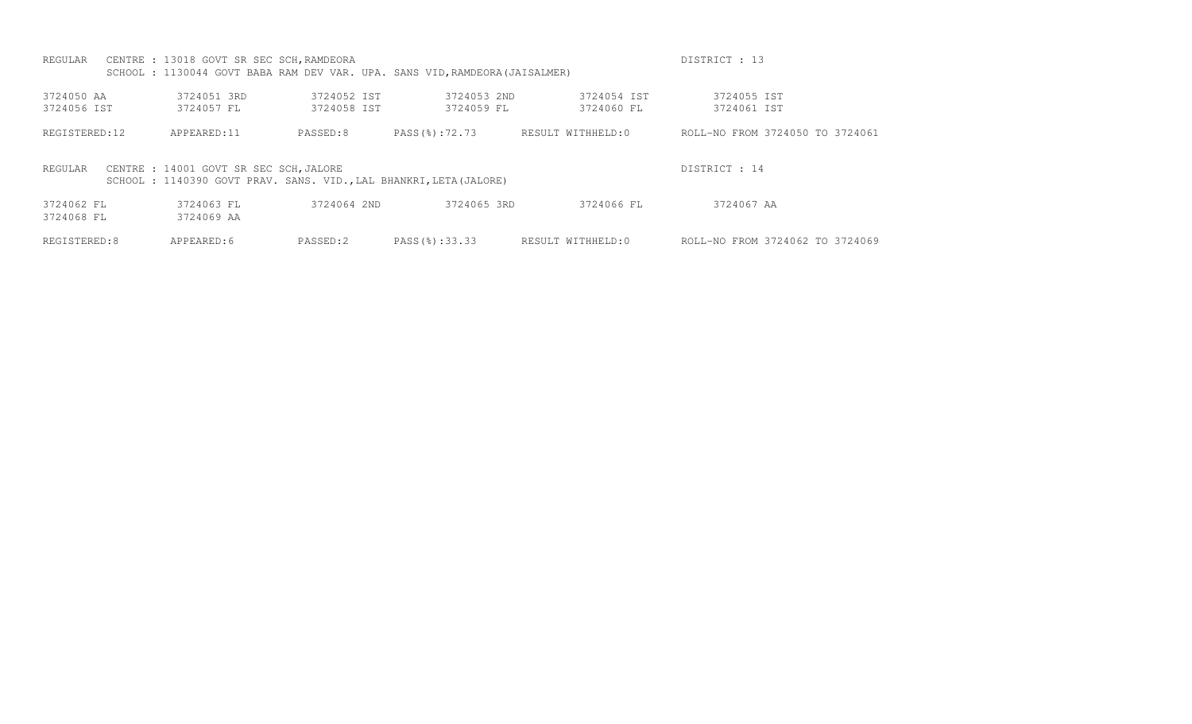REGULAR CENTRE : 13018 GOVT SR SEC SCH,RAMDEORA DISTRICT : 13
SCHOOL : 1130044 GOVT BABA RAM DEV VAR. UPA. SANS VID,RAMDEORA(JAISALMER)

| | | | | | |
|---|---|---|---|---|---|
| 3724050 AA | 3724051 3RD | 3724052 IST | 3724053 2ND | 3724054 IST | 3724055 IST |
| 3724056 IST | 3724057 FL | 3724058 IST | 3724059 FL | 3724060 FL | 3724061 IST |

REGISTERED:12 APPEARED:11 PASSED:8 PASS(%):72.73 RESULT WITHHELD:0 ROLL-NO FROM 3724050 TO 3724061

REGULAR CENTRE : 14001 GOVT SR SEC SCH,JALORE DISTRICT : 14
SCHOOL : 1140390 GOVT PRAV. SANS. VID.,LAL BHANKRI,LETA(JALORE)

| | | | | | |
|---|---|---|---|---|---|
| 3724062 FL | 3724063 FL | 3724064 2ND | 3724065 3RD | 3724066 FL | 3724067 AA |
| 3724068 FL | 3724069 AA | | | | |

REGISTERED:8 APPEARED:6 PASSED:2 PASS(%):33.33 RESULT WITHHELD:0 ROLL-NO FROM 3724062 TO 3724069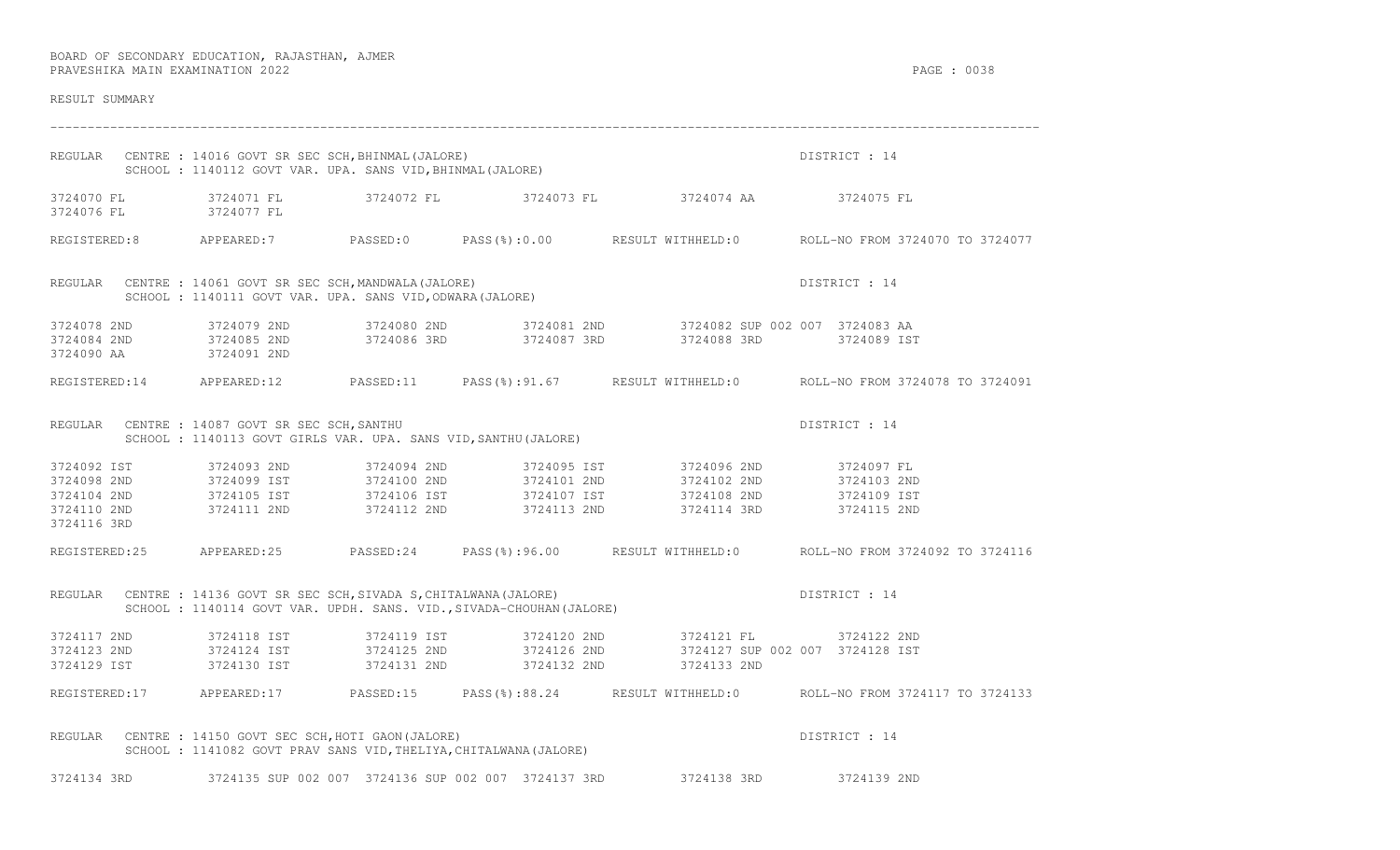BOARD OF SECONDARY EDUCATION, RAJASTHAN, AJMER
PRAVESHIKA MAIN EXAMINATION 2022

RESULT SUMMARY

---

REGULAR CENTRE : 14016 GOVT SR SEC SCH,BHINMAL(JALORE) DISTRICT : 14
SCHOOL : 1140112 GOVT VAR. UPA. SANS VID,BHINMAL(JALORE)

```
3724070 FL          3724071 FL          3724072 FL          3724073 FL          3724074 AA          3724075 FL
3724076 FL          3724077 FL
```

REGISTERED:8 APPEARED:7 PASSED:0 PASS(%):0.00 RESULT WITHHELD:0 ROLL-NO FROM 3724070 TO 3724077

REGULAR CENTRE : 14061 GOVT SR SEC SCH,MANDWALA(JALORE) DISTRICT : 14
SCHOOL : 1140111 GOVT VAR. UPA. SANS VID,ODWARA(JALORE)

```
3724078 2ND         3724079 2ND         3724080 2ND         3724081 2ND         3724082 SUP 002 007  3724083 AA
3724084 2ND         3724085 2ND         3724086 3RD         3724087 3RD         3724088 3RD         3724089 IST
3724090 AA          3724091 2ND
```

REGISTERED:14 APPEARED:12 PASSED:11 PASS(%):91.67 RESULT WITHHELD:0 ROLL-NO FROM 3724078 TO 3724091

REGULAR CENTRE : 14087 GOVT SR SEC SCH,SANTHU DISTRICT : 14
SCHOOL : 1140113 GOVT GIRLS VAR. UPA. SANS VID,SANTHU(JALORE)

```
3724092 IST         3724093 2ND         3724094 2ND         3724095 IST         3724096 2ND         3724097 FL
3724098 2ND         3724099 IST         3724100 2ND         3724101 2ND         3724102 2ND         3724103 2ND
3724104 2ND         3724105 IST         3724106 IST         3724107 IST         3724108 2ND         3724109 IST
3724110 2ND         3724111 2ND         3724112 2ND         3724113 2ND         3724114 3RD         3724115 2ND
3724116 3RD
```

REGISTERED:25 APPEARED:25 PASSED:24 PASS(%):96.00 RESULT WITHHELD:0 ROLL-NO FROM 3724092 TO 3724116

REGULAR CENTRE : 14136 GOVT SR SEC SCH,SIVADA S,CHITALWANA(JALORE) DISTRICT : 14
SCHOOL : 1140114 GOVT VAR. UPDH. SANS. VID.,SIVADA-CHOUHAN(JALORE)

```
3724117 2ND         3724118 IST         3724119 IST         3724120 2ND         3724121 FL          3724122 2ND
3724123 2ND         3724124 IST         3724125 2ND         3724126 2ND         3724127 SUP 002 007  3724128 IST
3724129 IST         3724130 IST         3724131 2ND         3724132 2ND         3724133 2ND
```

REGISTERED:17 APPEARED:17 PASSED:15 PASS(%):88.24 RESULT WITHHELD:0 ROLL-NO FROM 3724117 TO 3724133

REGULAR CENTRE : 14150 GOVT SEC SCH,HOTI GAON(JALORE) DISTRICT : 14
SCHOOL : 1141082 GOVT PRAV SANS VID,THELIYA,CHITALWANA(JALORE)

```
3724134 3RD         3724135 SUP 002 007  3724136 SUP 002 007  3724137 3RD         3724138 3RD         3724139 2ND
```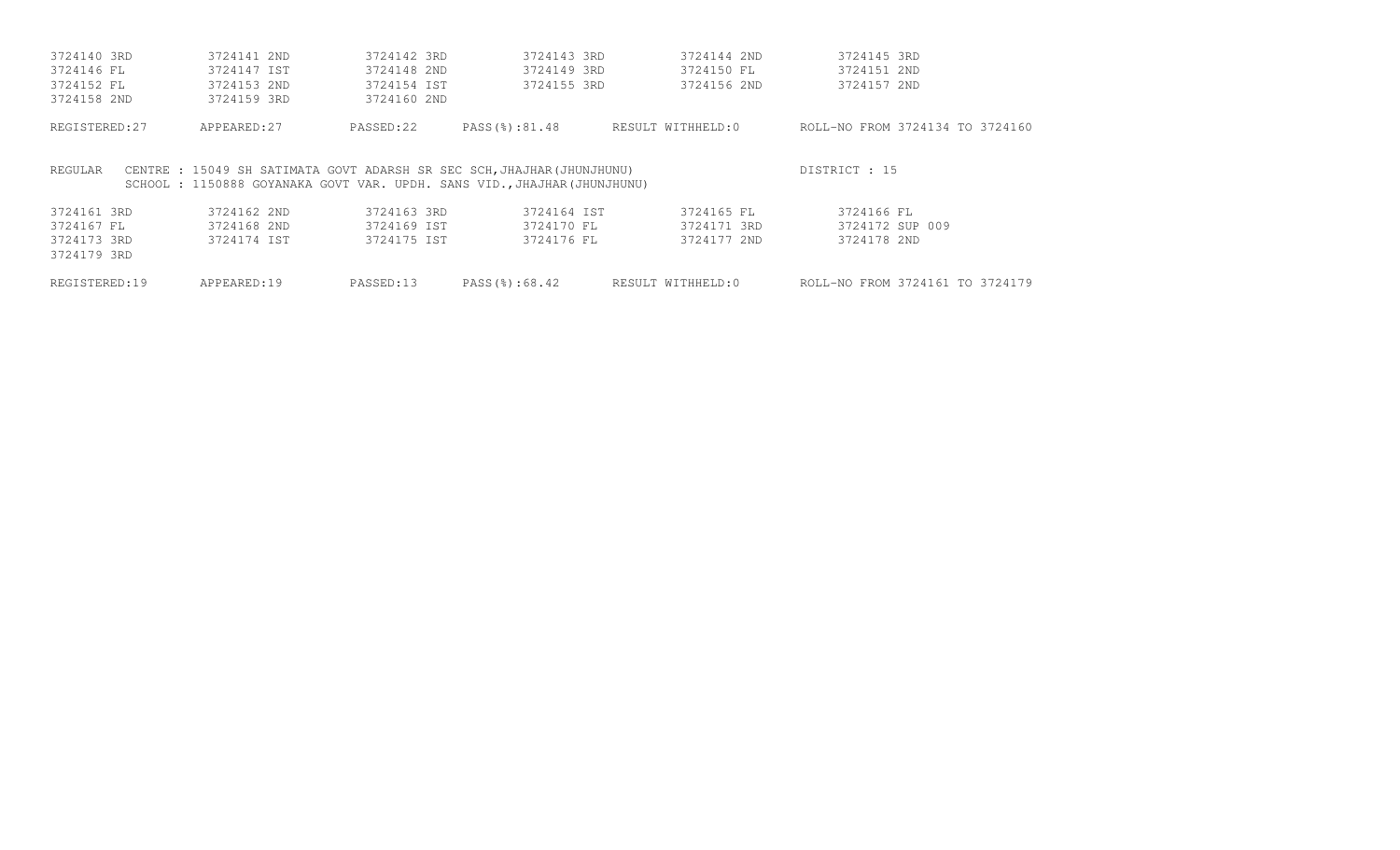| | | | | | |
|---|---|---|---|---|---|
| 3724140 3RD | 3724141 2ND | 3724142 3RD | 3724143 3RD | 3724144 2ND | 3724145 3RD |
| 3724146 FL | 3724147 IST | 3724148 2ND | 3724149 3RD | 3724150 FL | 3724151 2ND |
| 3724152 FL | 3724153 2ND | 3724154 IST | 3724155 3RD | 3724156 2ND | 3724157 2ND |
| 3724158 2ND | 3724159 3RD | 3724160 2ND | | | |

REGISTERED:27 APPEARED:27 PASSED:22 PASS(%):81.48 RESULT WITHHELD:0 ROLL-NO FROM 3724134 TO 3724160

REGULAR CENTRE : 15049 SH SATIMATA GOVT ADARSH SR SEC SCH,JHAJHAR(JHUNJHUNU) DISTRICT : 15
SCHOOL : 1150888 GOYANAKA GOVT VAR. UPDH. SANS VID.,JHAJHAR(JHUNJHUNU)

| | | | | | |
|---|---|---|---|---|---|
| 3724161 3RD | 3724162 2ND | 3724163 3RD | 3724164 IST | 3724165 FL | 3724166 FL |
| 3724167 FL | 3724168 2ND | 3724169 IST | 3724170 FL | 3724171 3RD | 3724172 SUP 009 |
| 3724173 3RD | 3724174 IST | 3724175 IST | 3724176 FL | 3724177 2ND | 3724178 2ND |
| 3724179 3RD | | | | | |

REGISTERED:19 APPEARED:19 PASSED:13 PASS(%):68.42 RESULT WITHHELD:0 ROLL-NO FROM 3724161 TO 3724179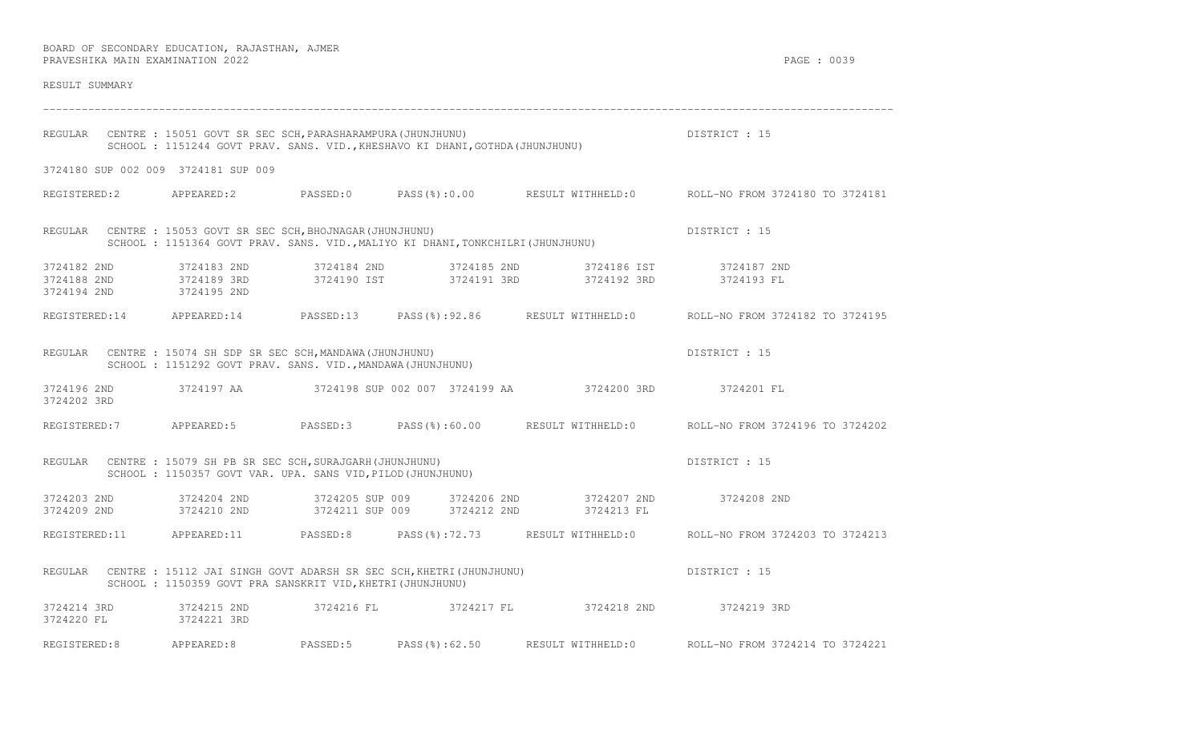BOARD OF SECONDARY EDUCATION, RAJASTHAN, AJMER
PRAVESHIKA MAIN EXAMINATION 2022

RESULT SUMMARY

---

REGULAR CENTRE : 15051 GOVT SR SEC SCH,PARASHARAMPURA(JHUNJHUNU) DISTRICT : 15
SCHOOL : 1151244 GOVT PRAV. SANS. VID.,KHESHAVO KI DHANI,GOTHDA(JHUNJHUNU)

3724180 SUP 002 009 3724181 SUP 009

REGISTERED:2 APPEARED:2 PASSED:0 PASS(%):0.00 RESULT WITHHELD:0 ROLL-NO FROM 3724180 TO 3724181

REGULAR CENTRE : 15053 GOVT SR SEC SCH,BHOJNAGAR(JHUNJHUNU) DISTRICT : 15
SCHOOL : 1151364 GOVT PRAV. SANS. VID.,MALIYO KI DHANI,TONKCHILRI(JHUNJHUNU)

3724182 2ND 3724183 2ND 3724184 2ND 3724185 2ND 3724186 IST 3724187 2ND
3724188 2ND 3724189 3RD 3724190 IST 3724191 3RD 3724192 3RD 3724193 FL
3724194 2ND 3724195 2ND

REGISTERED:14 APPEARED:14 PASSED:13 PASS(%):92.86 RESULT WITHHELD:0 ROLL-NO FROM 3724182 TO 3724195

REGULAR CENTRE : 15074 SH SDP SR SEC SCH,MANDAWA(JHUNJHUNU) DISTRICT : 15
SCHOOL : 1151292 GOVT PRAV. SANS. VID.,MANDAWA(JHUNJHUNU)

3724196 2ND 3724197 AA 3724198 SUP 002 007 3724199 AA 3724200 3RD 3724201 FL
3724202 3RD

REGISTERED:7 APPEARED:5 PASSED:3 PASS(%):60.00 RESULT WITHHELD:0 ROLL-NO FROM 3724196 TO 3724202

REGULAR CENTRE : 15079 SH PB SR SEC SCH,SURAJGARH(JHUNJHUNU) DISTRICT : 15
SCHOOL : 1150357 GOVT VAR. UPA. SANS VID,PILOD(JHUNJHUNU)

3724203 2ND 3724204 2ND 3724205 SUP 009 3724206 2ND 3724207 2ND 3724208 2ND
3724209 2ND 3724210 2ND 3724211 SUP 009 3724212 2ND 3724213 FL

REGISTERED:11 APPEARED:11 PASSED:8 PASS(%):72.73 RESULT WITHHELD:0 ROLL-NO FROM 3724203 TO 3724213

REGULAR CENTRE : 15112 JAI SINGH GOVT ADARSH SR SEC SCH,KHETRI(JHUNJHUNU) DISTRICT : 15
SCHOOL : 1150359 GOVT PRA SANSKRIT VID,KHETRI(JHUNJHUNU)

3724214 3RD 3724215 2ND 3724216 FL 3724217 FL 3724218 2ND 3724219 3RD
3724220 FL 3724221 3RD

REGISTERED:8 APPEARED:8 PASSED:5 PASS(%):62.50 RESULT WITHHELD:0 ROLL-NO FROM 3724214 TO 3724221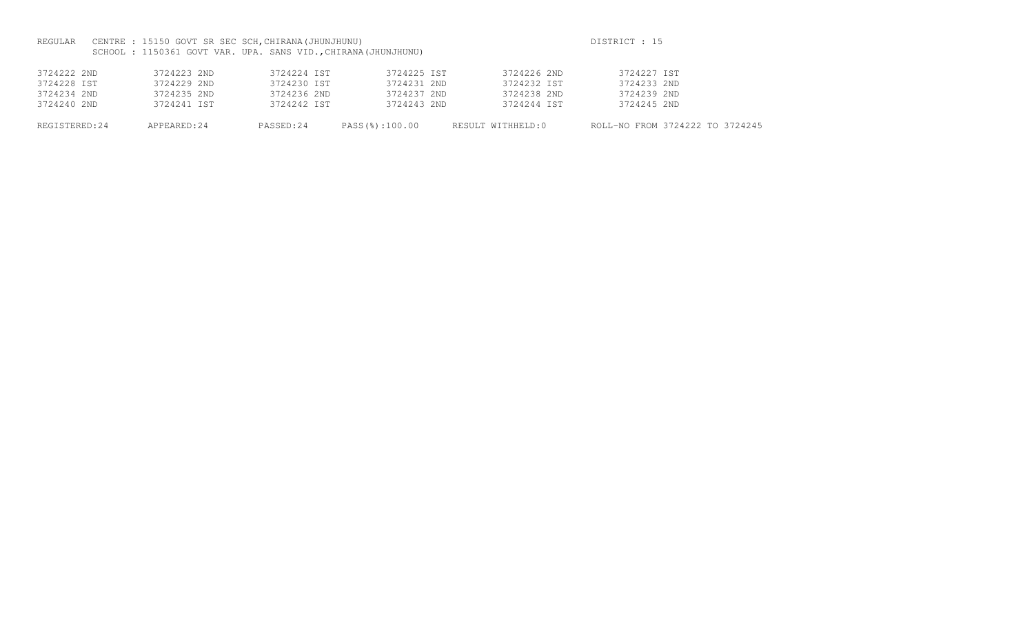REGULAR CENTRE : 15150 GOVT SR SEC SCH,CHIRANA(JHUNJHUNU) DISTRICT : 15

SCHOOL : 1150361 GOVT VAR. UPA. SANS VID.,CHIRANA(JHUNJHUNU)

| | | | | | |
|---|---|---|---|---|---|
| 3724222 2ND | 3724223 2ND | 3724224 IST | 3724225 IST | 3724226 2ND | 3724227 IST |
| 3724228 IST | 3724229 2ND | 3724230 IST | 3724231 2ND | 3724232 IST | 3724233 2ND |
| 3724234 2ND | 3724235 2ND | 3724236 2ND | 3724237 2ND | 3724238 2ND | 3724239 2ND |
| 3724240 2ND | 3724241 IST | 3724242 IST | 3724243 2ND | 3724244 IST | 3724245 2ND |

REGISTERED:24 APPEARED:24 PASSED:24 PASS(%):100.00 RESULT WITHHELD:0 ROLL-NO FROM 3724222 TO 3724245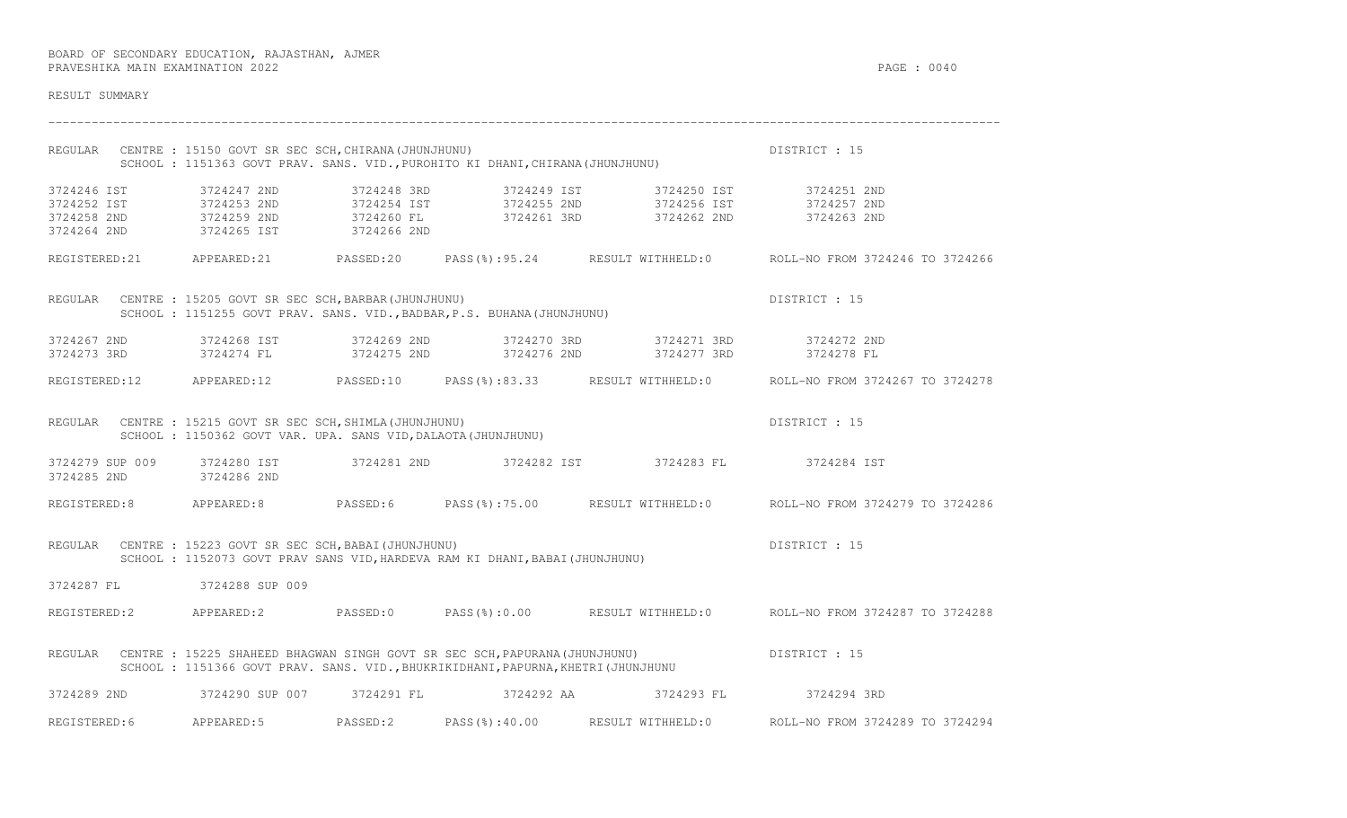BOARD OF SECONDARY EDUCATION, RAJASTHAN, AJMER
PRAVESHIKA MAIN EXAMINATION 2022

RESULT SUMMARY

---

REGULAR CENTRE : 15150 GOVT SR SEC SCH,CHIRANA(JHUNJHUNU) DISTRICT : 15
SCHOOL : 1151363 GOVT PRAV. SANS. VID.,PUROHITO KI DHANI,CHIRANA(JHUNJHUNU)

| | | | | | |
|---|---|---|---|---|---|
| 3724246 IST | 3724247 2ND | 3724248 3RD | 3724249 IST | 3724250 IST | 3724251 2ND |
| 3724252 IST | 3724253 2ND | 3724254 IST | 3724255 2ND | 3724256 IST | 3724257 2ND |
| 3724258 2ND | 3724259 2ND | 3724260 FL | 3724261 3RD | 3724262 2ND | 3724263 2ND |
| 3724264 2ND | 3724265 IST | 3724266 2ND | | | |

REGISTERED:21 APPEARED:21 PASSED:20 PASS(%):95.24 RESULT WITHHELD:0 ROLL-NO FROM 3724246 TO 3724266

REGULAR CENTRE : 15205 GOVT SR SEC SCH,BARBAR(JHUNJHUNU) DISTRICT : 15
SCHOOL : 1151255 GOVT PRAV. SANS. VID.,BADBAR,P.S. BUHANA(JHUNJHUNU)

| | | | | | |
|---|---|---|---|---|---|
| 3724267 2ND | 3724268 IST | 3724269 2ND | 3724270 3RD | 3724271 3RD | 3724272 2ND |
| 3724273 3RD | 3724274 FL | 3724275 2ND | 3724276 2ND | 3724277 3RD | 3724278 FL |

REGISTERED:12 APPEARED:12 PASSED:10 PASS(%):83.33 RESULT WITHHELD:0 ROLL-NO FROM 3724267 TO 3724278

REGULAR CENTRE : 15215 GOVT SR SEC SCH,SHIMLA(JHUNJHUNU) DISTRICT : 15
SCHOOL : 1150362 GOVT VAR. UPA. SANS VID,DALAOTA(JHUNJHUNU)

| | | | | | |
|---|---|---|---|---|---|
| 3724279 SUP 009 | 3724280 IST | 3724281 2ND | 3724282 IST | 3724283 FL | 3724284 IST |
| 3724285 2ND | 3724286 2ND | | | | |

REGISTERED:8 APPEARED:8 PASSED:6 PASS(%):75.00 RESULT WITHHELD:0 ROLL-NO FROM 3724279 TO 3724286

REGULAR CENTRE : 15223 GOVT SR SEC SCH,BABAI(JHUNJHUNU) DISTRICT : 15
SCHOOL : 1152073 GOVT PRAV SANS VID,HARDEVA RAM KI DHANI,BABAI(JHUNJHUNU)

| | |
|---|---|
| 3724287 FL | 3724288 SUP 009 |

REGISTERED:2 APPEARED:2 PASSED:0 PASS(%):0.00 RESULT WITHHELD:0 ROLL-NO FROM 3724287 TO 3724288

REGULAR CENTRE : 15225 SHAHEED BHAGWAN SINGH GOVT SR SEC SCH,PAPURANA(JHUNJHUNU) DISTRICT : 15
SCHOOL : 1151366 GOVT PRAV. SANS. VID.,BHUKRIKIDHANI,PAPURNA,KHETRI(JHUNJHUNU

| | | | | | |
|---|---|---|---|---|---|
| 3724289 2ND | 3724290 SUP 007 | 3724291 FL | 3724292 AA | 3724293 FL | 3724294 3RD |

REGISTERED:6 APPEARED:5 PASSED:2 PASS(%):40.00 RESULT WITHHELD:0 ROLL-NO FROM 3724289 TO 3724294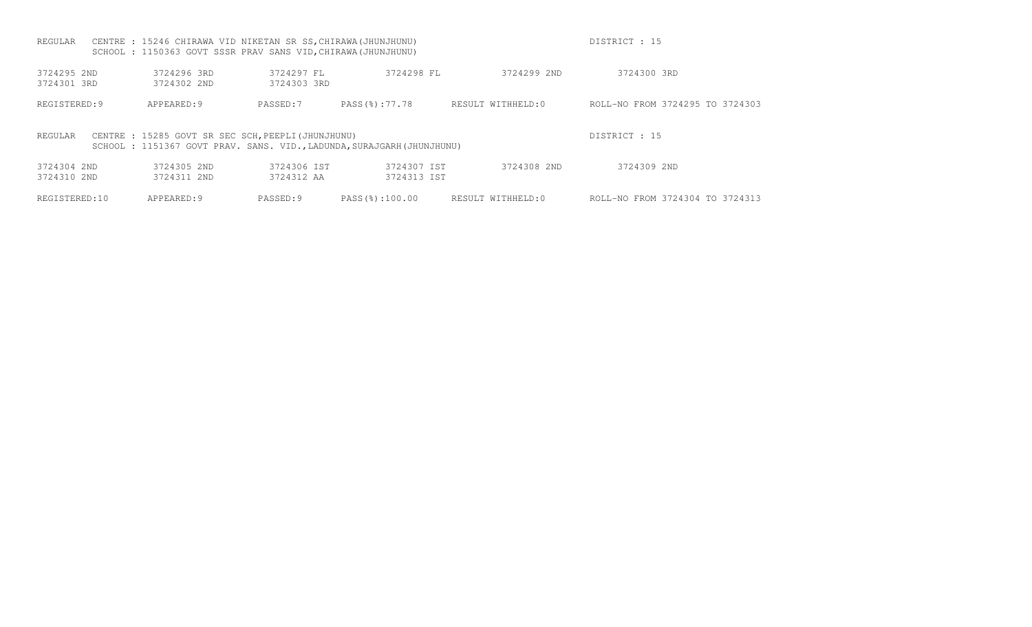REGULAR CENTRE : 15246 CHIRAWA VID NIKETAN SR SS,CHIRAWA(JHUNJHUNU) DISTRICT : 15
SCHOOL : 1150363 GOVT SSSR PRAV SANS VID,CHIRAWA(JHUNJHUNU)

| | | | | | |
|---|---|---|---|---|---|
| 3724295 2ND | 3724296 3RD | 3724297 FL | 3724298 FL | 3724299 2ND | 3724300 3RD |
| 3724301 3RD | 3724302 2ND | 3724303 3RD | | | |

REGISTERED:9 APPEARED:9 PASSED:7 PASS(%):77.78 RESULT WITHHELD:0 ROLL-NO FROM 3724295 TO 3724303

REGULAR CENTRE : 15285 GOVT SR SEC SCH,PEEPLI(JHUNJHUNU) DISTRICT : 15
SCHOOL : 1151367 GOVT PRAV. SANS. VID.,LADUNDA,SURAJGARH(JHUNJHUNU)

| | | | | | |
|---|---|---|---|---|---|
| 3724304 2ND | 3724305 2ND | 3724306 IST | 3724307 IST | 3724308 2ND | 3724309 2ND |
| 3724310 2ND | 3724311 2ND | 3724312 AA | 3724313 IST | | |

REGISTERED:10 APPEARED:9 PASSED:9 PASS(%):100.00 RESULT WITHHELD:0 ROLL-NO FROM 3724304 TO 3724313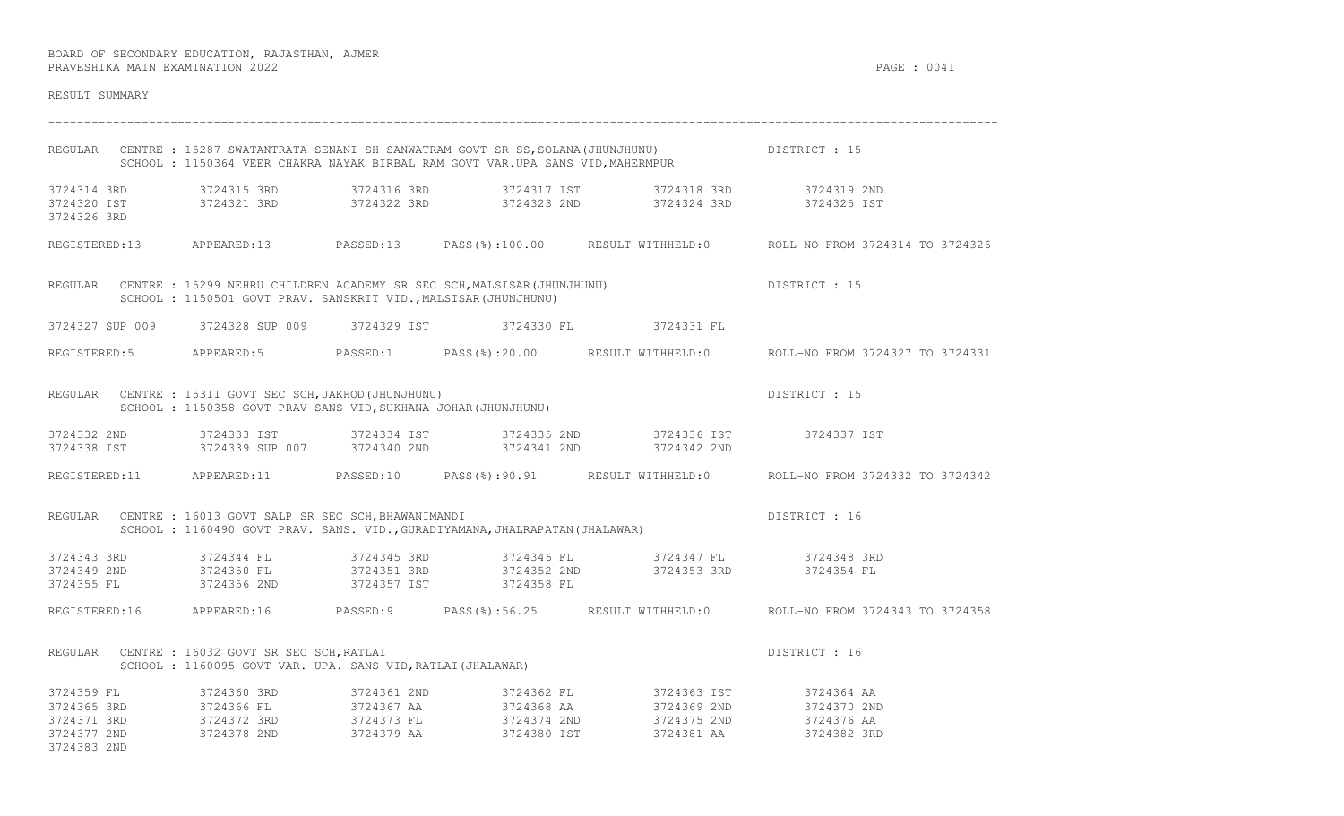BOARD OF SECONDARY EDUCATION, RAJASTHAN, AJMER
PRAVESHIKA MAIN EXAMINATION 2022

RESULT SUMMARY

---

REGULAR CENTRE : 15287 SWATANTRATA SENANI SH SANWATRAM GOVT SR SS,SOLANA(JHUNJHUNU) DISTRICT : 15
SCHOOL : 1150364 VEER CHAKRA NAYAK BIRBAL RAM GOVT VAR.UPA SANS VID,MAHERMPUR

```
3724314 3RD     3724315 3RD     3724316 3RD     3724317 IST     3724318 3RD     3724319 2ND
3724320 IST     3724321 3RD     3724322 3RD     3724323 2ND     3724324 3RD     3724325 IST
3724326 3RD
```

REGISTERED:13 APPEARED:13 PASSED:13 PASS(%):100.00 RESULT WITHHELD:0 ROLL-NO FROM 3724314 TO 3724326

REGULAR CENTRE : 15299 NEHRU CHILDREN ACADEMY SR SEC SCH,MALSISAR(JHUNJHUNU) DISTRICT : 15
SCHOOL : 1150501 GOVT PRAV. SANSKRIT VID.,MALSISAR(JHUNJHUNU)

```
3724327 SUP 009     3724328 SUP 009     3724329 IST     3724330 FL     3724331 FL
```

REGISTERED:5 APPEARED:5 PASSED:1 PASS(%):20.00 RESULT WITHHELD:0 ROLL-NO FROM 3724327 TO 3724331

REGULAR CENTRE : 15311 GOVT SEC SCH,JAKHOD(JHUNJHUNU) DISTRICT : 15
SCHOOL : 1150358 GOVT PRAV SANS VID,SUKHANA JOHAR(JHUNJHUNU)

```
3724332 2ND     3724333 IST         3724334 IST     3724335 2ND     3724336 IST     3724337 IST
3724338 IST     3724339 SUP 007     3724340 2ND     3724341 2ND     3724342 2ND
```

REGISTERED:11 APPEARED:11 PASSED:10 PASS(%):90.91 RESULT WITHHELD:0 ROLL-NO FROM 3724332 TO 3724342

REGULAR CENTRE : 16013 GOVT SALP SR SEC SCH,BHAWANIMANDI DISTRICT : 16
SCHOOL : 1160490 GOVT PRAV. SANS. VID.,GURADIYAMANA,JHALRAPATAN(JHALAWAR)

```
3724343 3RD     3724344 FL      3724345 3RD     3724346 FL      3724347 FL      3724348 3RD
3724349 2ND     3724350 FL      3724351 3RD     3724352 2ND     3724353 3RD     3724354 FL
3724355 FL      3724356 2ND     3724357 IST     3724358 FL
```

REGISTERED:16 APPEARED:16 PASSED:9 PASS(%):56.25 RESULT WITHHELD:0 ROLL-NO FROM 3724343 TO 3724358

REGULAR CENTRE : 16032 GOVT SR SEC SCH,RATLAI DISTRICT : 16
SCHOOL : 1160095 GOVT VAR. UPA. SANS VID,RATLAI(JHALAWAR)

```
3724359 FL      3724360 3RD     3724361 2ND     3724362 FL      3724363 IST     3724364 AA
3724365 3RD     3724366 FL      3724367 AA      3724368 AA      3724369 2ND     3724370 2ND
3724371 3RD     3724372 3RD     3724373 FL      3724374 2ND     3724375 2ND     3724376 AA
3724377 2ND     3724378 2ND     3724379 AA      3724380 IST     3724381 AA      3724382 3RD
3724383 2ND
```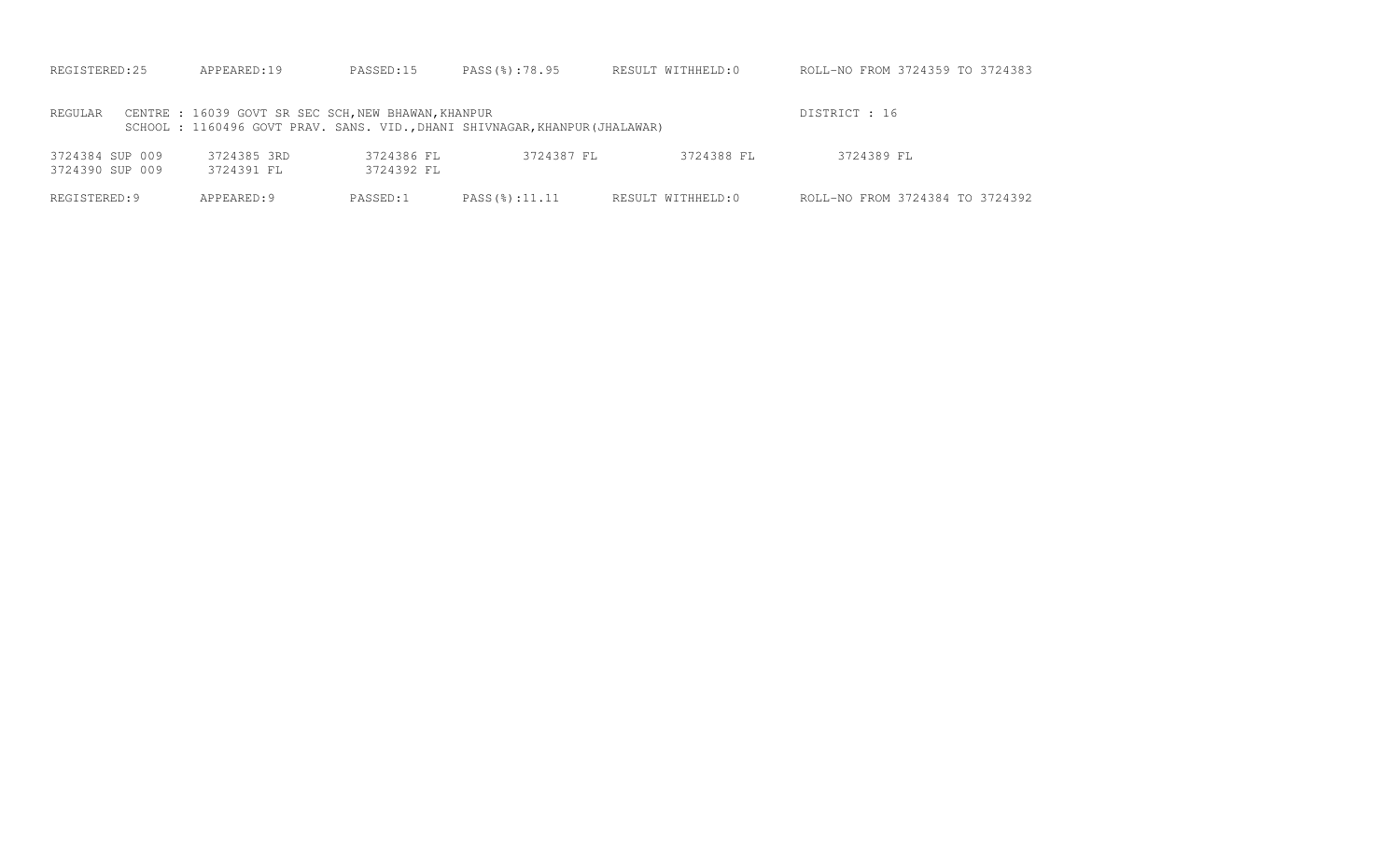REGISTERED:25 APPEARED:19 PASSED:15 PASS(%):78.95 RESULT WITHHELD:0 ROLL-NO FROM 3724359 TO 3724383

REGULAR CENTRE : 16039 GOVT SR SEC SCH,NEW BHAWAN,KHANPUR DISTRICT : 16
SCHOOL : 1160496 GOVT PRAV. SANS. VID.,DHANI SHIVNAGAR,KHANPUR(JHALAWAR)

| | | | | | |
|---|---|---|---|---|---|
| 3724384 SUP 009 | 3724385 3RD | 3724386 FL | 3724387 FL | 3724388 FL | 3724389 FL |
| 3724390 SUP 009 | 3724391 FL | 3724392 FL | | | |

REGISTERED:9 APPEARED:9 PASSED:1 PASS(%):11.11 RESULT WITHHELD:0 ROLL-NO FROM 3724384 TO 3724392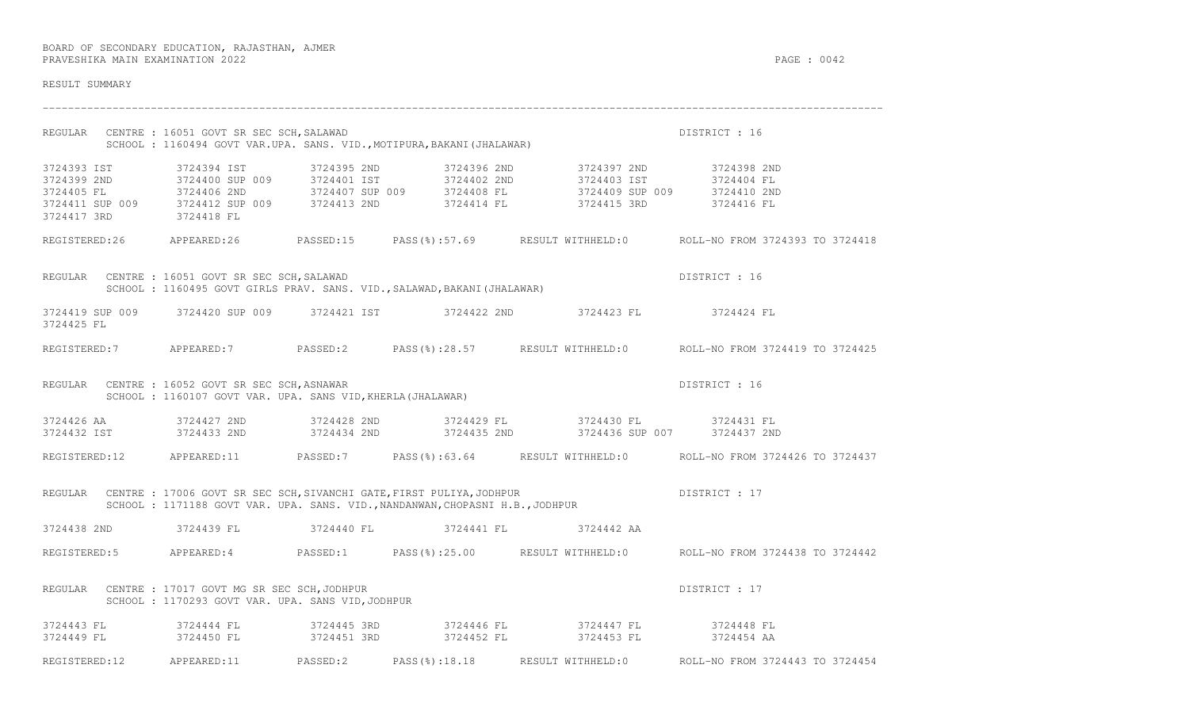BOARD OF SECONDARY EDUCATION, RAJASTHAN, AJMER
PRAVESHIKA MAIN EXAMINATION 2022

RESULT SUMMARY

---

REGULAR CENTRE : 16051 GOVT SR SEC SCH,SALAWAD — DISTRICT : 16
SCHOOL : 1160494 GOVT VAR.UPA. SANS. VID.,MOTIPURA,BAKANI(JHALAWAR)

| | | | | | |
|---|---|---|---|---|---|
| 3724393 IST | 3724394 IST | 3724395 2ND | 3724396 2ND | 3724397 2ND | 3724398 2ND |
| 3724399 2ND | 3724400 SUP 009 | 3724401 IST | 3724402 2ND | 3724403 IST | 3724404 FL |
| 3724405 FL | 3724406 2ND | 3724407 SUP 009 | 3724408 FL | 3724409 SUP 009 | 3724410 2ND |
| 3724411 SUP 009 | 3724412 SUP 009 | 3724413 2ND | 3724414 FL | 3724415 3RD | 3724416 FL |
| 3724417 3RD | 3724418 FL | | | | |

REGISTERED:26 APPEARED:26 PASSED:15 PASS(%):57.69 RESULT WITHHELD:0 ROLL-NO FROM 3724393 TO 3724418

REGULAR CENTRE : 16051 GOVT SR SEC SCH,SALAWAD — DISTRICT : 16
SCHOOL : 1160495 GOVT GIRLS PRAV. SANS. VID.,SALAWAD,BAKANI(JHALAWAR)

| | | | | | |
|---|---|---|---|---|---|
| 3724419 SUP 009 | 3724420 SUP 009 | 3724421 IST | 3724422 2ND | 3724423 FL | 3724424 FL |
| 3724425 FL | | | | | |

REGISTERED:7 APPEARED:7 PASSED:2 PASS(%):28.57 RESULT WITHHELD:0 ROLL-NO FROM 3724419 TO 3724425

REGULAR CENTRE : 16052 GOVT SR SEC SCH,ASNAWAR — DISTRICT : 16
SCHOOL : 1160107 GOVT VAR. UPA. SANS VID,KHERLA(JHALAWAR)

| | | | | | |
|---|---|---|---|---|---|
| 3724426 AA | 3724427 2ND | 3724428 2ND | 3724429 FL | 3724430 FL | 3724431 FL |
| 3724432 IST | 3724433 2ND | 3724434 2ND | 3724435 2ND | 3724436 SUP 007 | 3724437 2ND |

REGISTERED:12 APPEARED:11 PASSED:7 PASS(%):63.64 RESULT WITHHELD:0 ROLL-NO FROM 3724426 TO 3724437

REGULAR CENTRE : 17006 GOVT SR SEC SCH,SIVANCHI GATE,FIRST PULIYA,JODHPUR — DISTRICT : 17
SCHOOL : 1171188 GOVT VAR. UPA. SANS. VID.,NANDANWAN,CHOPASNI H.B.,JODHPUR

| | | | | |
|---|---|---|---|---|
| 3724438 2ND | 3724439 FL | 3724440 FL | 3724441 FL | 3724442 AA |

REGISTERED:5 APPEARED:4 PASSED:1 PASS(%):25.00 RESULT WITHHELD:0 ROLL-NO FROM 3724438 TO 3724442

REGULAR CENTRE : 17017 GOVT MG SR SEC SCH,JODHPUR — DISTRICT : 17
SCHOOL : 1170293 GOVT VAR. UPA. SANS VID,JODHPUR

| | | | | | |
|---|---|---|---|---|---|
| 3724443 FL | 3724444 FL | 3724445 3RD | 3724446 FL | 3724447 FL | 3724448 FL |
| 3724449 FL | 3724450 FL | 3724451 3RD | 3724452 FL | 3724453 FL | 3724454 AA |

REGISTERED:12 APPEARED:11 PASSED:2 PASS(%):18.18 RESULT WITHHELD:0 ROLL-NO FROM 3724443 TO 3724454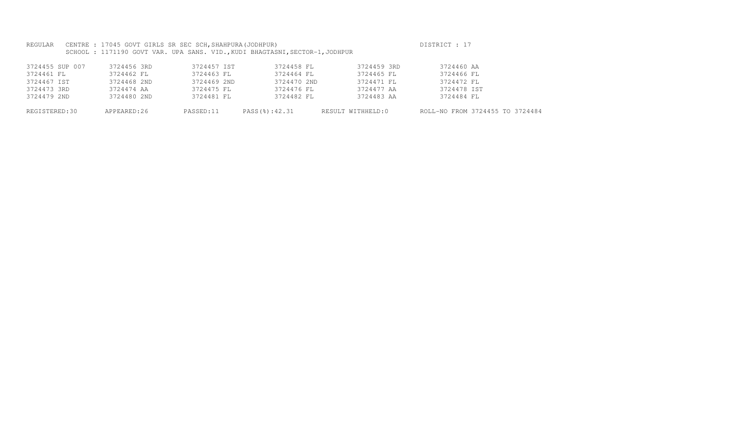REGULAR CENTRE : 17045 GOVT GIRLS SR SEC SCH,SHAHPURA(JODHPUR) DISTRICT : 17
SCHOOL : 1171190 GOVT VAR. UPA SANS. VID.,KUDI BHAGTASNI,SECTOR-1,JODHPUR

| | | | | | |
|---|---|---|---|---|---|
| 3724455 SUP 007 | 3724456 3RD | 3724457 IST | 3724458 FL | 3724459 3RD | 3724460 AA |
| 3724461 FL | 3724462 FL | 3724463 FL | 3724464 FL | 3724465 FL | 3724466 FL |
| 3724467 IST | 3724468 2ND | 3724469 2ND | 3724470 2ND | 3724471 FL | 3724472 FL |
| 3724473 3RD | 3724474 AA | 3724475 FL | 3724476 FL | 3724477 AA | 3724478 IST |
| 3724479 2ND | 3724480 2ND | 3724481 FL | 3724482 FL | 3724483 AA | 3724484 FL |

REGISTERED:30 APPEARED:26 PASSED:11 PASS(%):42.31 RESULT WITHHELD:0 ROLL-NO FROM 3724455 TO 3724484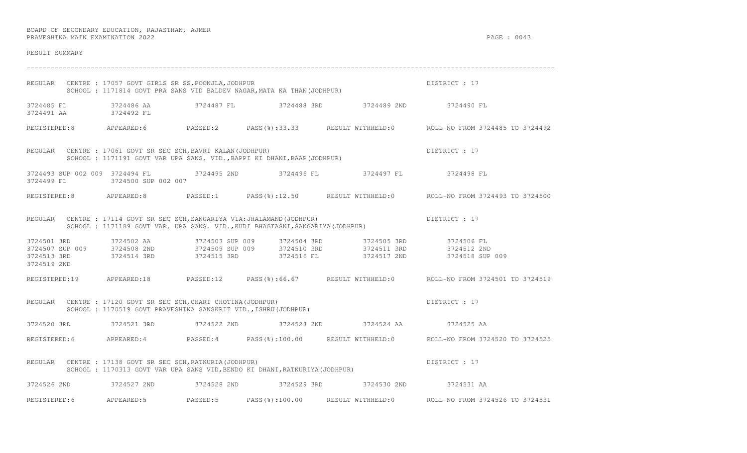BOARD OF SECONDARY EDUCATION, RAJASTHAN, AJMER
PRAVESHIKA MAIN EXAMINATION 2022

RESULT SUMMARY

---

REGULAR CENTRE : 17057 GOVT GIRLS SR SS,POONJLA,JODHPUR DISTRICT : 17
SCHOOL : 1171814 GOVT PRA SANS VID BALDEV NAGAR,MATA KA THAN(JODHPUR)

3724485 FL 3724486 AA 3724487 FL 3724488 3RD 3724489 2ND 3724490 FL
3724491 AA 3724492 FL

REGISTERED:8 APPEARED:6 PASSED:2 PASS(%):33.33 RESULT WITHHELD:0 ROLL-NO FROM 3724485 TO 3724492

REGULAR CENTRE : 17061 GOVT SR SEC SCH,BAVRI KALAN(JODHPUR) DISTRICT : 17
SCHOOL : 1171191 GOVT VAR UPA SANS. VID.,BAPPI KI DHANI,BAAP(JODHPUR)

3724493 SUP 002 009 3724494 FL 3724495 2ND 3724496 FL 3724497 FL 3724498 FL
3724499 FL 3724500 SUP 002 007

REGISTERED:8 APPEARED:8 PASSED:1 PASS(%):12.50 RESULT WITHHELD:0 ROLL-NO FROM 3724493 TO 3724500

REGULAR CENTRE : 17114 GOVT SR SEC SCH,SANGARIYA VIA:JHALAMAND(JODHPUR) DISTRICT : 17
SCHOOL : 1171189 GOVT VAR. UPA SANS. VID.,KUDI BHAGTASNI,SANGARIYA(JODHPUR)

3724501 3RD 3724502 AA 3724503 SUP 009 3724504 3RD 3724505 3RD 3724506 FL
3724507 SUP 009 3724508 2ND 3724509 SUP 009 3724510 3RD 3724511 3RD 3724512 2ND
3724513 3RD 3724514 3RD 3724515 3RD 3724516 FL 3724517 2ND 3724518 SUP 009
3724519 2ND

REGISTERED:19 APPEARED:18 PASSED:12 PASS(%):66.67 RESULT WITHHELD:0 ROLL-NO FROM 3724501 TO 3724519

REGULAR CENTRE : 17120 GOVT SR SEC SCH,CHARI CHOTINA(JODHPUR) DISTRICT : 17
SCHOOL : 1170519 GOVT PRAVESHIKA SANSKRIT VID.,ISHRU(JODHPUR)

3724520 3RD 3724521 3RD 3724522 2ND 3724523 2ND 3724524 AA 3724525 AA

REGISTERED:6 APPEARED:4 PASSED:4 PASS(%):100.00 RESULT WITHHELD:0 ROLL-NO FROM 3724520 TO 3724525

REGULAR CENTRE : 17138 GOVT SR SEC SCH,RATKURIA(JODHPUR) DISTRICT : 17
SCHOOL : 1170313 GOVT VAR UPA SANS VID,BENDO KI DHANI,RATKURIYA(JODHPUR)

3724526 2ND 3724527 2ND 3724528 2ND 3724529 3RD 3724530 2ND 3724531 AA

REGISTERED:6 APPEARED:5 PASSED:5 PASS(%):100.00 RESULT WITHHELD:0 ROLL-NO FROM 3724526 TO 3724531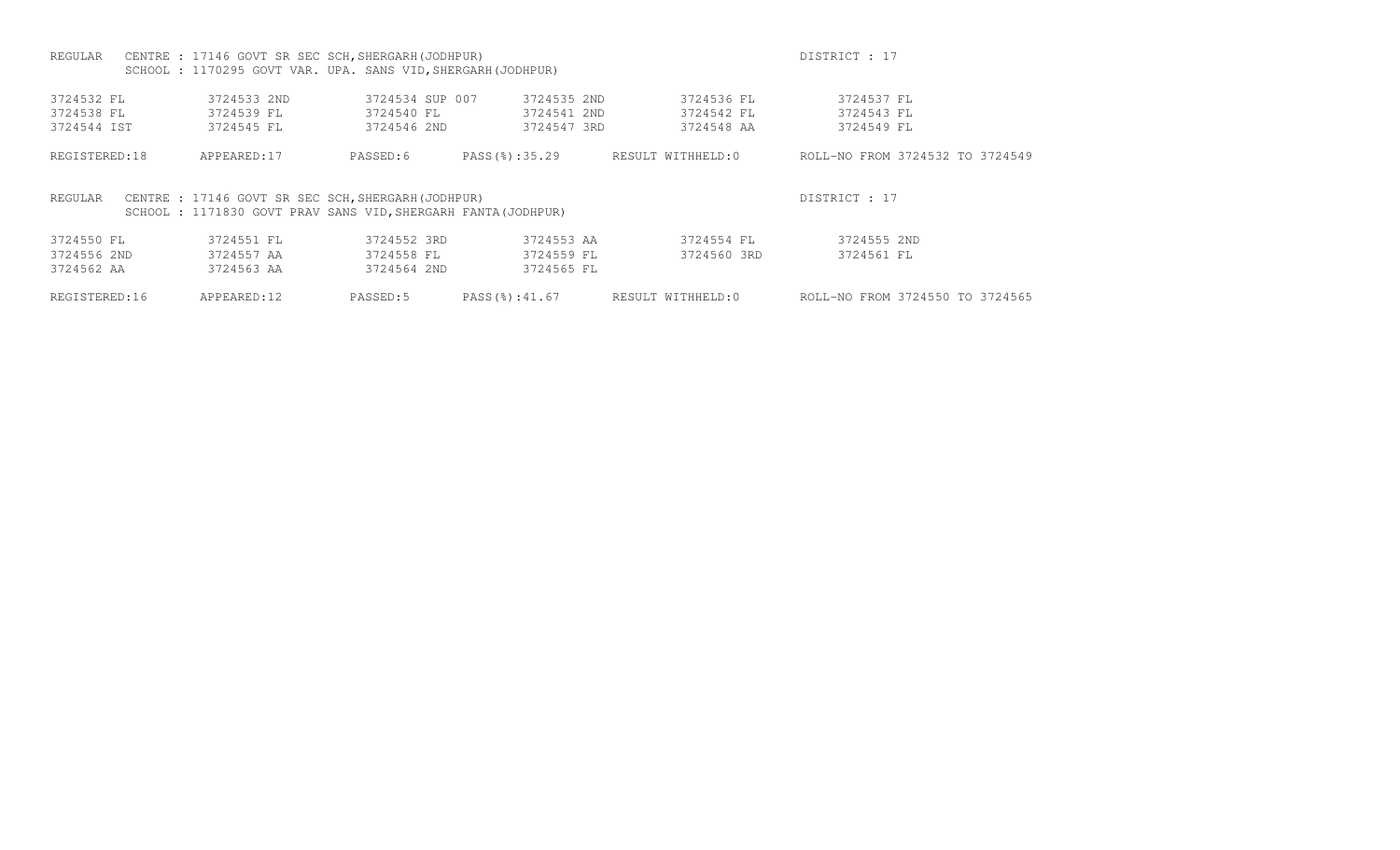REGULAR CENTRE : 17146 GOVT SR SEC SCH,SHERGARH(JODHPUR) DISTRICT : 17
SCHOOL : 1170295 GOVT VAR. UPA. SANS VID,SHERGARH(JODHPUR)

| | | | | | |
|---|---|---|---|---|---|
| 3724532 FL | 3724533 2ND | 3724534 SUP 007 | 3724535 2ND | 3724536 FL | 3724537 FL |
| 3724538 FL | 3724539 FL | 3724540 FL | 3724541 2ND | 3724542 FL | 3724543 FL |
| 3724544 IST | 3724545 FL | 3724546 2ND | 3724547 3RD | 3724548 AA | 3724549 FL |

REGISTERED:18 APPEARED:17 PASSED:6 PASS(%):35.29 RESULT WITHHELD:0 ROLL-NO FROM 3724532 TO 3724549

REGULAR CENTRE : 17146 GOVT SR SEC SCH,SHERGARH(JODHPUR) DISTRICT : 17
SCHOOL : 1171830 GOVT PRAV SANS VID,SHERGARH FANTA(JODHPUR)

| | | | | | |
|---|---|---|---|---|---|
| 3724550 FL | 3724551 FL | 3724552 3RD | 3724553 AA | 3724554 FL | 3724555 2ND |
| 3724556 2ND | 3724557 AA | 3724558 FL | 3724559 FL | 3724560 3RD | 3724561 FL |
| 3724562 AA | 3724563 AA | 3724564 2ND | 3724565 FL | | |

REGISTERED:16 APPEARED:12 PASSED:5 PASS(%):41.67 RESULT WITHHELD:0 ROLL-NO FROM 3724550 TO 3724565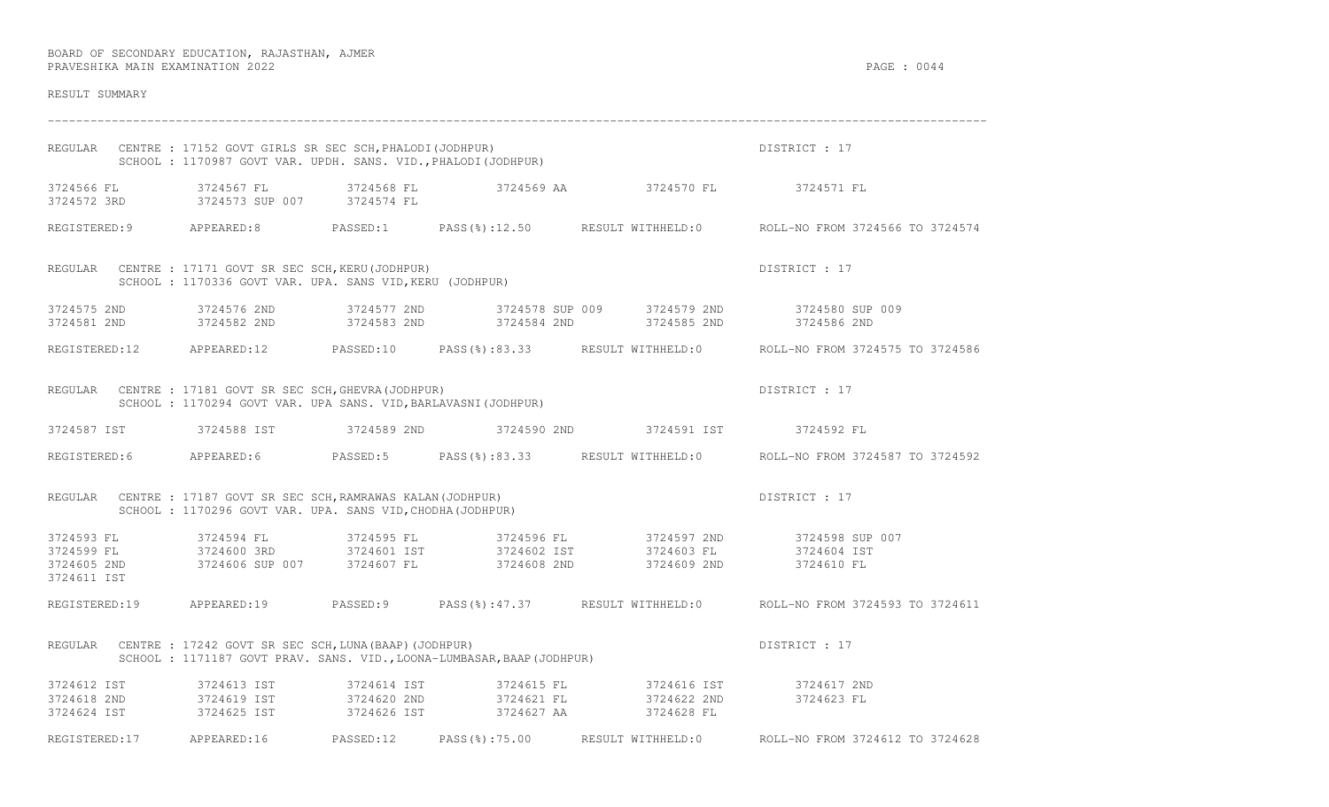BOARD OF SECONDARY EDUCATION, RAJASTHAN, AJMER
PRAVESHIKA MAIN EXAMINATION 2022

RESULT SUMMARY

---

REGULAR CENTRE : 17152 GOVT GIRLS SR SEC SCH,PHALODI(JODHPUR) DISTRICT : 17
SCHOOL : 1170987 GOVT VAR. UPDH. SANS. VID.,PHALODI(JODHPUR)

| | | | | | |
|---|---|---|---|---|---|
| 3724566 FL | 3724567 FL | 3724568 FL | 3724569 AA | 3724570 FL | 3724571 FL |
| 3724572 3RD | 3724573 SUP 007 | 3724574 FL | | | |

REGISTERED:9 APPEARED:8 PASSED:1 PASS(%):12.50 RESULT WITHHELD:0 ROLL-NO FROM 3724566 TO 3724574

REGULAR CENTRE : 17171 GOVT SR SEC SCH,KERU(JODHPUR) DISTRICT : 17
SCHOOL : 1170336 GOVT VAR. UPA. SANS VID,KERU (JODHPUR)

| | | | | | |
|---|---|---|---|---|---|
| 3724575 2ND | 3724576 2ND | 3724577 2ND | 3724578 SUP 009 | 3724579 2ND | 3724580 SUP 009 |
| 3724581 2ND | 3724582 2ND | 3724583 2ND | 3724584 2ND | 3724585 2ND | 3724586 2ND |

REGISTERED:12 APPEARED:12 PASSED:10 PASS(%):83.33 RESULT WITHHELD:0 ROLL-NO FROM 3724575 TO 3724586

REGULAR CENTRE : 17181 GOVT SR SEC SCH,GHEVRA(JODHPUR) DISTRICT : 17
SCHOOL : 1170294 GOVT VAR. UPA SANS. VID,BARLAVASNI(JODHPUR)

| | | | | | |
|---|---|---|---|---|---|
| 3724587 IST | 3724588 IST | 3724589 2ND | 3724590 2ND | 3724591 IST | 3724592 FL |

REGISTERED:6 APPEARED:6 PASSED:5 PASS(%):83.33 RESULT WITHHELD:0 ROLL-NO FROM 3724587 TO 3724592

REGULAR CENTRE : 17187 GOVT SR SEC SCH,RAMRAWAS KALAN(JODHPUR) DISTRICT : 17
SCHOOL : 1170296 GOVT VAR. UPA. SANS VID,CHODHA(JODHPUR)

| | | | | | |
|---|---|---|---|---|---|
| 3724593 FL | 3724594 FL | 3724595 FL | 3724596 FL | 3724597 2ND | 3724598 SUP 007 |
| 3724599 FL | 3724600 3RD | 3724601 IST | 3724602 IST | 3724603 FL | 3724604 IST |
| 3724605 2ND | 3724606 SUP 007 | 3724607 FL | 3724608 2ND | 3724609 2ND | 3724610 FL |
| 3724611 IST | | | | | |

REGISTERED:19 APPEARED:19 PASSED:9 PASS(%):47.37 RESULT WITHHELD:0 ROLL-NO FROM 3724593 TO 3724611

REGULAR CENTRE : 17242 GOVT SR SEC SCH,LUNA(BAAP)(JODHPUR) DISTRICT : 17
SCHOOL : 1171187 GOVT PRAV. SANS. VID.,LOONA-LUMBASAR,BAAP(JODHPUR)

| | | | | | |
|---|---|---|---|---|---|
| 3724612 IST | 3724613 IST | 3724614 IST | 3724615 FL | 3724616 IST | 3724617 2ND |
| 3724618 2ND | 3724619 IST | 3724620 2ND | 3724621 FL | 3724622 2ND | 3724623 FL |
| 3724624 IST | 3724625 IST | 3724626 IST | 3724627 AA | 3724628 FL | |

REGISTERED:17 APPEARED:16 PASSED:12 PASS(%):75.00 RESULT WITHHELD:0 ROLL-NO FROM 3724612 TO 3724628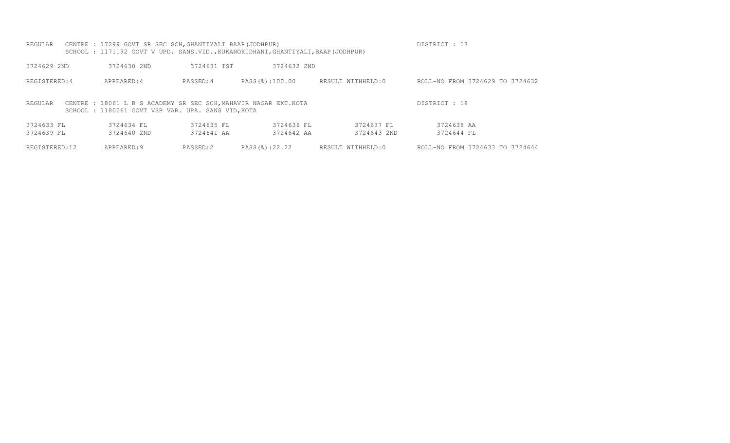REGULAR CENTRE : 17299 GOVT SR SEC SCH,GHANTIYALI BAAP(JODHPUR) DISTRICT : 17
SCHOOL : 1171192 GOVT V UPD. SANS.VID.,KUKANOKIDHANI,GHANTIYALI,BAAP(JODHPUR)

3724629 2ND 3724630 2ND 3724631 IST 3724632 2ND

REGISTERED:4 APPEARED:4 PASSED:4 PASS(%):100.00 RESULT WITHHELD:0 ROLL-NO FROM 3724629 TO 3724632

REGULAR CENTRE : 18061 L B S ACADEMY SR SEC SCH,MAHAVIR NAGAR EXT.KOTA DISTRICT : 18
SCHOOL : 1180261 GOVT VSP VAR. UPA. SANS VID,KOTA

3724633 FL 3724634 FL 3724635 FL 3724636 FL 3724637 FL 3724638 AA
3724639 FL 3724640 2ND 3724641 AA 3724642 AA 3724643 2ND 3724644 FL

REGISTERED:12 APPEARED:9 PASSED:2 PASS(%):22.22 RESULT WITHHELD:0 ROLL-NO FROM 3724633 TO 3724644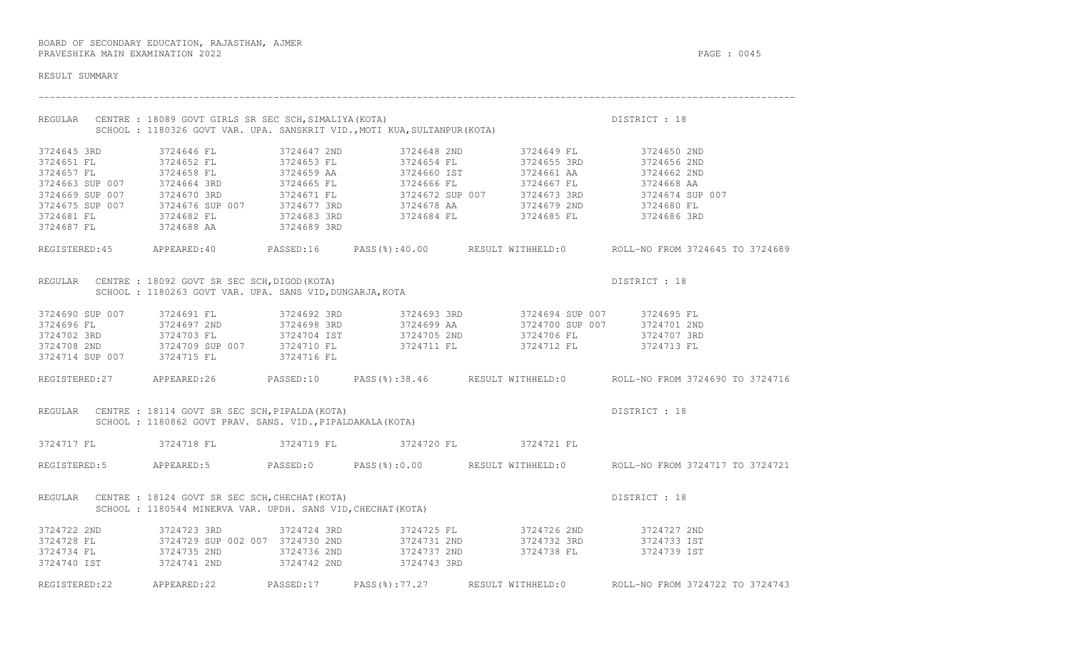BOARD OF SECONDARY EDUCATION, RAJASTHAN, AJMER
PRAVESHIKA MAIN EXAMINATION 2022

RESULT SUMMARY

---

REGULAR CENTRE : 18089 GOVT GIRLS SR SEC SCH,SIMALIYA(KOTA) DISTRICT : 18
SCHOOL : 1180326 GOVT VAR. UPA. SANSKRIT VID.,MOTI KUA,SULTANPUR(KOTA)

| | | | | | |
|---|---|---|---|---|---|
| 3724645 3RD | 3724646 FL | 3724647 2ND | 3724648 2ND | 3724649 FL | 3724650 2ND |
| 3724651 FL | 3724652 FL | 3724653 FL | 3724654 FL | 3724655 3RD | 3724656 2ND |
| 3724657 FL | 3724658 FL | 3724659 AA | 3724660 IST | 3724661 AA | 3724662 2ND |
| 3724663 SUP 007 | 3724664 3RD | 3724665 FL | 3724666 FL | 3724667 FL | 3724668 AA |
| 3724669 SUP 007 | 3724670 3RD | 3724671 FL | 3724672 SUP 007 | 3724673 3RD | 3724674 SUP 007 |
| 3724675 SUP 007 | 3724676 SUP 007 | 3724677 3RD | 3724678 AA | 3724679 2ND | 3724680 FL |
| 3724681 FL | 3724682 FL | 3724683 3RD | 3724684 FL | 3724685 FL | 3724686 3RD |
| 3724687 FL | 3724688 AA | 3724689 3RD | | | |

REGISTERED:45 APPEARED:40 PASSED:16 PASS(%):40.00 RESULT WITHHELD:0 ROLL-NO FROM 3724645 TO 3724689

REGULAR CENTRE : 18092 GOVT SR SEC SCH,DIGOD(KOTA) DISTRICT : 18
SCHOOL : 1180263 GOVT VAR. UPA. SANS VID,DUNGARJA,KOTA

| | | | | | |
|---|---|---|---|---|---|
| 3724690 SUP 007 | 3724691 FL | 3724692 3RD | 3724693 3RD | 3724694 SUP 007 | 3724695 FL |
| 3724696 FL | 3724697 2ND | 3724698 3RD | 3724699 AA | 3724700 SUP 007 | 3724701 2ND |
| 3724702 3RD | 3724703 FL | 3724704 IST | 3724705 2ND | 3724706 FL | 3724707 3RD |
| 3724708 2ND | 3724709 SUP 007 | 3724710 FL | 3724711 FL | 3724712 FL | 3724713 FL |
| 3724714 SUP 007 | 3724715 FL | 3724716 FL | | | |

REGISTERED:27 APPEARED:26 PASSED:10 PASS(%):38.46 RESULT WITHHELD:0 ROLL-NO FROM 3724690 TO 3724716

REGULAR CENTRE : 18114 GOVT SR SEC SCH,PIPALDA(KOTA) DISTRICT : 18
SCHOOL : 1180862 GOVT PRAV. SANS. VID.,PIPALDAKALA(KOTA)

| | | | | |
|---|---|---|---|---|
| 3724717 FL | 3724718 FL | 3724719 FL | 3724720 FL | 3724721 FL |

REGISTERED:5 APPEARED:5 PASSED:0 PASS(%):0.00 RESULT WITHHELD:0 ROLL-NO FROM 3724717 TO 3724721

REGULAR CENTRE : 18124 GOVT SR SEC SCH,CHECHAT(KOTA) DISTRICT : 18
SCHOOL : 1180544 MINERVA VAR. UPDH. SANS VID,CHECHAT(KOTA)

| | | | | | |
|---|---|---|---|---|---|
| 3724722 2ND | 3724723 3RD | 3724724 3RD | 3724725 FL | 3724726 2ND | 3724727 2ND |
| 3724728 FL | 3724729 SUP 002 007 | 3724730 2ND | 3724731 2ND | 3724732 3RD | 3724733 IST |
| 3724734 FL | 3724735 2ND | 3724736 2ND | 3724737 2ND | 3724738 FL | 3724739 IST |
| 3724740 IST | 3724741 2ND | 3724742 2ND | 3724743 3RD | | |

REGISTERED:22 APPEARED:22 PASSED:17 PASS(%):77.27 RESULT WITHHELD:0 ROLL-NO FROM 3724722 TO 3724743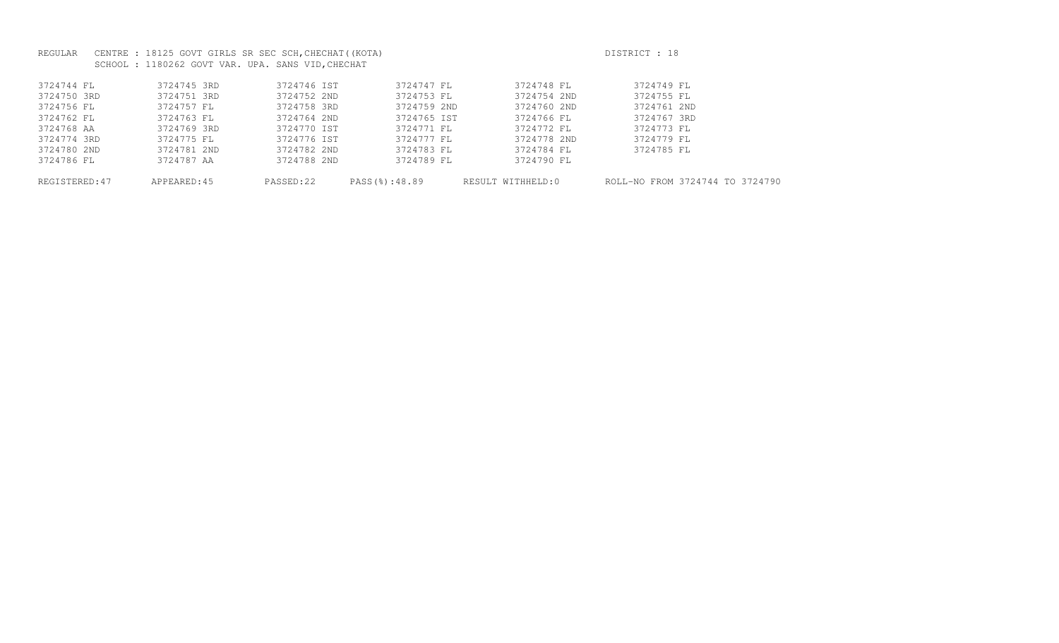REGULAR CENTRE : 18125 GOVT GIRLS SR SEC SCH,CHECHAT((KOTA)  DISTRICT : 18

SCHOOL : 1180262 GOVT VAR. UPA. SANS VID,CHECHAT

| | | | | | |
|---|---|---|---|---|---|
| 3724744 FL | 3724745 3RD | 3724746 IST | 3724747 FL | 3724748 FL | 3724749 FL |
| 3724750 3RD | 3724751 3RD | 3724752 2ND | 3724753 FL | 3724754 2ND | 3724755 FL |
| 3724756 FL | 3724757 FL | 3724758 3RD | 3724759 2ND | 3724760 2ND | 3724761 2ND |
| 3724762 FL | 3724763 FL | 3724764 2ND | 3724765 IST | 3724766 FL | 3724767 3RD |
| 3724768 AA | 3724769 3RD | 3724770 IST | 3724771 FL | 3724772 FL | 3724773 FL |
| 3724774 3RD | 3724775 FL | 3724776 IST | 3724777 FL | 3724778 2ND | 3724779 FL |
| 3724780 2ND | 3724781 2ND | 3724782 2ND | 3724783 FL | 3724784 FL | 3724785 FL |
| 3724786 FL | 3724787 AA | 3724788 2ND | 3724789 FL | 3724790 FL | |

REGISTERED:47 APPEARED:45 PASSED:22 PASS(%):48.89 RESULT WITHHELD:0 ROLL-NO FROM 3724744 TO 3724790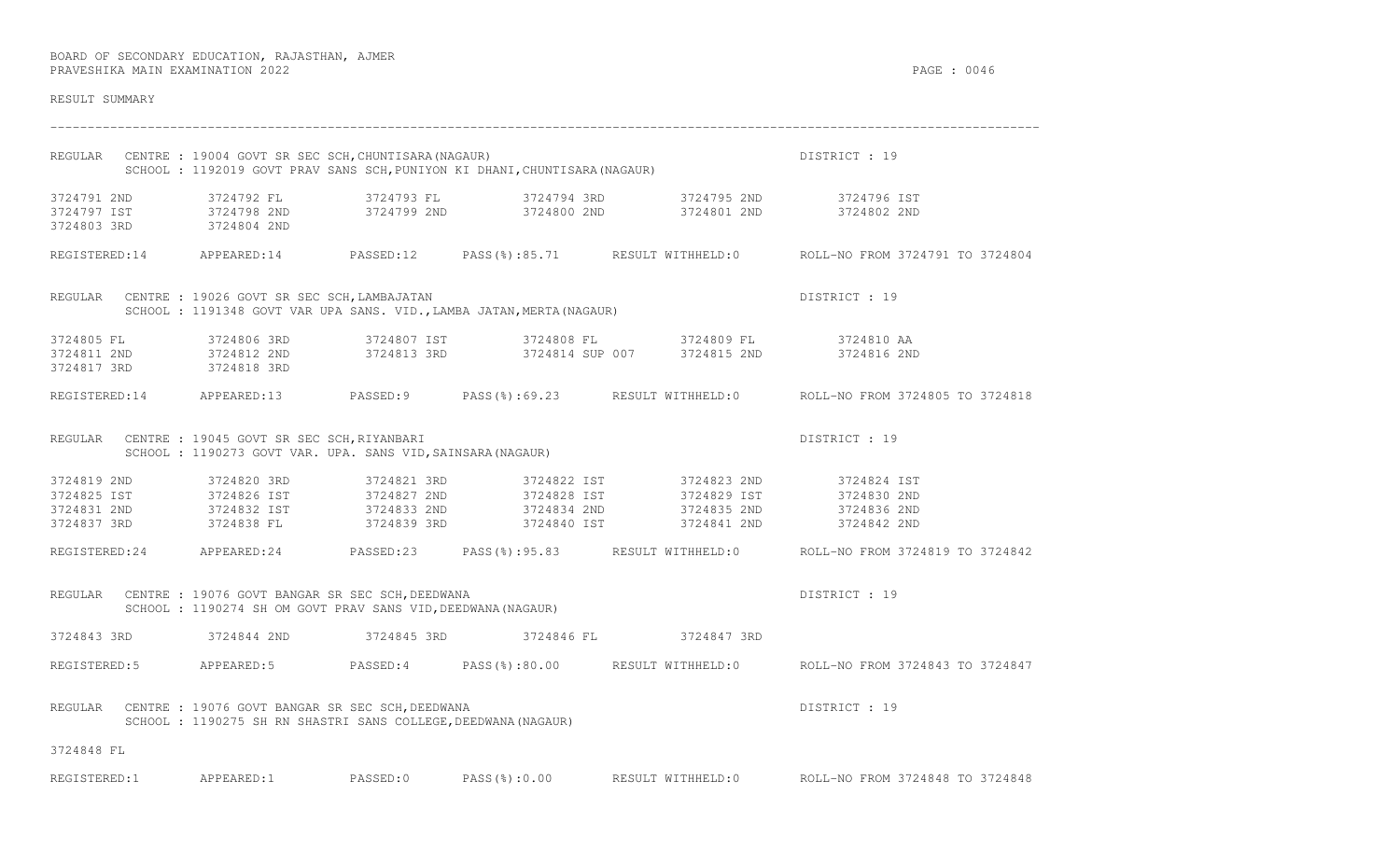BOARD OF SECONDARY EDUCATION, RAJASTHAN, AJMER
PRAVESHIKA MAIN EXAMINATION 2022

RESULT SUMMARY

---

REGULAR CENTRE : 19004 GOVT SR SEC SCH,CHUNTISARA(NAGAUR) DISTRICT : 19
SCHOOL : 1192019 GOVT PRAV SANS SCH,PUNIYON KI DHANI,CHUNTISARA(NAGAUR)

| | | | | | |
|---|---|---|---|---|---|
| 3724791 2ND | 3724792 FL | 3724793 FL | 3724794 3RD | 3724795 2ND | 3724796 IST |
| 3724797 IST | 3724798 2ND | 3724799 2ND | 3724800 2ND | 3724801 2ND | 3724802 2ND |
| 3724803 3RD | 3724804 2ND | | | | |

REGISTERED:14 APPEARED:14 PASSED:12 PASS(%):85.71 RESULT WITHHELD:0 ROLL-NO FROM 3724791 TO 3724804

REGULAR CENTRE : 19026 GOVT SR SEC SCH,LAMBAJATAN DISTRICT : 19
SCHOOL : 1191348 GOVT VAR UPA SANS. VID.,LAMBA JATAN,MERTA(NAGAUR)

| | | | | | |
|---|---|---|---|---|---|
| 3724805 FL | 3724806 3RD | 3724807 IST | 3724808 FL | 3724809 FL | 3724810 AA |
| 3724811 2ND | 3724812 2ND | 3724813 3RD | 3724814 SUP 007 | 3724815 2ND | 3724816 2ND |
| 3724817 3RD | 3724818 3RD | | | | |

REGISTERED:14 APPEARED:13 PASSED:9 PASS(%):69.23 RESULT WITHHELD:0 ROLL-NO FROM 3724805 TO 3724818

REGULAR CENTRE : 19045 GOVT SR SEC SCH,RIYANBARI DISTRICT : 19
SCHOOL : 1190273 GOVT VAR. UPA. SANS VID,SAINSARA(NAGAUR)

| | | | | | |
|---|---|---|---|---|---|
| 3724819 2ND | 3724820 3RD | 3724821 3RD | 3724822 IST | 3724823 2ND | 3724824 IST |
| 3724825 IST | 3724826 IST | 3724827 2ND | 3724828 IST | 3724829 IST | 3724830 2ND |
| 3724831 2ND | 3724832 IST | 3724833 2ND | 3724834 2ND | 3724835 2ND | 3724836 2ND |
| 3724837 3RD | 3724838 FL | 3724839 3RD | 3724840 IST | 3724841 2ND | 3724842 2ND |

REGISTERED:24 APPEARED:24 PASSED:23 PASS(%):95.83 RESULT WITHHELD:0 ROLL-NO FROM 3724819 TO 3724842

REGULAR CENTRE : 19076 GOVT BANGAR SR SEC SCH,DEEDWANA DISTRICT : 19
SCHOOL : 1190274 SH OM GOVT PRAV SANS VID,DEEDWANA(NAGAUR)

| | | | | |
|---|---|---|---|---|
| 3724843 3RD | 3724844 2ND | 3724845 3RD | 3724846 FL | 3724847 3RD |

REGISTERED:5 APPEARED:5 PASSED:4 PASS(%):80.00 RESULT WITHHELD:0 ROLL-NO FROM 3724843 TO 3724847

REGULAR CENTRE : 19076 GOVT BANGAR SR SEC SCH,DEEDWANA DISTRICT : 19
SCHOOL : 1190275 SH RN SHASTRI SANS COLLEGE,DEEDWANA(NAGAUR)

3724848 FL

REGISTERED:1 APPEARED:1 PASSED:0 PASS(%):0.00 RESULT WITHHELD:0 ROLL-NO FROM 3724848 TO 3724848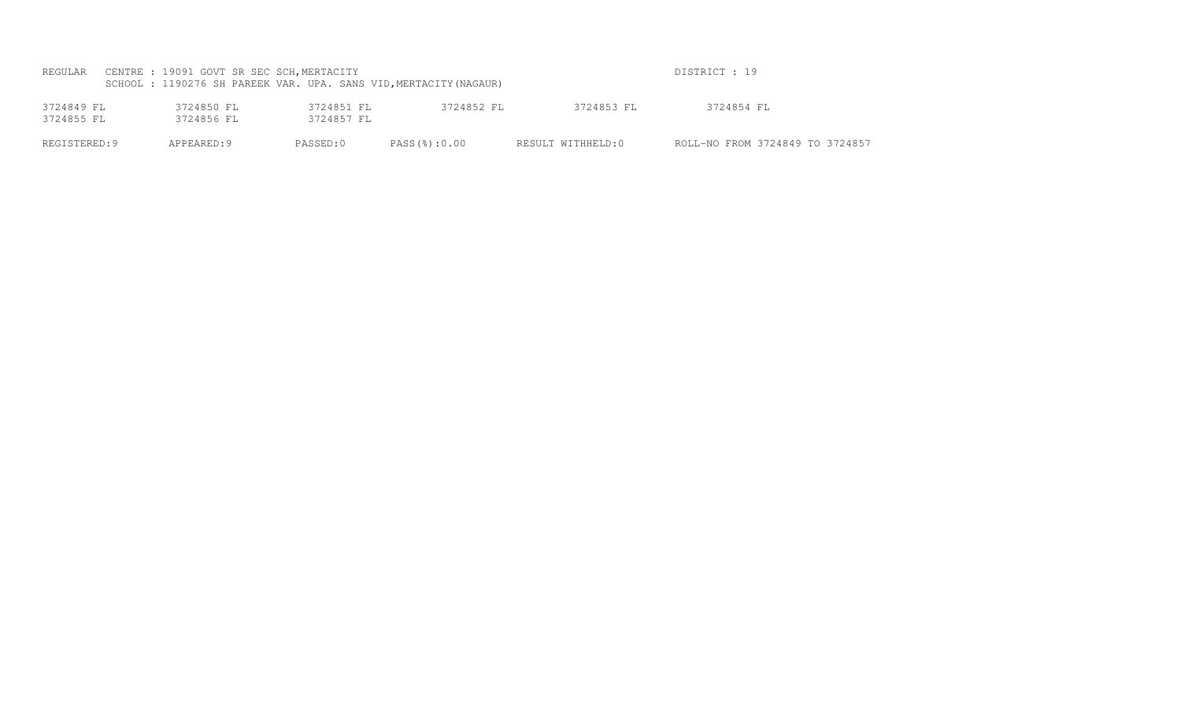REGULAR CENTRE : 19091 GOVT SR SEC SCH,MERTACITY DISTRICT : 19

SCHOOL : 1190276 SH PAREEK VAR. UPA. SANS VID,MERTACITY(NAGAUR)

| | | | | | |
|---|---|---|---|---|---|
| 3724849 FL | 3724850 FL | 3724851 FL | 3724852 FL | 3724853 FL | 3724854 FL |
| 3724855 FL | 3724856 FL | 3724857 FL | | | |

REGISTERED:9 APPEARED:9 PASSED:0 PASS(%):0.00 RESULT WITHHELD:0 ROLL-NO FROM 3724849 TO 3724857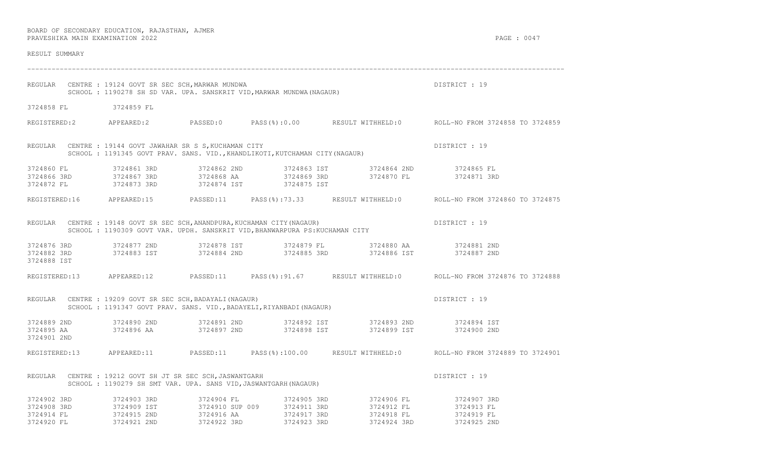BOARD OF SECONDARY EDUCATION, RAJASTHAN, AJMER
PRAVESHIKA MAIN EXAMINATION 2022

RESULT SUMMARY

---

REGULAR CENTRE : 19124 GOVT SR SEC SCH,MARWAR MUNDWA — DISTRICT : 19
SCHOOL : 1190278 SH SD VAR. UPA. SANSKRIT VID,MARWAR MUNDWA(NAGAUR)

| | | | | | |
|---|---|---|---|---|---|
| 3724858 FL | 3724859 FL | | | | |

REGISTERED:2 APPEARED:2 PASSED:0 PASS(%):0.00 RESULT WITHHELD:0 ROLL-NO FROM 3724858 TO 3724859

REGULAR CENTRE : 19144 GOVT JAWAHAR SR S S,KUCHAMAN CITY — DISTRICT : 19
SCHOOL : 1191345 GOVT PRAV. SANS. VID.,KHANDLIKOTI,KUTCHAMAN CITY(NAGAUR)

| | | | | | |
|---|---|---|---|---|---|
| 3724860 FL | 3724861 3RD | 3724862 2ND | 3724863 IST | 3724864 2ND | 3724865 FL |
| 3724866 3RD | 3724867 3RD | 3724868 AA | 3724869 3RD | 3724870 FL | 3724871 3RD |
| 3724872 FL | 3724873 3RD | 3724874 IST | 3724875 IST | | |

REGISTERED:16 APPEARED:15 PASSED:11 PASS(%):73.33 RESULT WITHHELD:0 ROLL-NO FROM 3724860 TO 3724875

REGULAR CENTRE : 19148 GOVT SR SEC SCH,ANANDPURA,KUCHAMAN CITY(NAGAUR) — DISTRICT : 19
SCHOOL : 1190309 GOVT VAR. UPDH. SANSKRIT VID,BHANWARPURA PS:KUCHAMAN CITY

| | | | | | |
|---|---|---|---|---|---|
| 3724876 3RD | 3724877 2ND | 3724878 IST | 3724879 FL | 3724880 AA | 3724881 2ND |
| 3724882 3RD | 3724883 IST | 3724884 2ND | 3724885 3RD | 3724886 IST | 3724887 2ND |
| 3724888 IST | | | | | |

REGISTERED:13 APPEARED:12 PASSED:11 PASS(%):91.67 RESULT WITHHELD:0 ROLL-NO FROM 3724876 TO 3724888

REGULAR CENTRE : 19209 GOVT SR SEC SCH,BADAYALI(NAGAUR) — DISTRICT : 19
SCHOOL : 1191347 GOVT PRAV. SANS. VID.,BADAYELI,RIYANBADI(NAGAUR)

| | | | | | |
|---|---|---|---|---|---|
| 3724889 2ND | 3724890 2ND | 3724891 2ND | 3724892 IST | 3724893 2ND | 3724894 IST |
| 3724895 AA | 3724896 AA | 3724897 2ND | 3724898 IST | 3724899 IST | 3724900 2ND |
| 3724901 2ND | | | | | |

REGISTERED:13 APPEARED:11 PASSED:11 PASS(%):100.00 RESULT WITHHELD:0 ROLL-NO FROM 3724889 TO 3724901

REGULAR CENTRE : 19212 GOVT SH JT SR SEC SCH,JASWANTGARH — DISTRICT : 19
SCHOOL : 1190279 SH SMT VAR. UPA. SANS VID,JASWANTGARH(NAGAUR)

| | | | | | |
|---|---|---|---|---|---|
| 3724902 3RD | 3724903 3RD | 3724904 FL | 3724905 3RD | 3724906 FL | 3724907 3RD |
| 3724908 3RD | 3724909 IST | 3724910 SUP 009 | 3724911 3RD | 3724912 FL | 3724913 FL |
| 3724914 FL | 3724915 2ND | 3724916 AA | 3724917 3RD | 3724918 FL | 3724919 FL |
| 3724920 FL | 3724921 2ND | 3724922 3RD | 3724923 3RD | 3724924 3RD | 3724925 2ND |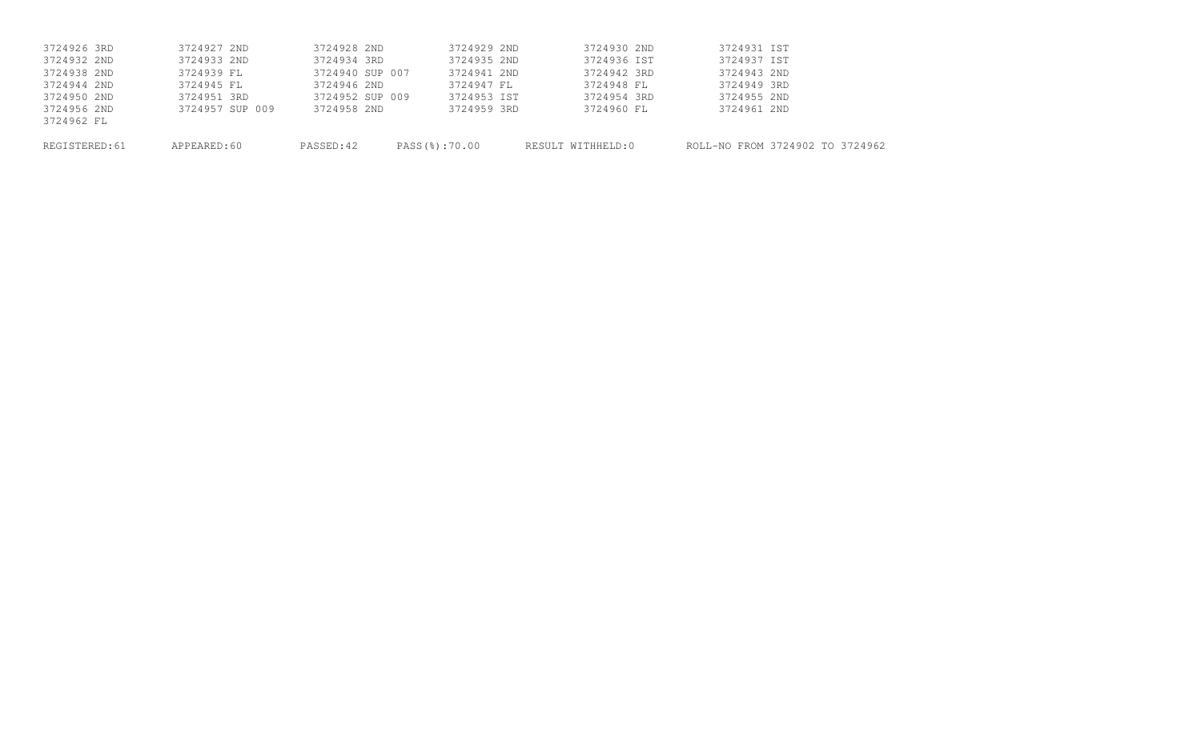| | | | | | |
|---|---|---|---|---|---|
| 3724926 3RD | 3724927 2ND | 3724928 2ND | 3724929 2ND | 3724930 2ND | 3724931 IST |
| 3724932 2ND | 3724933 2ND | 3724934 3RD | 3724935 2ND | 3724936 IST | 3724937 IST |
| 3724938 2ND | 3724939 FL | 3724940 SUP 007 | 3724941 2ND | 3724942 3RD | 3724943 2ND |
| 3724944 2ND | 3724945 FL | 3724946 2ND | 3724947 FL | 3724948 FL | 3724949 3RD |
| 3724950 2ND | 3724951 3RD | 3724952 SUP 009 | 3724953 IST | 3724954 3RD | 3724955 2ND |
| 3724956 2ND | 3724957 SUP 009 | 3724958 2ND | 3724959 3RD | 3724960 FL | 3724961 2ND |
| 3724962 FL | | | | | |

REGISTERED:61 APPEARED:60 PASSED:42 PASS(%):70.00 RESULT WITHHELD:0 ROLL-NO FROM 3724902 TO 3724962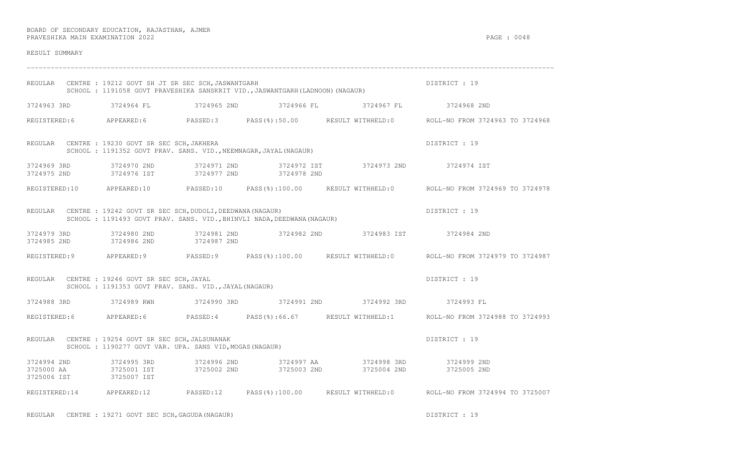BOARD OF SECONDARY EDUCATION, RAJASTHAN, AJMER
PRAVESHIKA MAIN EXAMINATION 2022

RESULT SUMMARY

---

REGULAR CENTRE : 19212 GOVT SH JT SR SEC SCH,JASWANTGARH — DISTRICT : 19
SCHOOL : 1191058 GOVT PRAVESHIKA SANSKRIT VID.,JASWANTGARH(LADNOON)(NAGAUR)

3724963 3RD 3724964 FL 3724965 2ND 3724966 FL 3724967 FL 3724968 2ND

REGISTERED:6 APPEARED:6 PASSED:3 PASS(%):50.00 RESULT WITHHELD:0 ROLL-NO FROM 3724963 TO 3724968

REGULAR CENTRE : 19230 GOVT SR SEC SCH,JAKHERA — DISTRICT : 19
SCHOOL : 1191352 GOVT PRAV. SANS. VID.,NEEMNAGAR,JAYAL(NAGAUR)

3724969 3RD 3724970 2ND 3724971 2ND 3724972 IST 3724973 2ND 3724974 IST
3724975 2ND 3724976 IST 3724977 2ND 3724978 2ND

REGISTERED:10 APPEARED:10 PASSED:10 PASS(%):100.00 RESULT WITHHELD:0 ROLL-NO FROM 3724969 TO 3724978

REGULAR CENTRE : 19242 GOVT SR SEC SCH,DUDOLI,DEEDWANA(NAGAUR) — DISTRICT : 19
SCHOOL : 1191493 GOVT PRAV. SANS. VID.,BHINVLI NADA,DEEDWANA(NAGAUR)

3724979 3RD 3724980 2ND 3724981 2ND 3724982 2ND 3724983 IST 3724984 2ND
3724985 2ND 3724986 2ND 3724987 2ND

REGISTERED:9 APPEARED:9 PASSED:9 PASS(%):100.00 RESULT WITHHELD:0 ROLL-NO FROM 3724979 TO 3724987

REGULAR CENTRE : 19246 GOVT SR SEC SCH,JAYAL — DISTRICT : 19
SCHOOL : 1191353 GOVT PRAV. SANS. VID.,JAYAL(NAGAUR)

3724988 3RD 3724989 RWH 3724990 3RD 3724991 2ND 3724992 3RD 3724993 FL

REGISTERED:6 APPEARED:6 PASSED:4 PASS(%):66.67 RESULT WITHHELD:1 ROLL-NO FROM 3724988 TO 3724993

REGULAR CENTRE : 19254 GOVT SR SEC SCH,JALSUNANAK — DISTRICT : 19
SCHOOL : 1190277 GOVT VAR. UPA. SANS VID,MOGAS(NAGAUR)

3724994 2ND 3724995 3RD 3724996 2ND 3724997 AA 3724998 3RD 3724999 2ND
3725000 AA 3725001 IST 3725002 2ND 3725003 2ND 3725004 2ND 3725005 2ND
3725006 IST 3725007 IST

REGISTERED:14 APPEARED:12 PASSED:12 PASS(%):100.00 RESULT WITHHELD:0 ROLL-NO FROM 3724994 TO 3725007

REGULAR CENTRE : 19271 GOVT SEC SCH,GAGUDA(NAGAUR) — DISTRICT : 19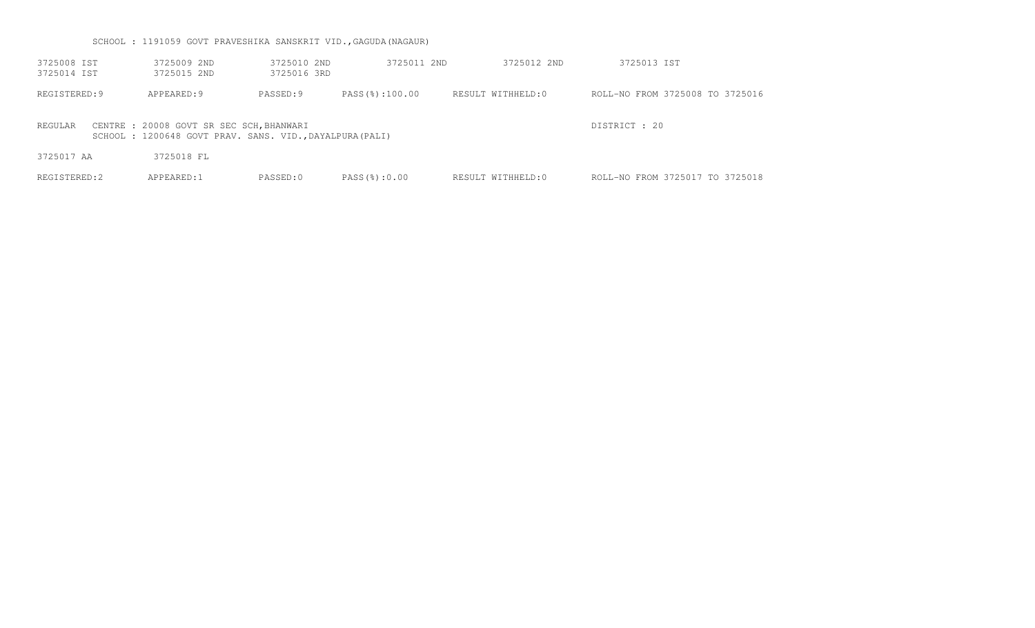SCHOOL : 1191059 GOVT PRAVESHIKA SANSKRIT VID.,GAGUDA(NAGAUR)

3725008 IST 3725009 2ND 3725010 2ND 3725011 2ND 3725012 2ND 3725013 IST
3725014 IST 3725015 2ND 3725016 3RD

REGISTERED:9 APPEARED:9 PASSED:9 PASS(%):100.00 RESULT WITHHELD:0 ROLL-NO FROM 3725008 TO 3725016

REGULAR CENTRE : 20008 GOVT SR SEC SCH,BHANWARI DISTRICT : 20
SCHOOL : 1200648 GOVT PRAV. SANS. VID.,DAYALPURA(PALI)

3725017 AA 3725018 FL

REGISTERED:2 APPEARED:1 PASSED:0 PASS(%):0.00 RESULT WITHHELD:0 ROLL-NO FROM 3725017 TO 3725018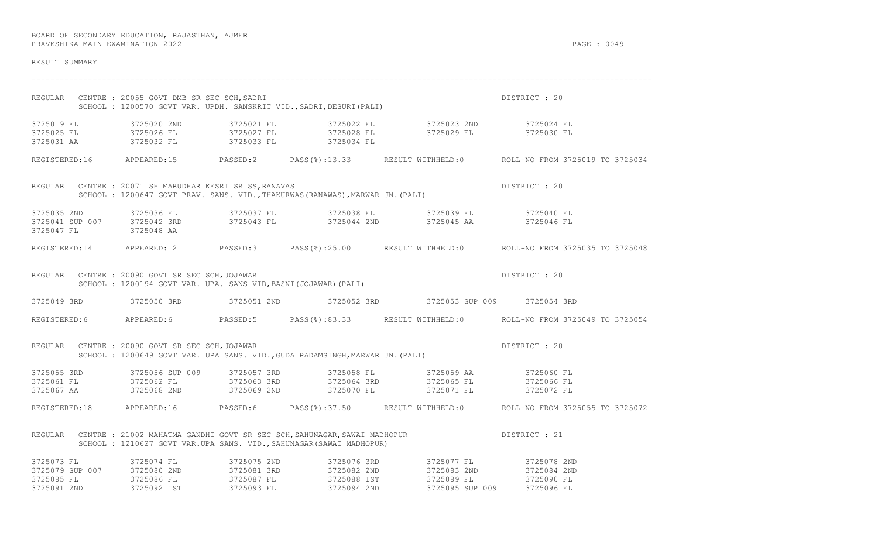BOARD OF SECONDARY EDUCATION, RAJASTHAN, AJMER
PRAVESHIKA MAIN EXAMINATION 2022

RESULT SUMMARY

---

REGULAR CENTRE : 20055 GOVT DMB SR SEC SCH,SADRI — DISTRICT : 20
SCHOOL : 1200570 GOVT VAR. UPDH. SANSKRIT VID.,SADRI,DESURI(PALI)

| | | | | | |
|---|---|---|---|---|---|
| 3725019 FL | 3725020 2ND | 3725021 FL | 3725022 FL | 3725023 2ND | 3725024 FL |
| 3725025 FL | 3725026 FL | 3725027 FL | 3725028 FL | 3725029 FL | 3725030 FL |
| 3725031 AA | 3725032 FL | 3725033 FL | 3725034 FL | | |

REGISTERED:16 APPEARED:15 PASSED:2 PASS(%):13.33 RESULT WITHHELD:0 ROLL-NO FROM 3725019 TO 3725034

REGULAR CENTRE : 20071 SH MARUDHAR KESRI SR SS,RANAVAS — DISTRICT : 20
SCHOOL : 1200647 GOVT PRAV. SANS. VID.,THAKURWAS(RANAWAS),MARWAR JN.(PALI)

| | | | | | |
|---|---|---|---|---|---|
| 3725035 2ND | 3725036 FL | 3725037 FL | 3725038 FL | 3725039 FL | 3725040 FL |
| 3725041 SUP 007 | 3725042 3RD | 3725043 FL | 3725044 2ND | 3725045 AA | 3725046 FL |
| 3725047 FL | 3725048 AA | | | | |

REGISTERED:14 APPEARED:12 PASSED:3 PASS(%):25.00 RESULT WITHHELD:0 ROLL-NO FROM 3725035 TO 3725048

REGULAR CENTRE : 20090 GOVT SR SEC SCH,JOJAWAR — DISTRICT : 20
SCHOOL : 1200194 GOVT VAR. UPA. SANS VID,BASNI(JOJAWAR)(PALI)

| | | | | | |
|---|---|---|---|---|---|
| 3725049 3RD | 3725050 3RD | 3725051 2ND | 3725052 3RD | 3725053 SUP 009 | 3725054 3RD |

REGISTERED:6 APPEARED:6 PASSED:5 PASS(%):83.33 RESULT WITHHELD:0 ROLL-NO FROM 3725049 TO 3725054

REGULAR CENTRE : 20090 GOVT SR SEC SCH,JOJAWAR — DISTRICT : 20
SCHOOL : 1200649 GOVT VAR. UPA SANS. VID.,GUDA PADAMSINGH,MARWAR JN.(PALI)

| | | | | | |
|---|---|---|---|---|---|
| 3725055 3RD | 3725056 SUP 009 | 3725057 3RD | 3725058 FL | 3725059 AA | 3725060 FL |
| 3725061 FL | 3725062 FL | 3725063 3RD | 3725064 3RD | 3725065 FL | 3725066 FL |
| 3725067 AA | 3725068 2ND | 3725069 2ND | 3725070 FL | 3725071 FL | 3725072 FL |

REGISTERED:18 APPEARED:16 PASSED:6 PASS(%):37.50 RESULT WITHHELD:0 ROLL-NO FROM 3725055 TO 3725072

REGULAR CENTRE : 21002 MAHATMA GANDHI GOVT SR SEC SCH,SAHUNAGAR,SAWAI MADHOPUR — DISTRICT : 21
SCHOOL : 1210627 GOVT VAR.UPA SANS. VID.,SAHUNAGAR(SAWAI MADHOPUR)

| | | | | | |
|---|---|---|---|---|---|
| 3725073 FL | 3725074 FL | 3725075 2ND | 3725076 3RD | 3725077 FL | 3725078 2ND |
| 3725079 SUP 007 | 3725080 2ND | 3725081 3RD | 3725082 2ND | 3725083 2ND | 3725084 2ND |
| 3725085 FL | 3725086 FL | 3725087 FL | 3725088 IST | 3725089 FL | 3725090 FL |
| 3725091 2ND | 3725092 IST | 3725093 FL | 3725094 2ND | 3725095 SUP 009 | 3725096 FL |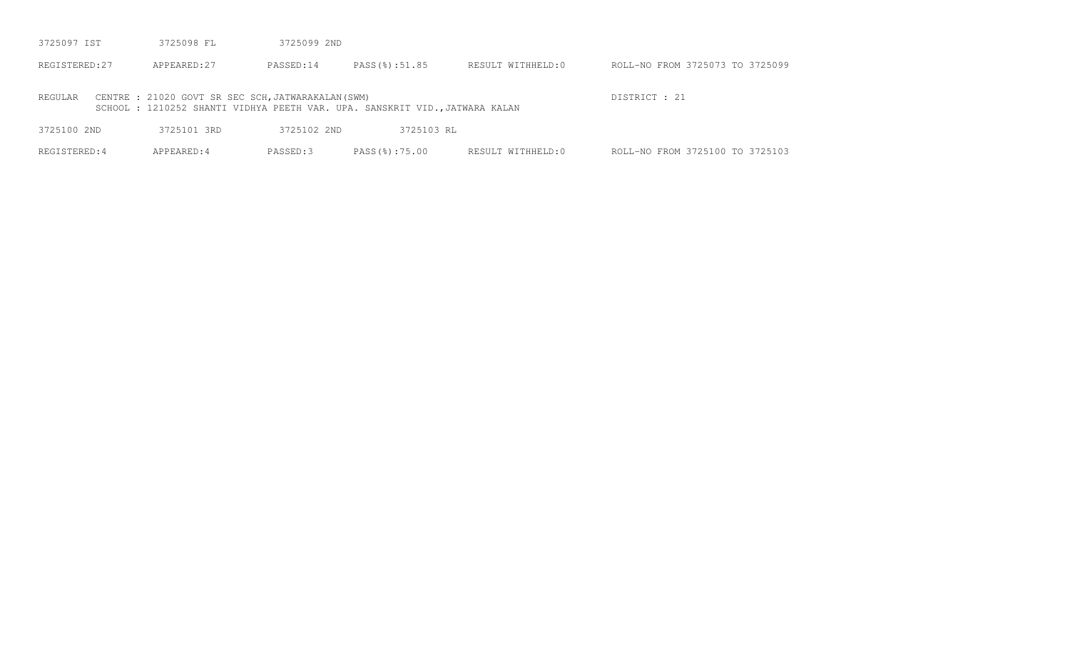3725097 IST 3725098 FL 3725099 2ND

REGISTERED:27 APPEARED:27 PASSED:14 PASS(%):51.85 RESULT WITHHELD:0 ROLL-NO FROM 3725073 TO 3725099

REGULAR CENTRE : 21020 GOVT SR SEC SCH,JATWARAKALAN(SWM) DISTRICT : 21
SCHOOL : 1210252 SHANTI VIDHYA PEETH VAR. UPA. SANSKRIT VID.,JATWARA KALAN

3725100 2ND 3725101 3RD 3725102 2ND 3725103 RL

REGISTERED:4 APPEARED:4 PASSED:3 PASS(%):75.00 RESULT WITHHELD:0 ROLL-NO FROM 3725100 TO 3725103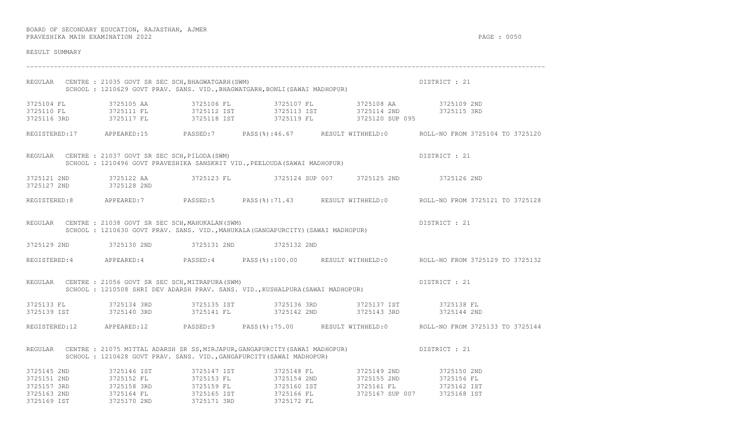BOARD OF SECONDARY EDUCATION, RAJASTHAN, AJMER
PRAVESHIKA MAIN EXAMINATION 2022

RESULT SUMMARY

---

REGULAR CENTRE : 21035 GOVT SR SEC SCH,BHAGWATGARH(SWM) DISTRICT : 21
SCHOOL : 1210629 GOVT PRAV. SANS. VID.,BHAGWATGARH,BONLI(SAWAI MADHOPUR)

| | | | | | |
|---|---|---|---|---|---|
| 3725104 FL | 3725105 AA | 3725106 FL | 3725107 FL | 3725108 AA | 3725109 2ND |
| 3725110 FL | 3725111 FL | 3725112 IST | 3725113 IST | 3725114 2ND | 3725115 3RD |
| 3725116 3RD | 3725117 FL | 3725118 IST | 3725119 FL | 3725120 SUP 095 | |

REGISTERED:17 APPEARED:15 PASSED:7 PASS(%):46.67 RESULT WITHHELD:0 ROLL-NO FROM 3725104 TO 3725120

REGULAR CENTRE : 21037 GOVT SR SEC SCH,PILODA(SWM) DISTRICT : 21
SCHOOL : 1210496 GOVT PRAVESHIKA SANSKRIT VID.,PEELOUDA(SAWAI MADHOPUR)

| | | | | | |
|---|---|---|---|---|---|
| 3725121 2ND | 3725122 AA | 3725123 FL | 3725124 SUP 007 | 3725125 2ND | 3725126 2ND |
| 3725127 2ND | 3725128 2ND | | | | |

REGISTERED:8 APPEARED:7 PASSED:5 PASS(%):71.43 RESULT WITHHELD:0 ROLL-NO FROM 3725121 TO 3725128

REGULAR CENTRE : 21038 GOVT SR SEC SCH,MAHUKALAN(SWM) DISTRICT : 21
SCHOOL : 1210630 GOVT PRAV. SANS. VID.,MAHUKALA(GANGAPURCITY)(SAWAI MADHOPUR)

| | | | |
|---|---|---|---|
| 3725129 2ND | 3725130 2ND | 3725131 2ND | 3725132 2ND |

REGISTERED:4 APPEARED:4 PASSED:4 PASS(%):100.00 RESULT WITHHELD:0 ROLL-NO FROM 3725129 TO 3725132

REGULAR CENTRE : 21056 GOVT SR SEC SCH,MITRAPURA(SWM) DISTRICT : 21
SCHOOL : 1210508 SHRI DEV ADARSH PRAV. SANS. VID.,KUSHALPURA(SAWAI MADHOPUR)

| | | | | | |
|---|---|---|---|---|---|
| 3725133 FL | 3725134 3RD | 3725135 IST | 3725136 3RD | 3725137 IST | 3725138 FL |
| 3725139 IST | 3725140 3RD | 3725141 FL | 3725142 2ND | 3725143 3RD | 3725144 2ND |

REGISTERED:12 APPEARED:12 PASSED:9 PASS(%):75.00 RESULT WITHHELD:0 ROLL-NO FROM 3725133 TO 3725144

REGULAR CENTRE : 21075 MITTAL ADARSH SR SS,MIRJAPUR,GANGAPURCITY(SAWAI MADHOPUR) DISTRICT : 21
SCHOOL : 1210628 GOVT PRAV. SANS. VID.,GANGAPURCITY(SAWAI MADHOPUR)

| | | | | | |
|---|---|---|---|---|---|
| 3725145 2ND | 3725146 IST | 3725147 IST | 3725148 FL | 3725149 2ND | 3725150 2ND |
| 3725151 2ND | 3725152 FL | 3725153 FL | 3725154 2ND | 3725155 2ND | 3725156 FL |
| 3725157 3RD | 3725158 3RD | 3725159 FL | 3725160 IST | 3725161 FL | 3725162 IST |
| 3725163 2ND | 3725164 FL | 3725165 IST | 3725166 FL | 3725167 SUP 007 | 3725168 IST |
| 3725169 IST | 3725170 2ND | 3725171 3RD | 3725172 FL | | |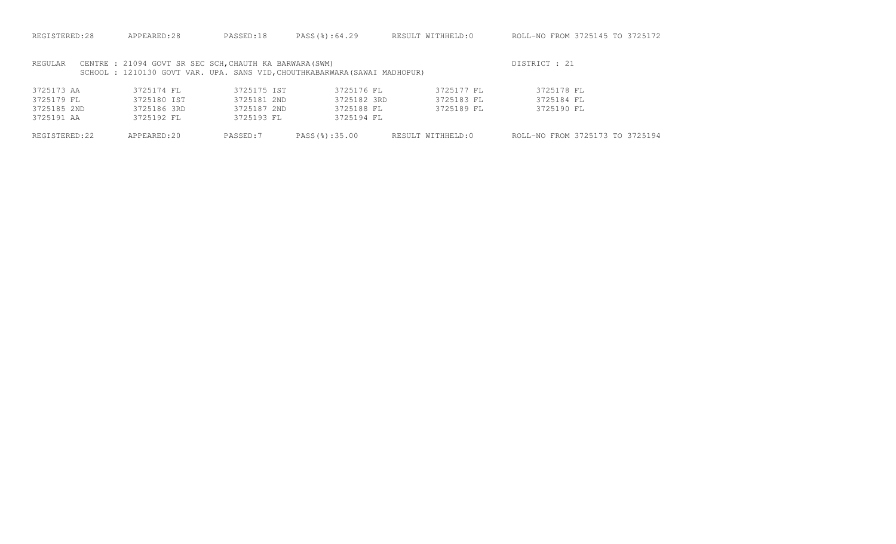REGISTERED:28 APPEARED:28 PASSED:18 PASS(%):64.29 RESULT WITHHELD:0 ROLL-NO FROM 3725145 TO 3725172

REGULAR CENTRE : 21094 GOVT SR SEC SCH,CHAUTH KA BARWARA(SWM) DISTRICT : 21
SCHOOL : 1210130 GOVT VAR. UPA. SANS VID,CHOUTHKABARWARA(SAWAI MADHOPUR)

| | | | | | |
|---|---|---|---|---|---|
| 3725173 AA | 3725174 FL | 3725175 IST | 3725176 FL | 3725177 FL | 3725178 FL |
| 3725179 FL | 3725180 IST | 3725181 2ND | 3725182 3RD | 3725183 FL | 3725184 FL |
| 3725185 2ND | 3725186 3RD | 3725187 2ND | 3725188 FL | 3725189 FL | 3725190 FL |
| 3725191 AA | 3725192 FL | 3725193 FL | 3725194 FL | | |

REGISTERED:22 APPEARED:20 PASSED:7 PASS(%):35.00 RESULT WITHHELD:0 ROLL-NO FROM 3725173 TO 3725194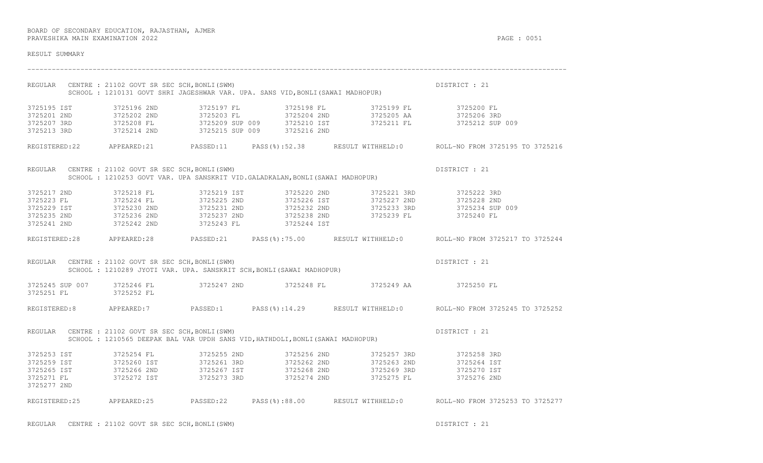BOARD OF SECONDARY EDUCATION, RAJASTHAN, AJMER
PRAVESHIKA MAIN EXAMINATION 2022

RESULT SUMMARY

---

REGULAR CENTRE : 21102 GOVT SR SEC SCH,BONLI(SWM) DISTRICT : 21
SCHOOL : 1210131 GOVT SHRI JAGESHWAR VAR. UPA. SANS VID,BONLI(SAWAI MADHOPUR)

| | | | | | |
|---|---|---|---|---|---|
| 3725195 IST | 3725196 2ND | 3725197 FL | 3725198 FL | 3725199 FL | 3725200 FL |
| 3725201 2ND | 3725202 2ND | 3725203 FL | 3725204 2ND | 3725205 AA | 3725206 3RD |
| 3725207 3RD | 3725208 FL | 3725209 SUP 009 | 3725210 IST | 3725211 FL | 3725212 SUP 009 |
| 3725213 3RD | 3725214 2ND | 3725215 SUP 009 | 3725216 2ND | | |

REGISTERED:22 APPEARED:21 PASSED:11 PASS(%):52.38 RESULT WITHHELD:0 ROLL-NO FROM 3725195 TO 3725216

REGULAR CENTRE : 21102 GOVT SR SEC SCH,BONLI(SWM) DISTRICT : 21
SCHOOL : 1210253 GOVT VAR. UPA SANSKRIT VID.GALADKALAN,BONLI(SAWAI MADHOPUR)

| | | | | | |
|---|---|---|---|---|---|
| 3725217 2ND | 3725218 FL | 3725219 IST | 3725220 2ND | 3725221 3RD | 3725222 3RD |
| 3725223 FL | 3725224 FL | 3725225 2ND | 3725226 IST | 3725227 2ND | 3725228 2ND |
| 3725229 IST | 3725230 2ND | 3725231 2ND | 3725232 2ND | 3725233 3RD | 3725234 SUP 009 |
| 3725235 2ND | 3725236 2ND | 3725237 2ND | 3725238 2ND | 3725239 FL | 3725240 FL |
| 3725241 2ND | 3725242 2ND | 3725243 FL | 3725244 IST | | |

REGISTERED:28 APPEARED:28 PASSED:21 PASS(%):75.00 RESULT WITHHELD:0 ROLL-NO FROM 3725217 TO 3725244

REGULAR CENTRE : 21102 GOVT SR SEC SCH,BONLI(SWM) DISTRICT : 21
SCHOOL : 1210289 JYOTI VAR. UPA. SANSKRIT SCH,BONLI(SAWAI MADHOPUR)

| | | | | | |
|---|---|---|---|---|---|
| 3725245 SUP 007 | 3725246 FL | 3725247 2ND | 3725248 FL | 3725249 AA | 3725250 FL |
| 3725251 FL | 3725252 FL | | | | |

REGISTERED:8 APPEARED:7 PASSED:1 PASS(%):14.29 RESULT WITHHELD:0 ROLL-NO FROM 3725245 TO 3725252

REGULAR CENTRE : 21102 GOVT SR SEC SCH,BONLI(SWM) DISTRICT : 21
SCHOOL : 1210565 DEEPAK BAL VAR UPDH SANS VID,HATHDOLI,BONLI(SAWAI MADHOPUR)

| | | | | | |
|---|---|---|---|---|---|
| 3725253 IST | 3725254 FL | 3725255 2ND | 3725256 2ND | 3725257 3RD | 3725258 3RD |
| 3725259 IST | 3725260 IST | 3725261 3RD | 3725262 2ND | 3725263 2ND | 3725264 IST |
| 3725265 IST | 3725266 2ND | 3725267 IST | 3725268 2ND | 3725269 3RD | 3725270 IST |
| 3725271 FL | 3725272 IST | 3725273 3RD | 3725274 2ND | 3725275 FL | 3725276 2ND |
| 3725277 2ND | | | | | |

REGISTERED:25 APPEARED:25 PASSED:22 PASS(%):88.00 RESULT WITHHELD:0 ROLL-NO FROM 3725253 TO 3725277

REGULAR CENTRE : 21102 GOVT SR SEC SCH,BONLI(SWM) DISTRICT : 21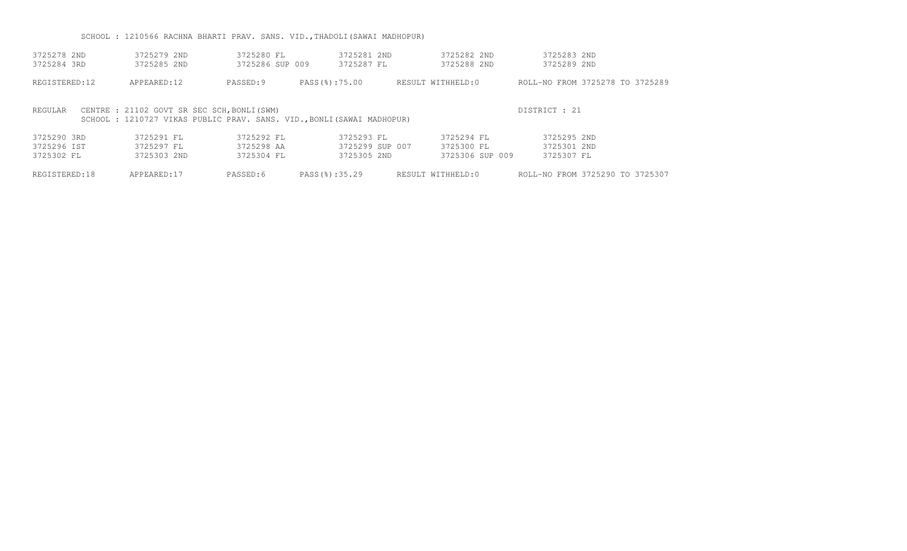SCHOOL : 1210566 RACHNA BHARTI PRAV. SANS. VID.,THADOLI(SAWAI MADHOPUR)

| | | | | | |
|---|---|---|---|---|---|
| 3725278 2ND | 3725279 2ND | 3725280 FL | 3725281 2ND | 3725282 2ND | 3725283 2ND |
| 3725284 3RD | 3725285 2ND | 3725286 SUP 009 | 3725287 FL | 3725288 2ND | 3725289 2ND |

REGISTERED:12 APPEARED:12 PASSED:9 PASS(%):75.00 RESULT WITHHELD:0 ROLL-NO FROM 3725278 TO 3725289

REGULAR CENTRE : 21102 GOVT SR SEC SCH,BONLI(SWM) DISTRICT : 21
SCHOOL : 1210727 VIKAS PUBLIC PRAV. SANS. VID.,BONLI(SAWAI MADHOPUR)

| | | | | | |
|---|---|---|---|---|---|
| 3725290 3RD | 3725291 FL | 3725292 FL | 3725293 FL | 3725294 FL | 3725295 2ND |
| 3725296 IST | 3725297 FL | 3725298 AA | 3725299 SUP 007 | 3725300 FL | 3725301 2ND |
| 3725302 FL | 3725303 2ND | 3725304 FL | 3725305 2ND | 3725306 SUP 009 | 3725307 FL |

REGISTERED:18 APPEARED:17 PASSED:6 PASS(%):35.29 RESULT WITHHELD:0 ROLL-NO FROM 3725290 TO 3725307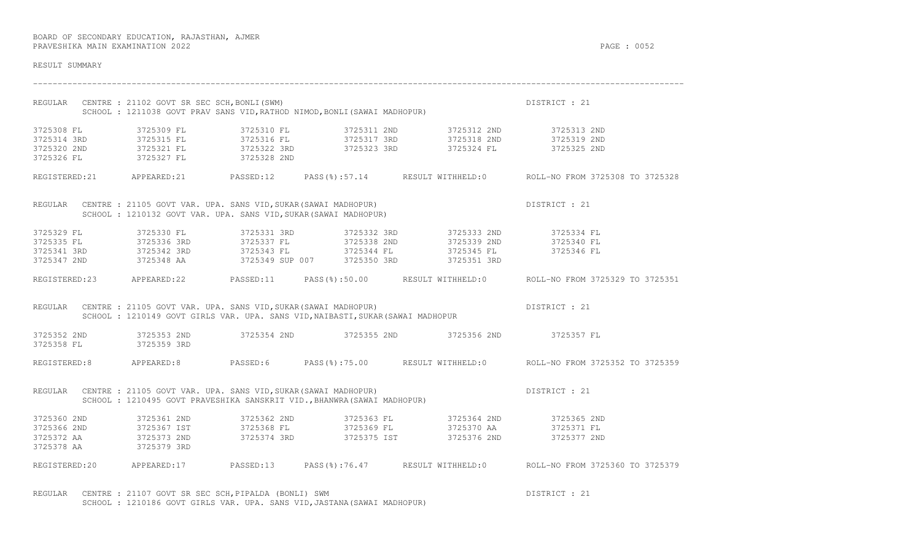BOARD OF SECONDARY EDUCATION, RAJASTHAN, AJMER
PRAVESHIKA MAIN EXAMINATION 2022

RESULT SUMMARY

---

REGULAR CENTRE : 21102 GOVT SR SEC SCH,BONLI(SWM) DISTRICT : 21
SCHOOL : 1211038 GOVT PRAV SANS VID,RATHOD NIMOD,BONLI(SAWAI MADHOPUR)

| | | | | | |
|---|---|---|---|---|---|
| 3725308 FL | 3725309 FL | 3725310 FL | 3725311 2ND | 3725312 2ND | 3725313 2ND |
| 3725314 3RD | 3725315 FL | 3725316 FL | 3725317 3RD | 3725318 2ND | 3725319 2ND |
| 3725320 2ND | 3725321 FL | 3725322 3RD | 3725323 3RD | 3725324 FL | 3725325 2ND |
| 3725326 FL | 3725327 FL | 3725328 2ND | | | |

REGISTERED:21 APPEARED:21 PASSED:12 PASS(%):57.14 RESULT WITHHELD:0 ROLL-NO FROM 3725308 TO 3725328

REGULAR CENTRE : 21105 GOVT VAR. UPA. SANS VID,SUKAR(SAWAI MADHOPUR) DISTRICT : 21
SCHOOL : 1210132 GOVT VAR. UPA. SANS VID,SUKAR(SAWAI MADHOPUR)

| | | | | | |
|---|---|---|---|---|---|
| 3725329 FL | 3725330 FL | 3725331 3RD | 3725332 3RD | 3725333 2ND | 3725334 FL |
| 3725335 FL | 3725336 3RD | 3725337 FL | 3725338 2ND | 3725339 2ND | 3725340 FL |
| 3725341 3RD | 3725342 3RD | 3725343 FL | 3725344 FL | 3725345 FL | 3725346 FL |
| 3725347 2ND | 3725348 AA | 3725349 SUP 007 | 3725350 3RD | 3725351 3RD | |

REGISTERED:23 APPEARED:22 PASSED:11 PASS(%):50.00 RESULT WITHHELD:0 ROLL-NO FROM 3725329 TO 3725351

REGULAR CENTRE : 21105 GOVT VAR. UPA. SANS VID,SUKAR(SAWAI MADHOPUR) DISTRICT : 21
SCHOOL : 1210149 GOVT GIRLS VAR. UPA. SANS VID,NAIBASTI,SUKAR(SAWAI MADHOPUR

| | | | | | |
|---|---|---|---|---|---|
| 3725352 2ND | 3725353 2ND | 3725354 2ND | 3725355 2ND | 3725356 2ND | 3725357 FL |
| 3725358 FL | 3725359 3RD | | | | |

REGISTERED:8 APPEARED:8 PASSED:6 PASS(%):75.00 RESULT WITHHELD:0 ROLL-NO FROM 3725352 TO 3725359

REGULAR CENTRE : 21105 GOVT VAR. UPA. SANS VID,SUKAR(SAWAI MADHOPUR) DISTRICT : 21
SCHOOL : 1210495 GOVT PRAVESHIKA SANSKRIT VID.,BHANWRA(SAWAI MADHOPUR)

| | | | | | |
|---|---|---|---|---|---|
| 3725360 2ND | 3725361 2ND | 3725362 2ND | 3725363 FL | 3725364 2ND | 3725365 2ND |
| 3725366 2ND | 3725367 IST | 3725368 FL | 3725369 FL | 3725370 AA | 3725371 FL |
| 3725372 AA | 3725373 2ND | 3725374 3RD | 3725375 IST | 3725376 2ND | 3725377 2ND |
| 3725378 AA | 3725379 3RD | | | | |

REGISTERED:20 APPEARED:17 PASSED:13 PASS(%):76.47 RESULT WITHHELD:0 ROLL-NO FROM 3725360 TO 3725379

REGULAR CENTRE : 21107 GOVT SR SEC SCH,PIPALDA (BONLI) SWM DISTRICT : 21
SCHOOL : 1210186 GOVT GIRLS VAR. UPA. SANS VID,JASTANA(SAWAI MADHOPUR)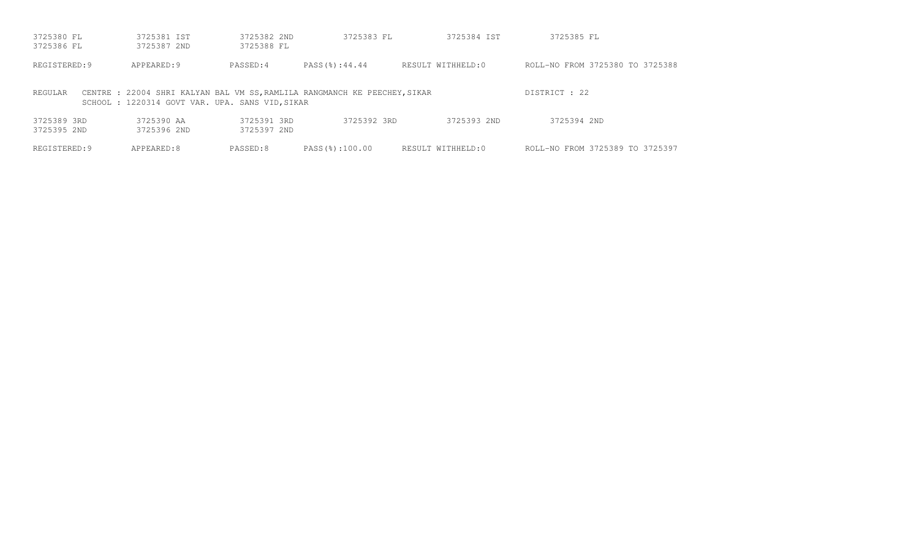3725380 FL 3725381 IST 3725382 2ND 3725383 FL 3725384 IST 3725385 FL
3725386 FL 3725387 2ND 3725388 FL

REGISTERED:9 APPEARED:9 PASSED:4 PASS(%):44.44 RESULT WITHHELD:0 ROLL-NO FROM 3725380 TO 3725388

REGULAR CENTRE : 22004 SHRI KALYAN BAL VM SS,RAMLILA RANGMANCH KE PEECHEY,SIKAR DISTRICT : 22
SCHOOL : 1220314 GOVT VAR. UPA. SANS VID,SIKAR

3725389 3RD 3725390 AA 3725391 3RD 3725392 3RD 3725393 2ND 3725394 2ND
3725395 2ND 3725396 2ND 3725397 2ND

REGISTERED:9 APPEARED:8 PASSED:8 PASS(%):100.00 RESULT WITHHELD:0 ROLL-NO FROM 3725389 TO 3725397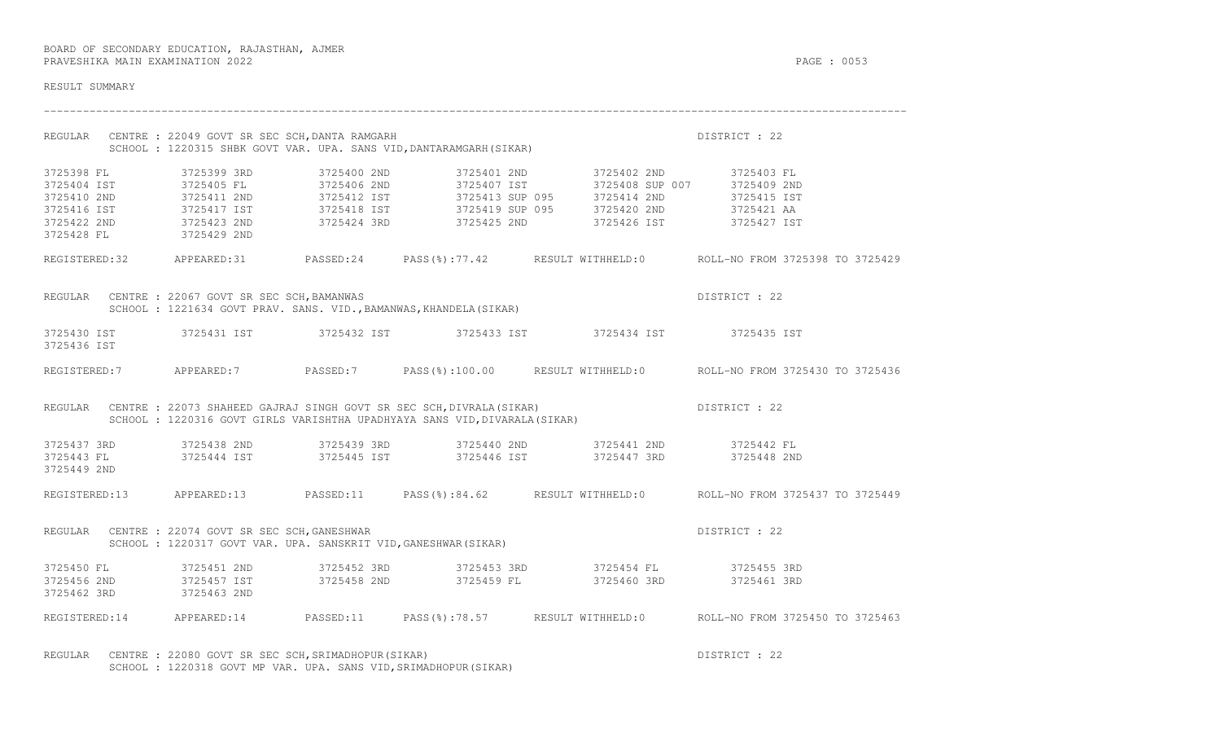BOARD OF SECONDARY EDUCATION, RAJASTHAN, AJMER
PRAVESHIKA MAIN EXAMINATION 2022

RESULT SUMMARY

---

REGULAR CENTRE : 22049 GOVT SR SEC SCH,DANTA RAMGARH — DISTRICT : 22
SCHOOL : 1220315 SHBK GOVT VAR. UPA. SANS VID,DANTARAMGARH(SIKAR)

| | | | | | |
|---|---|---|---|---|---|
| 3725398 FL | 3725399 3RD | 3725400 2ND | 3725401 2ND | 3725402 2ND | 3725403 FL |
| 3725404 IST | 3725405 FL | 3725406 2ND | 3725407 IST | 3725408 SUP 007 | 3725409 2ND |
| 3725410 2ND | 3725411 2ND | 3725412 IST | 3725413 SUP 095 | 3725414 2ND | 3725415 IST |
| 3725416 IST | 3725417 IST | 3725418 IST | 3725419 SUP 095 | 3725420 2ND | 3725421 AA |
| 3725422 2ND | 3725423 2ND | 3725424 3RD | 3725425 2ND | 3725426 IST | 3725427 IST |
| 3725428 FL | 3725429 2ND | | | | |

REGISTERED:32 APPEARED:31 PASSED:24 PASS(%):77.42 RESULT WITHHELD:0 ROLL-NO FROM 3725398 TO 3725429

REGULAR CENTRE : 22067 GOVT SR SEC SCH,BAMANWAS — DISTRICT : 22
SCHOOL : 1221634 GOVT PRAV. SANS. VID.,BAMANWAS,KHANDELA(SIKAR)

| | | | | | |
|---|---|---|---|---|---|
| 3725430 IST | 3725431 IST | 3725432 IST | 3725433 IST | 3725434 IST | 3725435 IST |
| 3725436 IST | | | | | |

REGISTERED:7 APPEARED:7 PASSED:7 PASS(%):100.00 RESULT WITHHELD:0 ROLL-NO FROM 3725430 TO 3725436

REGULAR CENTRE : 22073 SHAHEED GAJRAJ SINGH GOVT SR SEC SCH,DIVRALA(SIKAR) — DISTRICT : 22
SCHOOL : 1220316 GOVT GIRLS VARISHTHA UPADHYAYA SANS VID,DIVARALA(SIKAR)

| | | | | | |
|---|---|---|---|---|---|
| 3725437 3RD | 3725438 2ND | 3725439 3RD | 3725440 2ND | 3725441 2ND | 3725442 FL |
| 3725443 FL | 3725444 IST | 3725445 IST | 3725446 IST | 3725447 3RD | 3725448 2ND |
| 3725449 2ND | | | | | |

REGISTERED:13 APPEARED:13 PASSED:11 PASS(%):84.62 RESULT WITHHELD:0 ROLL-NO FROM 3725437 TO 3725449

REGULAR CENTRE : 22074 GOVT SR SEC SCH,GANESHWAR — DISTRICT : 22
SCHOOL : 1220317 GOVT VAR. UPA. SANSKRIT VID,GANESHWAR(SIKAR)

| | | | | | |
|---|---|---|---|---|---|
| 3725450 FL | 3725451 2ND | 3725452 3RD | 3725453 3RD | 3725454 FL | 3725455 3RD |
| 3725456 2ND | 3725457 IST | 3725458 2ND | 3725459 FL | 3725460 3RD | 3725461 3RD |
| 3725462 3RD | 3725463 2ND | | | | |

REGISTERED:14 APPEARED:14 PASSED:11 PASS(%):78.57 RESULT WITHHELD:0 ROLL-NO FROM 3725450 TO 3725463

REGULAR CENTRE : 22080 GOVT SR SEC SCH,SRIMADHOPUR(SIKAR) — DISTRICT : 22
SCHOOL : 1220318 GOVT MP VAR. UPA. SANS VID,SRIMADHOPUR(SIKAR)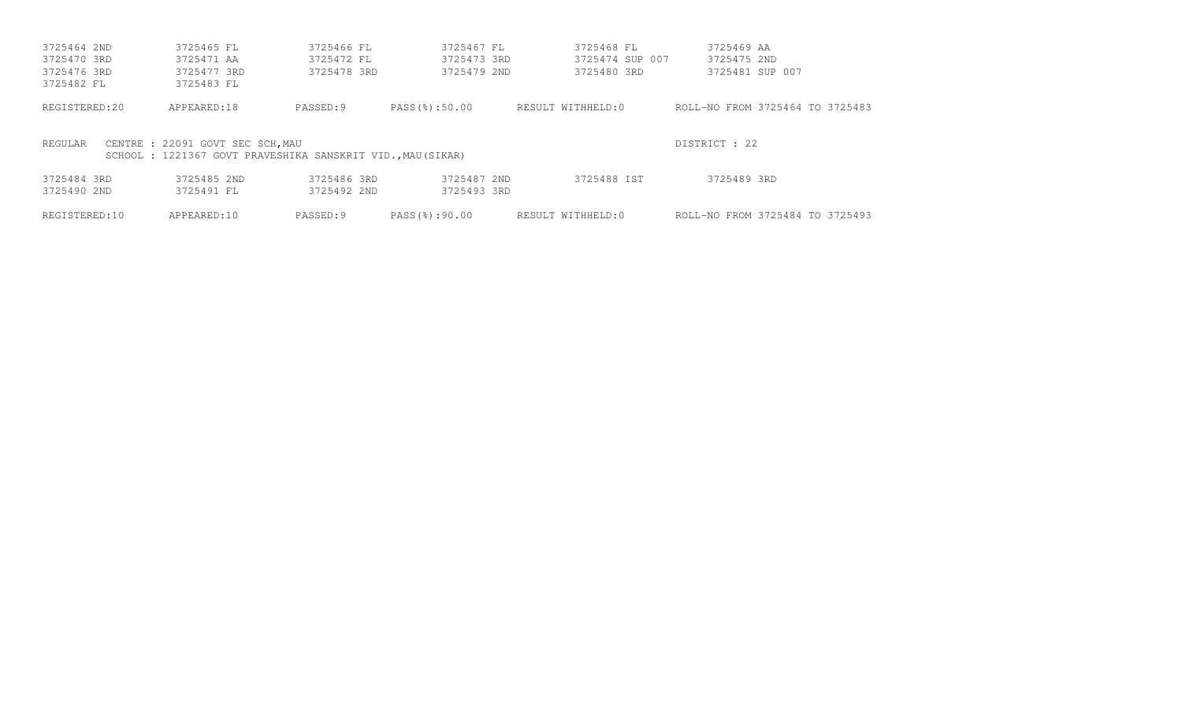| | | | | | |
|---|---|---|---|---|---|
| 3725464 2ND | 3725465 FL | 3725466 FL | 3725467 FL | 3725468 FL | 3725469 AA |
| 3725470 3RD | 3725471 AA | 3725472 FL | 3725473 3RD | 3725474 SUP 007 | 3725475 2ND |
| 3725476 3RD | 3725477 3RD | 3725478 3RD | 3725479 2ND | 3725480 3RD | 3725481 SUP 007 |
| 3725482 FL | 3725483 FL | | | | |

REGISTERED:20 APPEARED:18 PASSED:9 PASS(%):50.00 RESULT WITHHELD:0 ROLL-NO FROM 3725464 TO 3725483

REGULAR CENTRE : 22091 GOVT SEC SCH,MAU DISTRICT : 22
SCHOOL : 1221367 GOVT PRAVESHIKA SANSKRIT VID.,MAU(SIKAR)

| | | | | | |
|---|---|---|---|---|---|
| 3725484 3RD | 3725485 2ND | 3725486 3RD | 3725487 2ND | 3725488 IST | 3725489 3RD |
| 3725490 2ND | 3725491 FL | 3725492 2ND | 3725493 3RD | | |

REGISTERED:10 APPEARED:10 PASSED:9 PASS(%):90.00 RESULT WITHHELD:0 ROLL-NO FROM 3725484 TO 3725493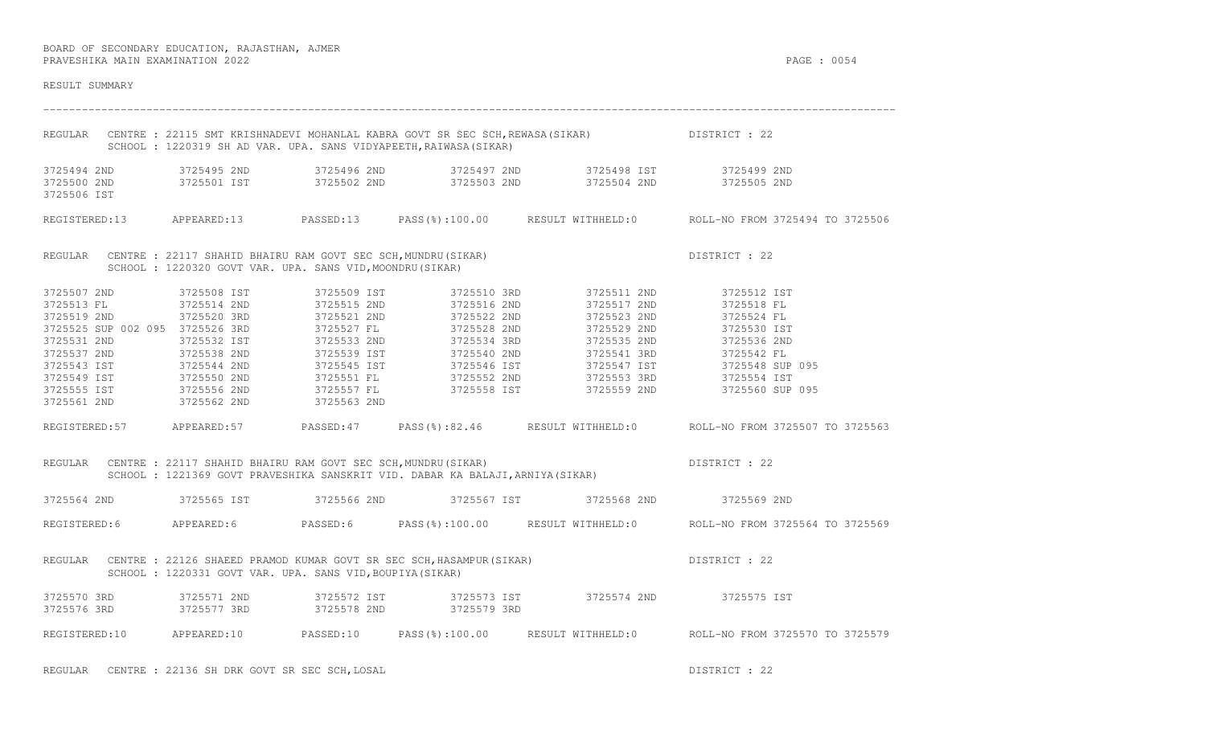BOARD OF SECONDARY EDUCATION, RAJASTHAN, AJMER
PRAVESHIKA MAIN EXAMINATION 2022

RESULT SUMMARY

---

REGULAR CENTRE : 22115 SMT KRISHNADEVI MOHANLAL KABRA GOVT SR SEC SCH,REWASA(SIKAR) DISTRICT : 22
SCHOOL : 1220319 SH AD VAR. UPA. SANS VIDYAPEETH,RAIWASA(SIKAR)

| | | | | | |
|---|---|---|---|---|---|
| 3725494 2ND | 3725495 2ND | 3725496 2ND | 3725497 2ND | 3725498 IST | 3725499 2ND |
| 3725500 2ND | 3725501 IST | 3725502 2ND | 3725503 2ND | 3725504 2ND | 3725505 2ND |
| 3725506 IST | | | | | |

REGISTERED:13 APPEARED:13 PASSED:13 PASS(%):100.00 RESULT WITHHELD:0 ROLL-NO FROM 3725494 TO 3725506

REGULAR CENTRE : 22117 SHAHID BHAIRU RAM GOVT SEC SCH,MUNDRU(SIKAR) DISTRICT : 22
SCHOOL : 1220320 GOVT VAR. UPA. SANS VID,MOONDRU(SIKAR)

| | | | | | |
|---|---|---|---|---|---|
| 3725507 2ND | 3725508 IST | 3725509 IST | 3725510 3RD | 3725511 2ND | 3725512 IST |
| 3725513 FL | 3725514 2ND | 3725515 2ND | 3725516 2ND | 3725517 2ND | 3725518 FL |
| 3725519 2ND | 3725520 3RD | 3725521 2ND | 3725522 2ND | 3725523 2ND | 3725524 FL |
| 3725525 SUP 002 095 | 3725526 3RD | 3725527 FL | 3725528 2ND | 3725529 2ND | 3725530 IST |
| 3725531 2ND | 3725532 IST | 3725533 2ND | 3725534 3RD | 3725535 2ND | 3725536 2ND |
| 3725537 2ND | 3725538 2ND | 3725539 IST | 3725540 2ND | 3725541 3RD | 3725542 FL |
| 3725543 IST | 3725544 2ND | 3725545 IST | 3725546 IST | 3725547 IST | 3725548 SUP 095 |
| 3725549 IST | 3725550 2ND | 3725551 FL | 3725552 2ND | 3725553 3RD | 3725554 IST |
| 3725555 IST | 3725556 2ND | 3725557 FL | 3725558 IST | 3725559 2ND | 3725560 SUP 095 |
| 3725561 2ND | 3725562 2ND | 3725563 2ND | | | |

REGISTERED:57 APPEARED:57 PASSED:47 PASS(%):82.46 RESULT WITHHELD:0 ROLL-NO FROM 3725507 TO 3725563

REGULAR CENTRE : 22117 SHAHID BHAIRU RAM GOVT SEC SCH,MUNDRU(SIKAR) DISTRICT : 22
SCHOOL : 1221369 GOVT PRAVESHIKA SANSKRIT VID. DABAR KA BALAJI,ARNIYA(SIKAR)

| | | | | | |
|---|---|---|---|---|---|
| 3725564 2ND | 3725565 IST | 3725566 2ND | 3725567 IST | 3725568 2ND | 3725569 2ND |

REGISTERED:6 APPEARED:6 PASSED:6 PASS(%):100.00 RESULT WITHHELD:0 ROLL-NO FROM 3725564 TO 3725569

REGULAR CENTRE : 22126 SHAEED PRAMOD KUMAR GOVT SR SEC SCH,HASAMPUR(SIKAR) DISTRICT : 22
SCHOOL : 1220331 GOVT VAR. UPA. SANS VID,BOUPIYA(SIKAR)

| | | | | | |
|---|---|---|---|---|---|
| 3725570 3RD | 3725571 2ND | 3725572 IST | 3725573 IST | 3725574 2ND | 3725575 IST |
| 3725576 3RD | 3725577 3RD | 3725578 2ND | 3725579 3RD | | |

REGISTERED:10 APPEARED:10 PASSED:10 PASS(%):100.00 RESULT WITHHELD:0 ROLL-NO FROM 3725570 TO 3725579

REGULAR CENTRE : 22136 SH DRK GOVT SR SEC SCH,LOSAL DISTRICT : 22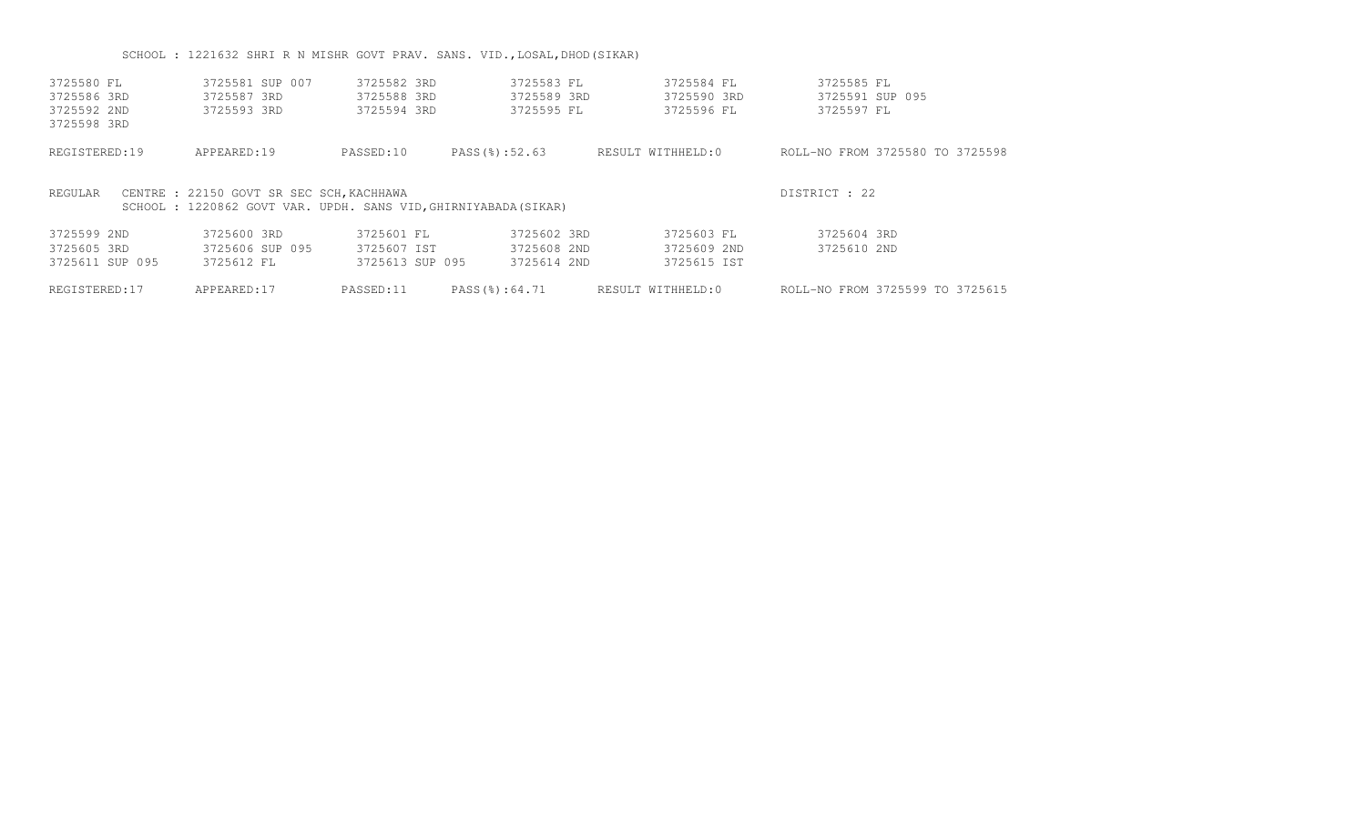SCHOOL : 1221632 SHRI R N MISHR GOVT PRAV. SANS. VID.,LOSAL,DHOD(SIKAR)

| | | | | | |
|---|---|---|---|---|---|
| 3725580 FL | 3725581 SUP 007 | 3725582 3RD | 3725583 FL | 3725584 FL | 3725585 FL |
| 3725586 3RD | 3725587 3RD | 3725588 3RD | 3725589 3RD | 3725590 3RD | 3725591 SUP 095 |
| 3725592 2ND | 3725593 3RD | 3725594 3RD | 3725595 FL | 3725596 FL | 3725597 FL |
| 3725598 3RD | | | | | |

REGISTERED:19 APPEARED:19 PASSED:10 PASS(%):52.63 RESULT WITHHELD:0 ROLL-NO FROM 3725580 TO 3725598

REGULAR CENTRE : 22150 GOVT SR SEC SCH,KACHHAWA DISTRICT : 22

SCHOOL : 1220862 GOVT VAR. UPDH. SANS VID,GHIRNIYABADA(SIKAR)

| | | | | | |
|---|---|---|---|---|---|
| 3725599 2ND | 3725600 3RD | 3725601 FL | 3725602 3RD | 3725603 FL | 3725604 3RD |
| 3725605 3RD | 3725606 SUP 095 | 3725607 IST | 3725608 2ND | 3725609 2ND | 3725610 2ND |
| 3725611 SUP 095 | 3725612 FL | 3725613 SUP 095 | 3725614 2ND | 3725615 IST | |

REGISTERED:17 APPEARED:17 PASSED:11 PASS(%):64.71 RESULT WITHHELD:0 ROLL-NO FROM 3725599 TO 3725615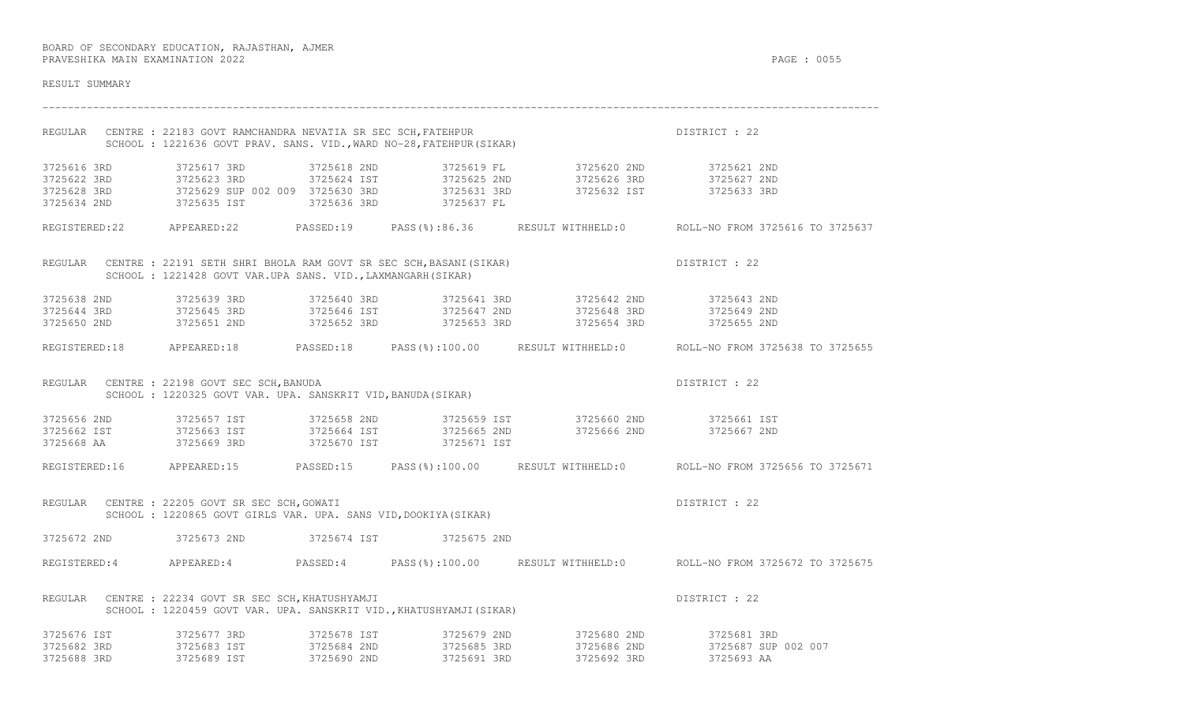BOARD OF SECONDARY EDUCATION, RAJASTHAN, AJMER
PRAVESHIKA MAIN EXAMINATION 2022

RESULT SUMMARY

---

REGULAR CENTRE : 22183 GOVT RAMCHANDRA NEVATIA SR SEC SCH,FATEHPUR DISTRICT : 22
SCHOOL : 1221636 GOVT PRAV. SANS. VID.,WARD NO-28,FATEHPUR(SIKAR)

| | | | | | |
|---|---|---|---|---|---|
| 3725616 3RD | 3725617 3RD | 3725618 2ND | 3725619 FL | 3725620 2ND | 3725621 2ND |
| 3725622 3RD | 3725623 3RD | 3725624 IST | 3725625 2ND | 3725626 3RD | 3725627 2ND |
| 3725628 3RD | 3725629 SUP 002 009 | 3725630 3RD | 3725631 3RD | 3725632 IST | 3725633 3RD |
| 3725634 2ND | 3725635 IST | 3725636 3RD | 3725637 FL | | |

REGISTERED:22 APPEARED:22 PASSED:19 PASS(%):86.36 RESULT WITHHELD:0 ROLL-NO FROM 3725616 TO 3725637

REGULAR CENTRE : 22191 SETH SHRI BHOLA RAM GOVT SR SEC SCH,BASANI(SIKAR) DISTRICT : 22
SCHOOL : 1221428 GOVT VAR.UPA SANS. VID.,LAXMANGARH(SIKAR)

| | | | | | |
|---|---|---|---|---|---|
| 3725638 2ND | 3725639 3RD | 3725640 3RD | 3725641 3RD | 3725642 2ND | 3725643 2ND |
| 3725644 3RD | 3725645 3RD | 3725646 IST | 3725647 2ND | 3725648 3RD | 3725649 2ND |
| 3725650 2ND | 3725651 2ND | 3725652 3RD | 3725653 3RD | 3725654 3RD | 3725655 2ND |

REGISTERED:18 APPEARED:18 PASSED:18 PASS(%):100.00 RESULT WITHHELD:0 ROLL-NO FROM 3725638 TO 3725655

REGULAR CENTRE : 22198 GOVT SEC SCH,BANUDA DISTRICT : 22
SCHOOL : 1220325 GOVT VAR. UPA. SANSKRIT VID,BANUDA(SIKAR)

| | | | | | |
|---|---|---|---|---|---|
| 3725656 2ND | 3725657 IST | 3725658 2ND | 3725659 IST | 3725660 2ND | 3725661 IST |
| 3725662 IST | 3725663 IST | 3725664 IST | 3725665 2ND | 3725666 2ND | 3725667 2ND |
| 3725668 AA | 3725669 3RD | 3725670 IST | 3725671 IST | | |

REGISTERED:16 APPEARED:15 PASSED:15 PASS(%):100.00 RESULT WITHHELD:0 ROLL-NO FROM 3725656 TO 3725671

REGULAR CENTRE : 22205 GOVT SR SEC SCH,GOWATI DISTRICT : 22
SCHOOL : 1220865 GOVT GIRLS VAR. UPA. SANS VID,DOOKIYA(SIKAR)

| | | | |
|---|---|---|---|
| 3725672 2ND | 3725673 2ND | 3725674 IST | 3725675 2ND |

REGISTERED:4 APPEARED:4 PASSED:4 PASS(%):100.00 RESULT WITHHELD:0 ROLL-NO FROM 3725672 TO 3725675

REGULAR CENTRE : 22234 GOVT SR SEC SCH,KHATUSHYAMJI DISTRICT : 22
SCHOOL : 1220459 GOVT VAR. UPA. SANSKRIT VID.,KHATUSHYAMJI(SIKAR)

| | | | | | |
|---|---|---|---|---|---|
| 3725676 IST | 3725677 3RD | 3725678 IST | 3725679 2ND | 3725680 2ND | 3725681 3RD |
| 3725682 3RD | 3725683 IST | 3725684 2ND | 3725685 3RD | 3725686 2ND | 3725687 SUP 002 007 |
| 3725688 3RD | 3725689 IST | 3725690 2ND | 3725691 3RD | 3725692 3RD | 3725693 AA |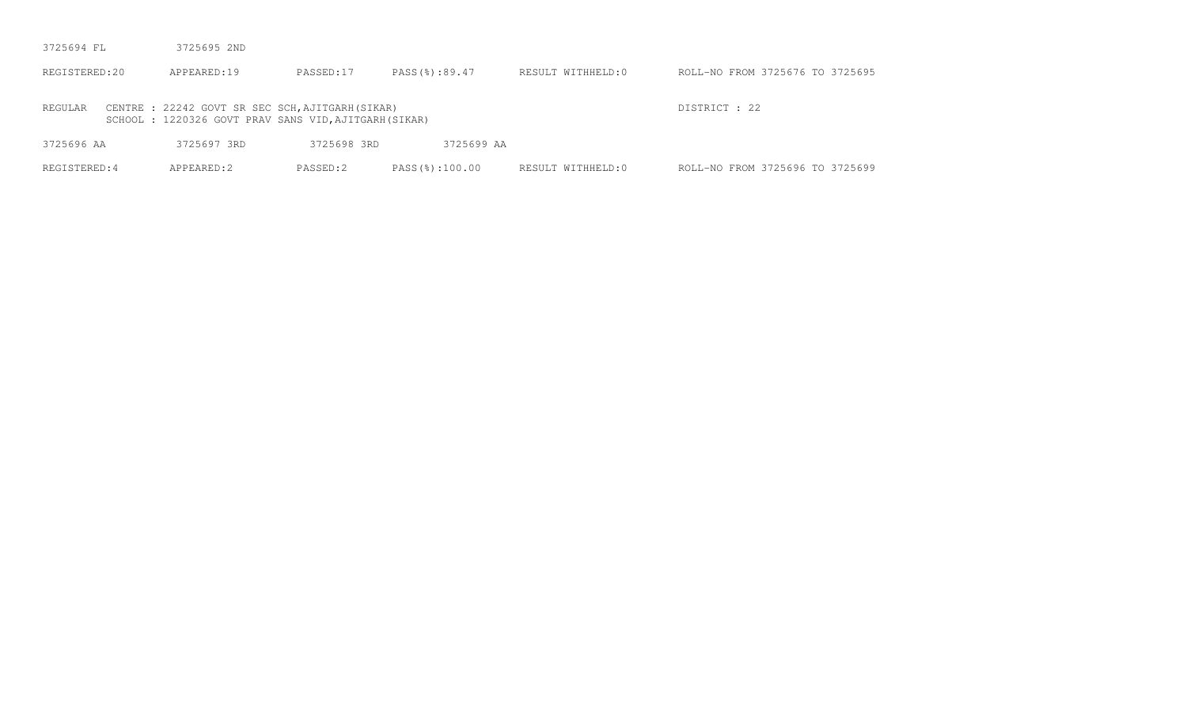3725694 FL 3725695 2ND

REGISTERED:20 APPEARED:19 PASSED:17 PASS(%):89.47 RESULT WITHHELD:0 ROLL-NO FROM 3725676 TO 3725695

REGULAR CENTRE : 22242 GOVT SR SEC SCH,AJITGARH(SIKAR) DISTRICT : 22
SCHOOL : 1220326 GOVT PRAV SANS VID,AJITGARH(SIKAR)

3725696 AA 3725697 3RD 3725698 3RD 3725699 AA

REGISTERED:4 APPEARED:2 PASSED:2 PASS(%):100.00 RESULT WITHHELD:0 ROLL-NO FROM 3725696 TO 3725699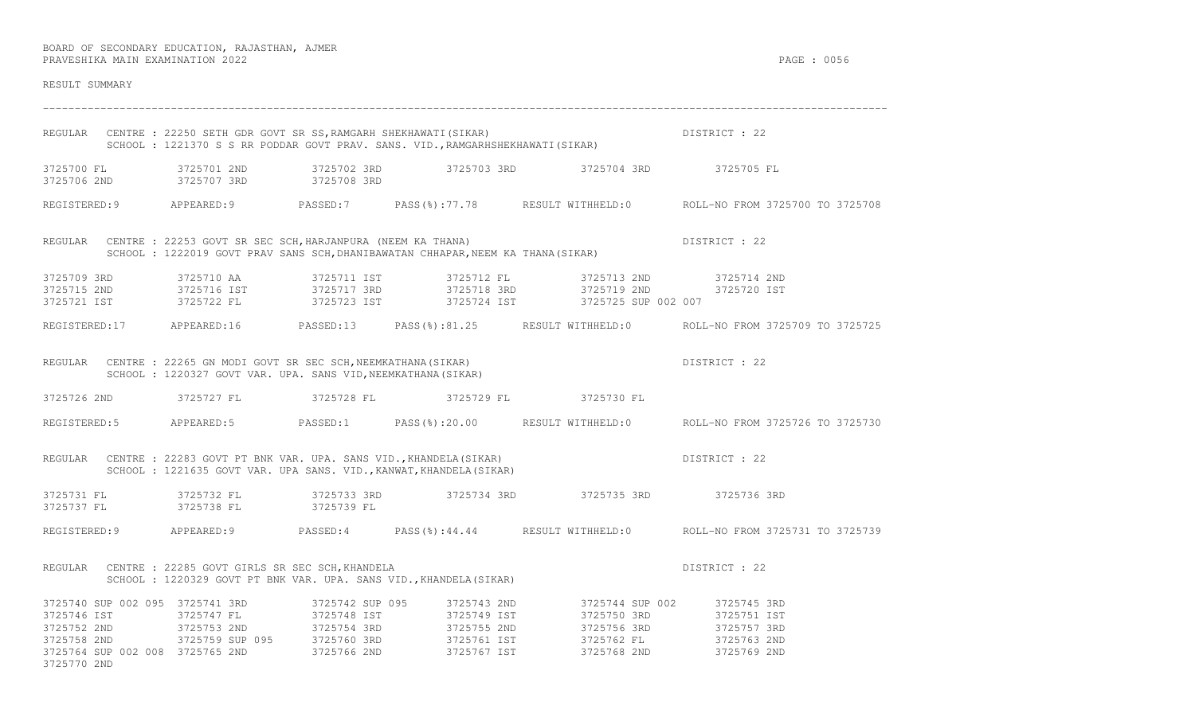BOARD OF SECONDARY EDUCATION, RAJASTHAN, AJMER
PRAVESHIKA MAIN EXAMINATION 2022

RESULT SUMMARY

---

REGULAR CENTRE : 22250 SETH GDR GOVT SR SS,RAMGARH SHEKHAWATI(SIKAR) DISTRICT : 22
SCHOOL : 1221370 S S RR PODDAR GOVT PRAV. SANS. VID.,RAMGARHSHEKHAWATI(SIKAR)

3725700 FL 3725701 2ND 3725702 3RD 3725703 3RD 3725704 3RD 3725705 FL
3725706 2ND 3725707 3RD 3725708 3RD

REGISTERED:9 APPEARED:9 PASSED:7 PASS(%):77.78 RESULT WITHHELD:0 ROLL-NO FROM 3725700 TO 3725708

REGULAR CENTRE : 22253 GOVT SR SEC SCH,HARJANPURA (NEEM KA THANA) DISTRICT : 22
SCHOOL : 1222019 GOVT PRAV SANS SCH,DHANIBAWATAN CHHAPAR,NEEM KA THANA(SIKAR)

3725709 3RD 3725710 AA 3725711 IST 3725712 FL 3725713 2ND 3725714 2ND
3725715 2ND 3725716 IST 3725717 3RD 3725718 3RD 3725719 2ND 3725720 IST
3725721 IST 3725722 FL 3725723 IST 3725724 IST 3725725 SUP 002 007

REGISTERED:17 APPEARED:16 PASSED:13 PASS(%):81.25 RESULT WITHHELD:0 ROLL-NO FROM 3725709 TO 3725725

REGULAR CENTRE : 22265 GN MODI GOVT SR SEC SCH,NEEMKATHANA(SIKAR) DISTRICT : 22
SCHOOL : 1220327 GOVT VAR. UPA. SANS VID,NEEMKATHANA(SIKAR)

3725726 2ND 3725727 FL 3725728 FL 3725729 FL 3725730 FL

REGISTERED:5 APPEARED:5 PASSED:1 PASS(%):20.00 RESULT WITHHELD:0 ROLL-NO FROM 3725726 TO 3725730

REGULAR CENTRE : 22283 GOVT PT BNK VAR. UPA. SANS VID.,KHANDELA(SIKAR) DISTRICT : 22
SCHOOL : 1221635 GOVT VAR. UPA SANS. VID.,KANWAT,KHANDELA(SIKAR)

3725731 FL 3725732 FL 3725733 3RD 3725734 3RD 3725735 3RD 3725736 3RD
3725737 FL 3725738 FL 3725739 FL

REGISTERED:9 APPEARED:9 PASSED:4 PASS(%):44.44 RESULT WITHHELD:0 ROLL-NO FROM 3725731 TO 3725739

REGULAR CENTRE : 22285 GOVT GIRLS SR SEC SCH,KHANDELA DISTRICT : 22
SCHOOL : 1220329 GOVT PT BNK VAR. UPA. SANS VID.,KHANDELA(SIKAR)

3725740 SUP 002 095 3725741 3RD 3725742 SUP 095 3725743 2ND 3725744 SUP 002 3725745 3RD
3725746 IST 3725747 FL 3725748 IST 3725749 IST 3725750 3RD 3725751 IST
3725752 2ND 3725753 2ND 3725754 3RD 3725755 2ND 3725756 3RD 3725757 3RD
3725758 2ND 3725759 SUP 095 3725760 3RD 3725761 IST 3725762 FL 3725763 2ND
3725764 SUP 002 008 3725765 2ND 3725766 2ND 3725767 IST 3725768 2ND 3725769 2ND
3725770 2ND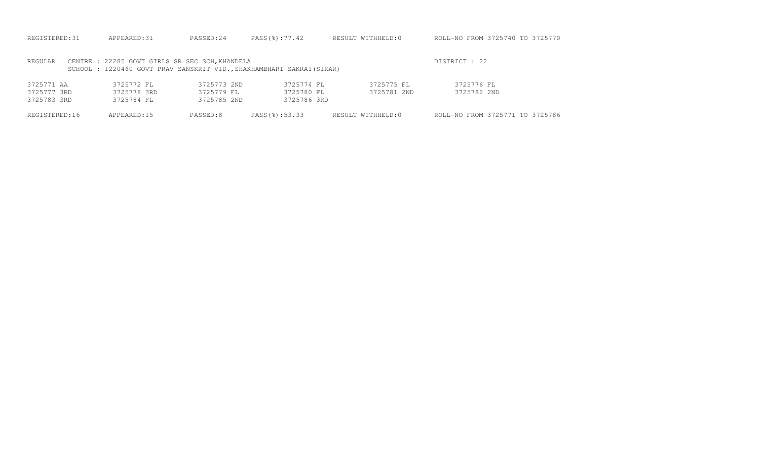REGISTERED:31 APPEARED:31 PASSED:24 PASS(%):77.42 RESULT WITHHELD:0 ROLL-NO FROM 3725740 TO 3725770

REGULAR CENTRE : 22285 GOVT GIRLS SR SEC SCH,KHANDELA DISTRICT : 22
SCHOOL : 1220460 GOVT PRAV SANSKRIT VID.,SHAKHAMBHARI SAKRAI(SIKAR)

| | | | | | |
|---|---|---|---|---|---|
| 3725771 AA | 3725772 FL | 3725773 2ND | 3725774 FL | 3725775 FL | 3725776 FL |
| 3725777 3RD | 3725778 3RD | 3725779 FL | 3725780 FL | 3725781 2ND | 3725782 2ND |
| 3725783 3RD | 3725784 FL | 3725785 2ND | 3725786 3RD | | |

REGISTERED:16 APPEARED:15 PASSED:8 PASS(%):53.33 RESULT WITHHELD:0 ROLL-NO FROM 3725771 TO 3725786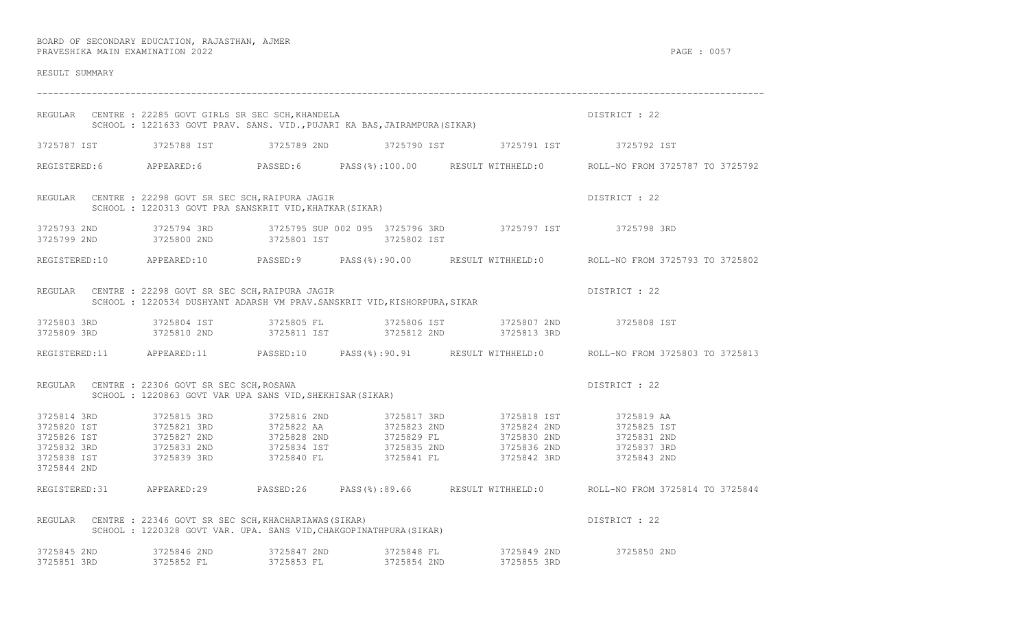BOARD OF SECONDARY EDUCATION, RAJASTHAN, AJMER
PRAVESHIKA MAIN EXAMINATION 2022

RESULT SUMMARY

---

REGULAR CENTRE : 22285 GOVT GIRLS SR SEC SCH,KHANDELA — DISTRICT : 22
SCHOOL : 1221633 GOVT PRAV. SANS. VID.,PUJARI KA BAS,JAIRAMPURA(SIKAR)

| | | | | | |
|---|---|---|---|---|---|
| 3725787 IST | 3725788 IST | 3725789 2ND | 3725790 IST | 3725791 IST | 3725792 IST |

REGISTERED:6 APPEARED:6 PASSED:6 PASS(%):100.00 RESULT WITHHELD:0 ROLL-NO FROM 3725787 TO 3725792

REGULAR CENTRE : 22298 GOVT SR SEC SCH,RAIPURA JAGIR — DISTRICT : 22
SCHOOL : 1220313 GOVT PRA SANSKRIT VID,KHATKAR(SIKAR)

| | | | | | |
|---|---|---|---|---|---|
| 3725793 2ND | 3725794 3RD | 3725795 SUP 002 095 | 3725796 3RD | 3725797 IST | 3725798 3RD |
| 3725799 2ND | 3725800 2ND | 3725801 IST | 3725802 IST | | |

REGISTERED:10 APPEARED:10 PASSED:9 PASS(%):90.00 RESULT WITHHELD:0 ROLL-NO FROM 3725793 TO 3725802

REGULAR CENTRE : 22298 GOVT SR SEC SCH,RAIPURA JAGIR — DISTRICT : 22
SCHOOL : 1220534 DUSHYANT ADARSH VM PRAV.SANSKRIT VID,KISHORPURA,SIKAR

| | | | | | |
|---|---|---|---|---|---|
| 3725803 3RD | 3725804 IST | 3725805 FL | 3725806 IST | 3725807 2ND | 3725808 IST |
| 3725809 3RD | 3725810 2ND | 3725811 IST | 3725812 2ND | 3725813 3RD | |

REGISTERED:11 APPEARED:11 PASSED:10 PASS(%):90.91 RESULT WITHHELD:0 ROLL-NO FROM 3725803 TO 3725813

REGULAR CENTRE : 22306 GOVT SR SEC SCH,ROSAWA — DISTRICT : 22
SCHOOL : 1220863 GOVT VAR UPA SANS VID,SHEKHISAR(SIKAR)

| | | | | | |
|---|---|---|---|---|---|
| 3725814 3RD | 3725815 3RD | 3725816 2ND | 3725817 3RD | 3725818 IST | 3725819 AA |
| 3725820 IST | 3725821 3RD | 3725822 AA | 3725823 2ND | 3725824 2ND | 3725825 IST |
| 3725826 IST | 3725827 2ND | 3725828 2ND | 3725829 FL | 3725830 2ND | 3725831 2ND |
| 3725832 3RD | 3725833 2ND | 3725834 IST | 3725835 2ND | 3725836 2ND | 3725837 3RD |
| 3725838 IST | 3725839 3RD | 3725840 FL | 3725841 FL | 3725842 3RD | 3725843 2ND |
| 3725844 2ND | | | | | |

REGISTERED:31 APPEARED:29 PASSED:26 PASS(%):89.66 RESULT WITHHELD:0 ROLL-NO FROM 3725814 TO 3725844

REGULAR CENTRE : 22346 GOVT SR SEC SCH,KHACHARIAWAS(SIKAR) — DISTRICT : 22
SCHOOL : 1220328 GOVT VAR. UPA. SANS VID,CHAKGOPINATHPURA(SIKAR)

| | | | | | |
|---|---|---|---|---|---|
| 3725845 2ND | 3725846 2ND | 3725847 2ND | 3725848 FL | 3725849 2ND | 3725850 2ND |
| 3725851 3RD | 3725852 FL | 3725853 FL | 3725854 2ND | 3725855 3RD | |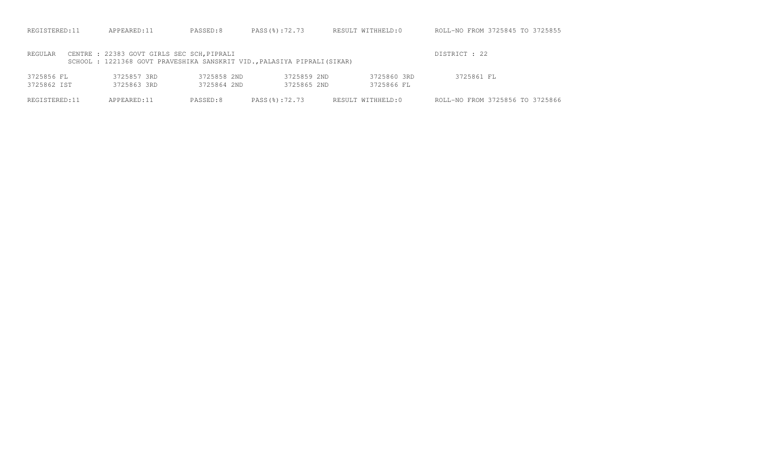REGISTERED:11 APPEARED:11 PASSED:8 PASS(%):72.73 RESULT WITHHELD:0 ROLL-NO FROM 3725845 TO 3725855

REGULAR CENTRE : 22383 GOVT GIRLS SEC SCH,PIPRALI DISTRICT : 22
SCHOOL : 1221368 GOVT PRAVESHIKA SANSKRIT VID.,PALASIYA PIPRALI(SIKAR)

| | | | | | |
|---|---|---|---|---|---|
| 3725856 FL | 3725857 3RD | 3725858 2ND | 3725859 2ND | 3725860 3RD | 3725861 FL |
| 3725862 IST | 3725863 3RD | 3725864 2ND | 3725865 2ND | 3725866 FL | |

REGISTERED:11 APPEARED:11 PASSED:8 PASS(%):72.73 RESULT WITHHELD:0 ROLL-NO FROM 3725856 TO 3725866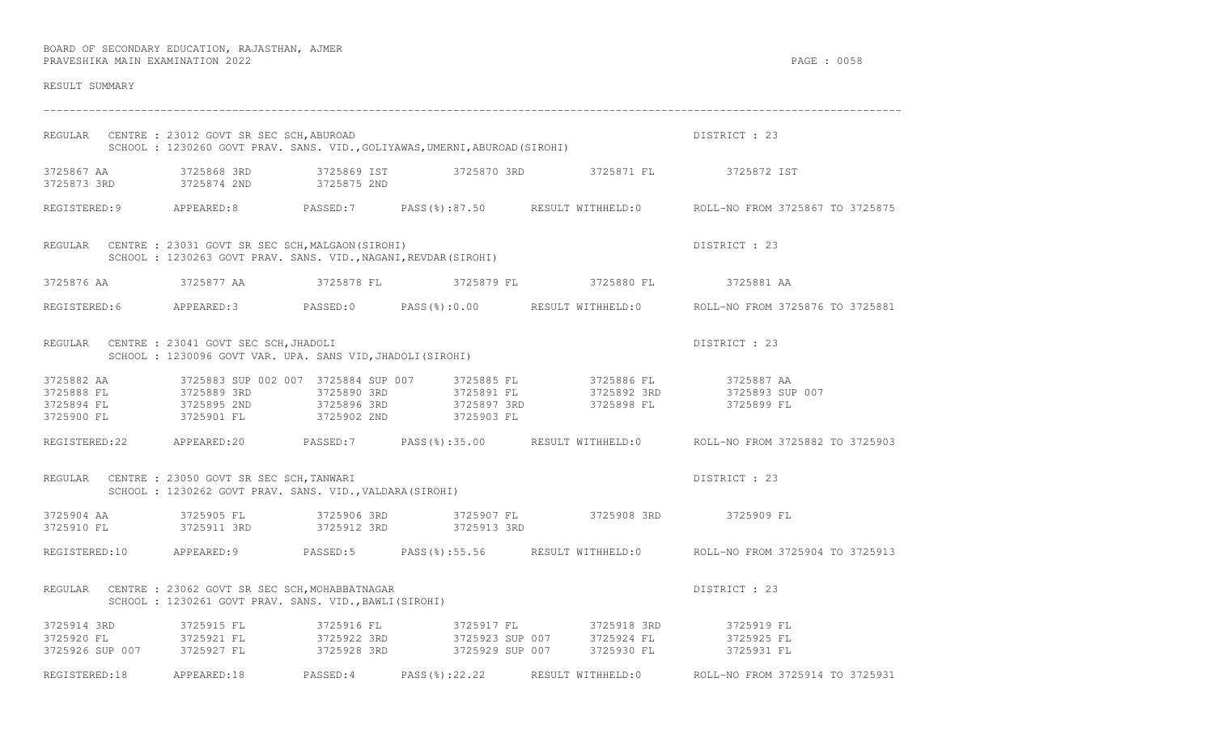BOARD OF SECONDARY EDUCATION, RAJASTHAN, AJMER
PRAVESHIKA MAIN EXAMINATION 2022

PAGE : 0058

RESULT SUMMARY

---

REGULAR CENTRE : 23012 GOVT SR SEC SCH,ABUROAD — DISTRICT : 23
SCHOOL : 1230260 GOVT PRAV. SANS. VID.,GOLIYAWAS,UMERNI,ABUROAD(SIROHI)

```
3725867 AA        3725868 3RD       3725869 IST       3725870 3RD       3725871 FL        3725872 IST
3725873 3RD       3725874 2ND       3725875 2ND
```

REGISTERED:9 APPEARED:8 PASSED:7 PASS(%):87.50 RESULT WITHHELD:0 ROLL-NO FROM 3725867 TO 3725875

REGULAR CENTRE : 23031 GOVT SR SEC SCH,MALGAON(SIROHI) — DISTRICT : 23
SCHOOL : 1230263 GOVT PRAV. SANS. VID.,NAGANI,REVDAR(SIROHI)

```
3725876 AA        3725877 AA        3725878 FL        3725879 FL        3725880 FL        3725881 AA
```

REGISTERED:6 APPEARED:3 PASSED:0 PASS(%):0.00 RESULT WITHHELD:0 ROLL-NO FROM 3725876 TO 3725881

REGULAR CENTRE : 23041 GOVT SEC SCH,JHADOLI — DISTRICT : 23
SCHOOL : 1230096 GOVT VAR. UPA. SANS VID,JHADOLI(SIROHI)

```
3725882 AA        3725883 SUP 002 007  3725884 SUP 007  3725885 FL        3725886 FL        3725887 AA
3725888 FL        3725889 3RD       3725890 3RD       3725891 FL        3725892 3RD       3725893 SUP 007
3725894 FL        3725895 2ND       3725896 3RD       3725897 3RD       3725898 FL        3725899 FL
3725900 FL        3725901 FL        3725902 2ND       3725903 FL
```

REGISTERED:22 APPEARED:20 PASSED:7 PASS(%):35.00 RESULT WITHHELD:0 ROLL-NO FROM 3725882 TO 3725903

REGULAR CENTRE : 23050 GOVT SR SEC SCH,TANWARI — DISTRICT : 23
SCHOOL : 1230262 GOVT PRAV. SANS. VID.,VALDARA(SIROHI)

```
3725904 AA        3725905 FL        3725906 3RD       3725907 FL        3725908 3RD       3725909 FL
3725910 FL        3725911 3RD       3725912 3RD       3725913 3RD
```

REGISTERED:10 APPEARED:9 PASSED:5 PASS(%):55.56 RESULT WITHHELD:0 ROLL-NO FROM 3725904 TO 3725913

REGULAR CENTRE : 23062 GOVT SR SEC SCH,MOHABBATNAGAR — DISTRICT : 23
SCHOOL : 1230261 GOVT PRAV. SANS. VID.,BAWLI(SIROHI)

```
3725914 3RD       3725915 FL        3725916 FL        3725917 FL        3725918 3RD       3725919 FL
3725920 FL        3725921 FL        3725922 3RD       3725923 SUP 007   3725924 FL        3725925 FL
3725926 SUP 007   3725927 FL        3725928 3RD       3725929 SUP 007   3725930 FL        3725931 FL
```

REGISTERED:18 APPEARED:18 PASSED:4 PASS(%):22.22 RESULT WITHHELD:0 ROLL-NO FROM 3725914 TO 3725931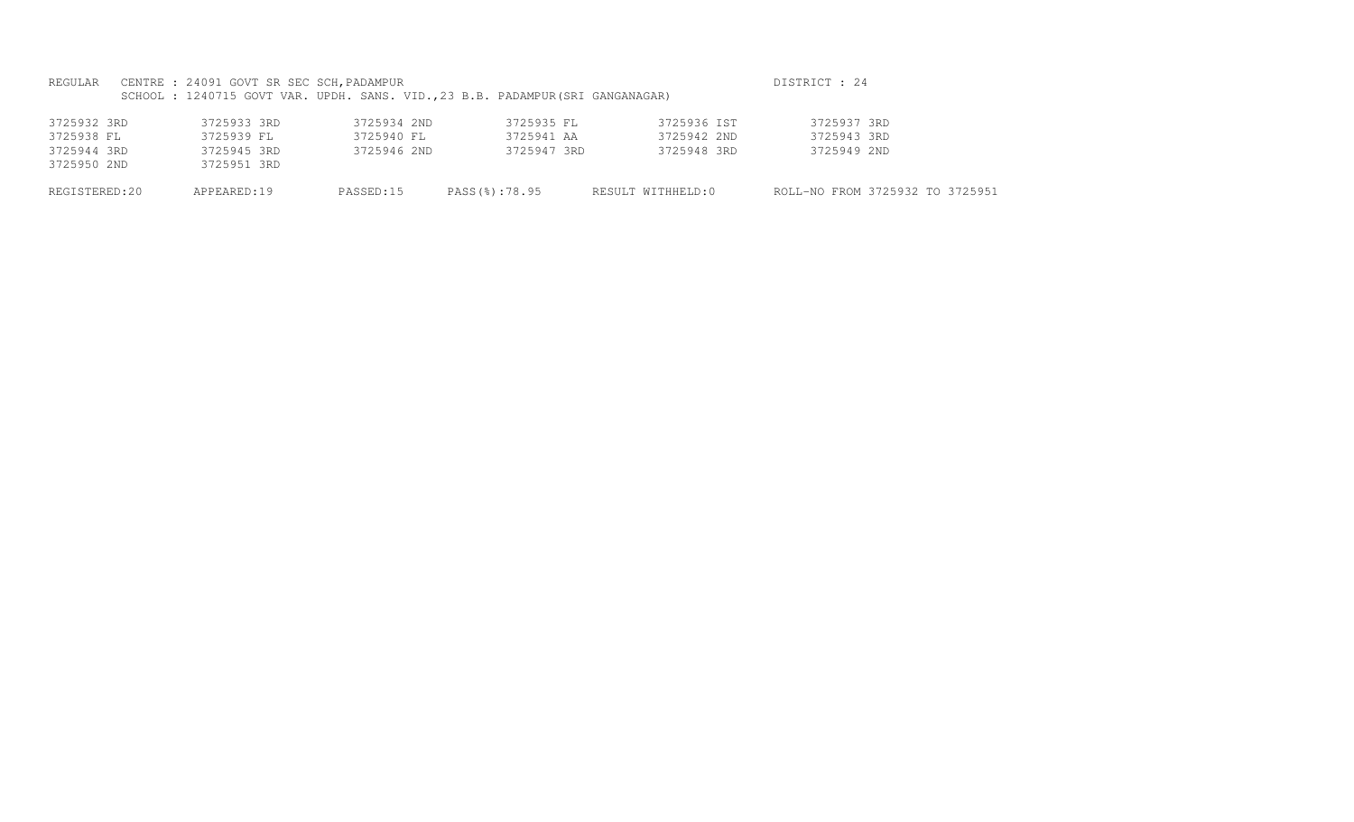REGULAR CENTRE : 24091 GOVT SR SEC SCH,PADAMPUR DISTRICT : 24

SCHOOL : 1240715 GOVT VAR. UPDH. SANS. VID.,23 B.B. PADAMPUR(SRI GANGANAGAR)

| | | | | | |
|---|---|---|---|---|---|
| 3725932 3RD | 3725933 3RD | 3725934 2ND | 3725935 FL | 3725936 IST | 3725937 3RD |
| 3725938 FL | 3725939 FL | 3725940 FL | 3725941 AA | 3725942 2ND | 3725943 3RD |
| 3725944 3RD | 3725945 3RD | 3725946 2ND | 3725947 3RD | 3725948 3RD | 3725949 2ND |
| 3725950 2ND | 3725951 3RD | | | | |

REGISTERED:20 APPEARED:19 PASSED:15 PASS(%):78.95 RESULT WITHHELD:0 ROLL-NO FROM 3725932 TO 3725951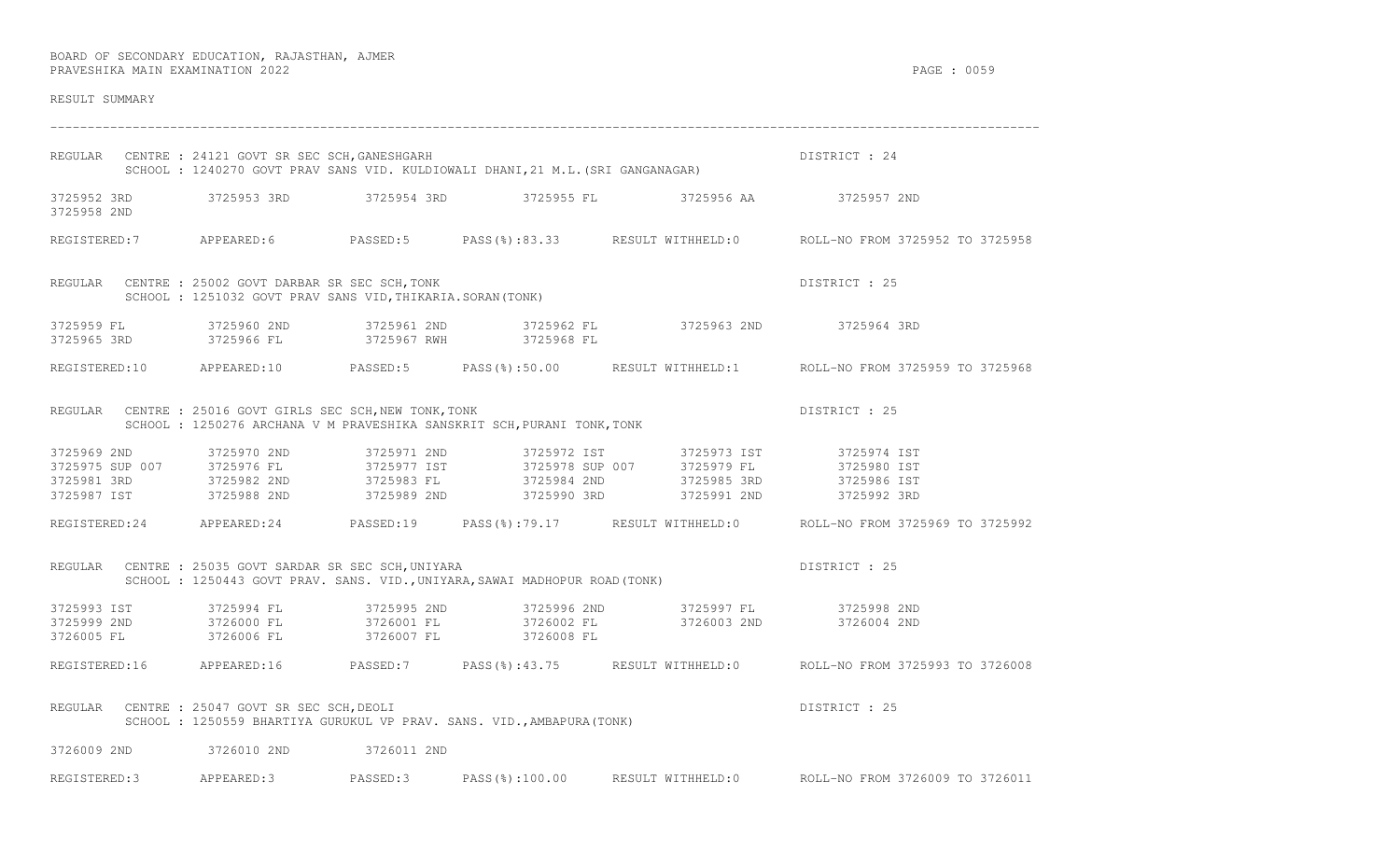BOARD OF SECONDARY EDUCATION, RAJASTHAN, AJMER
PRAVESHIKA MAIN EXAMINATION 2022

RESULT SUMMARY

---

REGULAR CENTRE : 24121 GOVT SR SEC SCH,GANESHGARH — DISTRICT : 24
SCHOOL : 1240270 GOVT PRAV SANS VID. KULDIOWALI DHANI,21 M.L.(SRI GANGANAGAR)

3725952 3RD 3725953 3RD 3725954 3RD 3725955 FL 3725956 AA 3725957 2ND
3725958 2ND

REGISTERED:7 APPEARED:6 PASSED:5 PASS(%):83.33 RESULT WITHHELD:0 ROLL-NO FROM 3725952 TO 3725958

REGULAR CENTRE : 25002 GOVT DARBAR SR SEC SCH,TONK — DISTRICT : 25
SCHOOL : 1251032 GOVT PRAV SANS VID,THIKARIA.SORAN(TONK)

3725959 FL 3725960 2ND 3725961 2ND 3725962 FL 3725963 2ND 3725964 3RD
3725965 3RD 3725966 FL 3725967 RWH 3725968 FL

REGISTERED:10 APPEARED:10 PASSED:5 PASS(%):50.00 RESULT WITHHELD:1 ROLL-NO FROM 3725959 TO 3725968

REGULAR CENTRE : 25016 GOVT GIRLS SEC SCH,NEW TONK,TONK — DISTRICT : 25
SCHOOL : 1250276 ARCHANA V M PRAVESHIKA SANSKRIT SCH,PURANI TONK,TONK

3725969 2ND 3725970 2ND 3725971 2ND 3725972 IST 3725973 IST 3725974 IST
3725975 SUP 007 3725976 FL 3725977 IST 3725978 SUP 007 3725979 FL 3725980 IST
3725981 3RD 3725982 2ND 3725983 FL 3725984 2ND 3725985 3RD 3725986 IST
3725987 IST 3725988 2ND 3725989 2ND 3725990 3RD 3725991 2ND 3725992 3RD

REGISTERED:24 APPEARED:24 PASSED:19 PASS(%):79.17 RESULT WITHHELD:0 ROLL-NO FROM 3725969 TO 3725992

REGULAR CENTRE : 25035 GOVT SARDAR SR SEC SCH,UNIYARA — DISTRICT : 25
SCHOOL : 1250443 GOVT PRAV. SANS. VID.,UNIYARA,SAWAI MADHOPUR ROAD(TONK)

3725993 IST 3725994 FL 3725995 2ND 3725996 2ND 3725997 FL 3725998 2ND
3725999 2ND 3726000 FL 3726001 FL 3726002 FL 3726003 2ND 3726004 2ND
3726005 FL 3726006 FL 3726007 FL 3726008 FL

REGISTERED:16 APPEARED:16 PASSED:7 PASS(%):43.75 RESULT WITHHELD:0 ROLL-NO FROM 3725993 TO 3726008

REGULAR CENTRE : 25047 GOVT SR SEC SCH,DEOLI — DISTRICT : 25
SCHOOL : 1250559 BHARTIYA GURUKUL VP PRAV. SANS. VID.,AMBAPURA(TONK)

3726009 2ND 3726010 2ND 3726011 2ND

REGISTERED:3 APPEARED:3 PASSED:3 PASS(%):100.00 RESULT WITHHELD:0 ROLL-NO FROM 3726009 TO 3726011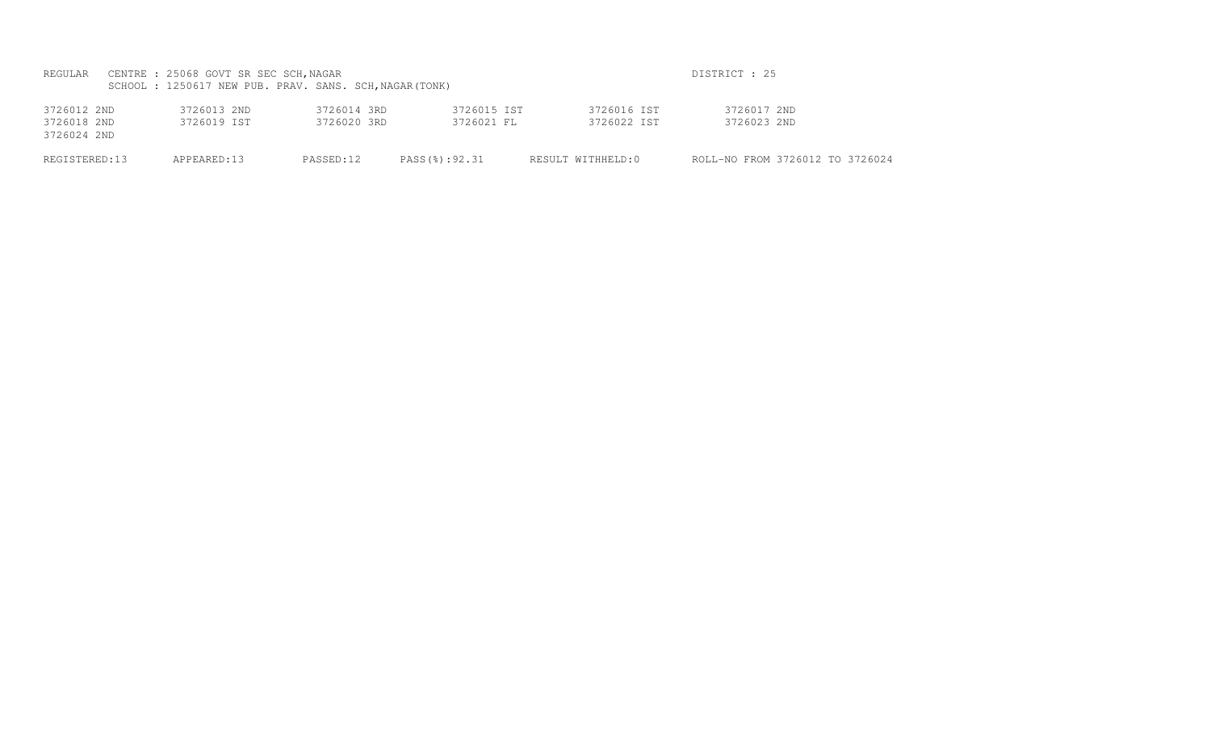REGULAR CENTRE : 25068 GOVT SR SEC SCH,NAGAR DISTRICT : 25
SCHOOL : 1250617 NEW PUB. PRAV. SANS. SCH,NAGAR(TONK)

|  |  |  |  |  |  |
|---|---|---|---|---|---|
| 3726012 2ND | 3726013 2ND | 3726014 3RD | 3726015 IST | 3726016 IST | 3726017 2ND |
| 3726018 2ND | 3726019 IST | 3726020 3RD | 3726021 FL | 3726022 IST | 3726023 2ND |
| 3726024 2ND |  |  |  |  |  |

REGISTERED:13 APPEARED:13 PASSED:12 PASS(%):92.31 RESULT WITHHELD:0 ROLL-NO FROM 3726012 TO 3726024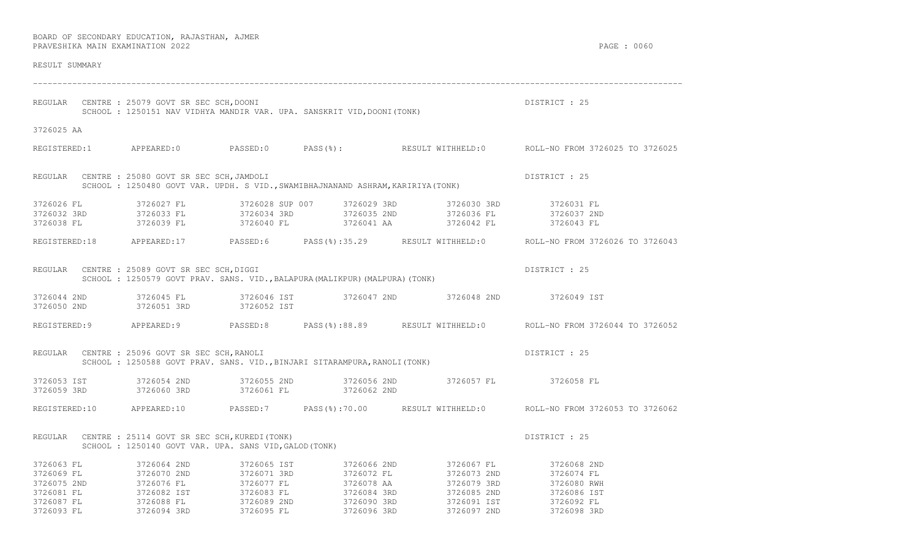BOARD OF SECONDARY EDUCATION, RAJASTHAN, AJMER
PRAVESHIKA MAIN EXAMINATION 2022

RESULT SUMMARY

---

REGULAR CENTRE : 25079 GOVT SR SEC SCH,DOONI — DISTRICT : 25
SCHOOL : 1250151 NAV VIDHYA MANDIR VAR. UPA. SANSKRIT VID,DOONI(TONK)

3726025 AA

REGISTERED:1 APPEARED:0 PASSED:0 PASS(%): RESULT WITHHELD:0 ROLL-NO FROM 3726025 TO 3726025

REGULAR CENTRE : 25080 GOVT SR SEC SCH,JAMDOLI — DISTRICT : 25
SCHOOL : 1250480 GOVT VAR. UPDH. S VID.,SWAMIBHAJNANAND ASHRAM,KARIRIYA(TONK)

| | | | | | |
|---|---|---|---|---|---|
| 3726026 FL | 3726027 FL | 3726028 SUP 007 | 3726029 3RD | 3726030 3RD | 3726031 FL |
| 3726032 3RD | 3726033 FL | 3726034 3RD | 3726035 2ND | 3726036 FL | 3726037 2ND |
| 3726038 FL | 3726039 FL | 3726040 FL | 3726041 AA | 3726042 FL | 3726043 FL |

REGISTERED:18 APPEARED:17 PASSED:6 PASS(%):35.29 RESULT WITHHELD:0 ROLL-NO FROM 3726026 TO 3726043

REGULAR CENTRE : 25089 GOVT SR SEC SCH,DIGGI — DISTRICT : 25
SCHOOL : 1250579 GOVT PRAV. SANS. VID.,BALAPURA(MALIKPUR)(MALPURA)(TONK)

| | | | | | |
|---|---|---|---|---|---|
| 3726044 2ND | 3726045 FL | 3726046 IST | 3726047 2ND | 3726048 2ND | 3726049 IST |
| 3726050 2ND | 3726051 3RD | 3726052 IST | | | |

REGISTERED:9 APPEARED:9 PASSED:8 PASS(%):88.89 RESULT WITHHELD:0 ROLL-NO FROM 3726044 TO 3726052

REGULAR CENTRE : 25096 GOVT SR SEC SCH,RANOLI — DISTRICT : 25
SCHOOL : 1250588 GOVT PRAV. SANS. VID.,BINJARI SITARAMPURA,RANOLI(TONK)

| | | | | | |
|---|---|---|---|---|---|
| 3726053 IST | 3726054 2ND | 3726055 2ND | 3726056 2ND | 3726057 FL | 3726058 FL |
| 3726059 3RD | 3726060 3RD | 3726061 FL | 3726062 2ND | | |

REGISTERED:10 APPEARED:10 PASSED:7 PASS(%):70.00 RESULT WITHHELD:0 ROLL-NO FROM 3726053 TO 3726062

REGULAR CENTRE : 25114 GOVT SR SEC SCH,KUREDI(TONK) — DISTRICT : 25
SCHOOL : 1250140 GOVT VAR. UPA. SANS VID,GALOD(TONK)

| | | | | | |
|---|---|---|---|---|---|
| 3726063 FL | 3726064 2ND | 3726065 IST | 3726066 2ND | 3726067 FL | 3726068 2ND |
| 3726069 FL | 3726070 2ND | 3726071 3RD | 3726072 FL | 3726073 2ND | 3726074 FL |
| 3726075 2ND | 3726076 FL | 3726077 FL | 3726078 AA | 3726079 3RD | 3726080 RWH |
| 3726081 FL | 3726082 IST | 3726083 FL | 3726084 3RD | 3726085 2ND | 3726086 IST |
| 3726087 FL | 3726088 FL | 3726089 2ND | 3726090 3RD | 3726091 IST | 3726092 FL |
| 3726093 FL | 3726094 3RD | 3726095 FL | 3726096 3RD | 3726097 2ND | 3726098 3RD |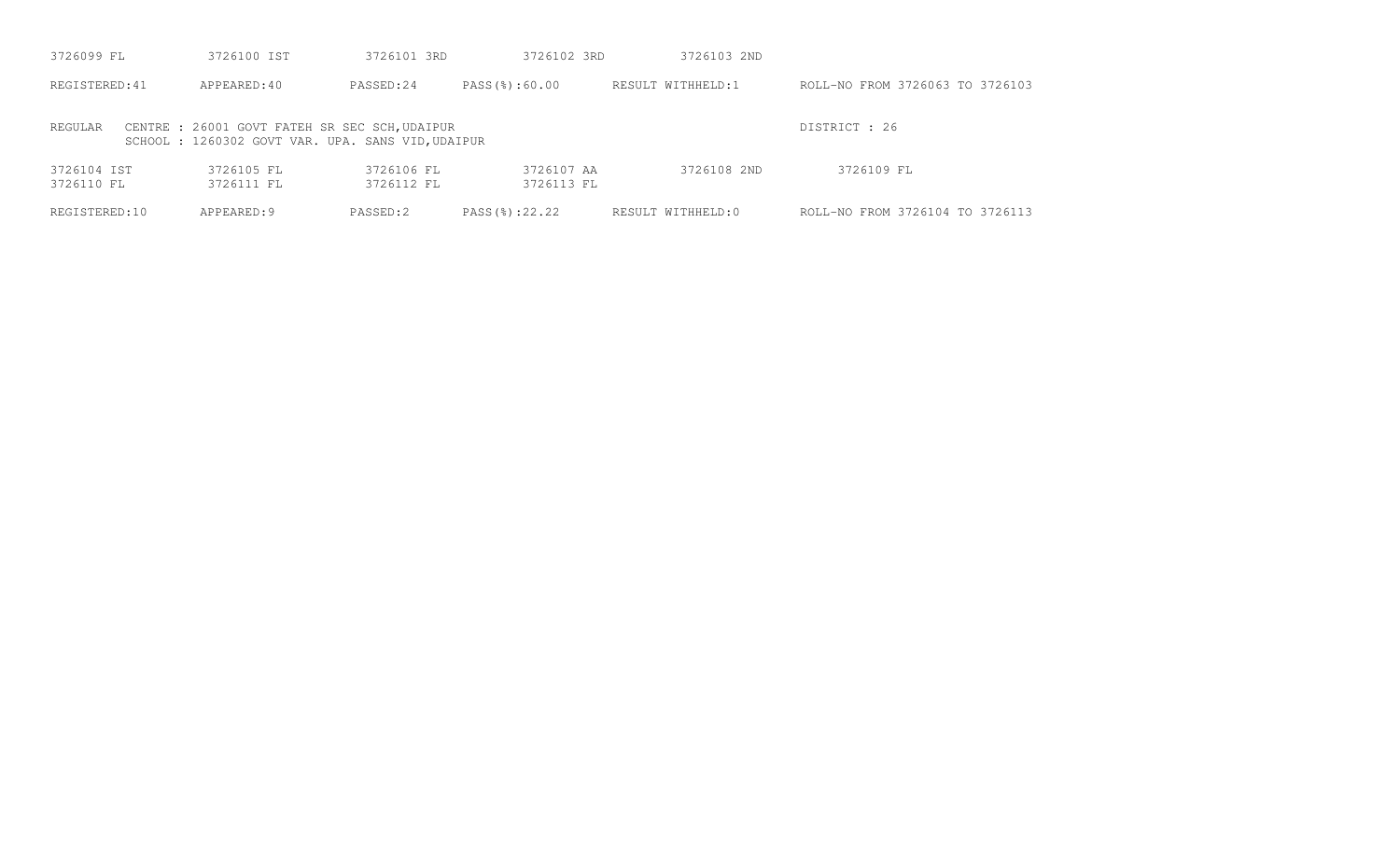3726099 FL 3726100 IST 3726101 3RD 3726102 3RD 3726103 2ND

REGISTERED:41 APPEARED:40 PASSED:24 PASS(%):60.00 RESULT WITHHELD:1 ROLL-NO FROM 3726063 TO 3726103

REGULAR CENTRE : 26001 GOVT FATEH SR SEC SCH,UDAIPUR DISTRICT : 26
SCHOOL : 1260302 GOVT VAR. UPA. SANS VID,UDAIPUR

3726104 IST 3726105 FL 3726106 FL 3726107 AA 3726108 2ND 3726109 FL
3726110 FL 3726111 FL 3726112 FL 3726113 FL

REGISTERED:10 APPEARED:9 PASSED:2 PASS(%):22.22 RESULT WITHHELD:0 ROLL-NO FROM 3726104 TO 3726113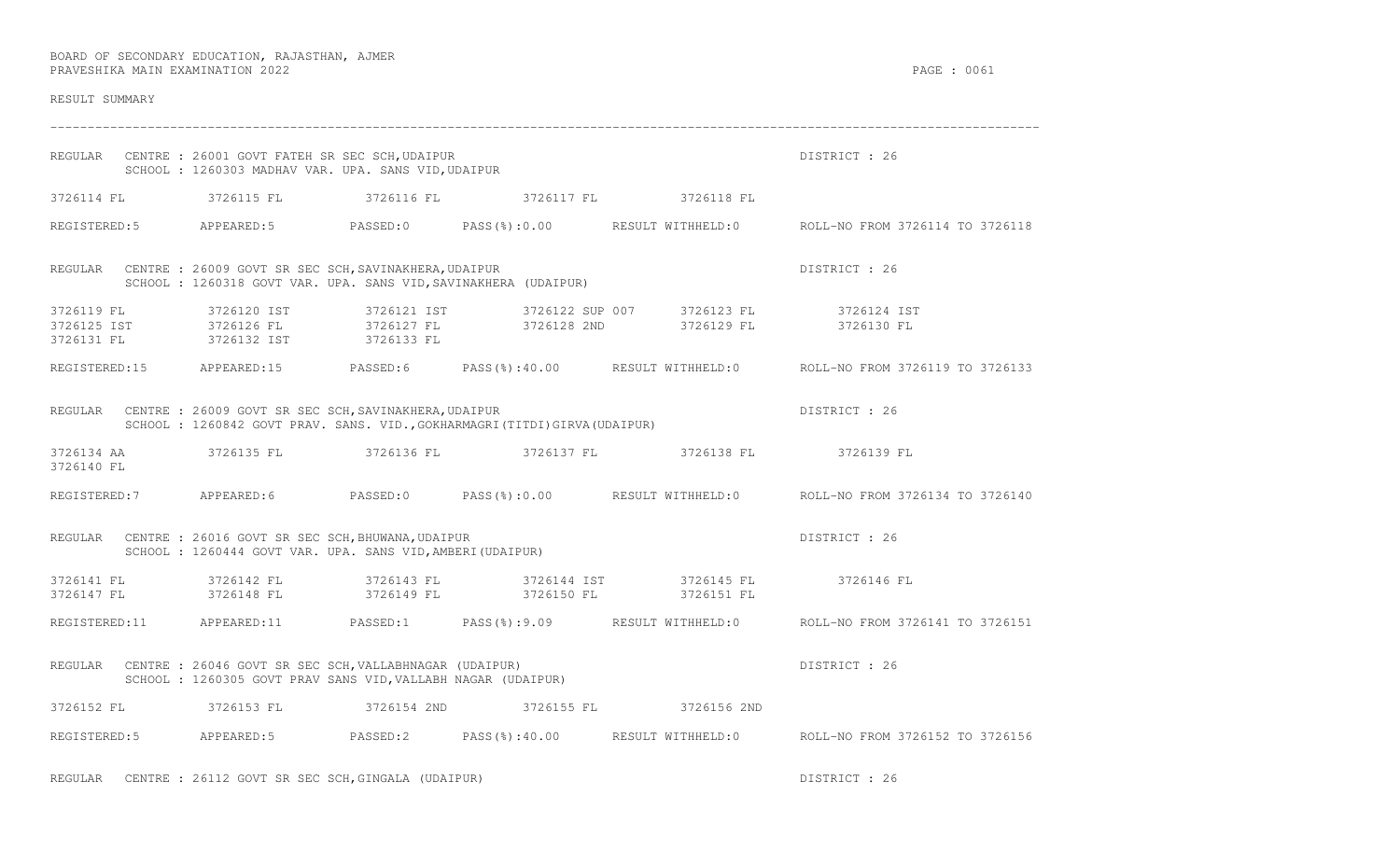BOARD OF SECONDARY EDUCATION, RAJASTHAN, AJMER
PRAVESHIKA MAIN EXAMINATION 2022

RESULT SUMMARY

---

REGULAR CENTRE : 26001 GOVT FATEH SR SEC SCH,UDAIPUR — DISTRICT : 26
SCHOOL : 1260303 MADHAV VAR. UPA. SANS VID,UDAIPUR

3726114 FL 3726115 FL 3726116 FL 3726117 FL 3726118 FL

REGISTERED:5 APPEARED:5 PASSED:0 PASS(%):0.00 RESULT WITHHELD:0 ROLL-NO FROM 3726114 TO 3726118

REGULAR CENTRE : 26009 GOVT SR SEC SCH,SAVINAKHERA,UDAIPUR — DISTRICT : 26
SCHOOL : 1260318 GOVT VAR. UPA. SANS VID,SAVINAKHERA (UDAIPUR)

3726119 FL 3726120 IST 3726121 IST 3726122 SUP 007 3726123 FL 3726124 IST
3726125 IST 3726126 FL 3726127 FL 3726128 2ND 3726129 FL 3726130 FL
3726131 FL 3726132 IST 3726133 FL

REGISTERED:15 APPEARED:15 PASSED:6 PASS(%):40.00 RESULT WITHHELD:0 ROLL-NO FROM 3726119 TO 3726133

REGULAR CENTRE : 26009 GOVT SR SEC SCH,SAVINAKHERA,UDAIPUR — DISTRICT : 26
SCHOOL : 1260842 GOVT PRAV. SANS. VID.,GOKHARMAGRI(TITDI)GIRVA(UDAIPUR)

3726134 AA 3726135 FL 3726136 FL 3726137 FL 3726138 FL 3726139 FL
3726140 FL

REGISTERED:7 APPEARED:6 PASSED:0 PASS(%):0.00 RESULT WITHHELD:0 ROLL-NO FROM 3726134 TO 3726140

REGULAR CENTRE : 26016 GOVT SR SEC SCH,BHUWANA,UDAIPUR — DISTRICT : 26
SCHOOL : 1260444 GOVT VAR. UPA. SANS VID,AMBERI(UDAIPUR)

3726141 FL 3726142 FL 3726143 FL 3726144 IST 3726145 FL 3726146 FL
3726147 FL 3726148 FL 3726149 FL 3726150 FL 3726151 FL

REGISTERED:11 APPEARED:11 PASSED:1 PASS(%):9.09 RESULT WITHHELD:0 ROLL-NO FROM 3726141 TO 3726151

REGULAR CENTRE : 26046 GOVT SR SEC SCH,VALLABHNAGAR (UDAIPUR) — DISTRICT : 26
SCHOOL : 1260305 GOVT PRAV SANS VID,VALLABH NAGAR (UDAIPUR)

3726152 FL 3726153 FL 3726154 2ND 3726155 FL 3726156 2ND

REGISTERED:5 APPEARED:5 PASSED:2 PASS(%):40.00 RESULT WITHHELD:0 ROLL-NO FROM 3726152 TO 3726156

REGULAR CENTRE : 26112 GOVT SR SEC SCH,GINGALA (UDAIPUR) — DISTRICT : 26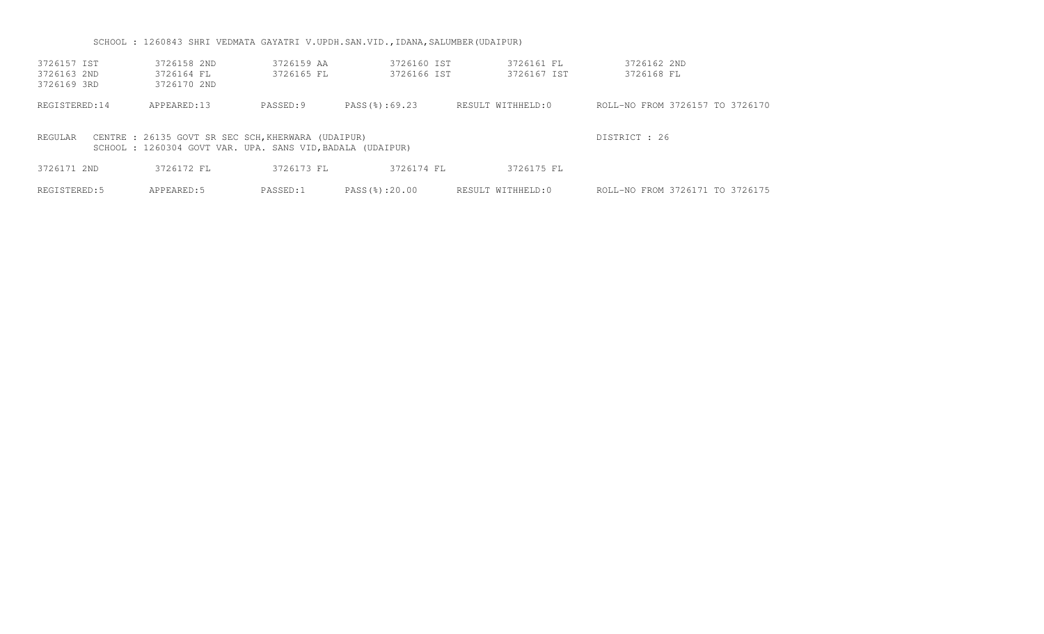SCHOOL : 1260843 SHRI VEDMATA GAYATRI V.UPDH.SAN.VID.,IDANA,SALUMBER(UDAIPUR)

| | | | | | |
|---|---|---|---|---|---|
| 3726157 IST | 3726158 2ND | 3726159 AA | 3726160 IST | 3726161 FL | 3726162 2ND |
| 3726163 2ND | 3726164 FL | 3726165 FL | 3726166 IST | 3726167 IST | 3726168 FL |
| 3726169 3RD | 3726170 2ND | | | | |

REGISTERED:14 APPEARED:13 PASSED:9 PASS(%):69.23 RESULT WITHHELD:0 ROLL-NO FROM 3726157 TO 3726170

REGULAR CENTRE : 26135 GOVT SR SEC SCH,KHERWARA (UDAIPUR) DISTRICT : 26

SCHOOL : 1260304 GOVT VAR. UPA. SANS VID,BADALA (UDAIPUR)

| | | | | |
|---|---|---|---|---|
| 3726171 2ND | 3726172 FL | 3726173 FL | 3726174 FL | 3726175 FL |

REGISTERED:5 APPEARED:5 PASSED:1 PASS(%):20.00 RESULT WITHHELD:0 ROLL-NO FROM 3726171 TO 3726175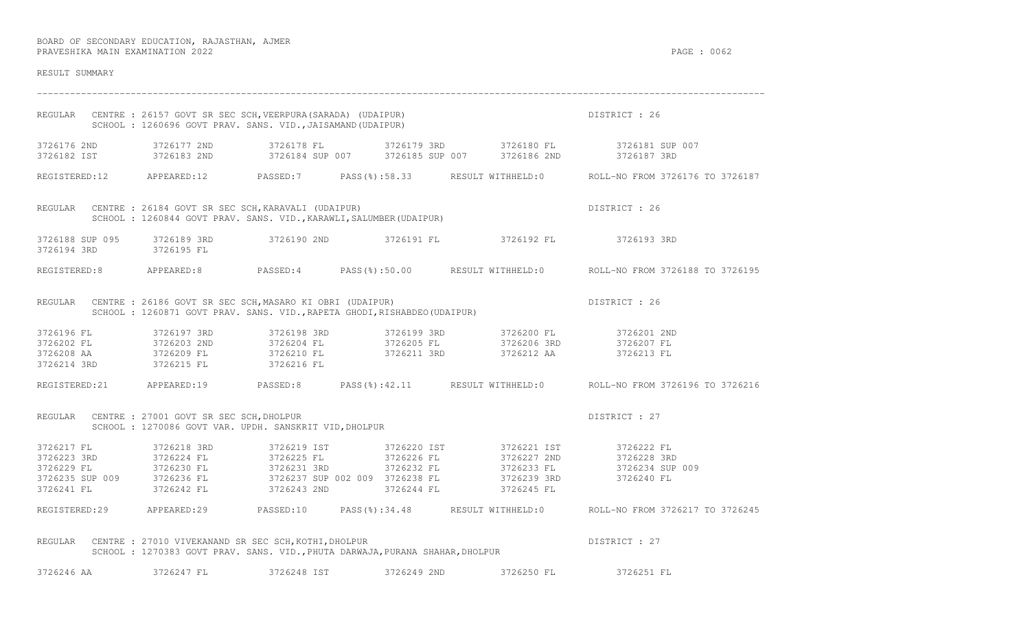BOARD OF SECONDARY EDUCATION, RAJASTHAN, AJMER
PRAVESHIKA MAIN EXAMINATION 2022

RESULT SUMMARY

---

REGULAR CENTRE : 26157 GOVT SR SEC SCH,VEERPURA(SARADA) (UDAIPUR) DISTRICT : 26
SCHOOL : 1260696 GOVT PRAV. SANS. VID.,JAISAMAND(UDAIPUR)

```
3726176 2ND        3726177 2ND        3726178 FL         3726179 3RD        3726180 FL         3726181 SUP 007
3726182 IST        3726183 2ND        3726184 SUP 007    3726185 SUP 007    3726186 2ND        3726187 3RD
```

REGISTERED:12 APPEARED:12 PASSED:7 PASS(%):58.33 RESULT WITHHELD:0 ROLL-NO FROM 3726176 TO 3726187

REGULAR CENTRE : 26184 GOVT SR SEC SCH,KARAVALI (UDAIPUR) DISTRICT : 26
SCHOOL : 1260844 GOVT PRAV. SANS. VID.,KARAWLI,SALUMBER(UDAIPUR)

```
3726188 SUP 095    3726189 3RD        3726190 2ND        3726191 FL         3726192 FL         3726193 3RD
3726194 3RD        3726195 FL
```

REGISTERED:8 APPEARED:8 PASSED:4 PASS(%):50.00 RESULT WITHHELD:0 ROLL-NO FROM 3726188 TO 3726195

REGULAR CENTRE : 26186 GOVT SR SEC SCH,MASARO KI OBRI (UDAIPUR) DISTRICT : 26
SCHOOL : 1260871 GOVT PRAV. SANS. VID.,RAPETA GHODI,RISHABDEO(UDAIPUR)

```
3726196 FL         3726197 3RD        3726198 3RD        3726199 3RD        3726200 FL         3726201 2ND
3726202 FL         3726203 2ND        3726204 FL         3726205 FL         3726206 3RD        3726207 FL
3726208 AA         3726209 FL         3726210 FL         3726211 3RD        3726212 AA         3726213 FL
3726214 3RD        3726215 FL         3726216 FL
```

REGISTERED:21 APPEARED:19 PASSED:8 PASS(%):42.11 RESULT WITHHELD:0 ROLL-NO FROM 3726196 TO 3726216

REGULAR CENTRE : 27001 GOVT SR SEC SCH,DHOLPUR DISTRICT : 27
SCHOOL : 1270086 GOVT VAR. UPDH. SANSKRIT VID,DHOLPUR

```
3726217 FL         3726218 3RD        3726219 IST        3726220 IST        3726221 IST        3726222 FL
3726223 3RD        3726224 FL         3726225 FL         3726226 FL         3726227 2ND        3726228 3RD
3726229 FL         3726230 FL         3726231 3RD        3726232 FL         3726233 FL         3726234 SUP 009
3726235 SUP 009    3726236 FL         3726237 SUP 002 009 3726238 FL        3726239 3RD        3726240 FL
3726241 FL         3726242 FL         3726243 2ND        3726244 FL         3726245 FL
```

REGISTERED:29 APPEARED:29 PASSED:10 PASS(%):34.48 RESULT WITHHELD:0 ROLL-NO FROM 3726217 TO 3726245

REGULAR CENTRE : 27010 VIVEKANAND SR SEC SCH,KOTHI,DHOLPUR DISTRICT : 27
SCHOOL : 1270383 GOVT PRAV. SANS. VID.,PHUTA DARWAJA,PURANA SHAHAR,DHOLPUR

```
3726246 AA         3726247 FL         3726248 IST        3726249 2ND        3726250 FL         3726251 FL
```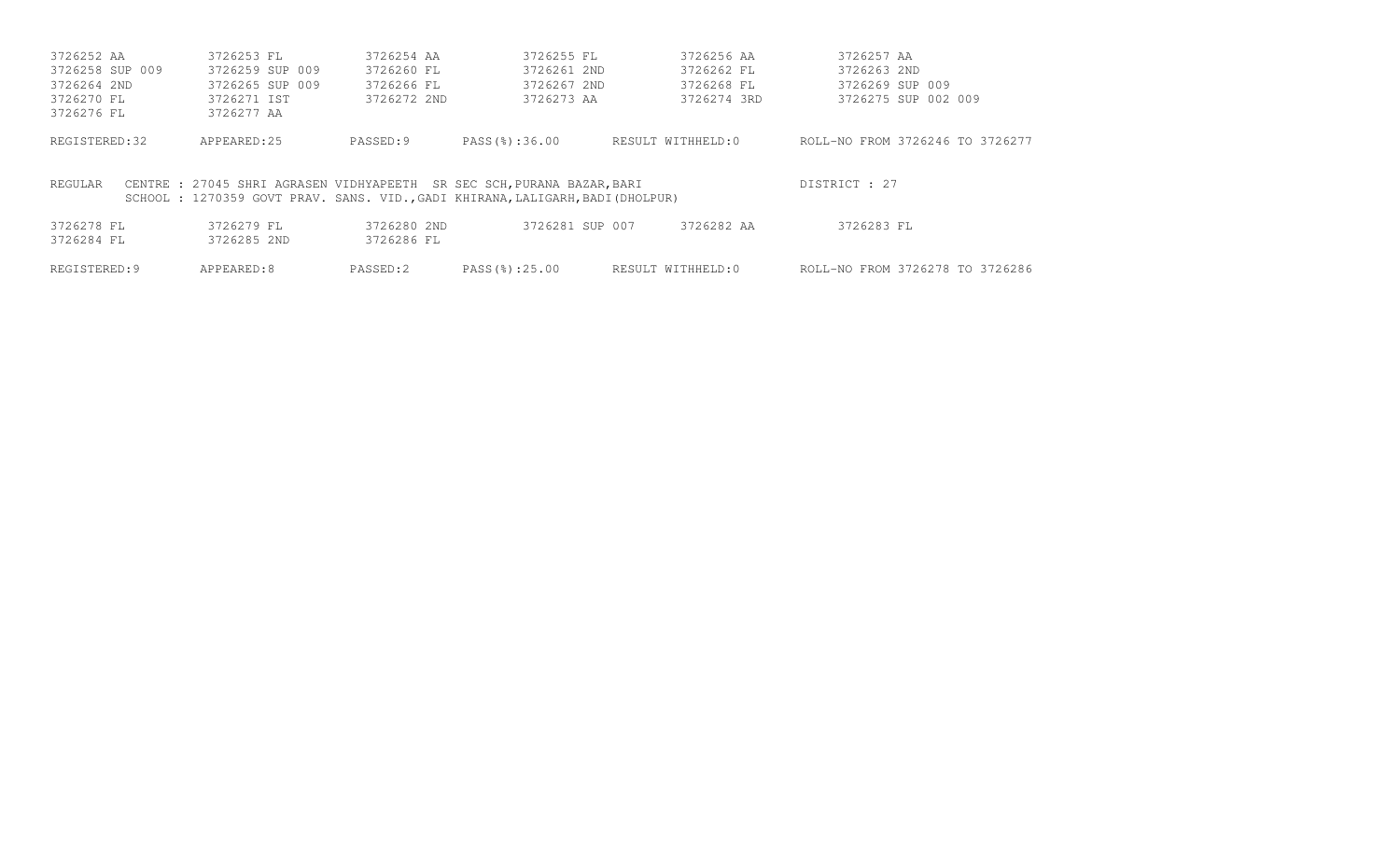```
3726252 AA          3726253 FL          3726254 AA          3726255 FL          3726256 AA          3726257 AA
3726258 SUP 009     3726259 SUP 009     3726260 FL          3726261 2ND         3726262 FL          3726263 2ND
3726264 2ND         3726265 SUP 009     3726266 FL          3726267 2ND         3726268 FL          3726269 SUP 009
3726270 FL          3726271 IST         3726272 2ND         3726273 AA          3726274 3RD         3726275 SUP 002 009
3726276 FL          3726277 AA

REGISTERED:32       APPEARED:25         PASSED:9        PASS(%):36.00       RESULT WITHHELD:0       ROLL-NO FROM 3726246 TO 3726277


REGULAR    CENTRE : 27045 SHRI AGRASEN VIDHYAPEETH  SR SEC SCH,PURANA BAZAR,BARI                    DISTRICT : 27
           SCHOOL : 1270359 GOVT PRAV. SANS. VID.,GADI KHIRANA,LALIGARH,BADI(DHOLPUR)

3726278 FL          3726279 FL          3726280 2ND         3726281 SUP 007     3726282 AA          3726283 FL
3726284 FL          3726285 2ND         3726286 FL

REGISTERED:9        APPEARED:8          PASSED:2        PASS(%):25.00       RESULT WITHHELD:0       ROLL-NO FROM 3726278 TO 3726286
```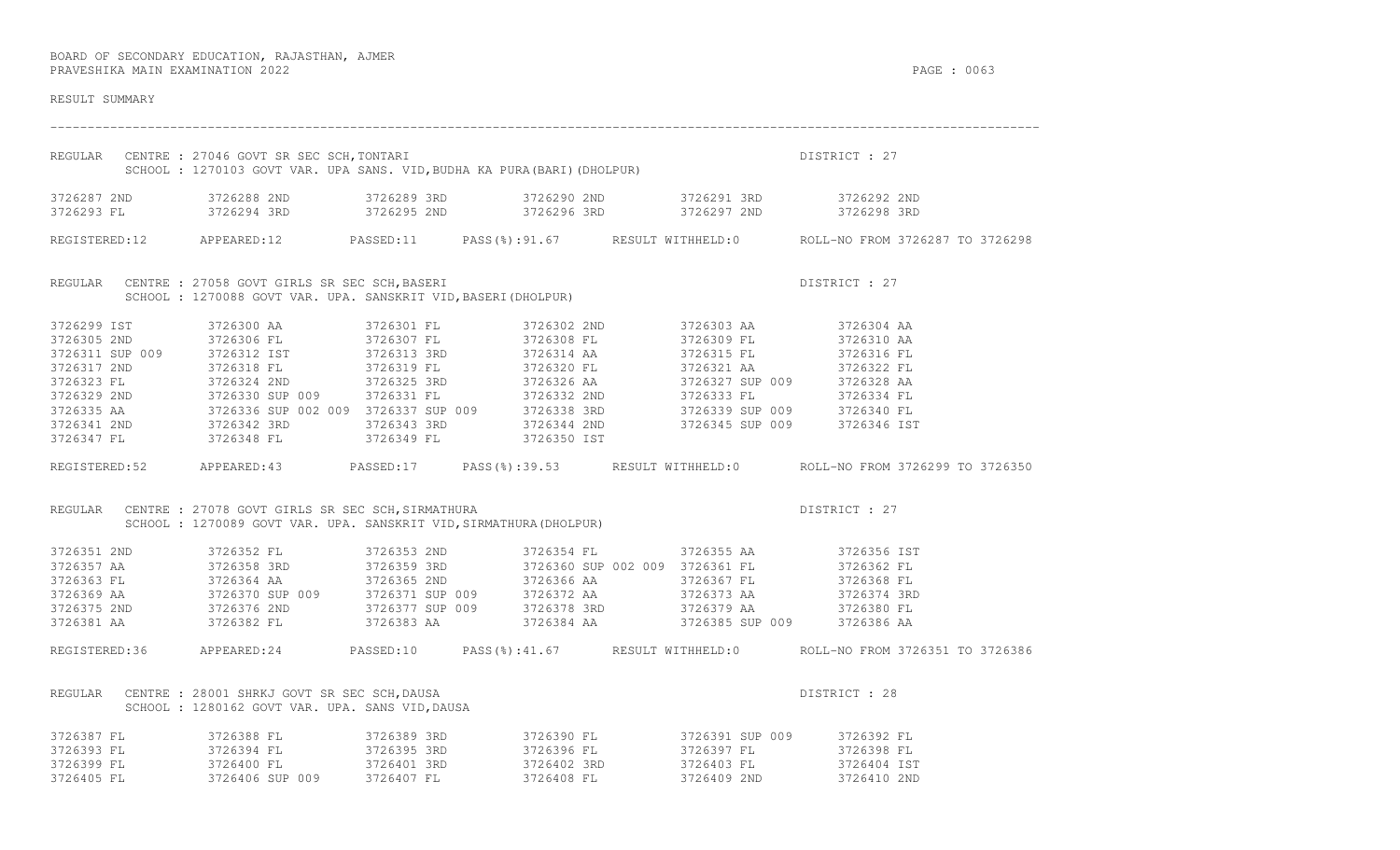BOARD OF SECONDARY EDUCATION, RAJASTHAN, AJMER
PRAVESHIKA MAIN EXAMINATION 2022

RESULT SUMMARY

---

REGULAR CENTRE : 27046 GOVT SR SEC SCH,TONTARI — DISTRICT : 27
SCHOOL : 1270103 GOVT VAR. UPA SANS. VID,BUDHA KA PURA(BARI)(DHOLPUR)

| | | | | | |
|---|---|---|---|---|---|
| 3726287 2ND | 3726288 2ND | 3726289 3RD | 3726290 2ND | 3726291 3RD | 3726292 2ND |
| 3726293 FL | 3726294 3RD | 3726295 2ND | 3726296 3RD | 3726297 2ND | 3726298 3RD |

REGISTERED:12 APPEARED:12 PASSED:11 PASS(%):91.67 RESULT WITHHELD:0 ROLL-NO FROM 3726287 TO 3726298

REGULAR CENTRE : 27058 GOVT GIRLS SR SEC SCH,BASERI — DISTRICT : 27
SCHOOL : 1270088 GOVT VAR. UPA. SANSKRIT VID,BASERI(DHOLPUR)

| | | | | | |
|---|---|---|---|---|---|
| 3726299 IST | 3726300 AA | 3726301 FL | 3726302 2ND | 3726303 AA | 3726304 AA |
| 3726305 2ND | 3726306 FL | 3726307 FL | 3726308 FL | 3726309 FL | 3726310 AA |
| 3726311 SUP 009 | 3726312 IST | 3726313 3RD | 3726314 AA | 3726315 FL | 3726316 FL |
| 3726317 2ND | 3726318 FL | 3726319 FL | 3726320 FL | 3726321 AA | 3726322 FL |
| 3726323 FL | 3726324 2ND | 3726325 3RD | 3726326 AA | 3726327 SUP 009 | 3726328 AA |
| 3726329 2ND | 3726330 SUP 009 | 3726331 FL | 3726332 2ND | 3726333 FL | 3726334 FL |
| 3726335 AA | 3726336 SUP 002 009 | 3726337 SUP 009 | 3726338 3RD | 3726339 SUP 009 | 3726340 FL |
| 3726341 2ND | 3726342 3RD | 3726343 3RD | 3726344 2ND | 3726345 SUP 009 | 3726346 IST |
| 3726347 FL | 3726348 FL | 3726349 FL | 3726350 IST | | |

REGISTERED:52 APPEARED:43 PASSED:17 PASS(%):39.53 RESULT WITHHELD:0 ROLL-NO FROM 3726299 TO 3726350

REGULAR CENTRE : 27078 GOVT GIRLS SR SEC SCH,SIRMATHURA — DISTRICT : 27
SCHOOL : 1270089 GOVT VAR. UPA. SANSKRIT VID,SIRMATHURA(DHOLPUR)

| | | | | | |
|---|---|---|---|---|---|
| 3726351 2ND | 3726352 FL | 3726353 2ND | 3726354 FL | 3726355 AA | 3726356 IST |
| 3726357 AA | 3726358 3RD | 3726359 3RD | 3726360 SUP 002 009 | 3726361 FL | 3726362 FL |
| 3726363 FL | 3726364 AA | 3726365 2ND | 3726366 AA | 3726367 FL | 3726368 FL |
| 3726369 AA | 3726370 SUP 009 | 3726371 SUP 009 | 3726372 AA | 3726373 AA | 3726374 3RD |
| 3726375 2ND | 3726376 2ND | 3726377 SUP 009 | 3726378 3RD | 3726379 AA | 3726380 FL |
| 3726381 AA | 3726382 FL | 3726383 AA | 3726384 AA | 3726385 SUP 009 | 3726386 AA |

REGISTERED:36 APPEARED:24 PASSED:10 PASS(%):41.67 RESULT WITHHELD:0 ROLL-NO FROM 3726351 TO 3726386

REGULAR CENTRE : 28001 SHRKJ GOVT SR SEC SCH,DAUSA — DISTRICT : 28
SCHOOL : 1280162 GOVT VAR. UPA. SANS VID,DAUSA

| | | | | | |
|---|---|---|---|---|---|
| 3726387 FL | 3726388 FL | 3726389 3RD | 3726390 FL | 3726391 SUP 009 | 3726392 FL |
| 3726393 FL | 3726394 FL | 3726395 3RD | 3726396 FL | 3726397 FL | 3726398 FL |
| 3726399 FL | 3726400 FL | 3726401 3RD | 3726402 3RD | 3726403 FL | 3726404 IST |
| 3726405 FL | 3726406 SUP 009 | 3726407 FL | 3726408 FL | 3726409 2ND | 3726410 2ND |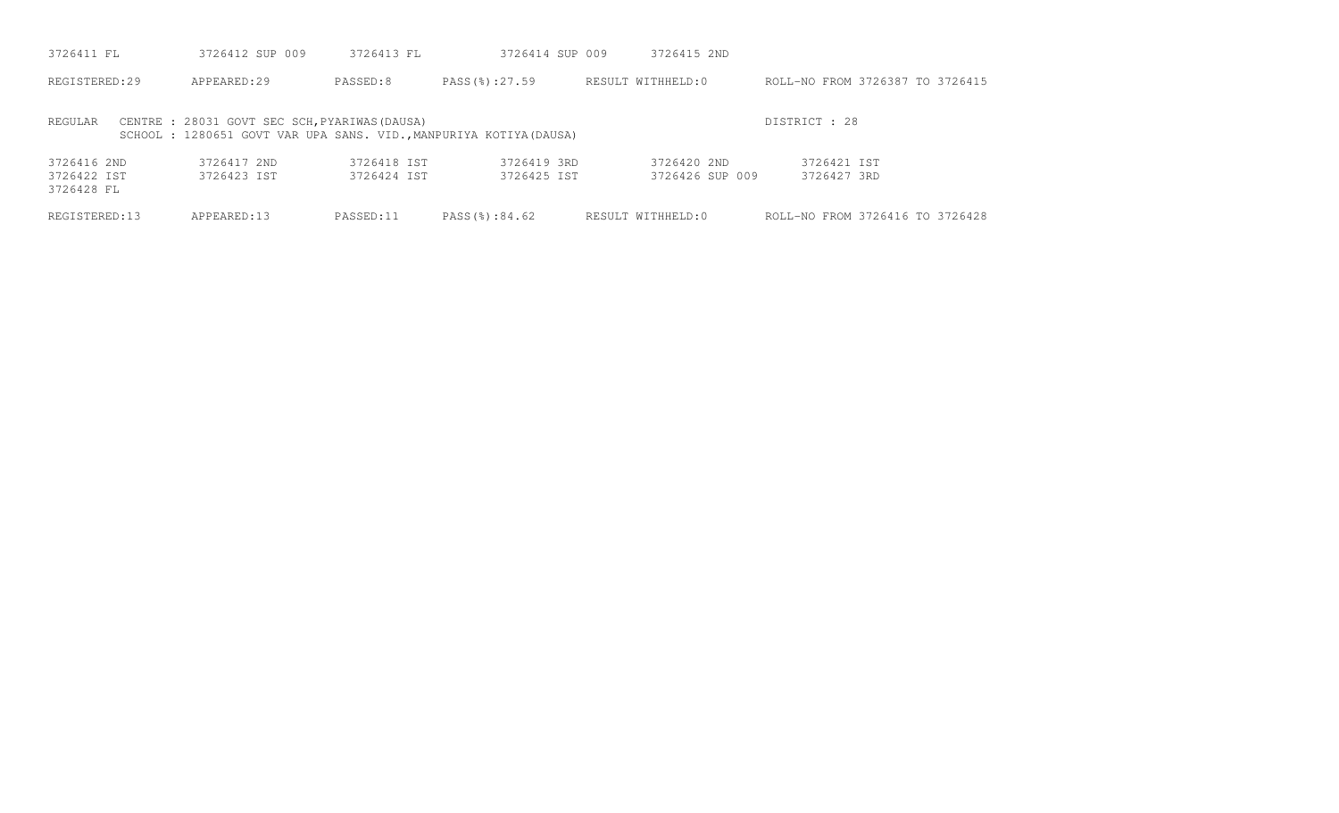| | | | | | |
|---|---|---|---|---|---|
| 3726411 FL | 3726412 SUP 009 | 3726413 FL | 3726414 SUP 009 | 3726415 2ND | |

REGISTERED:29 APPEARED:29 PASSED:8 PASS(%):27.59 RESULT WITHHELD:0 ROLL-NO FROM 3726387 TO 3726415

REGULAR CENTRE : 28031 GOVT SEC SCH,PYARIWAS(DAUSA) DISTRICT : 28
SCHOOL : 1280651 GOVT VAR UPA SANS. VID.,MANPURIYA KOTIYA(DAUSA)

| | | | | | |
|---|---|---|---|---|---|
| 3726416 2ND | 3726417 2ND | 3726418 IST | 3726419 3RD | 3726420 2ND | 3726421 IST |
| 3726422 IST | 3726423 IST | 3726424 IST | 3726425 IST | 3726426 SUP 009 | 3726427 3RD |
| 3726428 FL | | | | | |

REGISTERED:13 APPEARED:13 PASSED:11 PASS(%):84.62 RESULT WITHHELD:0 ROLL-NO FROM 3726416 TO 3726428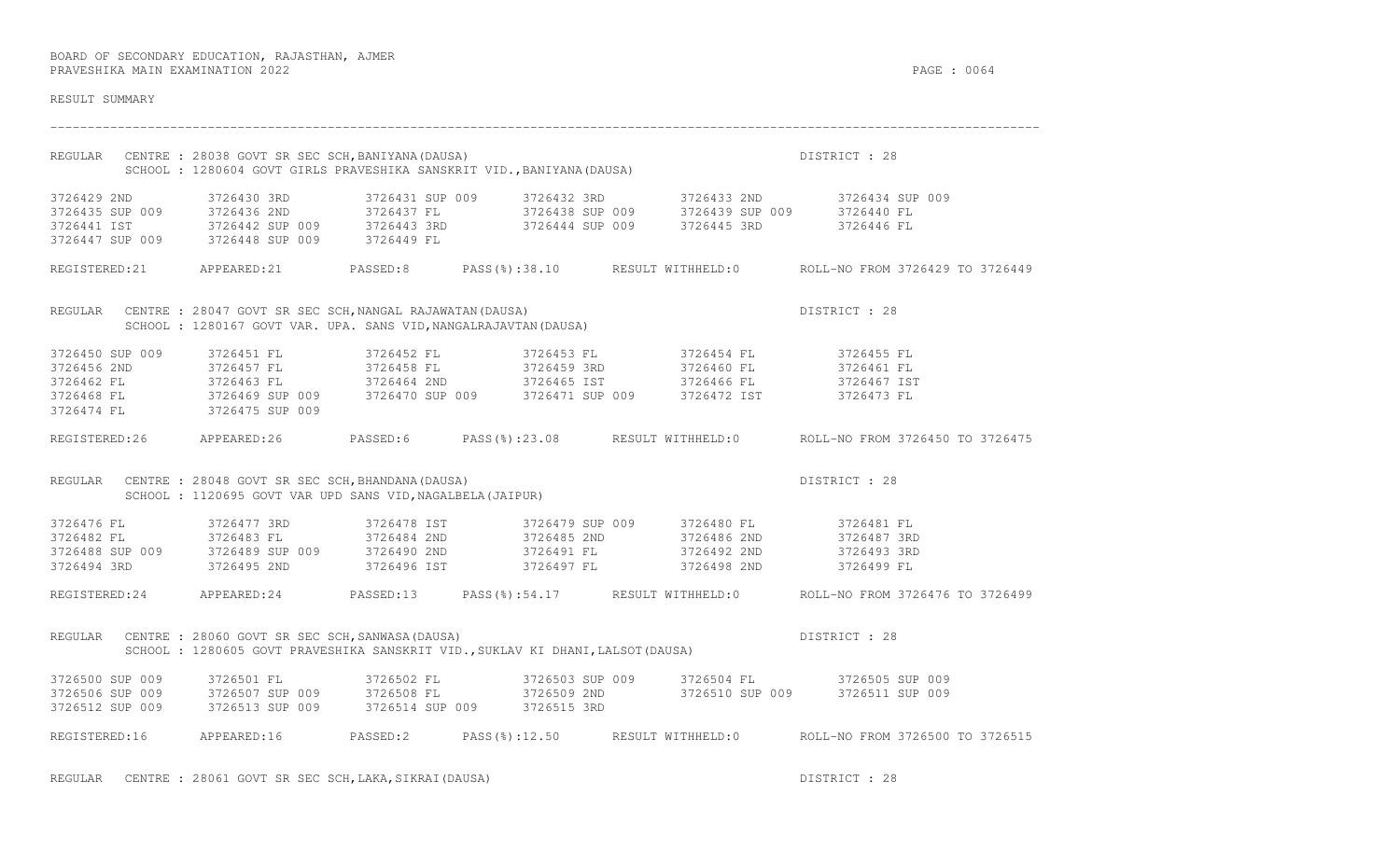BOARD OF SECONDARY EDUCATION, RAJASTHAN, AJMER
PRAVESHIKA MAIN EXAMINATION 2022

RESULT SUMMARY

---

REGULAR CENTRE : 28038 GOVT SR SEC SCH,BANIYANA(DAUSA) DISTRICT : 28
SCHOOL : 1280604 GOVT GIRLS PRAVESHIKA SANSKRIT VID.,BANIYANA(DAUSA)

| | | | | | |
|---|---|---|---|---|---|
| 3726429 2ND | 3726430 3RD | 3726431 SUP 009 | 3726432 3RD | 3726433 2ND | 3726434 SUP 009 |
| 3726435 SUP 009 | 3726436 2ND | 3726437 FL | 3726438 SUP 009 | 3726439 SUP 009 | 3726440 FL |
| 3726441 IST | 3726442 SUP 009 | 3726443 3RD | 3726444 SUP 009 | 3726445 3RD | 3726446 FL |
| 3726447 SUP 009 | 3726448 SUP 009 | 3726449 FL | | | |

REGISTERED:21 APPEARED:21 PASSED:8 PASS(%):38.10 RESULT WITHHELD:0 ROLL-NO FROM 3726429 TO 3726449

REGULAR CENTRE : 28047 GOVT SR SEC SCH,NANGAL RAJAWATAN(DAUSA) DISTRICT : 28
SCHOOL : 1280167 GOVT VAR. UPA. SANS VID,NANGALRAJAVTAN(DAUSA)

| | | | | | |
|---|---|---|---|---|---|
| 3726450 SUP 009 | 3726451 FL | 3726452 FL | 3726453 FL | 3726454 FL | 3726455 FL |
| 3726456 2ND | 3726457 FL | 3726458 FL | 3726459 3RD | 3726460 FL | 3726461 FL |
| 3726462 FL | 3726463 FL | 3726464 2ND | 3726465 IST | 3726466 FL | 3726467 IST |
| 3726468 FL | 3726469 SUP 009 | 3726470 SUP 009 | 3726471 SUP 009 | 3726472 IST | 3726473 FL |
| 3726474 FL | 3726475 SUP 009 | | | | |

REGISTERED:26 APPEARED:26 PASSED:6 PASS(%):23.08 RESULT WITHHELD:0 ROLL-NO FROM 3726450 TO 3726475

REGULAR CENTRE : 28048 GOVT SR SEC SCH,BHANDANA(DAUSA) DISTRICT : 28
SCHOOL : 1120695 GOVT VAR UPD SANS VID,NAGALBELA(JAIPUR)

| | | | | | |
|---|---|---|---|---|---|
| 3726476 FL | 3726477 3RD | 3726478 IST | 3726479 SUP 009 | 3726480 FL | 3726481 FL |
| 3726482 FL | 3726483 FL | 3726484 2ND | 3726485 2ND | 3726486 2ND | 3726487 3RD |
| 3726488 SUP 009 | 3726489 SUP 009 | 3726490 2ND | 3726491 FL | 3726492 2ND | 3726493 3RD |
| 3726494 3RD | 3726495 2ND | 3726496 IST | 3726497 FL | 3726498 2ND | 3726499 FL |

REGISTERED:24 APPEARED:24 PASSED:13 PASS(%):54.17 RESULT WITHHELD:0 ROLL-NO FROM 3726476 TO 3726499

REGULAR CENTRE : 28060 GOVT SR SEC SCH,SANWASA(DAUSA) DISTRICT : 28
SCHOOL : 1280605 GOVT PRAVESHIKA SANSKRIT VID.,SUKLAV KI DHANI,LALSOT(DAUSA)

| | | | | | |
|---|---|---|---|---|---|
| 3726500 SUP 009 | 3726501 FL | 3726502 FL | 3726503 SUP 009 | 3726504 FL | 3726505 SUP 009 |
| 3726506 SUP 009 | 3726507 SUP 009 | 3726508 FL | 3726509 2ND | 3726510 SUP 009 | 3726511 SUP 009 |
| 3726512 SUP 009 | 3726513 SUP 009 | 3726514 SUP 009 | 3726515 3RD | | |

REGISTERED:16 APPEARED:16 PASSED:2 PASS(%):12.50 RESULT WITHHELD:0 ROLL-NO FROM 3726500 TO 3726515

REGULAR CENTRE : 28061 GOVT SR SEC SCH,LAKA,SIKRAI(DAUSA) DISTRICT : 28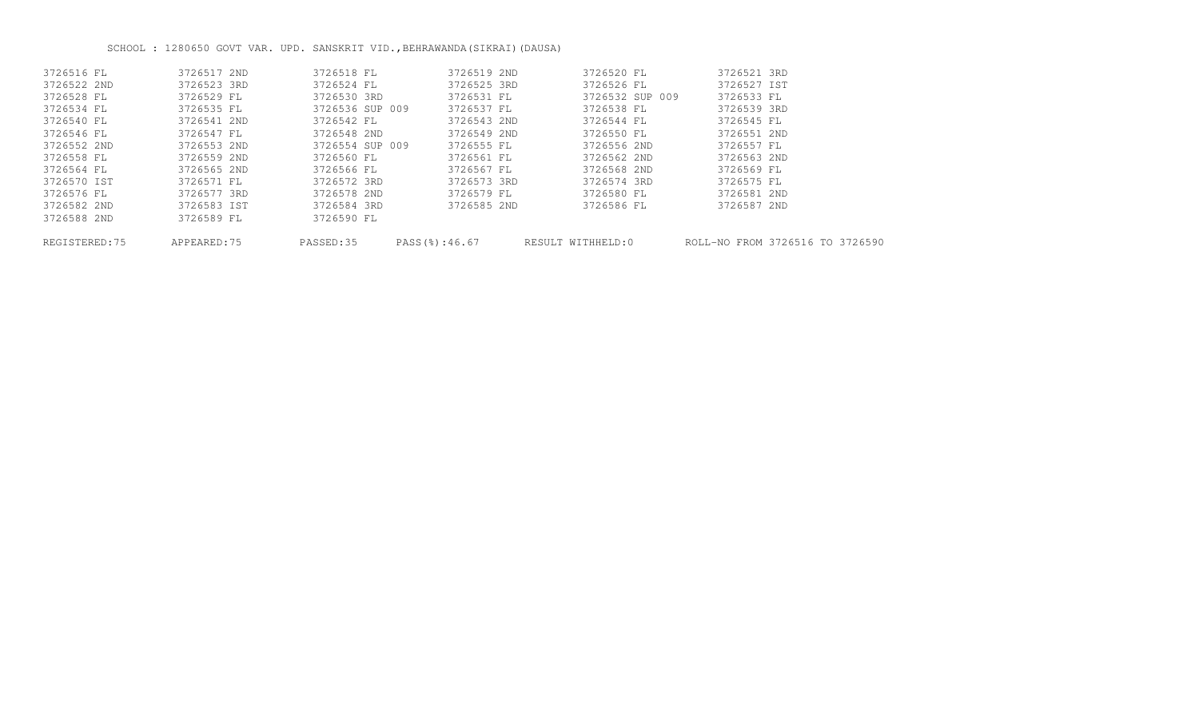SCHOOL : 1280650 GOVT VAR. UPD. SANSKRIT VID.,BEHRAWANDA(SIKRAI)(DAUSA)

| | | | | | |
|---|---|---|---|---|---|
| 3726516 FL | 3726517 2ND | 3726518 FL | 3726519 2ND | 3726520 FL | 3726521 3RD |
| 3726522 2ND | 3726523 3RD | 3726524 FL | 3726525 3RD | 3726526 FL | 3726527 IST |
| 3726528 FL | 3726529 FL | 3726530 3RD | 3726531 FL | 3726532 SUP 009 | 3726533 FL |
| 3726534 FL | 3726535 FL | 3726536 SUP 009 | 3726537 FL | 3726538 FL | 3726539 3RD |
| 3726540 FL | 3726541 2ND | 3726542 FL | 3726543 2ND | 3726544 FL | 3726545 FL |
| 3726546 FL | 3726547 FL | 3726548 2ND | 3726549 2ND | 3726550 FL | 3726551 2ND |
| 3726552 2ND | 3726553 2ND | 3726554 SUP 009 | 3726555 FL | 3726556 2ND | 3726557 FL |
| 3726558 FL | 3726559 2ND | 3726560 FL | 3726561 FL | 3726562 2ND | 3726563 2ND |
| 3726564 FL | 3726565 2ND | 3726566 FL | 3726567 FL | 3726568 2ND | 3726569 FL |
| 3726570 IST | 3726571 FL | 3726572 3RD | 3726573 3RD | 3726574 3RD | 3726575 FL |
| 3726576 FL | 3726577 3RD | 3726578 2ND | 3726579 FL | 3726580 FL | 3726581 2ND |
| 3726582 2ND | 3726583 IST | 3726584 3RD | 3726585 2ND | 3726586 FL | 3726587 2ND |
| 3726588 2ND | 3726589 FL | 3726590 FL | | | |

REGISTERED:75 APPEARED:75 PASSED:35 PASS(%):46.67 RESULT WITHHELD:0 ROLL-NO FROM 3726516 TO 3726590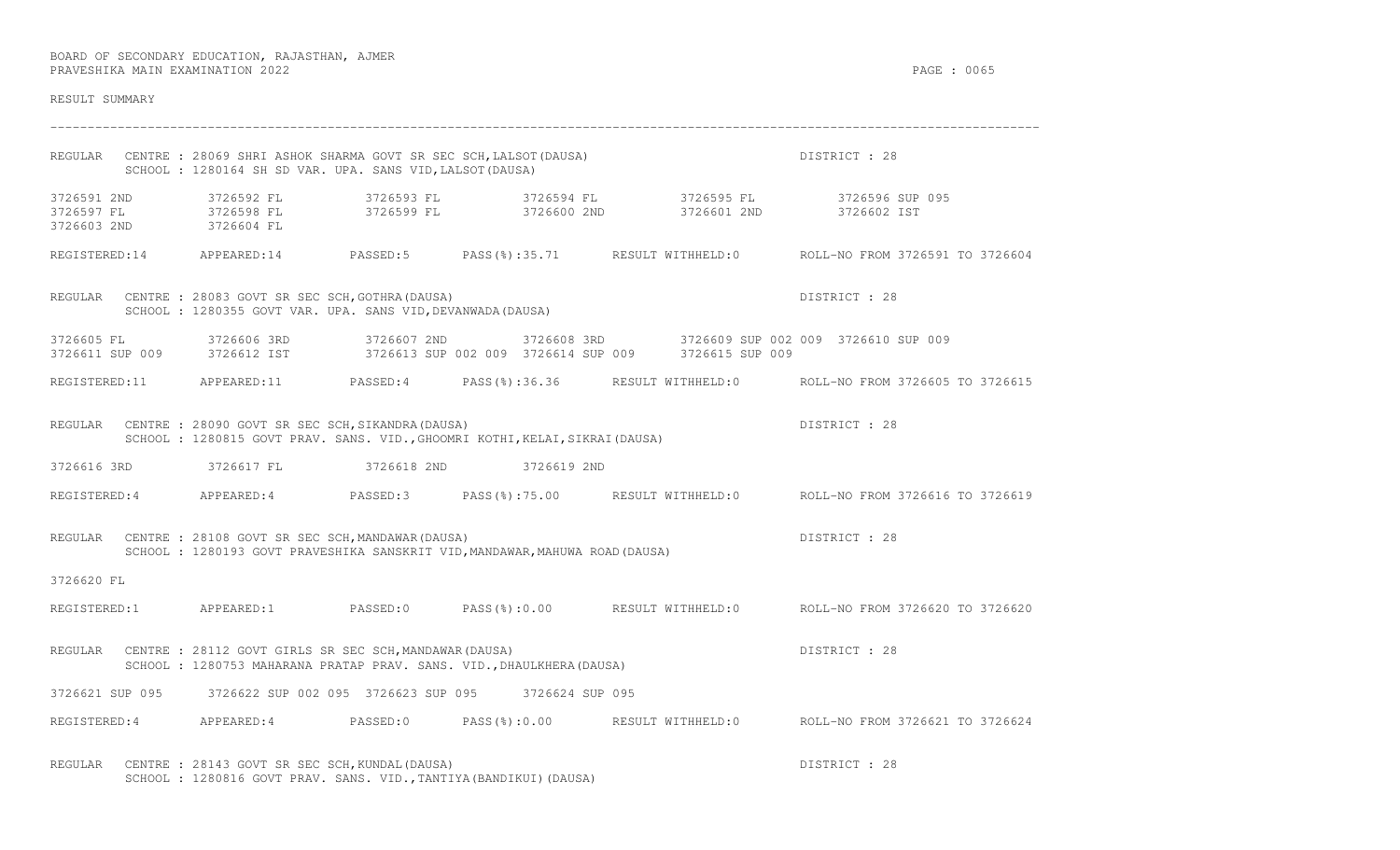BOARD OF SECONDARY EDUCATION, RAJASTHAN, AJMER
PRAVESHIKA MAIN EXAMINATION 2022

RESULT SUMMARY

---

REGULAR CENTRE : 28069 SHRI ASHOK SHARMA GOVT SR SEC SCH,LALSOT(DAUSA) DISTRICT : 28
SCHOOL : 1280164 SH SD VAR. UPA. SANS VID,LALSOT(DAUSA)

3726591 2ND 3726592 FL 3726593 FL 3726594 FL 3726595 FL 3726596 SUP 095
3726597 FL 3726598 FL 3726599 FL 3726600 2ND 3726601 2ND 3726602 IST
3726603 2ND 3726604 FL

REGISTERED:14 APPEARED:14 PASSED:5 PASS(%):35.71 RESULT WITHHELD:0 ROLL-NO FROM 3726591 TO 3726604

REGULAR CENTRE : 28083 GOVT SR SEC SCH,GOTHRA(DAUSA) DISTRICT : 28
SCHOOL : 1280355 GOVT VAR. UPA. SANS VID,DEVANWADA(DAUSA)

3726605 FL 3726606 3RD 3726607 2ND 3726608 3RD 3726609 SUP 002 009 3726610 SUP 009
3726611 SUP 009 3726612 IST 3726613 SUP 002 009 3726614 SUP 009 3726615 SUP 009

REGISTERED:11 APPEARED:11 PASSED:4 PASS(%):36.36 RESULT WITHHELD:0 ROLL-NO FROM 3726605 TO 3726615

REGULAR CENTRE : 28090 GOVT SR SEC SCH,SIKANDRA(DAUSA) DISTRICT : 28
SCHOOL : 1280815 GOVT PRAV. SANS. VID.,GHOOMRI KOTHI,KELAI,SIKRAI(DAUSA)

3726616 3RD 3726617 FL 3726618 2ND 3726619 2ND

REGISTERED:4 APPEARED:4 PASSED:3 PASS(%):75.00 RESULT WITHHELD:0 ROLL-NO FROM 3726616 TO 3726619

REGULAR CENTRE : 28108 GOVT SR SEC SCH,MANDAWAR(DAUSA) DISTRICT : 28
SCHOOL : 1280193 GOVT PRAVESHIKA SANSKRIT VID,MANDAWAR,MAHUWA ROAD(DAUSA)

3726620 FL

REGISTERED:1 APPEARED:1 PASSED:0 PASS(%):0.00 RESULT WITHHELD:0 ROLL-NO FROM 3726620 TO 3726620

REGULAR CENTRE : 28112 GOVT GIRLS SR SEC SCH,MANDAWAR(DAUSA) DISTRICT : 28
SCHOOL : 1280753 MAHARANA PRATAP PRAV. SANS. VID.,DHAULKHERA(DAUSA)

3726621 SUP 095 3726622 SUP 002 095 3726623 SUP 095 3726624 SUP 095

REGISTERED:4 APPEARED:4 PASSED:0 PASS(%):0.00 RESULT WITHHELD:0 ROLL-NO FROM 3726621 TO 3726624

REGULAR CENTRE : 28143 GOVT SR SEC SCH,KUNDAL(DAUSA) DISTRICT : 28
SCHOOL : 1280816 GOVT PRAV. SANS. VID.,TANTIYA(BANDIKUI)(DAUSA)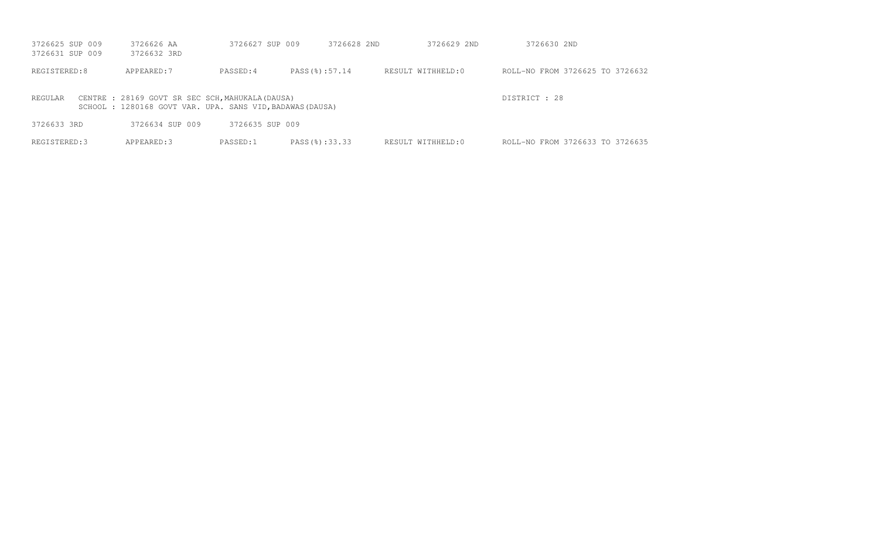3726625 SUP 009    3726626 AA    3726627 SUP 009    3726628 2ND    3726629 2ND    3726630 2ND
3726631 SUP 009    3726632 3RD

REGISTERED:8    APPEARED:7    PASSED:4    PASS(%):57.14    RESULT WITHHELD:0    ROLL-NO FROM 3726625 TO 3726632

REGULAR    CENTRE : 28169 GOVT SR SEC SCH,MAHUKALA(DAUSA)    DISTRICT : 28
SCHOOL : 1280168 GOVT VAR. UPA. SANS VID,BADAWAS(DAUSA)

3726633 3RD    3726634 SUP 009    3726635 SUP 009

REGISTERED:3    APPEARED:3    PASSED:1    PASS(%):33.33    RESULT WITHHELD:0    ROLL-NO FROM 3726633 TO 3726635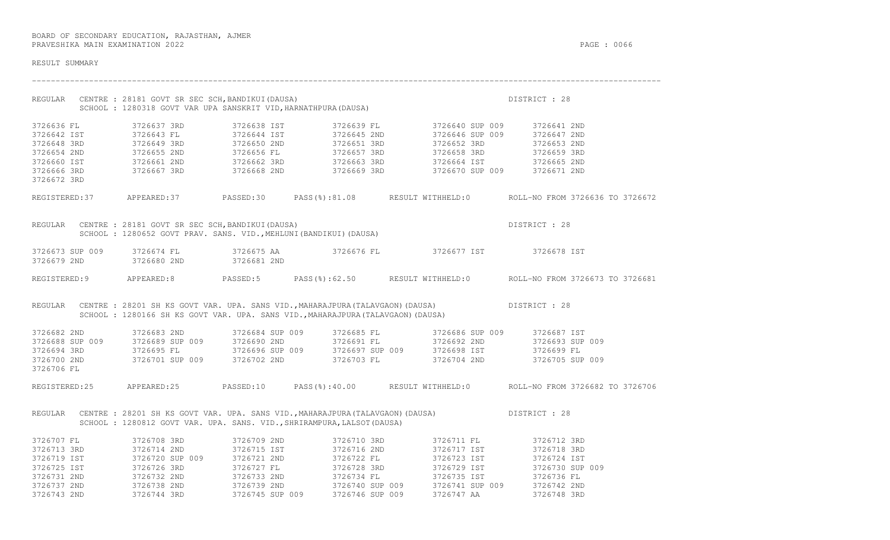BOARD OF SECONDARY EDUCATION, RAJASTHAN, AJMER
PRAVESHIKA MAIN EXAMINATION 2022

RESULT SUMMARY

---

REGULAR CENTRE : 28181 GOVT SR SEC SCH,BANDIKUI(DAUSA) DISTRICT : 28
SCHOOL : 1280318 GOVT VAR UPA SANSKRIT VID,HARNATHPURA(DAUSA)

```
3726636 FL        3726637 3RD       3726638 IST       3726639 FL        3726640 SUP 009   3726641 2ND
3726642 IST       3726643 FL        3726644 IST       3726645 2ND       3726646 SUP 009   3726647 2ND
3726648 3RD       3726649 3RD       3726650 2ND       3726651 3RD       3726652 3RD       3726653 2ND
3726654 2ND       3726655 2ND       3726656 FL        3726657 3RD       3726658 3RD       3726659 3RD
3726660 IST       3726661 2ND       3726662 3RD       3726663 3RD       3726664 IST       3726665 2ND
3726666 3RD       3726667 3RD       3726668 2ND       3726669 3RD       3726670 SUP 009   3726671 2ND
3726672 3RD
```

REGISTERED:37 APPEARED:37 PASSED:30 PASS(%):81.08 RESULT WITHHELD:0 ROLL-NO FROM 3726636 TO 3726672

REGULAR CENTRE : 28181 GOVT SR SEC SCH,BANDIKUI(DAUSA) DISTRICT : 28
SCHOOL : 1280652 GOVT PRAV. SANS. VID.,MEHLUNI(BANDIKUI)(DAUSA)

```
3726673 SUP 009   3726674 FL        3726675 AA        3726676 FL        3726677 IST       3726678 IST
3726679 2ND       3726680 2ND       3726681 2ND
```

REGISTERED:9 APPEARED:8 PASSED:5 PASS(%):62.50 RESULT WITHHELD:0 ROLL-NO FROM 3726673 TO 3726681

REGULAR CENTRE : 28201 SH KS GOVT VAR. UPA. SANS VID.,MAHARAJPURA(TALAVGAON)(DAUSA) DISTRICT : 28
SCHOOL : 1280166 SH KS GOVT VAR. UPA. SANS VID.,MAHARAJPURA(TALAVGAON)(DAUSA)

```
3726682 2ND       3726683 2ND       3726684 SUP 009   3726685 FL        3726686 SUP 009   3726687 IST
3726688 SUP 009   3726689 SUP 009   3726690 2ND       3726691 FL        3726692 2ND       3726693 SUP 009
3726694 3RD       3726695 FL        3726696 SUP 009   3726697 SUP 009   3726698 IST       3726699 FL
3726700 2ND       3726701 SUP 009   3726702 2ND       3726703 FL        3726704 2ND       3726705 SUP 009
3726706 FL
```

REGISTERED:25 APPEARED:25 PASSED:10 PASS(%):40.00 RESULT WITHHELD:0 ROLL-NO FROM 3726682 TO 3726706

REGULAR CENTRE : 28201 SH KS GOVT VAR. UPA. SANS VID.,MAHARAJPURA(TALAVGAON)(DAUSA) DISTRICT : 28
SCHOOL : 1280812 GOVT VAR. UPA. SANS. VID.,SHRIRAMPURA,LALSOT(DAUSA)

```
3726707 FL        3726708 3RD       3726709 2ND       3726710 3RD       3726711 FL        3726712 3RD
3726713 3RD       3726714 2ND       3726715 IST       3726716 2ND       3726717 IST       3726718 3RD
3726719 IST       3726720 SUP 009   3726721 2ND       3726722 FL        3726723 IST       3726724 IST
3726725 IST       3726726 3RD       3726727 FL        3726728 3RD       3726729 IST       3726730 SUP 009
3726731 2ND       3726732 2ND       3726733 2ND       3726734 FL        3726735 IST       3726736 FL
3726737 2ND       3726738 2ND       3726739 2ND       3726740 SUP 009   3726741 SUP 009   3726742 2ND
3726743 2ND       3726744 3RD       3726745 SUP 009   3726746 SUP 009   3726747 AA        3726748 3RD
```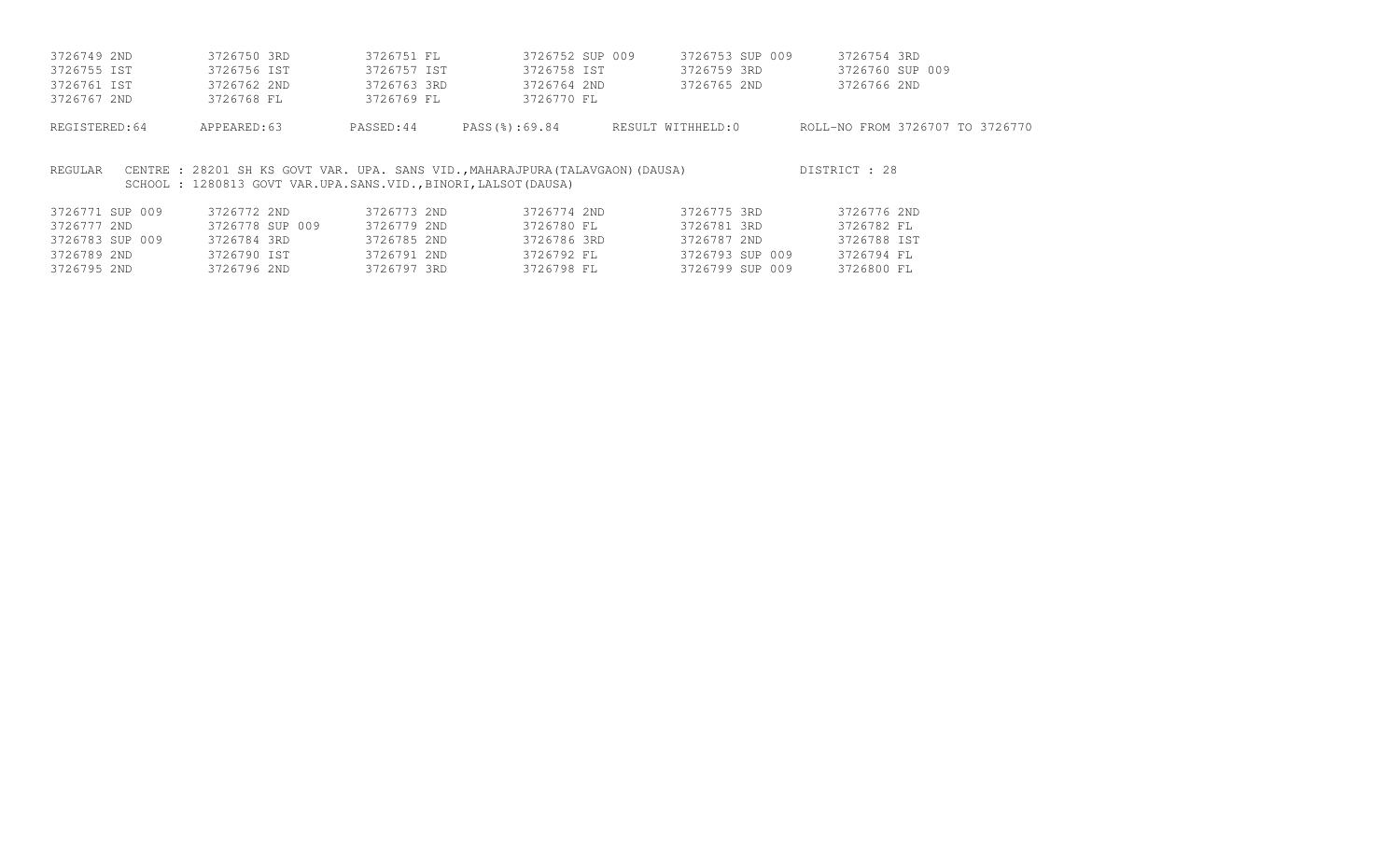```
3726749 2ND        3726750 3RD        3726751 FL         3726752 SUP 009    3726753 SUP 009    3726754 3RD
3726755 IST        3726756 IST        3726757 IST        3726758 IST        3726759 3RD        3726760 SUP 009
3726761 IST        3726762 2ND        3726763 3RD        3726764 2ND        3726765 2ND        3726766 2ND
3726767 2ND        3726768 FL         3726769 FL         3726770 FL
```

REGISTERED:64 APPEARED:63 PASSED:44 PASS(%):69.84 RESULT WITHHELD:0 ROLL-NO FROM 3726707 TO 3726770

REGULAR CENTRE : 28201 SH KS GOVT VAR. UPA. SANS VID.,MAHARAJPURA(TALAVGAON)(DAUSA) DISTRICT : 28

SCHOOL : 1280813 GOVT VAR.UPA.SANS.VID.,BINORI,LALSOT(DAUSA)

```
3726771 SUP 009    3726772 2ND        3726773 2ND        3726774 2ND        3726775 3RD        3726776 2ND
3726777 2ND        3726778 SUP 009    3726779 2ND        3726780 FL         3726781 3RD        3726782 FL
3726783 SUP 009    3726784 3RD        3726785 2ND        3726786 3RD        3726787 2ND        3726788 IST
3726789 2ND        3726790 IST        3726791 2ND        3726792 FL         3726793 SUP 009    3726794 FL
3726795 2ND        3726796 2ND        3726797 3RD        3726798 FL         3726799 SUP 009    3726800 FL
```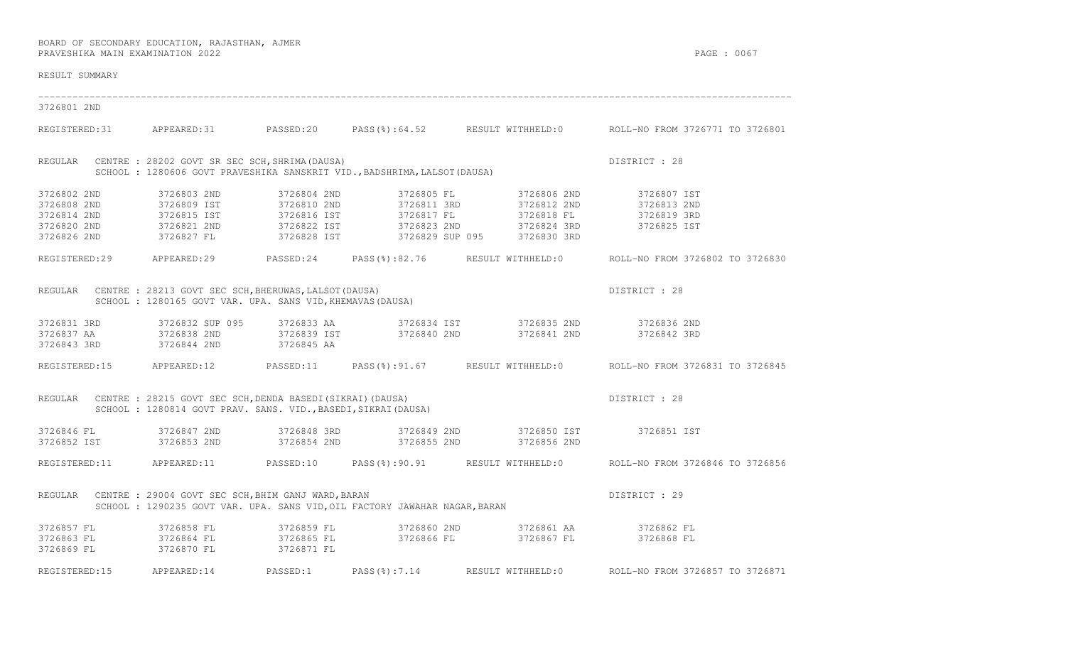BOARD OF SECONDARY EDUCATION, RAJASTHAN, AJMER
PRAVESHIKA MAIN EXAMINATION 2022

RESULT SUMMARY

---

3726801 2ND

REGISTERED:31 APPEARED:31 PASSED:20 PASS(%):64.52 RESULT WITHHELD:0 ROLL-NO FROM 3726771 TO 3726801

REGULAR CENTRE : 28202 GOVT SR SEC SCH,SHRIMA(DAUSA) DISTRICT : 28
SCHOOL : 1280606 GOVT PRAVESHIKA SANSKRIT VID.,BADSHRIMA,LALSOT(DAUSA)

```
3726802 2ND    3726803 2ND    3726804 2ND    3726805 FL        3726806 2ND    3726807 IST
3726808 2ND    3726809 IST    3726810 2ND    3726811 3RD       3726812 2ND    3726813 2ND
3726814 2ND    3726815 IST    3726816 IST    3726817 FL        3726818 FL     3726819 3RD
3726820 2ND    3726821 2ND    3726822 IST    3726823 2ND       3726824 3RD    3726825 IST
3726826 2ND    3726827 FL     3726828 IST    3726829 SUP 095   3726830 3RD
```

REGISTERED:29 APPEARED:29 PASSED:24 PASS(%):82.76 RESULT WITHHELD:0 ROLL-NO FROM 3726802 TO 3726830

REGULAR CENTRE : 28213 GOVT SEC SCH,BHERUWAS,LALSOT(DAUSA) DISTRICT : 28
SCHOOL : 1280165 GOVT VAR. UPA. SANS VID,KHEMAVAS(DAUSA)

```
3726831 3RD    3726832 SUP 095   3726833 AA     3726834 IST    3726835 2ND    3726836 2ND
3726837 AA     3726838 2ND       3726839 IST    3726840 2ND    3726841 2ND    3726842 3RD
3726843 3RD    3726844 2ND       3726845 AA
```

REGISTERED:15 APPEARED:12 PASSED:11 PASS(%):91.67 RESULT WITHHELD:0 ROLL-NO FROM 3726831 TO 3726845

REGULAR CENTRE : 28215 GOVT SEC SCH,DENDA BASEDI(SIKRAI)(DAUSA) DISTRICT : 28
SCHOOL : 1280814 GOVT PRAV. SANS. VID.,BASEDI,SIKRAI(DAUSA)

```
3726846 FL     3726847 2ND    3726848 3RD    3726849 2ND    3726850 IST    3726851 IST
3726852 IST    3726853 2ND    3726854 2ND    3726855 2ND    3726856 2ND
```

REGISTERED:11 APPEARED:11 PASSED:10 PASS(%):90.91 RESULT WITHHELD:0 ROLL-NO FROM 3726846 TO 3726856

REGULAR CENTRE : 29004 GOVT SEC SCH,BHIM GANJ WARD,BARAN DISTRICT : 29
SCHOOL : 1290235 GOVT VAR. UPA. SANS VID,OIL FACTORY JAWAHAR NAGAR,BARAN

```
3726857 FL     3726858 FL     3726859 FL     3726860 2ND    3726861 AA     3726862 FL
3726863 FL     3726864 FL     3726865 FL     3726866 FL     3726867 FL     3726868 FL
3726869 FL     3726870 FL     3726871 FL
```

REGISTERED:15 APPEARED:14 PASSED:1 PASS(%):7.14 RESULT WITHHELD:0 ROLL-NO FROM 3726857 TO 3726871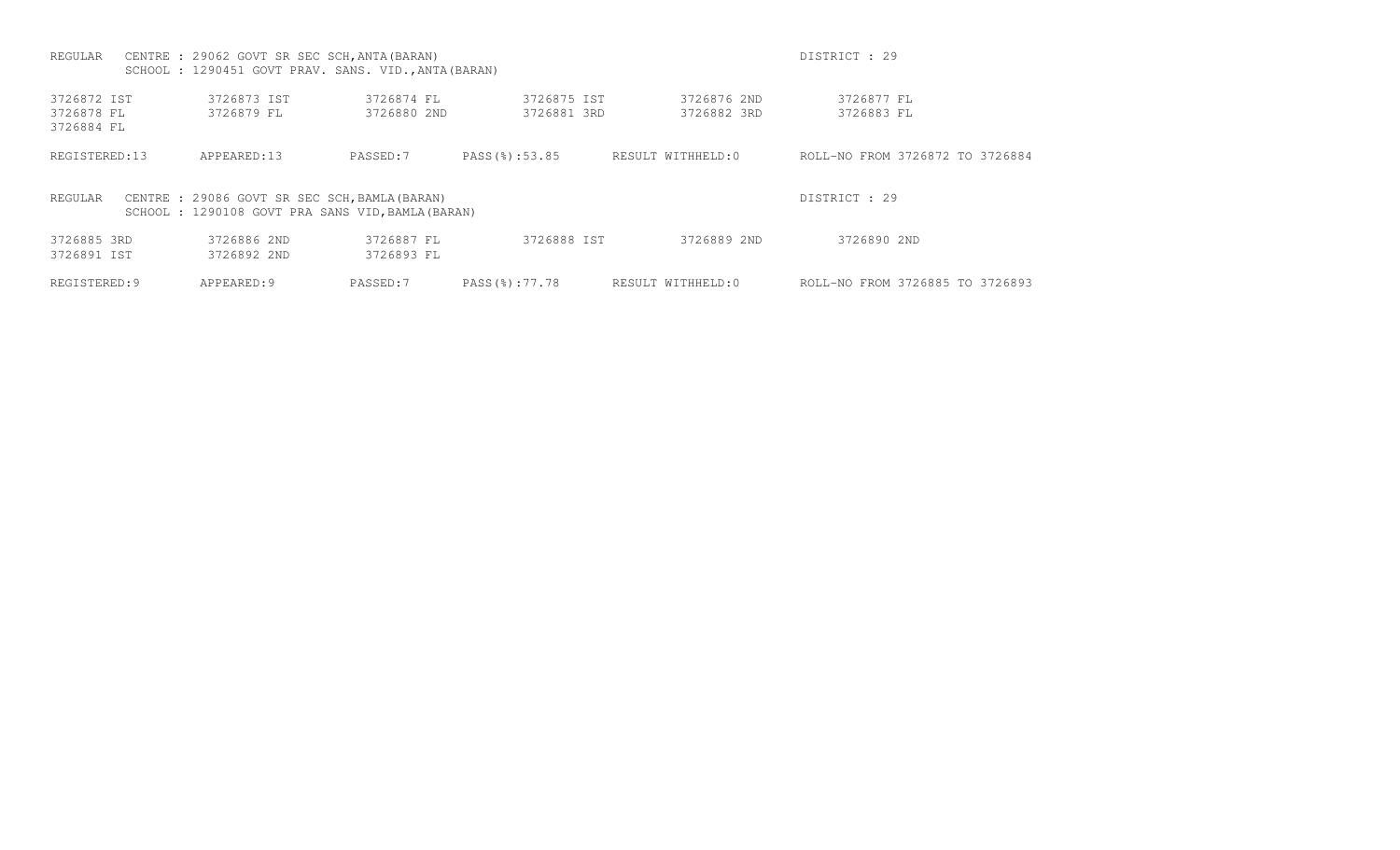REGULAR CENTRE : 29062 GOVT SR SEC SCH,ANTA(BARAN) DISTRICT : 29
SCHOOL : 1290451 GOVT PRAV. SANS. VID.,ANTA(BARAN)

| | | | | | |
|---|---|---|---|---|---|
| 3726872 IST | 3726873 IST | 3726874 FL | 3726875 IST | 3726876 2ND | 3726877 FL |
| 3726878 FL | 3726879 FL | 3726880 2ND | 3726881 3RD | 3726882 3RD | 3726883 FL |
| 3726884 FL | | | | | |

REGISTERED:13 APPEARED:13 PASSED:7 PASS(%):53.85 RESULT WITHHELD:0 ROLL-NO FROM 3726872 TO 3726884

REGULAR CENTRE : 29086 GOVT SR SEC SCH,BAMLA(BARAN) DISTRICT : 29
SCHOOL : 1290108 GOVT PRA SANS VID,BAMLA(BARAN)

| | | | | | |
|---|---|---|---|---|---|
| 3726885 3RD | 3726886 2ND | 3726887 FL | 3726888 IST | 3726889 2ND | 3726890 2ND |
| 3726891 IST | 3726892 2ND | 3726893 FL | | | |

REGISTERED:9 APPEARED:9 PASSED:7 PASS(%):77.78 RESULT WITHHELD:0 ROLL-NO FROM 3726885 TO 3726893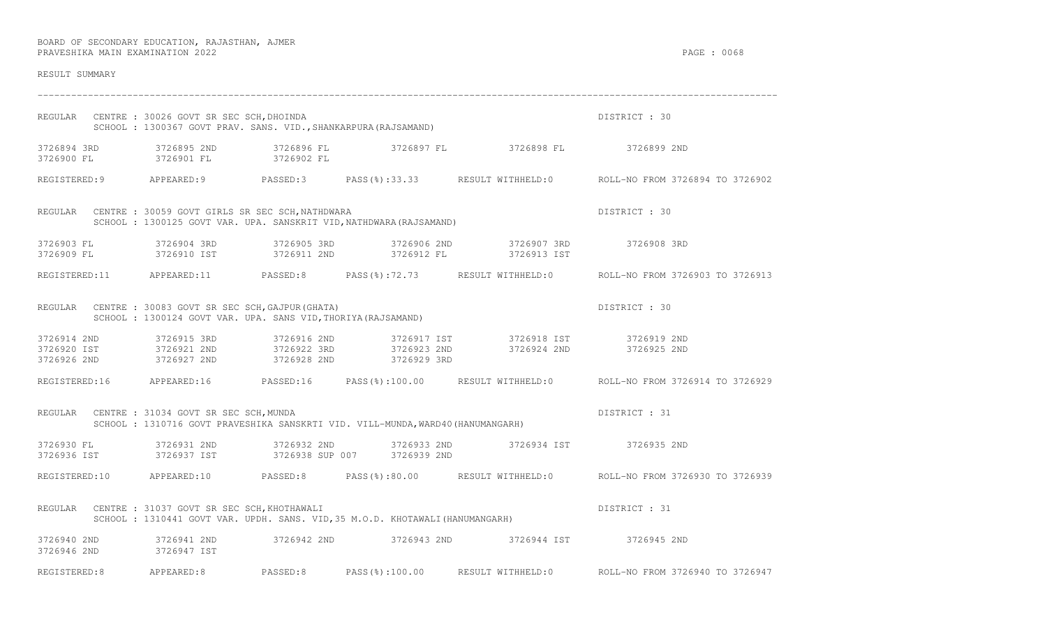BOARD OF SECONDARY EDUCATION, RAJASTHAN, AJMER
PRAVESHIKA MAIN EXAMINATION 2022

RESULT SUMMARY

---

REGULAR CENTRE : 30026 GOVT SR SEC SCH,DHOINDA — DISTRICT : 30
SCHOOL : 1300367 GOVT PRAV. SANS. VID.,SHANKARPURA(RAJSAMAND)

```
3726894 3RD    3726895 2ND    3726896 FL     3726897 FL     3726898 FL     3726899 2ND
3726900 FL     3726901 FL     3726902 FL
```

REGISTERED:9 APPEARED:9 PASSED:3 PASS(%):33.33 RESULT WITHHELD:0 ROLL-NO FROM 3726894 TO 3726902

REGULAR CENTRE : 30059 GOVT GIRLS SR SEC SCH,NATHDWARA — DISTRICT : 30
SCHOOL : 1300125 GOVT VAR. UPA. SANSKRIT VID,NATHDWARA(RAJSAMAND)

```
3726903 FL     3726904 3RD    3726905 3RD    3726906 2ND    3726907 3RD    3726908 3RD
3726909 FL     3726910 IST    3726911 2ND    3726912 FL     3726913 IST
```

REGISTERED:11 APPEARED:11 PASSED:8 PASS(%):72.73 RESULT WITHHELD:0 ROLL-NO FROM 3726903 TO 3726913

REGULAR CENTRE : 30083 GOVT SR SEC SCH,GAJPUR(GHATA) — DISTRICT : 30
SCHOOL : 1300124 GOVT VAR. UPA. SANS VID,THORIYA(RAJSAMAND)

```
3726914 2ND    3726915 3RD    3726916 2ND    3726917 IST    3726918 IST    3726919 2ND
3726920 IST    3726921 2ND    3726922 3RD    3726923 2ND    3726924 2ND    3726925 2ND
3726926 2ND    3726927 2ND    3726928 2ND    3726929 3RD
```

REGISTERED:16 APPEARED:16 PASSED:16 PASS(%):100.00 RESULT WITHHELD:0 ROLL-NO FROM 3726914 TO 3726929

REGULAR CENTRE : 31034 GOVT SR SEC SCH,MUNDA — DISTRICT : 31
SCHOOL : 1310716 GOVT PRAVESHIKA SANSKRTI VID. VILL-MUNDA,WARD40(HANUMANGARH)

```
3726930 FL     3726931 2ND    3726932 2ND    3726933 2ND    3726934 IST    3726935 2ND
3726936 IST    3726937 IST    3726938 SUP 007    3726939 2ND
```

REGISTERED:10 APPEARED:10 PASSED:8 PASS(%):80.00 RESULT WITHHELD:0 ROLL-NO FROM 3726930 TO 3726939

REGULAR CENTRE : 31037 GOVT SR SEC SCH,KHOTHAWALI — DISTRICT : 31
SCHOOL : 1310441 GOVT VAR. UPDH. SANS. VID,35 M.O.D. KHOTAWALI(HANUMANGARH)

```
3726940 2ND    3726941 2ND    3726942 2ND    3726943 2ND    3726944 IST    3726945 2ND
3726946 2ND    3726947 IST
```

REGISTERED:8 APPEARED:8 PASSED:8 PASS(%):100.00 RESULT WITHHELD:0 ROLL-NO FROM 3726940 TO 3726947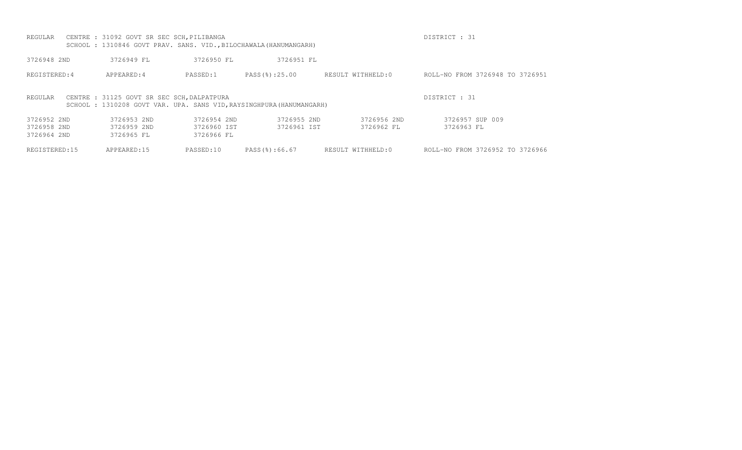REGULAR    CENTRE : 31092 GOVT SR SEC SCH,PILIBANGA    DISTRICT : 31
SCHOOL : 1310846 GOVT PRAV. SANS. VID.,BILOCHAWALA(HANUMANGARH)

| | | | |
|---|---|---|---|
| 3726948 2ND | 3726949 FL | 3726950 FL | 3726951 FL |

REGISTERED:4    APPEARED:4    PASSED:1    PASS(%):25.00    RESULT WITHHELD:0    ROLL-NO FROM 3726948 TO 3726951

REGULAR    CENTRE : 31125 GOVT SR SEC SCH,DALPATPURA    DISTRICT : 31
SCHOOL : 1310208 GOVT VAR. UPA. SANS VID,RAYSINGHPURA(HANUMANGARH)

| | | | | | |
|---|---|---|---|---|---|
| 3726952 2ND | 3726953 2ND | 3726954 2ND | 3726955 2ND | 3726956 2ND | 3726957 SUP 009 |
| 3726958 2ND | 3726959 2ND | 3726960 IST | 3726961 IST | 3726962 FL | 3726963 FL |
| 3726964 2ND | 3726965 FL | 3726966 FL | | | |

REGISTERED:15    APPEARED:15    PASSED:10    PASS(%):66.67    RESULT WITHHELD:0    ROLL-NO FROM 3726952 TO 3726966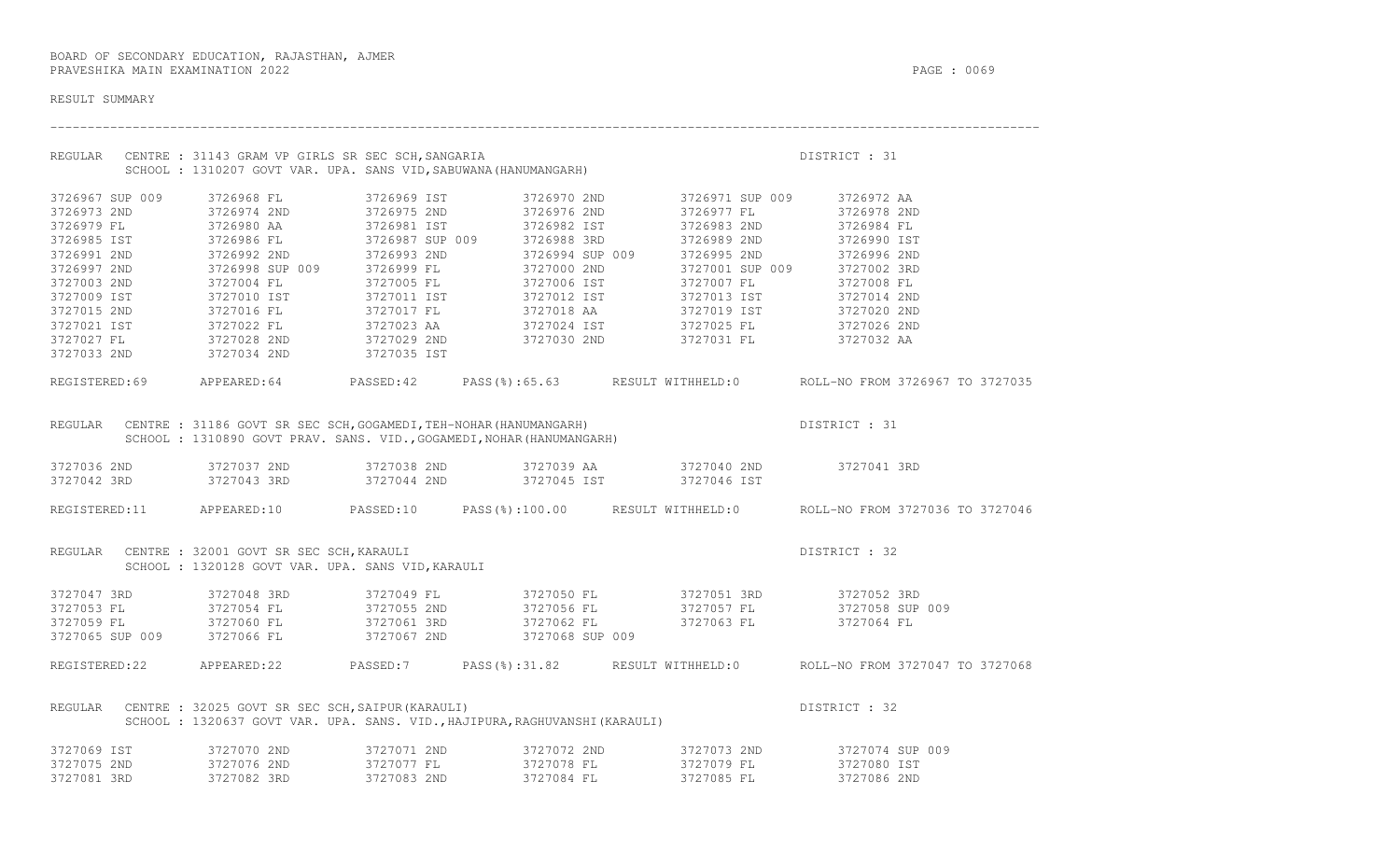BOARD OF SECONDARY EDUCATION, RAJASTHAN, AJMER
PRAVESHIKA MAIN EXAMINATION 2022

RESULT SUMMARY

---

REGULAR CENTRE : 31143 GRAM VP GIRLS SR SEC SCH,SANGARIA DISTRICT : 31
SCHOOL : 1310207 GOVT VAR. UPA. SANS VID,SABUWANA(HANUMANGARH)

| | | | | | |
|---|---|---|---|---|---|
| 3726967 SUP 009 | 3726968 FL | 3726969 IST | 3726970 2ND | 3726971 SUP 009 | 3726972 AA |
| 3726973 2ND | 3726974 2ND | 3726975 2ND | 3726976 2ND | 3726977 FL | 3726978 2ND |
| 3726979 FL | 3726980 AA | 3726981 IST | 3726982 IST | 3726983 2ND | 3726984 FL |
| 3726985 IST | 3726986 FL | 3726987 SUP 009 | 3726988 3RD | 3726989 2ND | 3726990 IST |
| 3726991 2ND | 3726992 2ND | 3726993 2ND | 3726994 SUP 009 | 3726995 2ND | 3726996 2ND |
| 3726997 2ND | 3726998 SUP 009 | 3726999 FL | 3727000 2ND | 3727001 SUP 009 | 3727002 3RD |
| 3727003 2ND | 3727004 FL | 3727005 FL | 3727006 IST | 3727007 FL | 3727008 FL |
| 3727009 IST | 3727010 IST | 3727011 IST | 3727012 IST | 3727013 IST | 3727014 2ND |
| 3727015 2ND | 3727016 FL | 3727017 FL | 3727018 AA | 3727019 IST | 3727020 2ND |
| 3727021 IST | 3727022 FL | 3727023 AA | 3727024 IST | 3727025 FL | 3727026 2ND |
| 3727027 FL | 3727028 2ND | 3727029 2ND | 3727030 2ND | 3727031 FL | 3727032 AA |
| 3727033 2ND | 3727034 2ND | 3727035 IST | | | |

REGISTERED:69 APPEARED:64 PASSED:42 PASS(%):65.63 RESULT WITHHELD:0 ROLL-NO FROM 3726967 TO 3727035

REGULAR CENTRE : 31186 GOVT SR SEC SCH,GOGAMEDI,TEH-NOHAR(HANUMANGARH) DISTRICT : 31
SCHOOL : 1310890 GOVT PRAV. SANS. VID.,GOGAMEDI,NOHAR(HANUMANGARH)

| | | | | | |
|---|---|---|---|---|---|
| 3727036 2ND | 3727037 2ND | 3727038 2ND | 3727039 AA | 3727040 2ND | 3727041 3RD |
| 3727042 3RD | 3727043 3RD | 3727044 2ND | 3727045 IST | 3727046 IST | |

REGISTERED:11 APPEARED:10 PASSED:10 PASS(%):100.00 RESULT WITHHELD:0 ROLL-NO FROM 3727036 TO 3727046

REGULAR CENTRE : 32001 GOVT SR SEC SCH,KARAULI DISTRICT : 32
SCHOOL : 1320128 GOVT VAR. UPA. SANS VID,KARAULI

| | | | | | |
|---|---|---|---|---|---|
| 3727047 3RD | 3727048 3RD | 3727049 FL | 3727050 FL | 3727051 3RD | 3727052 3RD |
| 3727053 FL | 3727054 FL | 3727055 2ND | 3727056 FL | 3727057 FL | 3727058 SUP 009 |
| 3727059 FL | 3727060 FL | 3727061 3RD | 3727062 FL | 3727063 FL | 3727064 FL |
| 3727065 SUP 009 | 3727066 FL | 3727067 2ND | 3727068 SUP 009 | | |

REGISTERED:22 APPEARED:22 PASSED:7 PASS(%):31.82 RESULT WITHHELD:0 ROLL-NO FROM 3727047 TO 3727068

REGULAR CENTRE : 32025 GOVT SR SEC SCH,SAIPUR(KARAULI) DISTRICT : 32
SCHOOL : 1320637 GOVT VAR. UPA. SANS. VID.,HAJIPURA,RAGHUVANSHI(KARAULI)

| | | | | | |
|---|---|---|---|---|---|
| 3727069 IST | 3727070 2ND | 3727071 2ND | 3727072 2ND | 3727073 2ND | 3727074 SUP 009 |
| 3727075 2ND | 3727076 2ND | 3727077 FL | 3727078 FL | 3727079 FL | 3727080 IST |
| 3727081 3RD | 3727082 3RD | 3727083 2ND | 3727084 FL | 3727085 FL | 3727086 2ND |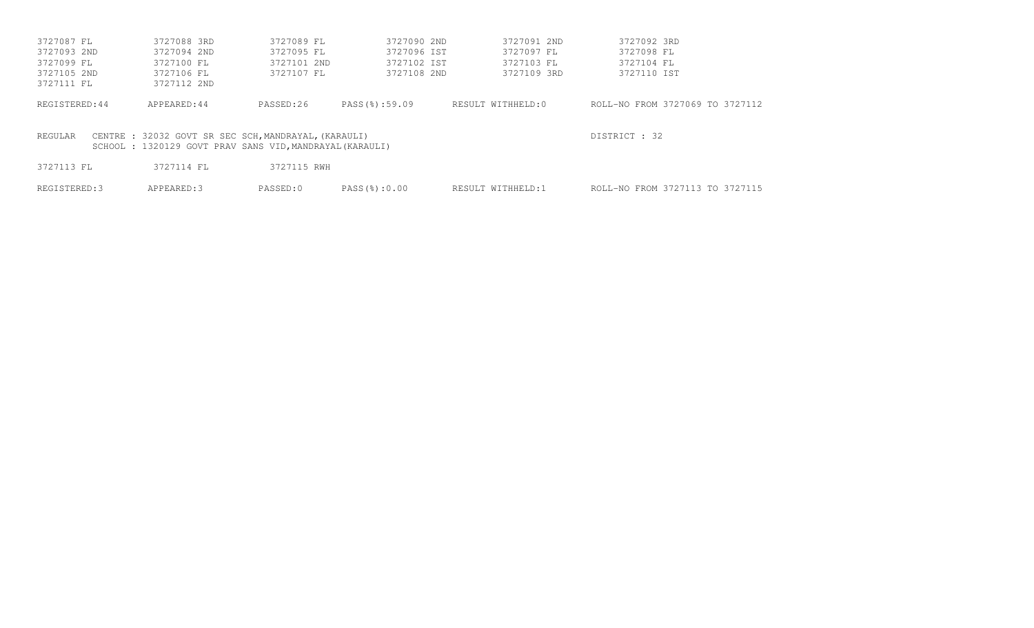| | | | | | |
|---|---|---|---|---|---|
| 3727087 FL | 3727088 3RD | 3727089 FL | 3727090 2ND | 3727091 2ND | 3727092 3RD |
| 3727093 2ND | 3727094 2ND | 3727095 FL | 3727096 IST | 3727097 FL | 3727098 FL |
| 3727099 FL | 3727100 FL | 3727101 2ND | 3727102 IST | 3727103 FL | 3727104 FL |
| 3727105 2ND | 3727106 FL | 3727107 FL | 3727108 2ND | 3727109 3RD | 3727110 IST |
| 3727111 FL | 3727112 2ND | | | | |

REGISTERED:44 APPEARED:44 PASSED:26 PASS(%):59.09 RESULT WITHHELD:0 ROLL-NO FROM 3727069 TO 3727112

REGULAR CENTRE : 32032 GOVT SR SEC SCH,MANDRAYAL,(KARAULI) DISTRICT : 32
SCHOOL : 1320129 GOVT PRAV SANS VID,MANDRAYAL(KARAULI)

| | | |
|---|---|---|
| 3727113 FL | 3727114 FL | 3727115 RWH |

REGISTERED:3 APPEARED:3 PASSED:0 PASS(%):0.00 RESULT WITHHELD:1 ROLL-NO FROM 3727113 TO 3727115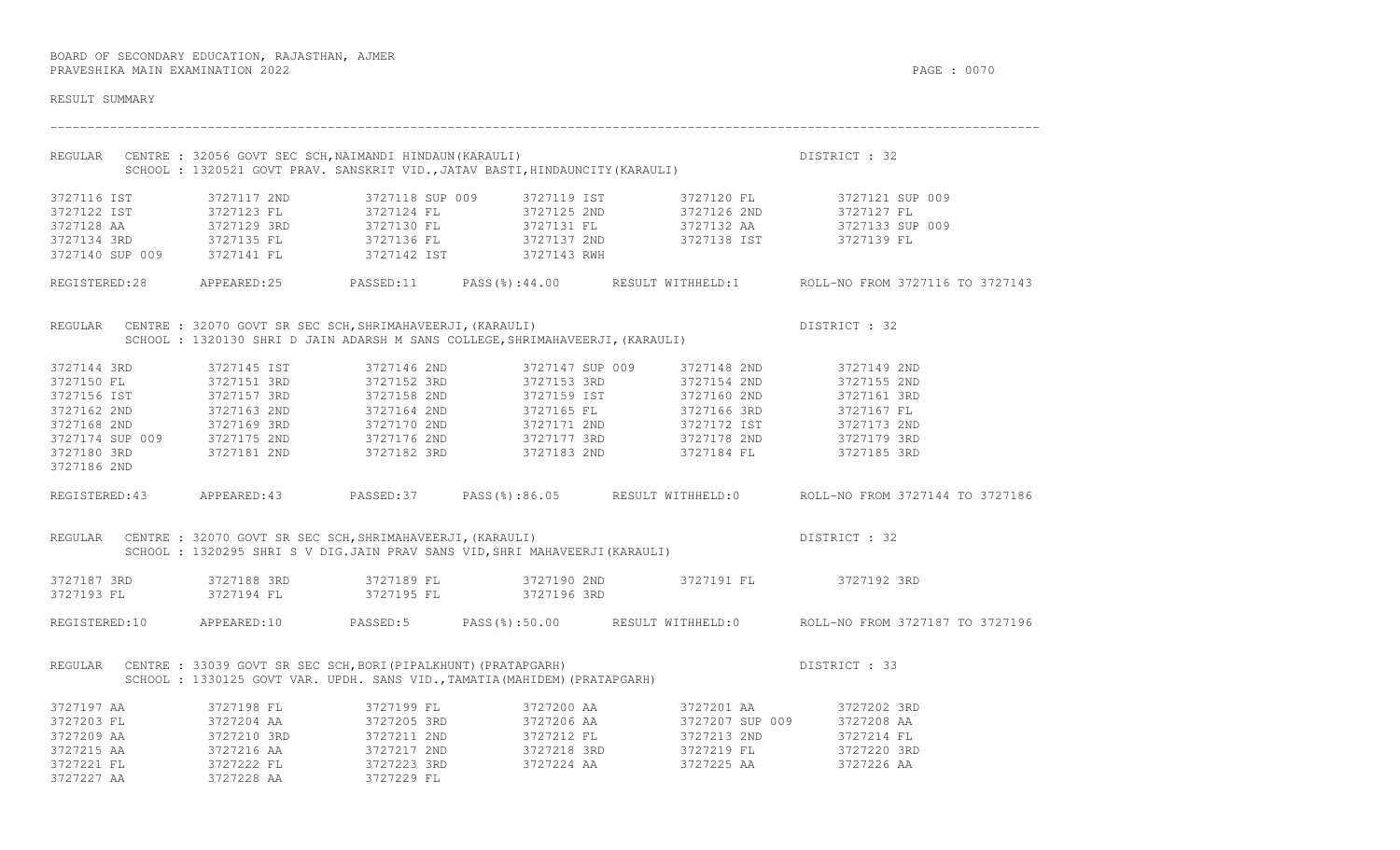BOARD OF SECONDARY EDUCATION, RAJASTHAN, AJMER
PRAVESHIKA MAIN EXAMINATION 2022

RESULT SUMMARY

---

REGULAR CENTRE : 32056 GOVT SEC SCH,NAIMANDI HINDAUN(KARAULI) DISTRICT : 32
SCHOOL : 1320521 GOVT PRAV. SANSKRIT VID.,JATAV BASTI,HINDAUNCITY(KARAULI)

| | | | | | |
|---|---|---|---|---|---|
| 3727116 IST | 3727117 2ND | 3727118 SUP 009 | 3727119 IST | 3727120 FL | 3727121 SUP 009 |
| 3727122 IST | 3727123 FL | 3727124 FL | 3727125 2ND | 3727126 2ND | 3727127 FL |
| 3727128 AA | 3727129 3RD | 3727130 FL | 3727131 FL | 3727132 AA | 3727133 SUP 009 |
| 3727134 3RD | 3727135 FL | 3727136 FL | 3727137 2ND | 3727138 IST | 3727139 FL |
| 3727140 SUP 009 | 3727141 FL | 3727142 IST | 3727143 RWH | | |

REGISTERED:28 APPEARED:25 PASSED:11 PASS(%):44.00 RESULT WITHHELD:1 ROLL-NO FROM 3727116 TO 3727143

REGULAR CENTRE : 32070 GOVT SR SEC SCH,SHRIMAHAVEERJI,(KARAULI) DISTRICT : 32
SCHOOL : 1320130 SHRI D JAIN ADARSH M SANS COLLEGE,SHRIMAHAVEERJI,(KARAULI)

| | | | | | |
|---|---|---|---|---|---|
| 3727144 3RD | 3727145 IST | 3727146 2ND | 3727147 SUP 009 | 3727148 2ND | 3727149 2ND |
| 3727150 FL | 3727151 3RD | 3727152 3RD | 3727153 3RD | 3727154 2ND | 3727155 2ND |
| 3727156 IST | 3727157 3RD | 3727158 2ND | 3727159 IST | 3727160 2ND | 3727161 3RD |
| 3727162 2ND | 3727163 2ND | 3727164 2ND | 3727165 FL | 3727166 3RD | 3727167 FL |
| 3727168 2ND | 3727169 3RD | 3727170 2ND | 3727171 2ND | 3727172 IST | 3727173 2ND |
| 3727174 SUP 009 | 3727175 2ND | 3727176 2ND | 3727177 3RD | 3727178 2ND | 3727179 3RD |
| 3727180 3RD | 3727181 2ND | 3727182 3RD | 3727183 2ND | 3727184 FL | 3727185 3RD |
| 3727186 2ND | | | | | |

REGISTERED:43 APPEARED:43 PASSED:37 PASS(%):86.05 RESULT WITHHELD:0 ROLL-NO FROM 3727144 TO 3727186

REGULAR CENTRE : 32070 GOVT SR SEC SCH,SHRIMAHAVEERJI,(KARAULI) DISTRICT : 32
SCHOOL : 1320295 SHRI S V DIG.JAIN PRAV SANS VID,SHRI MAHAVEERJI(KARAULI)

| | | | | | |
|---|---|---|---|---|---|
| 3727187 3RD | 3727188 3RD | 3727189 FL | 3727190 2ND | 3727191 FL | 3727192 3RD |
| 3727193 FL | 3727194 FL | 3727195 FL | 3727196 3RD | | |

REGISTERED:10 APPEARED:10 PASSED:5 PASS(%):50.00 RESULT WITHHELD:0 ROLL-NO FROM 3727187 TO 3727196

REGULAR CENTRE : 33039 GOVT SR SEC SCH,BORI(PIPALKHUNT)(PRATAPGARH) DISTRICT : 33
SCHOOL : 1330125 GOVT VAR. UPDH. SANS VID.,TAMATIA(MAHIDEM)(PRATAPGARH)

| | | | | | |
|---|---|---|---|---|---|
| 3727197 AA | 3727198 FL | 3727199 FL | 3727200 AA | 3727201 AA | 3727202 3RD |
| 3727203 FL | 3727204 AA | 3727205 3RD | 3727206 AA | 3727207 SUP 009 | 3727208 AA |
| 3727209 AA | 3727210 3RD | 3727211 2ND | 3727212 FL | 3727213 2ND | 3727214 FL |
| 3727215 AA | 3727216 AA | 3727217 2ND | 3727218 3RD | 3727219 FL | 3727220 3RD |
| 3727221 FL | 3727222 FL | 3727223 3RD | 3727224 AA | 3727225 AA | 3727226 AA |
| 3727227 AA | 3727228 AA | 3727229 FL | | | |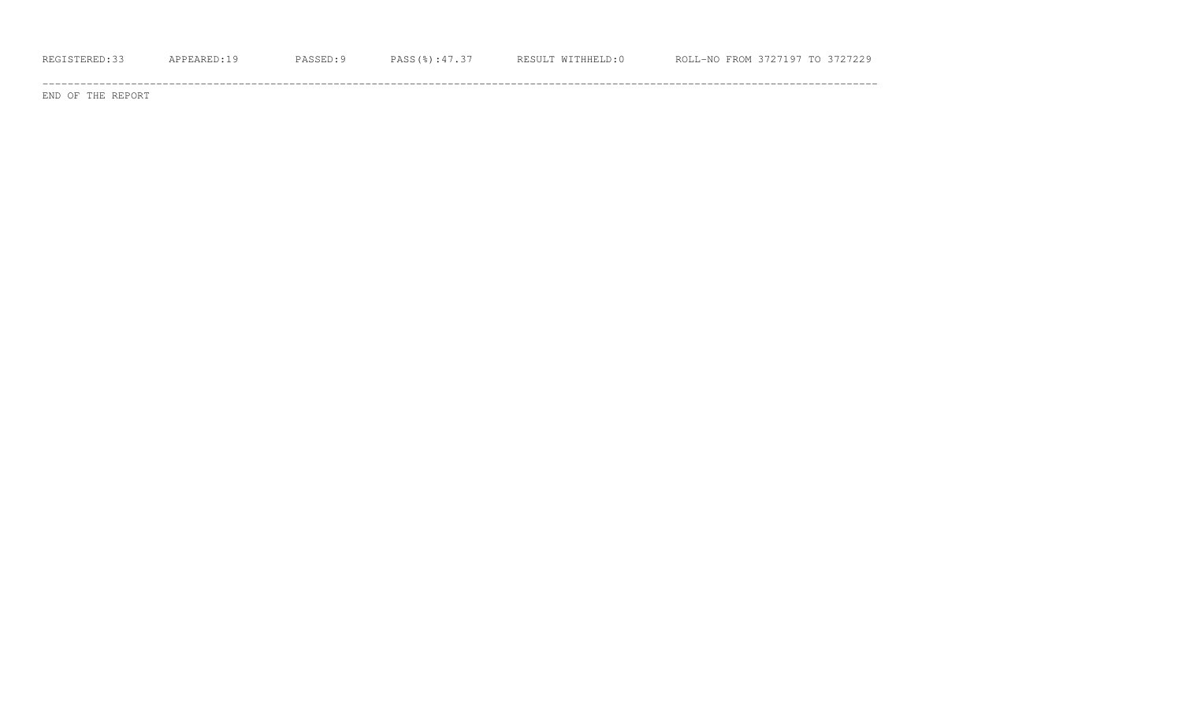REGISTERED:33 APPEARED:19 PASSED:9 PASS(%):47.37 RESULT WITHHELD:0 ROLL-NO FROM 3727197 TO 3727229

---

END OF THE REPORT